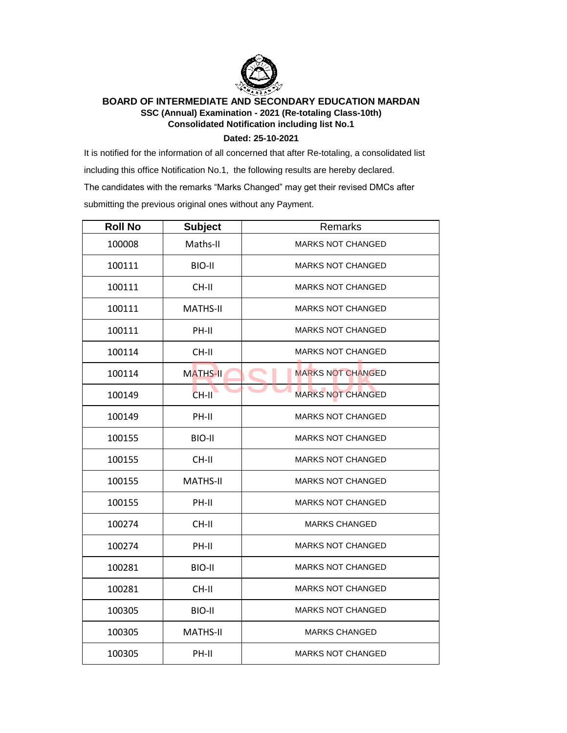# BOARD OF INTERMEDIATE AND SECONDARY EDUCATION MARDAN

**SSC (Annual) Examination - 2021 (Re-totaling Class-10th)**

**Consolidated Notification including list No.1**

**Dated: 25-10-2021**

It is notified for the information of all concerned that after Re-totaling, a consolidated list including this office Notification No.1, the following results are hereby declared.

The candidates with the remarks "Marks Changed" may get their revised DMCs after submitting the previous original ones without any Payment.

| Roll No | Subject | Remarks |
|---|---|---|
| 100008 | Maths-II | MARKS NOT CHANGED |
| 100111 | BIO-II | MARKS NOT CHANGED |
| 100111 | CH-II | MARKS NOT CHANGED |
| 100111 | MATHS-II | MARKS NOT CHANGED |
| 100111 | PH-II | MARKS NOT CHANGED |
| 100114 | CH-II | MARKS NOT CHANGED |
| 100114 | MATHS-II | MARKS NOT CHANGED |
| 100149 | CH-II | MARKS NOT CHANGED |
| 100149 | PH-II | MARKS NOT CHANGED |
| 100155 | BIO-II | MARKS NOT CHANGED |
| 100155 | CH-II | MARKS NOT CHANGED |
| 100155 | MATHS-II | MARKS NOT CHANGED |
| 100155 | PH-II | MARKS NOT CHANGED |
| 100274 | CH-II | MARKS CHANGED |
| 100274 | PH-II | MARKS NOT CHANGED |
| 100281 | BIO-II | MARKS NOT CHANGED |
| 100281 | CH-II | MARKS NOT CHANGED |
| 100305 | BIO-II | MARKS NOT CHANGED |
| 100305 | MATHS-II | MARKS CHANGED |
| 100305 | PH-II | MARKS NOT CHANGED |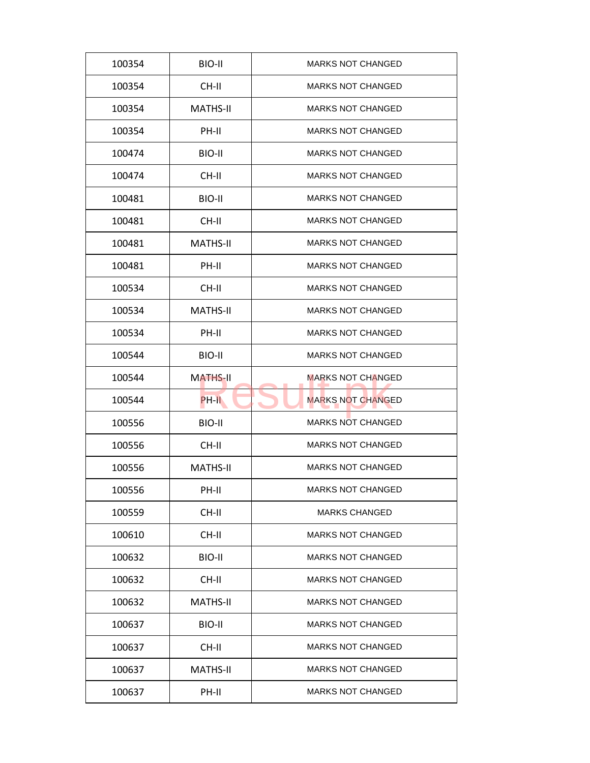| | | |
|---|---|---|
| 100354 | BIO-II | MARKS NOT CHANGED |
| 100354 | CH-II | MARKS NOT CHANGED |
| 100354 | MATHS-II | MARKS NOT CHANGED |
| 100354 | PH-II | MARKS NOT CHANGED |
| 100474 | BIO-II | MARKS NOT CHANGED |
| 100474 | CH-II | MARKS NOT CHANGED |
| 100481 | BIO-II | MARKS NOT CHANGED |
| 100481 | CH-II | MARKS NOT CHANGED |
| 100481 | MATHS-II | MARKS NOT CHANGED |
| 100481 | PH-II | MARKS NOT CHANGED |
| 100534 | CH-II | MARKS NOT CHANGED |
| 100534 | MATHS-II | MARKS NOT CHANGED |
| 100534 | PH-II | MARKS NOT CHANGED |
| 100544 | BIO-II | MARKS NOT CHANGED |
| 100544 | MATHS-II | MARKS NOT CHANGED |
| 100544 | PH-II | MARKS NOT CHANGED |
| 100556 | BIO-II | MARKS NOT CHANGED |
| 100556 | CH-II | MARKS NOT CHANGED |
| 100556 | MATHS-II | MARKS NOT CHANGED |
| 100556 | PH-II | MARKS NOT CHANGED |
| 100559 | CH-II | MARKS CHANGED |
| 100610 | CH-II | MARKS NOT CHANGED |
| 100632 | BIO-II | MARKS NOT CHANGED |
| 100632 | CH-II | MARKS NOT CHANGED |
| 100632 | MATHS-II | MARKS NOT CHANGED |
| 100637 | BIO-II | MARKS NOT CHANGED |
| 100637 | CH-II | MARKS NOT CHANGED |
| 100637 | MATHS-II | MARKS NOT CHANGED |
| 100637 | PH-II | MARKS NOT CHANGED |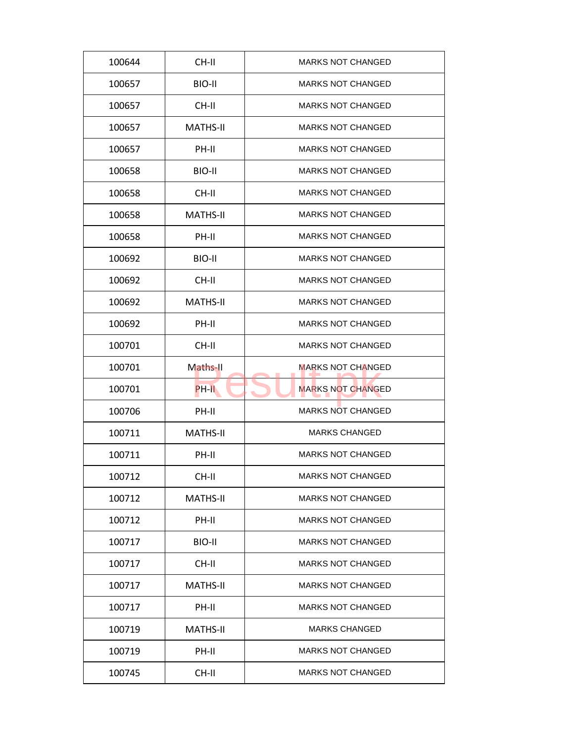| 100644 | CH-II | MARKS NOT CHANGED |
|---|---|---|
| 100657 | BIO-II | MARKS NOT CHANGED |
| 100657 | CH-II | MARKS NOT CHANGED |
| 100657 | MATHS-II | MARKS NOT CHANGED |
| 100657 | PH-II | MARKS NOT CHANGED |
| 100658 | BIO-II | MARKS NOT CHANGED |
| 100658 | CH-II | MARKS NOT CHANGED |
| 100658 | MATHS-II | MARKS NOT CHANGED |
| 100658 | PH-II | MARKS NOT CHANGED |
| 100692 | BIO-II | MARKS NOT CHANGED |
| 100692 | CH-II | MARKS NOT CHANGED |
| 100692 | MATHS-II | MARKS NOT CHANGED |
| 100692 | PH-II | MARKS NOT CHANGED |
| 100701 | CH-II | MARKS NOT CHANGED |
| 100701 | Maths-II | MARKS NOT CHANGED |
| 100701 | PH-II | MARKS NOT CHANGED |
| 100706 | PH-II | MARKS NOT CHANGED |
| 100711 | MATHS-II | MARKS CHANGED |
| 100711 | PH-II | MARKS NOT CHANGED |
| 100712 | CH-II | MARKS NOT CHANGED |
| 100712 | MATHS-II | MARKS NOT CHANGED |
| 100712 | PH-II | MARKS NOT CHANGED |
| 100717 | BIO-II | MARKS NOT CHANGED |
| 100717 | CH-II | MARKS NOT CHANGED |
| 100717 | MATHS-II | MARKS NOT CHANGED |
| 100717 | PH-II | MARKS NOT CHANGED |
| 100719 | MATHS-II | MARKS CHANGED |
| 100719 | PH-II | MARKS NOT CHANGED |
| 100745 | CH-II | MARKS NOT CHANGED |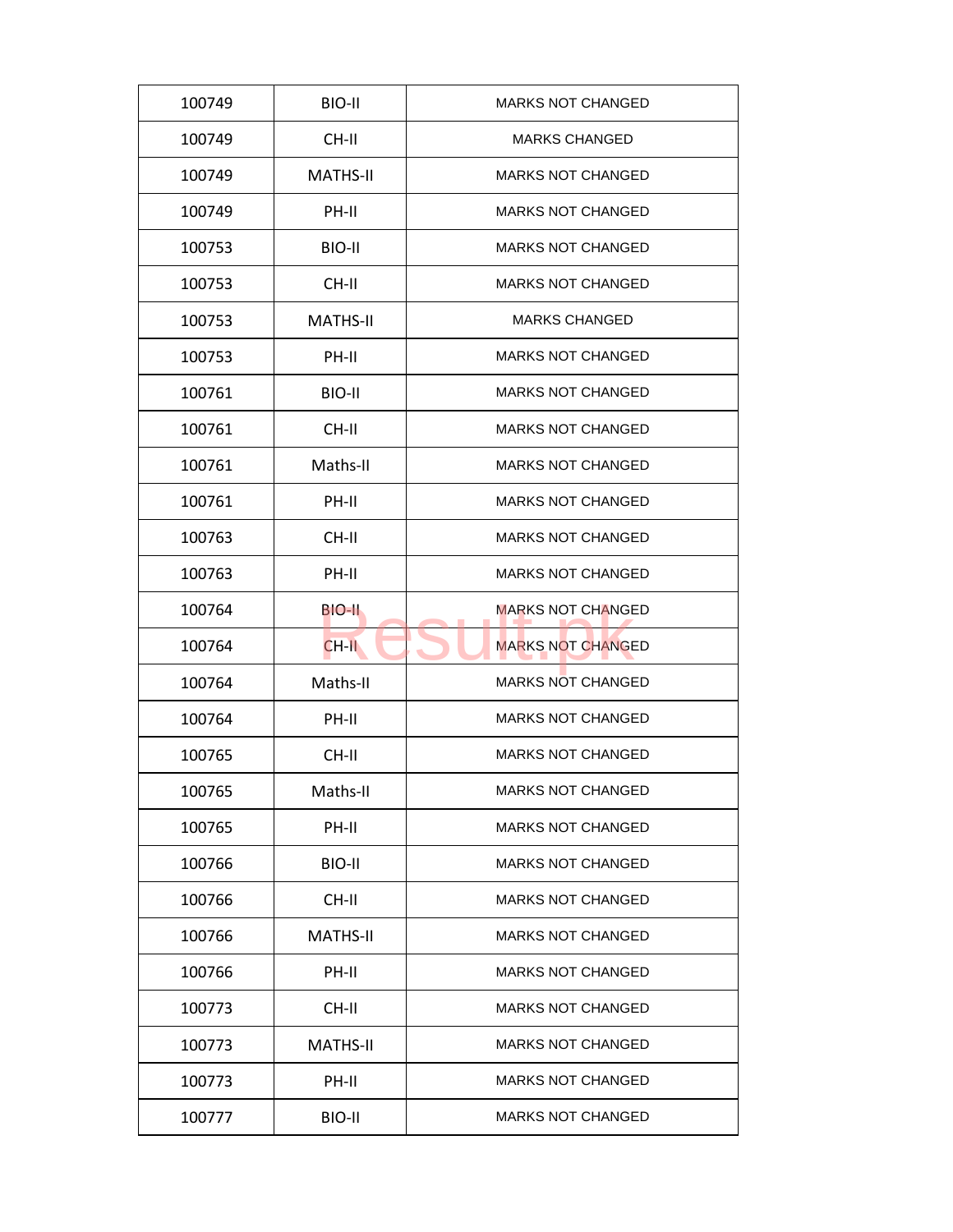| 100749 | BIO-II | MARKS NOT CHANGED |
|---|---|---|
| 100749 | CH-II | MARKS CHANGED |
| 100749 | MATHS-II | MARKS NOT CHANGED |
| 100749 | PH-II | MARKS NOT CHANGED |
| 100753 | BIO-II | MARKS NOT CHANGED |
| 100753 | CH-II | MARKS NOT CHANGED |
| 100753 | MATHS-II | MARKS CHANGED |
| 100753 | PH-II | MARKS NOT CHANGED |
| 100761 | BIO-II | MARKS NOT CHANGED |
| 100761 | CH-II | MARKS NOT CHANGED |
| 100761 | Maths-II | MARKS NOT CHANGED |
| 100761 | PH-II | MARKS NOT CHANGED |
| 100763 | CH-II | MARKS NOT CHANGED |
| 100763 | PH-II | MARKS NOT CHANGED |
| 100764 | BIO-II | MARKS NOT CHANGED |
| 100764 | CH-II | MARKS NOT CHANGED |
| 100764 | Maths-II | MARKS NOT CHANGED |
| 100764 | PH-II | MARKS NOT CHANGED |
| 100765 | CH-II | MARKS NOT CHANGED |
| 100765 | Maths-II | MARKS NOT CHANGED |
| 100765 | PH-II | MARKS NOT CHANGED |
| 100766 | BIO-II | MARKS NOT CHANGED |
| 100766 | CH-II | MARKS NOT CHANGED |
| 100766 | MATHS-II | MARKS NOT CHANGED |
| 100766 | PH-II | MARKS NOT CHANGED |
| 100773 | CH-II | MARKS NOT CHANGED |
| 100773 | MATHS-II | MARKS NOT CHANGED |
| 100773 | PH-II | MARKS NOT CHANGED |
| 100777 | BIO-II | MARKS NOT CHANGED |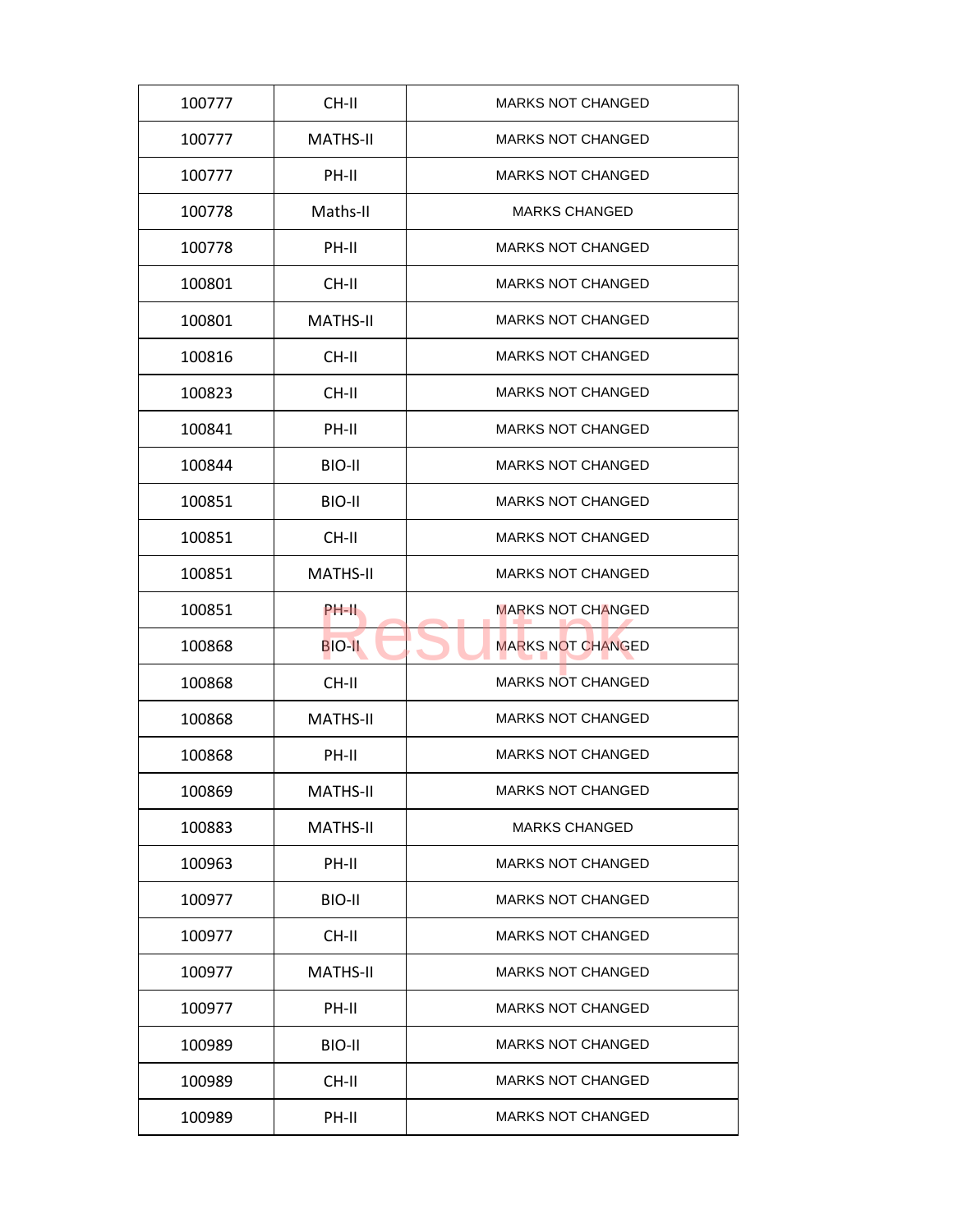| 100777 | CH-II | MARKS NOT CHANGED |
|---|---|---|
| 100777 | MATHS-II | MARKS NOT CHANGED |
| 100777 | PH-II | MARKS NOT CHANGED |
| 100778 | Maths-II | MARKS CHANGED |
| 100778 | PH-II | MARKS NOT CHANGED |
| 100801 | CH-II | MARKS NOT CHANGED |
| 100801 | MATHS-II | MARKS NOT CHANGED |
| 100816 | CH-II | MARKS NOT CHANGED |
| 100823 | CH-II | MARKS NOT CHANGED |
| 100841 | PH-II | MARKS NOT CHANGED |
| 100844 | BIO-II | MARKS NOT CHANGED |
| 100851 | BIO-II | MARKS NOT CHANGED |
| 100851 | CH-II | MARKS NOT CHANGED |
| 100851 | MATHS-II | MARKS NOT CHANGED |
| 100851 | PH-II | MARKS NOT CHANGED |
| 100868 | BIO-II | MARKS NOT CHANGED |
| 100868 | CH-II | MARKS NOT CHANGED |
| 100868 | MATHS-II | MARKS NOT CHANGED |
| 100868 | PH-II | MARKS NOT CHANGED |
| 100869 | MATHS-II | MARKS NOT CHANGED |
| 100883 | MATHS-II | MARKS CHANGED |
| 100963 | PH-II | MARKS NOT CHANGED |
| 100977 | BIO-II | MARKS NOT CHANGED |
| 100977 | CH-II | MARKS NOT CHANGED |
| 100977 | MATHS-II | MARKS NOT CHANGED |
| 100977 | PH-II | MARKS NOT CHANGED |
| 100989 | BIO-II | MARKS NOT CHANGED |
| 100989 | CH-II | MARKS NOT CHANGED |
| 100989 | PH-II | MARKS NOT CHANGED |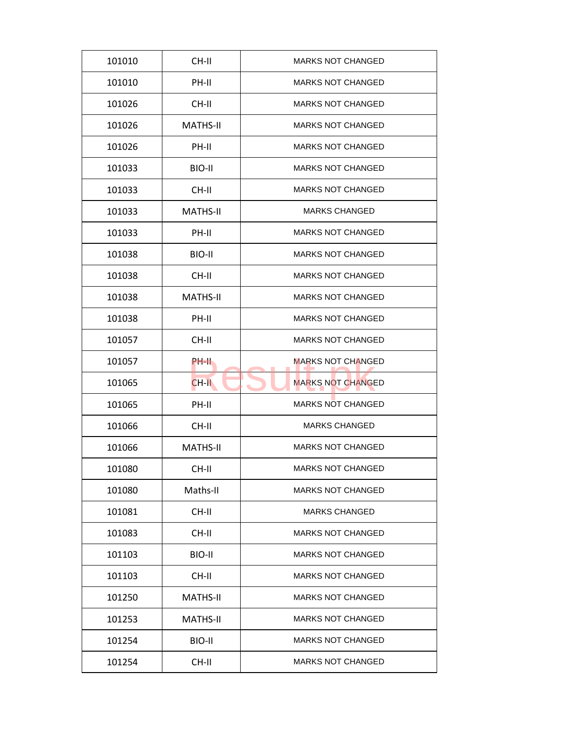| 101010 | CH-II | MARKS NOT CHANGED |
|---|---|---|
| 101010 | PH-II | MARKS NOT CHANGED |
| 101026 | CH-II | MARKS NOT CHANGED |
| 101026 | MATHS-II | MARKS NOT CHANGED |
| 101026 | PH-II | MARKS NOT CHANGED |
| 101033 | BIO-II | MARKS NOT CHANGED |
| 101033 | CH-II | MARKS NOT CHANGED |
| 101033 | MATHS-II | MARKS CHANGED |
| 101033 | PH-II | MARKS NOT CHANGED |
| 101038 | BIO-II | MARKS NOT CHANGED |
| 101038 | CH-II | MARKS NOT CHANGED |
| 101038 | MATHS-II | MARKS NOT CHANGED |
| 101038 | PH-II | MARKS NOT CHANGED |
| 101057 | CH-II | MARKS NOT CHANGED |
| 101057 | PH-II | MARKS NOT CHANGED |
| 101065 | CH-II | MARKS NOT CHANGED |
| 101065 | PH-II | MARKS NOT CHANGED |
| 101066 | CH-II | MARKS CHANGED |
| 101066 | MATHS-II | MARKS NOT CHANGED |
| 101080 | CH-II | MARKS NOT CHANGED |
| 101080 | Maths-II | MARKS NOT CHANGED |
| 101081 | CH-II | MARKS CHANGED |
| 101083 | CH-II | MARKS NOT CHANGED |
| 101103 | BIO-II | MARKS NOT CHANGED |
| 101103 | CH-II | MARKS NOT CHANGED |
| 101250 | MATHS-II | MARKS NOT CHANGED |
| 101253 | MATHS-II | MARKS NOT CHANGED |
| 101254 | BIO-II | MARKS NOT CHANGED |
| 101254 | CH-II | MARKS NOT CHANGED |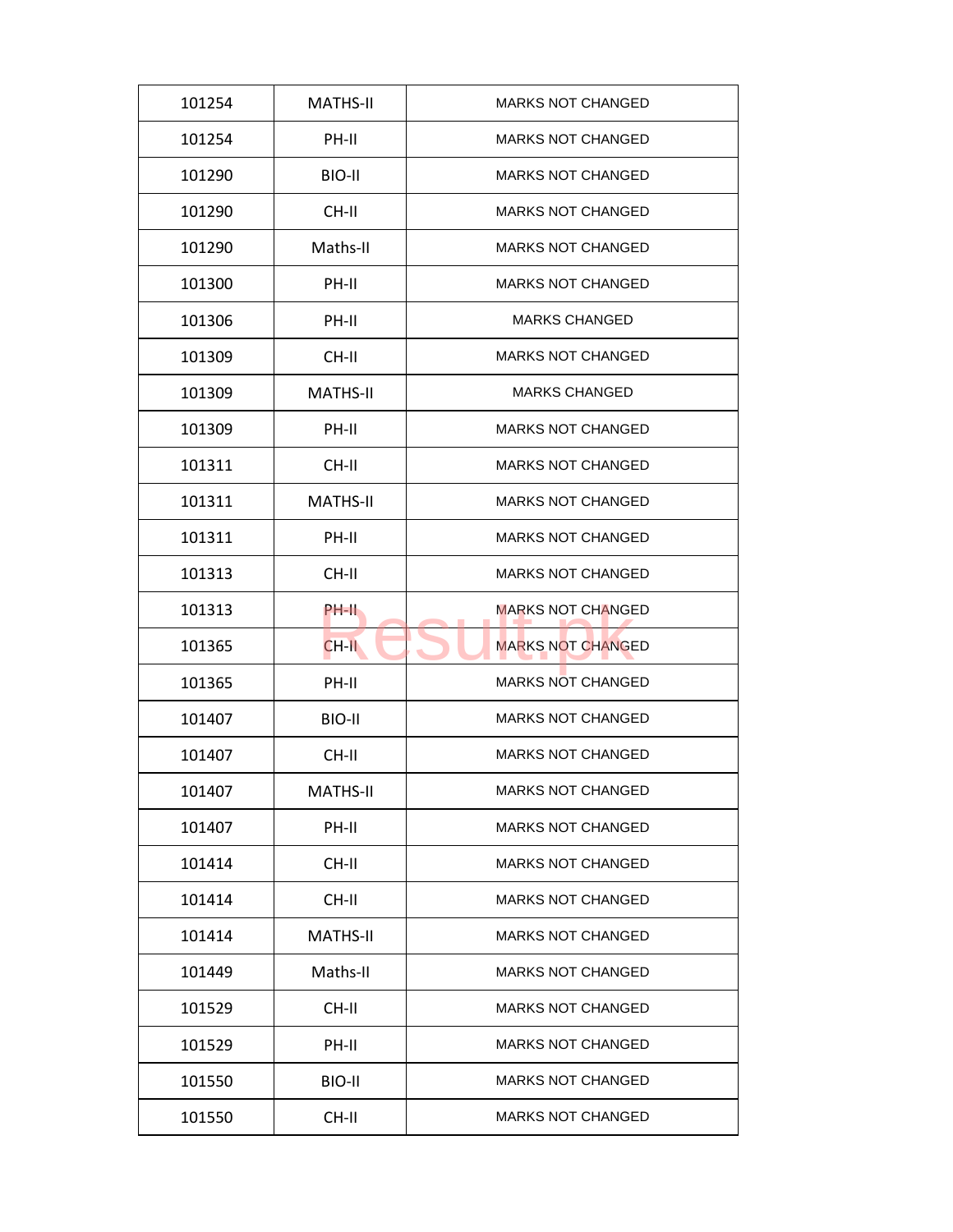| | | |
|---|---|---|
| 101254 | MATHS-II | MARKS NOT CHANGED |
| 101254 | PH-II | MARKS NOT CHANGED |
| 101290 | BIO-II | MARKS NOT CHANGED |
| 101290 | CH-II | MARKS NOT CHANGED |
| 101290 | Maths-II | MARKS NOT CHANGED |
| 101300 | PH-II | MARKS NOT CHANGED |
| 101306 | PH-II | MARKS CHANGED |
| 101309 | CH-II | MARKS NOT CHANGED |
| 101309 | MATHS-II | MARKS CHANGED |
| 101309 | PH-II | MARKS NOT CHANGED |
| 101311 | CH-II | MARKS NOT CHANGED |
| 101311 | MATHS-II | MARKS NOT CHANGED |
| 101311 | PH-II | MARKS NOT CHANGED |
| 101313 | CH-II | MARKS NOT CHANGED |
| 101313 | PH-II | MARKS NOT CHANGED |
| 101365 | CH-II | MARKS NOT CHANGED |
| 101365 | PH-II | MARKS NOT CHANGED |
| 101407 | BIO-II | MARKS NOT CHANGED |
| 101407 | CH-II | MARKS NOT CHANGED |
| 101407 | MATHS-II | MARKS NOT CHANGED |
| 101407 | PH-II | MARKS NOT CHANGED |
| 101414 | CH-II | MARKS NOT CHANGED |
| 101414 | CH-II | MARKS NOT CHANGED |
| 101414 | MATHS-II | MARKS NOT CHANGED |
| 101449 | Maths-II | MARKS NOT CHANGED |
| 101529 | CH-II | MARKS NOT CHANGED |
| 101529 | PH-II | MARKS NOT CHANGED |
| 101550 | BIO-II | MARKS NOT CHANGED |
| 101550 | CH-II | MARKS NOT CHANGED |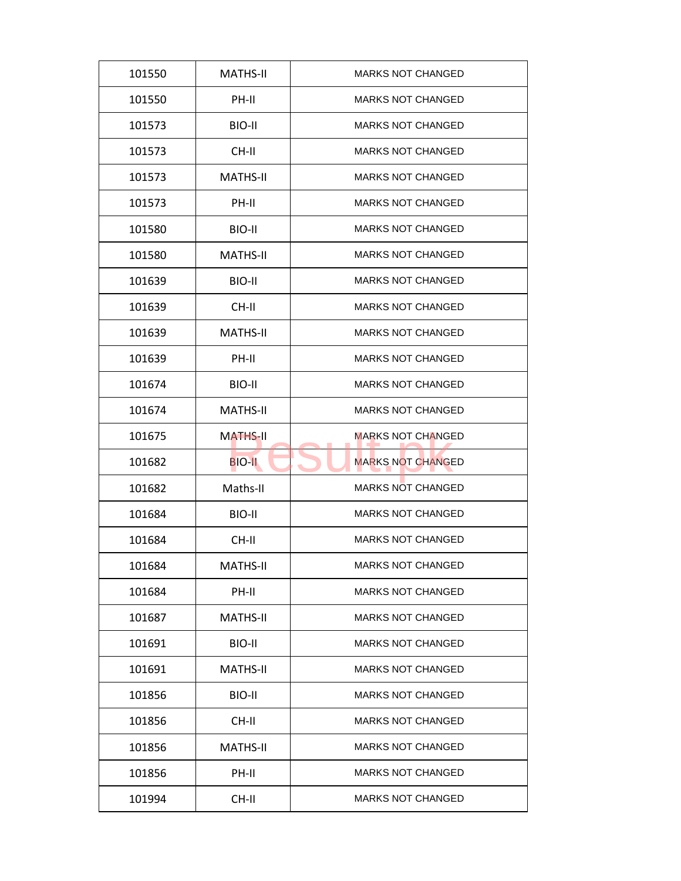| 101550 | MATHS-II | MARKS NOT CHANGED |
|---|---|---|
| 101550 | PH-II | MARKS NOT CHANGED |
| 101573 | BIO-II | MARKS NOT CHANGED |
| 101573 | CH-II | MARKS NOT CHANGED |
| 101573 | MATHS-II | MARKS NOT CHANGED |
| 101573 | PH-II | MARKS NOT CHANGED |
| 101580 | BIO-II | MARKS NOT CHANGED |
| 101580 | MATHS-II | MARKS NOT CHANGED |
| 101639 | BIO-II | MARKS NOT CHANGED |
| 101639 | CH-II | MARKS NOT CHANGED |
| 101639 | MATHS-II | MARKS NOT CHANGED |
| 101639 | PH-II | MARKS NOT CHANGED |
| 101674 | BIO-II | MARKS NOT CHANGED |
| 101674 | MATHS-II | MARKS NOT CHANGED |
| 101675 | MATHS-II | MARKS NOT CHANGED |
| 101682 | BIO-II | MARKS NOT CHANGED |
| 101682 | Maths-II | MARKS NOT CHANGED |
| 101684 | BIO-II | MARKS NOT CHANGED |
| 101684 | CH-II | MARKS NOT CHANGED |
| 101684 | MATHS-II | MARKS NOT CHANGED |
| 101684 | PH-II | MARKS NOT CHANGED |
| 101687 | MATHS-II | MARKS NOT CHANGED |
| 101691 | BIO-II | MARKS NOT CHANGED |
| 101691 | MATHS-II | MARKS NOT CHANGED |
| 101856 | BIO-II | MARKS NOT CHANGED |
| 101856 | CH-II | MARKS NOT CHANGED |
| 101856 | MATHS-II | MARKS NOT CHANGED |
| 101856 | PH-II | MARKS NOT CHANGED |
| 101994 | CH-II | MARKS NOT CHANGED |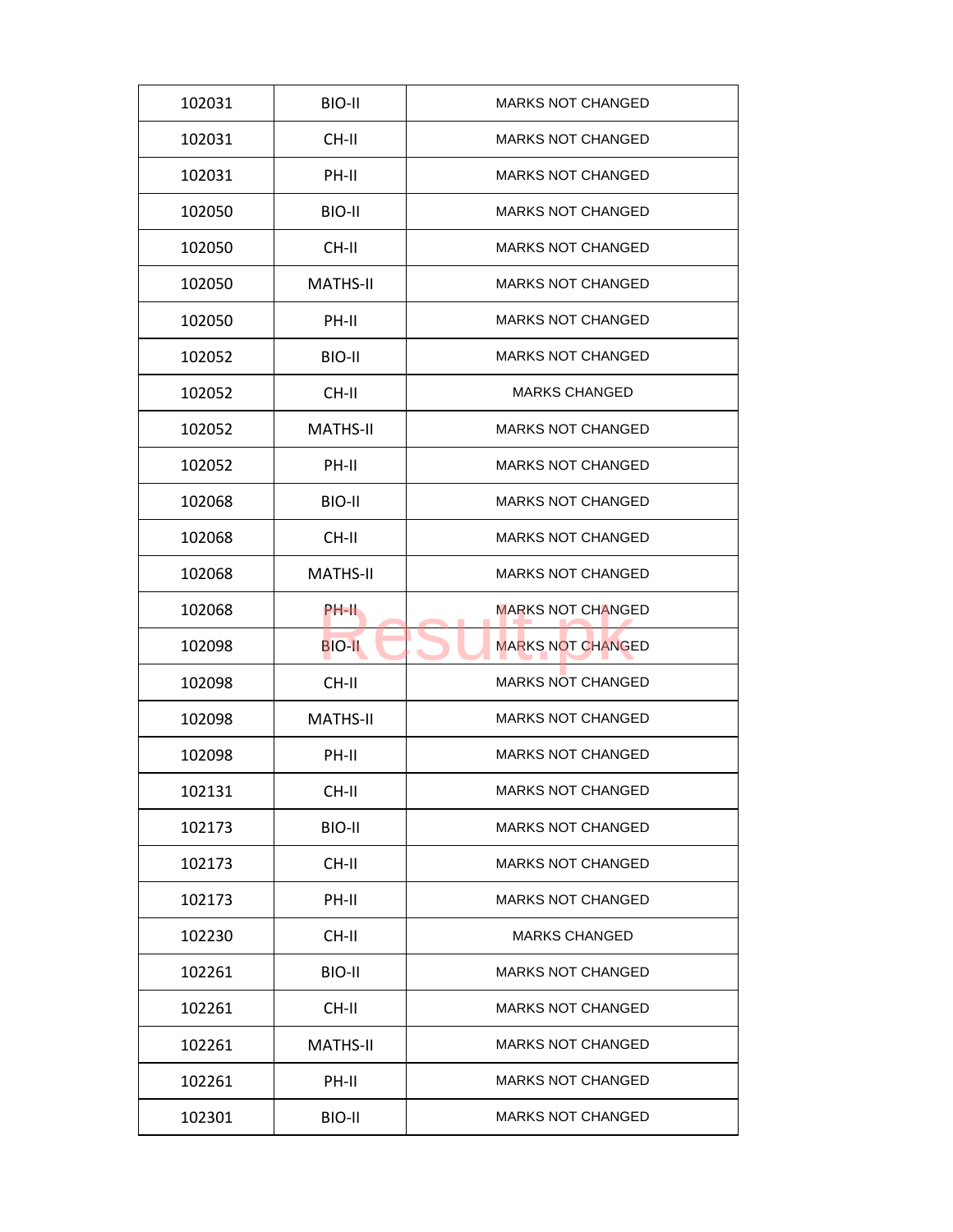| | | |
|---|---|---|
| 102031 | BIO-II | MARKS NOT CHANGED |
| 102031 | CH-II | MARKS NOT CHANGED |
| 102031 | PH-II | MARKS NOT CHANGED |
| 102050 | BIO-II | MARKS NOT CHANGED |
| 102050 | CH-II | MARKS NOT CHANGED |
| 102050 | MATHS-II | MARKS NOT CHANGED |
| 102050 | PH-II | MARKS NOT CHANGED |
| 102052 | BIO-II | MARKS NOT CHANGED |
| 102052 | CH-II | MARKS CHANGED |
| 102052 | MATHS-II | MARKS NOT CHANGED |
| 102052 | PH-II | MARKS NOT CHANGED |
| 102068 | BIO-II | MARKS NOT CHANGED |
| 102068 | CH-II | MARKS NOT CHANGED |
| 102068 | MATHS-II | MARKS NOT CHANGED |
| 102068 | PH-II | MARKS NOT CHANGED |
| 102098 | BIO-II | MARKS NOT CHANGED |
| 102098 | CH-II | MARKS NOT CHANGED |
| 102098 | MATHS-II | MARKS NOT CHANGED |
| 102098 | PH-II | MARKS NOT CHANGED |
| 102131 | CH-II | MARKS NOT CHANGED |
| 102173 | BIO-II | MARKS NOT CHANGED |
| 102173 | CH-II | MARKS NOT CHANGED |
| 102173 | PH-II | MARKS NOT CHANGED |
| 102230 | CH-II | MARKS CHANGED |
| 102261 | BIO-II | MARKS NOT CHANGED |
| 102261 | CH-II | MARKS NOT CHANGED |
| 102261 | MATHS-II | MARKS NOT CHANGED |
| 102261 | PH-II | MARKS NOT CHANGED |
| 102301 | BIO-II | MARKS NOT CHANGED |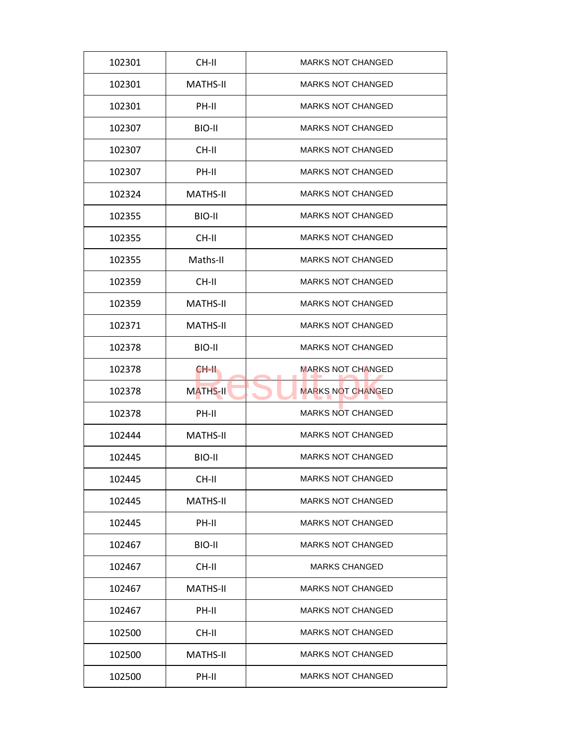| 102301 | CH-II | MARKS NOT CHANGED |
|---|---|---|
| 102301 | MATHS-II | MARKS NOT CHANGED |
| 102301 | PH-II | MARKS NOT CHANGED |
| 102307 | BIO-II | MARKS NOT CHANGED |
| 102307 | CH-II | MARKS NOT CHANGED |
| 102307 | PH-II | MARKS NOT CHANGED |
| 102324 | MATHS-II | MARKS NOT CHANGED |
| 102355 | BIO-II | MARKS NOT CHANGED |
| 102355 | CH-II | MARKS NOT CHANGED |
| 102355 | Maths-II | MARKS NOT CHANGED |
| 102359 | CH-II | MARKS NOT CHANGED |
| 102359 | MATHS-II | MARKS NOT CHANGED |
| 102371 | MATHS-II | MARKS NOT CHANGED |
| 102378 | BIO-II | MARKS NOT CHANGED |
| 102378 | CH-II | MARKS NOT CHANGED |
| 102378 | MATHS-II | MARKS NOT CHANGED |
| 102378 | PH-II | MARKS NOT CHANGED |
| 102444 | MATHS-II | MARKS NOT CHANGED |
| 102445 | BIO-II | MARKS NOT CHANGED |
| 102445 | CH-II | MARKS NOT CHANGED |
| 102445 | MATHS-II | MARKS NOT CHANGED |
| 102445 | PH-II | MARKS NOT CHANGED |
| 102467 | BIO-II | MARKS NOT CHANGED |
| 102467 | CH-II | MARKS CHANGED |
| 102467 | MATHS-II | MARKS NOT CHANGED |
| 102467 | PH-II | MARKS NOT CHANGED |
| 102500 | CH-II | MARKS NOT CHANGED |
| 102500 | MATHS-II | MARKS NOT CHANGED |
| 102500 | PH-II | MARKS NOT CHANGED |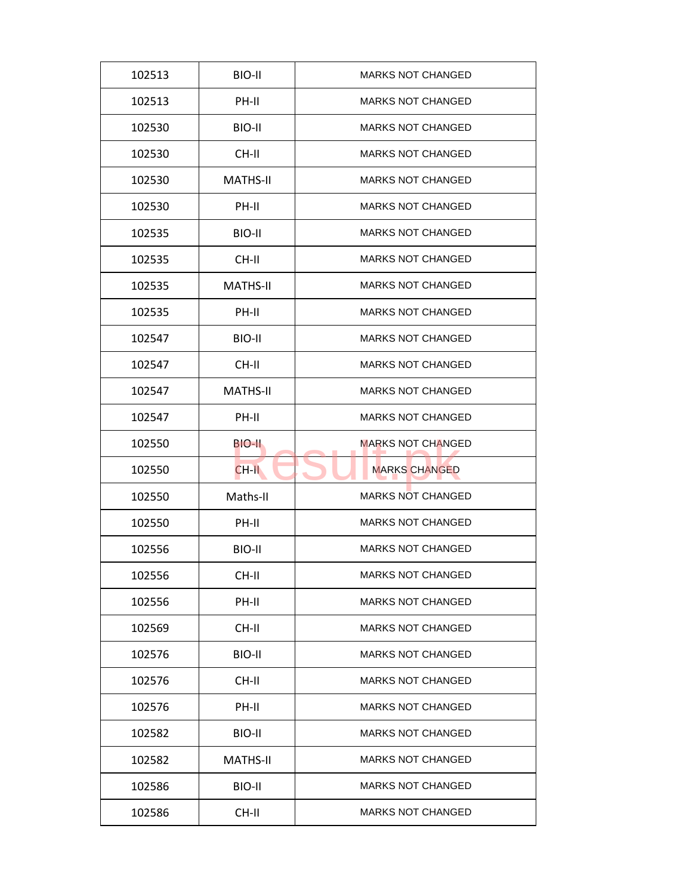| | | |
|---|---|---|
| 102513 | BIO-II | MARKS NOT CHANGED |
| 102513 | PH-II | MARKS NOT CHANGED |
| 102530 | BIO-II | MARKS NOT CHANGED |
| 102530 | CH-II | MARKS NOT CHANGED |
| 102530 | MATHS-II | MARKS NOT CHANGED |
| 102530 | PH-II | MARKS NOT CHANGED |
| 102535 | BIO-II | MARKS NOT CHANGED |
| 102535 | CH-II | MARKS NOT CHANGED |
| 102535 | MATHS-II | MARKS NOT CHANGED |
| 102535 | PH-II | MARKS NOT CHANGED |
| 102547 | BIO-II | MARKS NOT CHANGED |
| 102547 | CH-II | MARKS NOT CHANGED |
| 102547 | MATHS-II | MARKS NOT CHANGED |
| 102547 | PH-II | MARKS NOT CHANGED |
| 102550 | BIO-II | MARKS NOT CHANGED |
| 102550 | CH-II | MARKS CHANGED |
| 102550 | Maths-II | MARKS NOT CHANGED |
| 102550 | PH-II | MARKS NOT CHANGED |
| 102556 | BIO-II | MARKS NOT CHANGED |
| 102556 | CH-II | MARKS NOT CHANGED |
| 102556 | PH-II | MARKS NOT CHANGED |
| 102569 | CH-II | MARKS NOT CHANGED |
| 102576 | BIO-II | MARKS NOT CHANGED |
| 102576 | CH-II | MARKS NOT CHANGED |
| 102576 | PH-II | MARKS NOT CHANGED |
| 102582 | BIO-II | MARKS NOT CHANGED |
| 102582 | MATHS-II | MARKS NOT CHANGED |
| 102586 | BIO-II | MARKS NOT CHANGED |
| 102586 | CH-II | MARKS NOT CHANGED |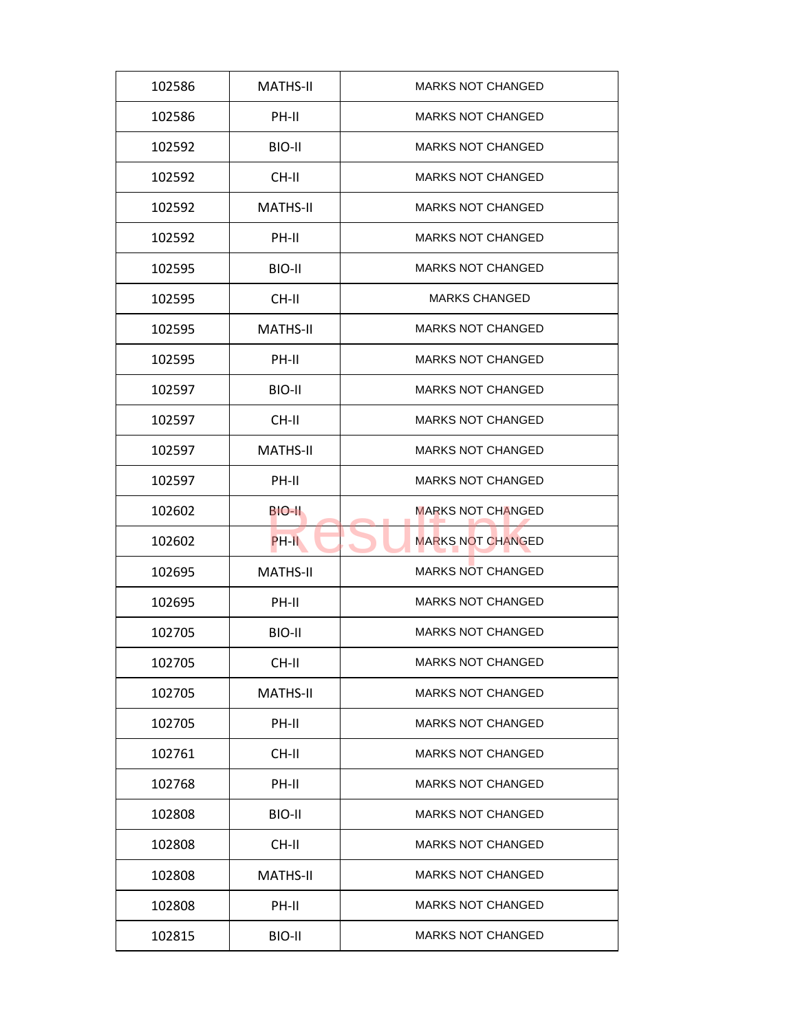| 102586 | MATHS-II | MARKS NOT CHANGED |
|---|---|---|
| 102586 | PH-II | MARKS NOT CHANGED |
| 102592 | BIO-II | MARKS NOT CHANGED |
| 102592 | CH-II | MARKS NOT CHANGED |
| 102592 | MATHS-II | MARKS NOT CHANGED |
| 102592 | PH-II | MARKS NOT CHANGED |
| 102595 | BIO-II | MARKS NOT CHANGED |
| 102595 | CH-II | MARKS CHANGED |
| 102595 | MATHS-II | MARKS NOT CHANGED |
| 102595 | PH-II | MARKS NOT CHANGED |
| 102597 | BIO-II | MARKS NOT CHANGED |
| 102597 | CH-II | MARKS NOT CHANGED |
| 102597 | MATHS-II | MARKS NOT CHANGED |
| 102597 | PH-II | MARKS NOT CHANGED |
| 102602 | BIO-II | MARKS NOT CHANGED |
| 102602 | PH-II | MARKS NOT CHANGED |
| 102695 | MATHS-II | MARKS NOT CHANGED |
| 102695 | PH-II | MARKS NOT CHANGED |
| 102705 | BIO-II | MARKS NOT CHANGED |
| 102705 | CH-II | MARKS NOT CHANGED |
| 102705 | MATHS-II | MARKS NOT CHANGED |
| 102705 | PH-II | MARKS NOT CHANGED |
| 102761 | CH-II | MARKS NOT CHANGED |
| 102768 | PH-II | MARKS NOT CHANGED |
| 102808 | BIO-II | MARKS NOT CHANGED |
| 102808 | CH-II | MARKS NOT CHANGED |
| 102808 | MATHS-II | MARKS NOT CHANGED |
| 102808 | PH-II | MARKS NOT CHANGED |
| 102815 | BIO-II | MARKS NOT CHANGED |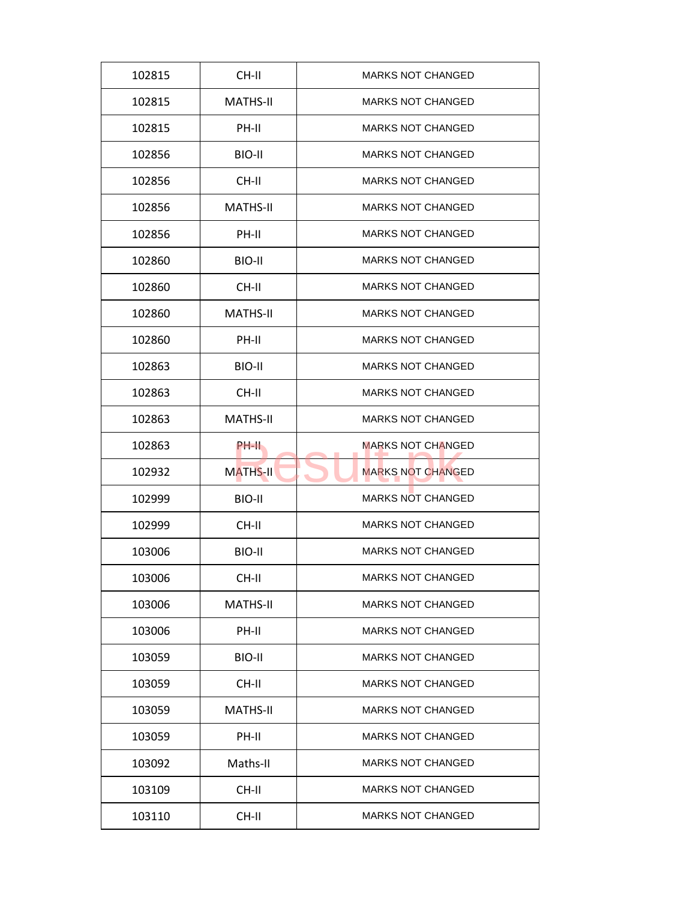| | | |
|---|---|---|
| 102815 | CH-II | MARKS NOT CHANGED |
| 102815 | MATHS-II | MARKS NOT CHANGED |
| 102815 | PH-II | MARKS NOT CHANGED |
| 102856 | BIO-II | MARKS NOT CHANGED |
| 102856 | CH-II | MARKS NOT CHANGED |
| 102856 | MATHS-II | MARKS NOT CHANGED |
| 102856 | PH-II | MARKS NOT CHANGED |
| 102860 | BIO-II | MARKS NOT CHANGED |
| 102860 | CH-II | MARKS NOT CHANGED |
| 102860 | MATHS-II | MARKS NOT CHANGED |
| 102860 | PH-II | MARKS NOT CHANGED |
| 102863 | BIO-II | MARKS NOT CHANGED |
| 102863 | CH-II | MARKS NOT CHANGED |
| 102863 | MATHS-II | MARKS NOT CHANGED |
| 102863 | PH-II | MARKS NOT CHANGED |
| 102932 | MATHS-II | MARKS NOT CHANGED |
| 102999 | BIO-II | MARKS NOT CHANGED |
| 102999 | CH-II | MARKS NOT CHANGED |
| 103006 | BIO-II | MARKS NOT CHANGED |
| 103006 | CH-II | MARKS NOT CHANGED |
| 103006 | MATHS-II | MARKS NOT CHANGED |
| 103006 | PH-II | MARKS NOT CHANGED |
| 103059 | BIO-II | MARKS NOT CHANGED |
| 103059 | CH-II | MARKS NOT CHANGED |
| 103059 | MATHS-II | MARKS NOT CHANGED |
| 103059 | PH-II | MARKS NOT CHANGED |
| 103092 | Maths-II | MARKS NOT CHANGED |
| 103109 | CH-II | MARKS NOT CHANGED |
| 103110 | CH-II | MARKS NOT CHANGED |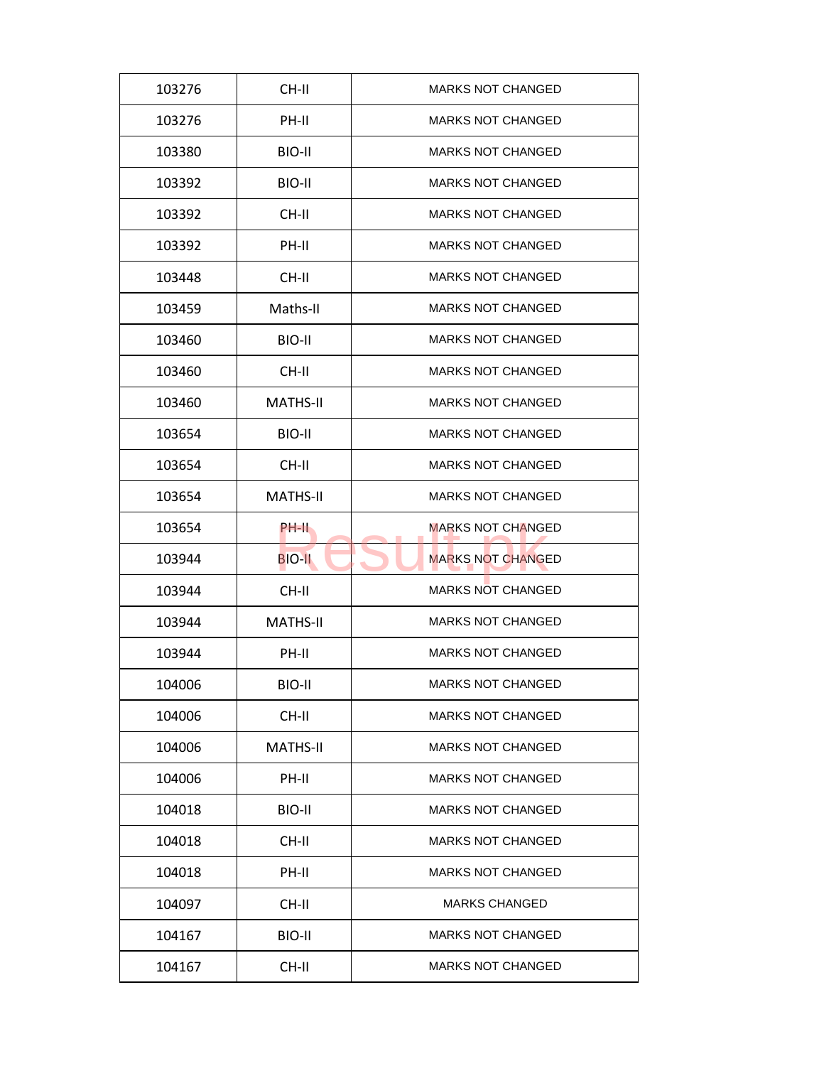| | | |
|---|---|---|
| 103276 | CH-II | MARKS NOT CHANGED |
| 103276 | PH-II | MARKS NOT CHANGED |
| 103380 | BIO-II | MARKS NOT CHANGED |
| 103392 | BIO-II | MARKS NOT CHANGED |
| 103392 | CH-II | MARKS NOT CHANGED |
| 103392 | PH-II | MARKS NOT CHANGED |
| 103448 | CH-II | MARKS NOT CHANGED |
| 103459 | Maths-II | MARKS NOT CHANGED |
| 103460 | BIO-II | MARKS NOT CHANGED |
| 103460 | CH-II | MARKS NOT CHANGED |
| 103460 | MATHS-II | MARKS NOT CHANGED |
| 103654 | BIO-II | MARKS NOT CHANGED |
| 103654 | CH-II | MARKS NOT CHANGED |
| 103654 | MATHS-II | MARKS NOT CHANGED |
| 103654 | PH-II | MARKS NOT CHANGED |
| 103944 | BIO-II | MARKS NOT CHANGED |
| 103944 | CH-II | MARKS NOT CHANGED |
| 103944 | MATHS-II | MARKS NOT CHANGED |
| 103944 | PH-II | MARKS NOT CHANGED |
| 104006 | BIO-II | MARKS NOT CHANGED |
| 104006 | CH-II | MARKS NOT CHANGED |
| 104006 | MATHS-II | MARKS NOT CHANGED |
| 104006 | PH-II | MARKS NOT CHANGED |
| 104018 | BIO-II | MARKS NOT CHANGED |
| 104018 | CH-II | MARKS NOT CHANGED |
| 104018 | PH-II | MARKS NOT CHANGED |
| 104097 | CH-II | MARKS CHANGED |
| 104167 | BIO-II | MARKS NOT CHANGED |
| 104167 | CH-II | MARKS NOT CHANGED |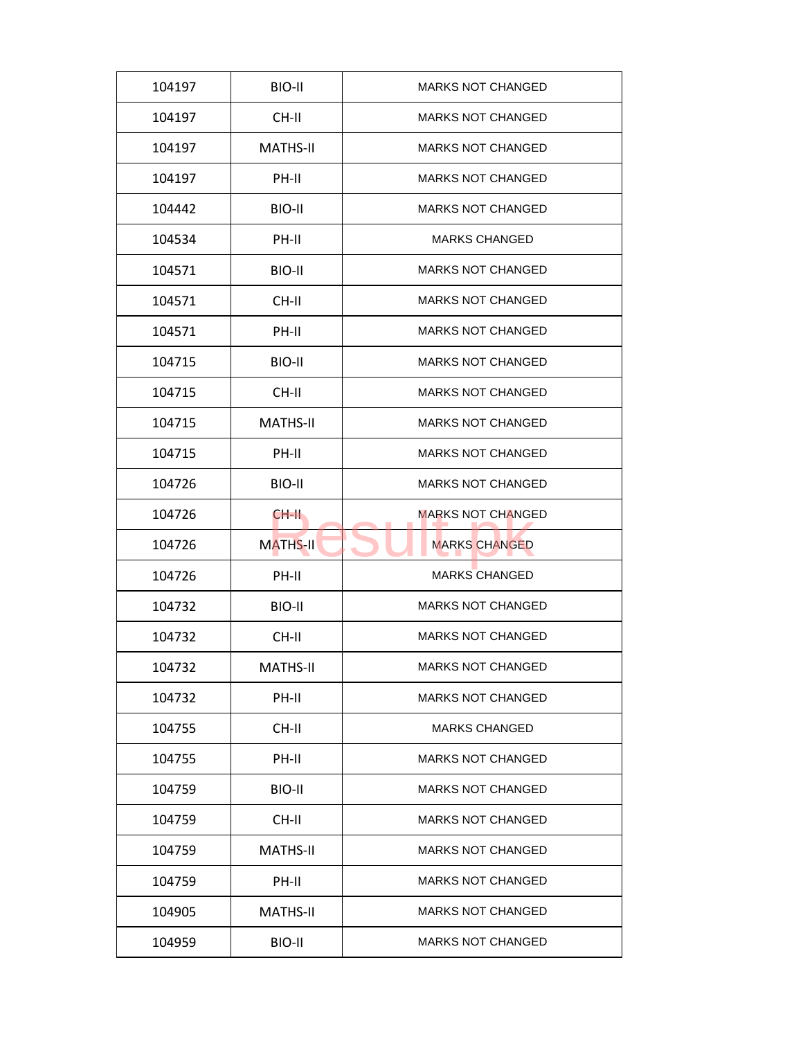| 104197 | BIO-II | MARKS NOT CHANGED |
|---|---|---|
| 104197 | CH-II | MARKS NOT CHANGED |
| 104197 | MATHS-II | MARKS NOT CHANGED |
| 104197 | PH-II | MARKS NOT CHANGED |
| 104442 | BIO-II | MARKS NOT CHANGED |
| 104534 | PH-II | MARKS CHANGED |
| 104571 | BIO-II | MARKS NOT CHANGED |
| 104571 | CH-II | MARKS NOT CHANGED |
| 104571 | PH-II | MARKS NOT CHANGED |
| 104715 | BIO-II | MARKS NOT CHANGED |
| 104715 | CH-II | MARKS NOT CHANGED |
| 104715 | MATHS-II | MARKS NOT CHANGED |
| 104715 | PH-II | MARKS NOT CHANGED |
| 104726 | BIO-II | MARKS NOT CHANGED |
| 104726 | CH-II | MARKS NOT CHANGED |
| 104726 | MATHS-II | MARKS CHANGED |
| 104726 | PH-II | MARKS CHANGED |
| 104732 | BIO-II | MARKS NOT CHANGED |
| 104732 | CH-II | MARKS NOT CHANGED |
| 104732 | MATHS-II | MARKS NOT CHANGED |
| 104732 | PH-II | MARKS NOT CHANGED |
| 104755 | CH-II | MARKS CHANGED |
| 104755 | PH-II | MARKS NOT CHANGED |
| 104759 | BIO-II | MARKS NOT CHANGED |
| 104759 | CH-II | MARKS NOT CHANGED |
| 104759 | MATHS-II | MARKS NOT CHANGED |
| 104759 | PH-II | MARKS NOT CHANGED |
| 104905 | MATHS-II | MARKS NOT CHANGED |
| 104959 | BIO-II | MARKS NOT CHANGED |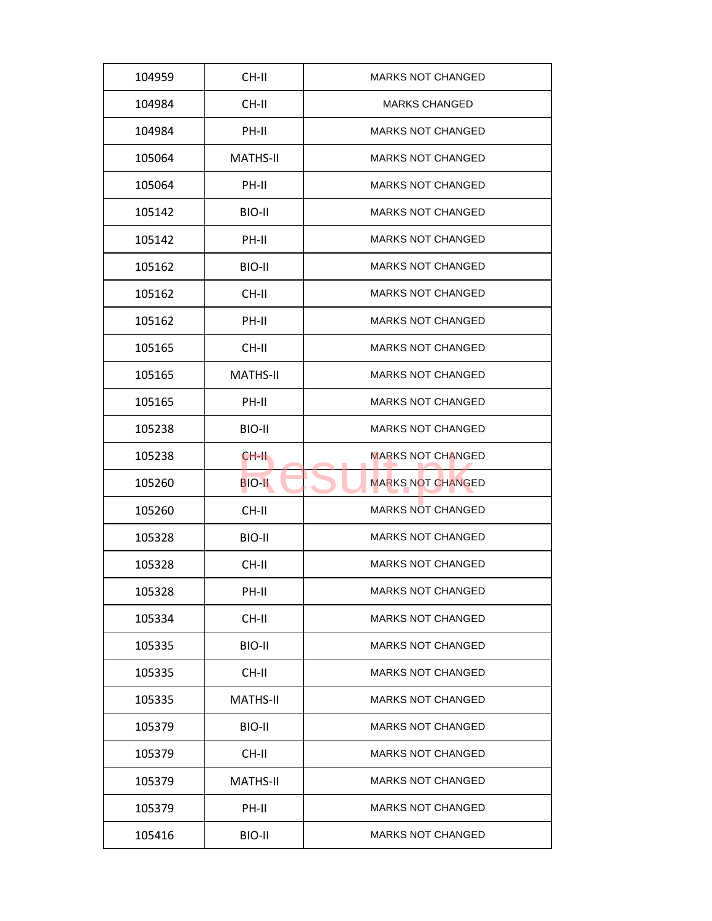| 104959 | CH-II | MARKS NOT CHANGED |
|---|---|---|
| 104984 | CH-II | MARKS CHANGED |
| 104984 | PH-II | MARKS NOT CHANGED |
| 105064 | MATHS-II | MARKS NOT CHANGED |
| 105064 | PH-II | MARKS NOT CHANGED |
| 105142 | BIO-II | MARKS NOT CHANGED |
| 105142 | PH-II | MARKS NOT CHANGED |
| 105162 | BIO-II | MARKS NOT CHANGED |
| 105162 | CH-II | MARKS NOT CHANGED |
| 105162 | PH-II | MARKS NOT CHANGED |
| 105165 | CH-II | MARKS NOT CHANGED |
| 105165 | MATHS-II | MARKS NOT CHANGED |
| 105165 | PH-II | MARKS NOT CHANGED |
| 105238 | BIO-II | MARKS NOT CHANGED |
| 105238 | CH-II | MARKS NOT CHANGED |
| 105260 | BIO-II | MARKS NOT CHANGED |
| 105260 | CH-II | MARKS NOT CHANGED |
| 105328 | BIO-II | MARKS NOT CHANGED |
| 105328 | CH-II | MARKS NOT CHANGED |
| 105328 | PH-II | MARKS NOT CHANGED |
| 105334 | CH-II | MARKS NOT CHANGED |
| 105335 | BIO-II | MARKS NOT CHANGED |
| 105335 | CH-II | MARKS NOT CHANGED |
| 105335 | MATHS-II | MARKS NOT CHANGED |
| 105379 | BIO-II | MARKS NOT CHANGED |
| 105379 | CH-II | MARKS NOT CHANGED |
| 105379 | MATHS-II | MARKS NOT CHANGED |
| 105379 | PH-II | MARKS NOT CHANGED |
| 105416 | BIO-II | MARKS NOT CHANGED |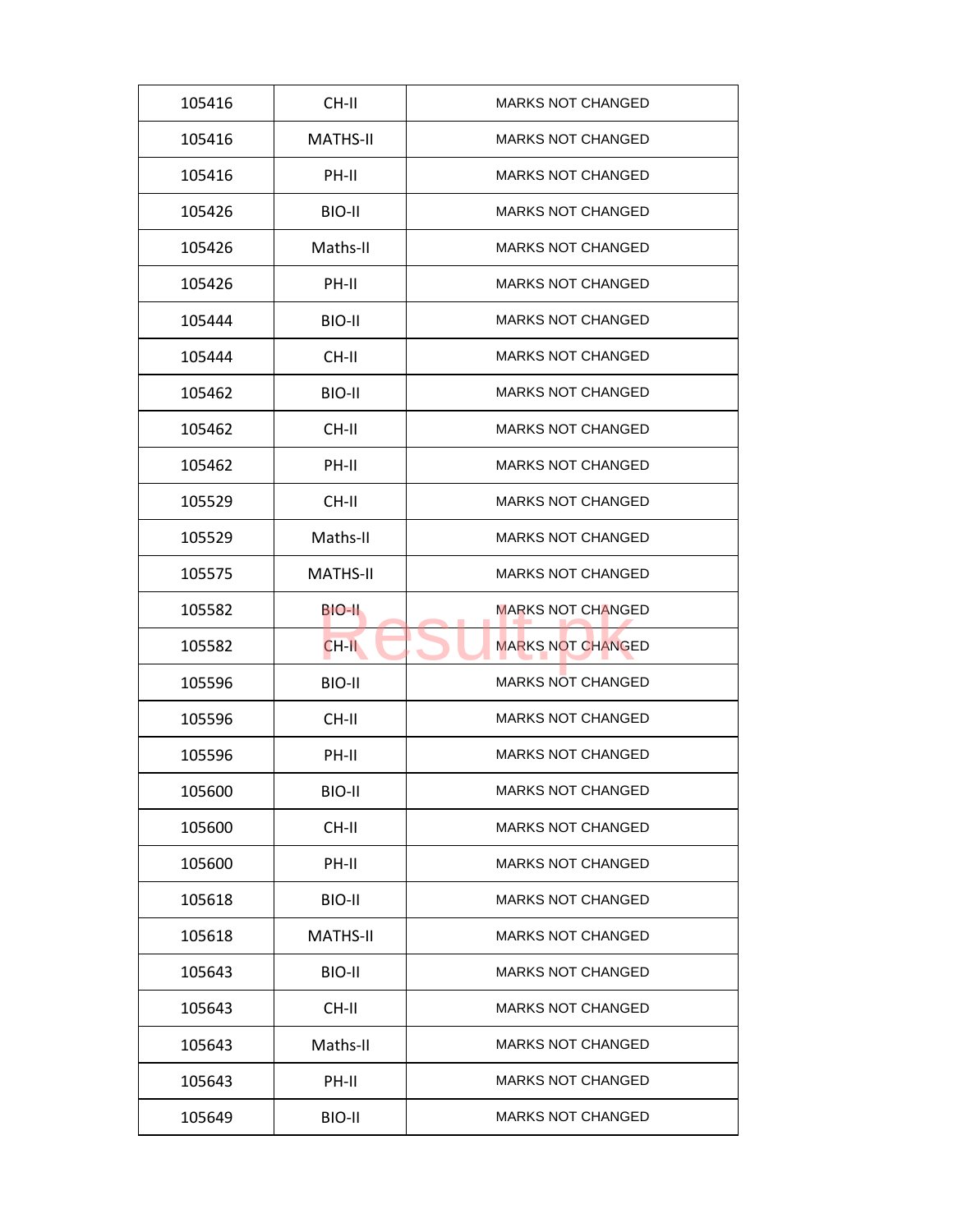| 105416 | CH-II | MARKS NOT CHANGED |
|---|---|---|
| 105416 | MATHS-II | MARKS NOT CHANGED |
| 105416 | PH-II | MARKS NOT CHANGED |
| 105426 | BIO-II | MARKS NOT CHANGED |
| 105426 | Maths-II | MARKS NOT CHANGED |
| 105426 | PH-II | MARKS NOT CHANGED |
| 105444 | BIO-II | MARKS NOT CHANGED |
| 105444 | CH-II | MARKS NOT CHANGED |
| 105462 | BIO-II | MARKS NOT CHANGED |
| 105462 | CH-II | MARKS NOT CHANGED |
| 105462 | PH-II | MARKS NOT CHANGED |
| 105529 | CH-II | MARKS NOT CHANGED |
| 105529 | Maths-II | MARKS NOT CHANGED |
| 105575 | MATHS-II | MARKS NOT CHANGED |
| 105582 | BIO-II | MARKS NOT CHANGED |
| 105582 | CH-II | MARKS NOT CHANGED |
| 105596 | BIO-II | MARKS NOT CHANGED |
| 105596 | CH-II | MARKS NOT CHANGED |
| 105596 | PH-II | MARKS NOT CHANGED |
| 105600 | BIO-II | MARKS NOT CHANGED |
| 105600 | CH-II | MARKS NOT CHANGED |
| 105600 | PH-II | MARKS NOT CHANGED |
| 105618 | BIO-II | MARKS NOT CHANGED |
| 105618 | MATHS-II | MARKS NOT CHANGED |
| 105643 | BIO-II | MARKS NOT CHANGED |
| 105643 | CH-II | MARKS NOT CHANGED |
| 105643 | Maths-II | MARKS NOT CHANGED |
| 105643 | PH-II | MARKS NOT CHANGED |
| 105649 | BIO-II | MARKS NOT CHANGED |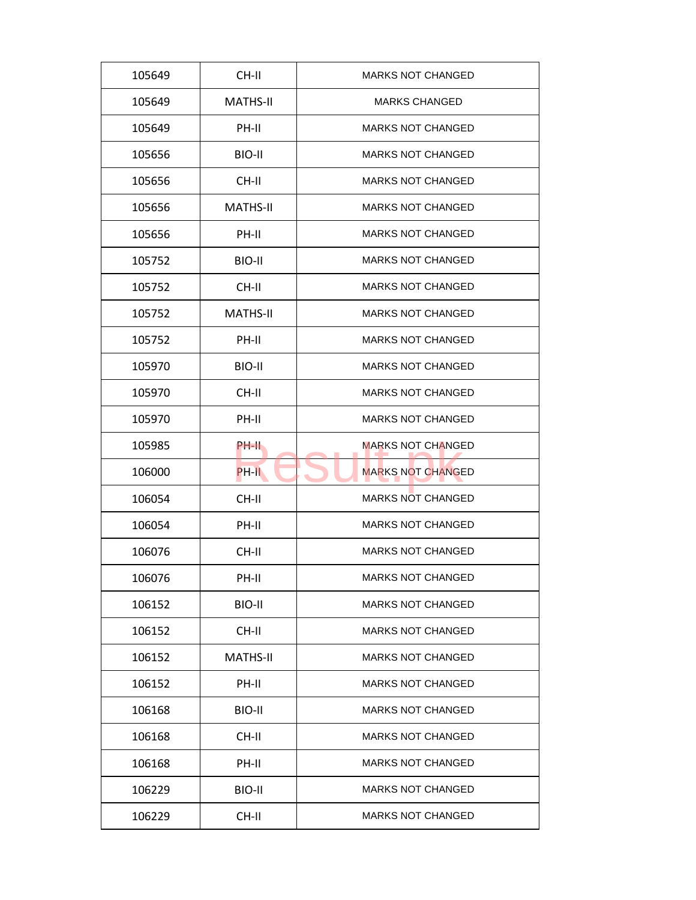| 105649 | CH-II | MARKS NOT CHANGED |
|---|---|---|
| 105649 | MATHS-II | MARKS CHANGED |
| 105649 | PH-II | MARKS NOT CHANGED |
| 105656 | BIO-II | MARKS NOT CHANGED |
| 105656 | CH-II | MARKS NOT CHANGED |
| 105656 | MATHS-II | MARKS NOT CHANGED |
| 105656 | PH-II | MARKS NOT CHANGED |
| 105752 | BIO-II | MARKS NOT CHANGED |
| 105752 | CH-II | MARKS NOT CHANGED |
| 105752 | MATHS-II | MARKS NOT CHANGED |
| 105752 | PH-II | MARKS NOT CHANGED |
| 105970 | BIO-II | MARKS NOT CHANGED |
| 105970 | CH-II | MARKS NOT CHANGED |
| 105970 | PH-II | MARKS NOT CHANGED |
| 105985 | PH-II | MARKS NOT CHANGED |
| 106000 | PH-II | MARKS NOT CHANGED |
| 106054 | CH-II | MARKS NOT CHANGED |
| 106054 | PH-II | MARKS NOT CHANGED |
| 106076 | CH-II | MARKS NOT CHANGED |
| 106076 | PH-II | MARKS NOT CHANGED |
| 106152 | BIO-II | MARKS NOT CHANGED |
| 106152 | CH-II | MARKS NOT CHANGED |
| 106152 | MATHS-II | MARKS NOT CHANGED |
| 106152 | PH-II | MARKS NOT CHANGED |
| 106168 | BIO-II | MARKS NOT CHANGED |
| 106168 | CH-II | MARKS NOT CHANGED |
| 106168 | PH-II | MARKS NOT CHANGED |
| 106229 | BIO-II | MARKS NOT CHANGED |
| 106229 | CH-II | MARKS NOT CHANGED |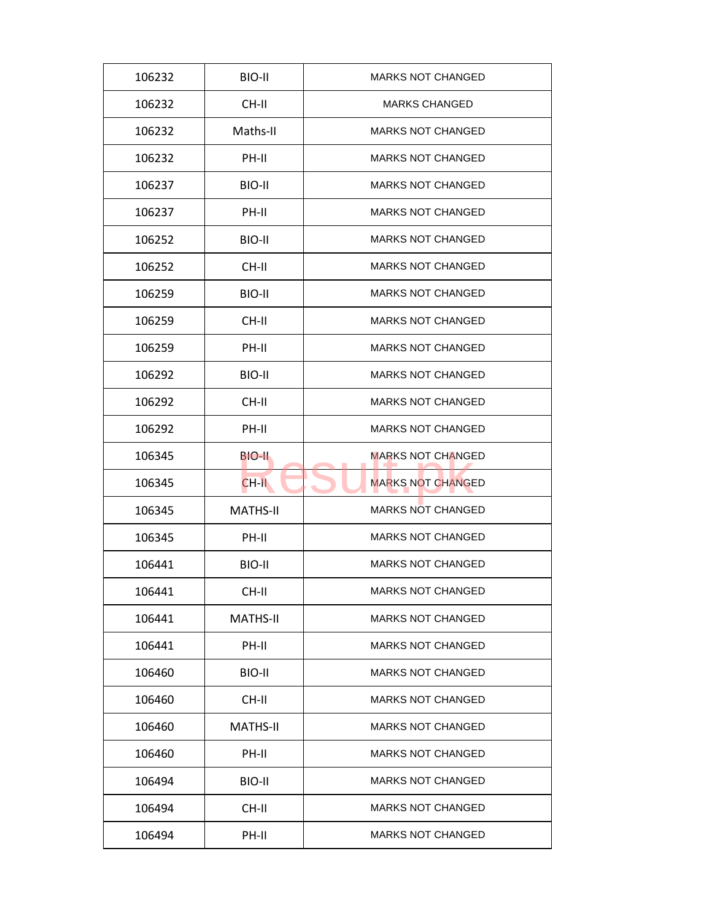| 106232 | BIO-II | MARKS NOT CHANGED |
|---|---|---|
| 106232 | CH-II | MARKS CHANGED |
| 106232 | Maths-II | MARKS NOT CHANGED |
| 106232 | PH-II | MARKS NOT CHANGED |
| 106237 | BIO-II | MARKS NOT CHANGED |
| 106237 | PH-II | MARKS NOT CHANGED |
| 106252 | BIO-II | MARKS NOT CHANGED |
| 106252 | CH-II | MARKS NOT CHANGED |
| 106259 | BIO-II | MARKS NOT CHANGED |
| 106259 | CH-II | MARKS NOT CHANGED |
| 106259 | PH-II | MARKS NOT CHANGED |
| 106292 | BIO-II | MARKS NOT CHANGED |
| 106292 | CH-II | MARKS NOT CHANGED |
| 106292 | PH-II | MARKS NOT CHANGED |
| 106345 | BIO-II | MARKS NOT CHANGED |
| 106345 | CH-II | MARKS NOT CHANGED |
| 106345 | MATHS-II | MARKS NOT CHANGED |
| 106345 | PH-II | MARKS NOT CHANGED |
| 106441 | BIO-II | MARKS NOT CHANGED |
| 106441 | CH-II | MARKS NOT CHANGED |
| 106441 | MATHS-II | MARKS NOT CHANGED |
| 106441 | PH-II | MARKS NOT CHANGED |
| 106460 | BIO-II | MARKS NOT CHANGED |
| 106460 | CH-II | MARKS NOT CHANGED |
| 106460 | MATHS-II | MARKS NOT CHANGED |
| 106460 | PH-II | MARKS NOT CHANGED |
| 106494 | BIO-II | MARKS NOT CHANGED |
| 106494 | CH-II | MARKS NOT CHANGED |
| 106494 | PH-II | MARKS NOT CHANGED |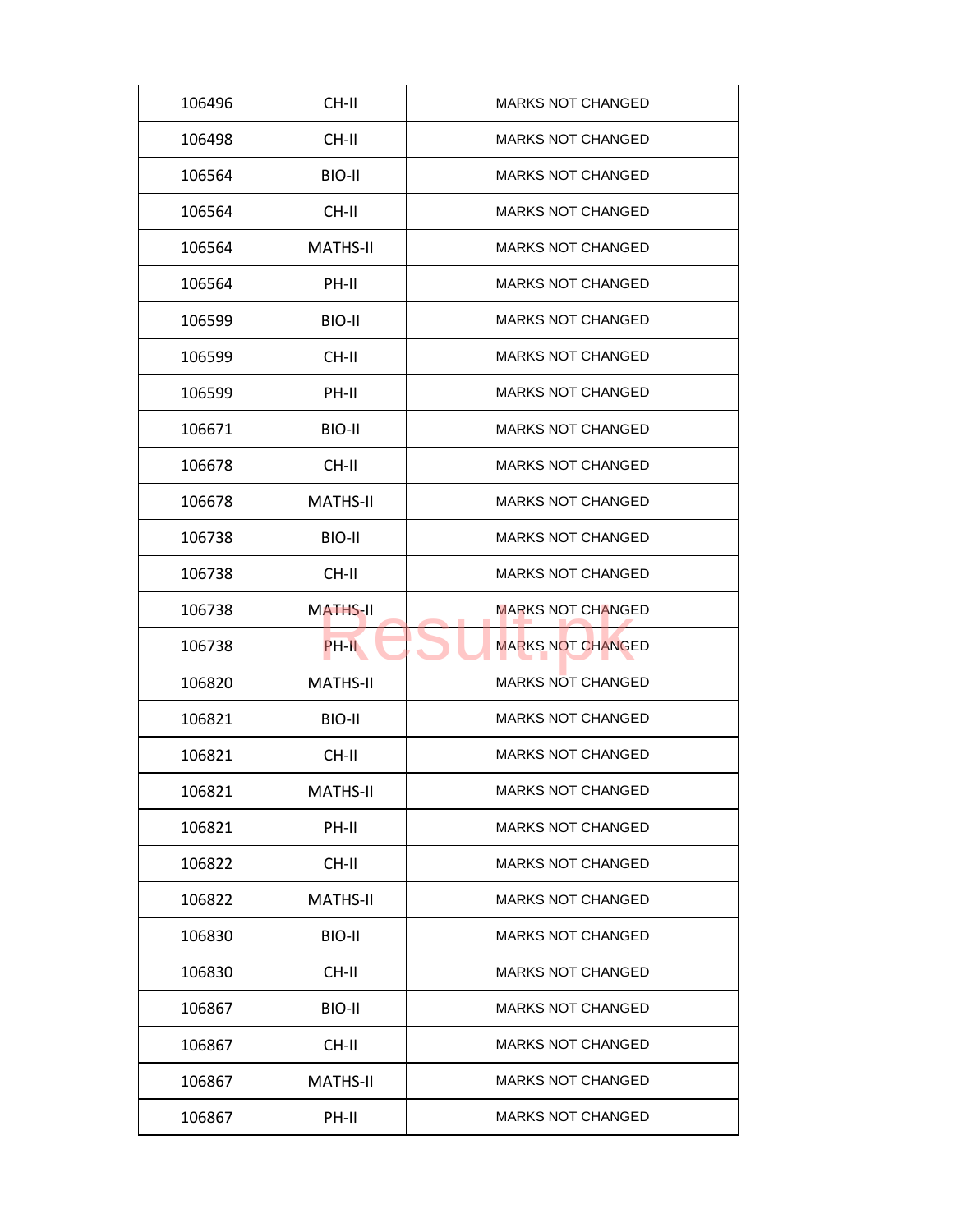| 106496 | CH-II | MARKS NOT CHANGED |
|---|---|---|
| 106498 | CH-II | MARKS NOT CHANGED |
| 106564 | BIO-II | MARKS NOT CHANGED |
| 106564 | CH-II | MARKS NOT CHANGED |
| 106564 | MATHS-II | MARKS NOT CHANGED |
| 106564 | PH-II | MARKS NOT CHANGED |
| 106599 | BIO-II | MARKS NOT CHANGED |
| 106599 | CH-II | MARKS NOT CHANGED |
| 106599 | PH-II | MARKS NOT CHANGED |
| 106671 | BIO-II | MARKS NOT CHANGED |
| 106678 | CH-II | MARKS NOT CHANGED |
| 106678 | MATHS-II | MARKS NOT CHANGED |
| 106738 | BIO-II | MARKS NOT CHANGED |
| 106738 | CH-II | MARKS NOT CHANGED |
| 106738 | MATHS-II | MARKS NOT CHANGED |
| 106738 | PH-II | MARKS NOT CHANGED |
| 106820 | MATHS-II | MARKS NOT CHANGED |
| 106821 | BIO-II | MARKS NOT CHANGED |
| 106821 | CH-II | MARKS NOT CHANGED |
| 106821 | MATHS-II | MARKS NOT CHANGED |
| 106821 | PH-II | MARKS NOT CHANGED |
| 106822 | CH-II | MARKS NOT CHANGED |
| 106822 | MATHS-II | MARKS NOT CHANGED |
| 106830 | BIO-II | MARKS NOT CHANGED |
| 106830 | CH-II | MARKS NOT CHANGED |
| 106867 | BIO-II | MARKS NOT CHANGED |
| 106867 | CH-II | MARKS NOT CHANGED |
| 106867 | MATHS-II | MARKS NOT CHANGED |
| 106867 | PH-II | MARKS NOT CHANGED |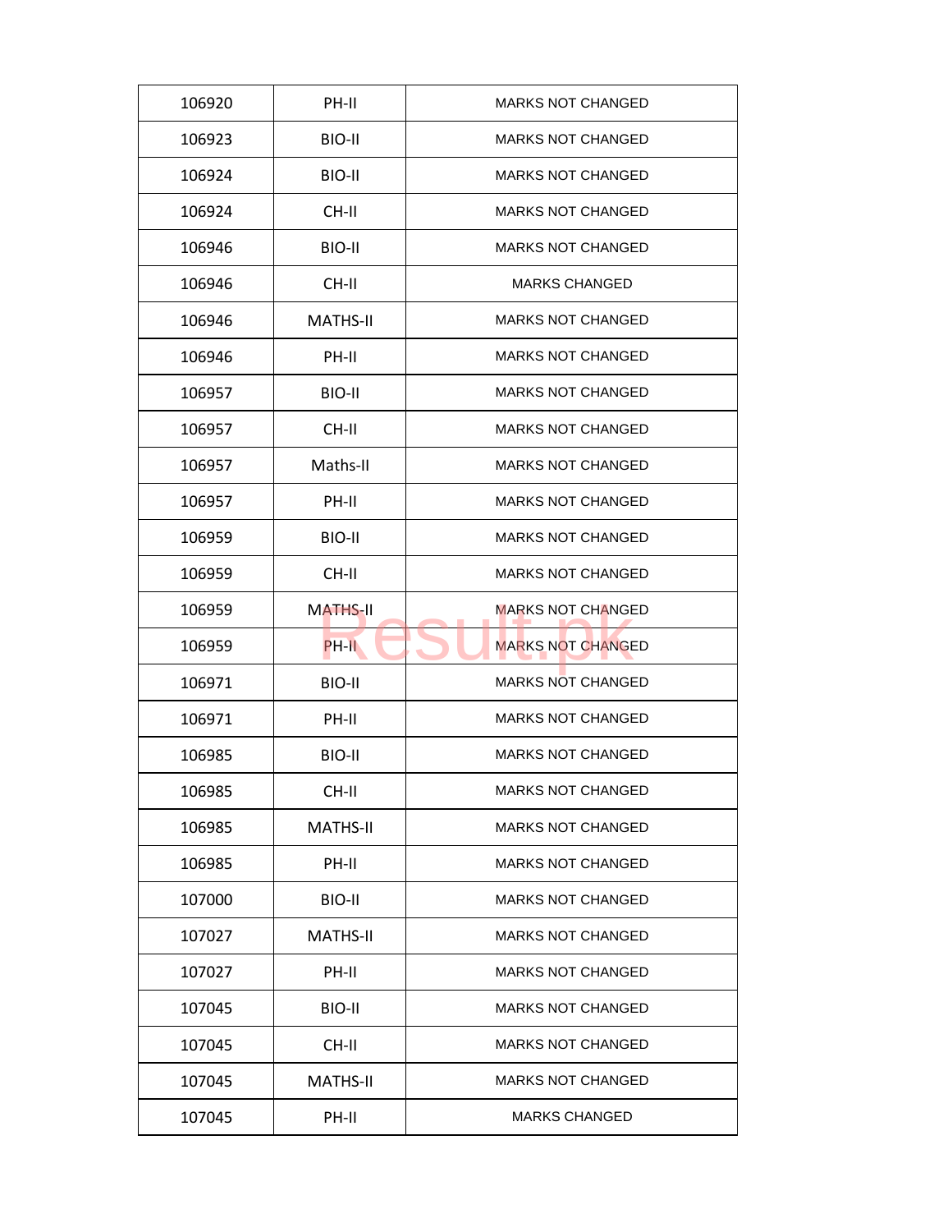| 106920 | PH-II | MARKS NOT CHANGED |
|---|---|---|
| 106923 | BIO-II | MARKS NOT CHANGED |
| 106924 | BIO-II | MARKS NOT CHANGED |
| 106924 | CH-II | MARKS NOT CHANGED |
| 106946 | BIO-II | MARKS NOT CHANGED |
| 106946 | CH-II | MARKS CHANGED |
| 106946 | MATHS-II | MARKS NOT CHANGED |
| 106946 | PH-II | MARKS NOT CHANGED |
| 106957 | BIO-II | MARKS NOT CHANGED |
| 106957 | CH-II | MARKS NOT CHANGED |
| 106957 | Maths-II | MARKS NOT CHANGED |
| 106957 | PH-II | MARKS NOT CHANGED |
| 106959 | BIO-II | MARKS NOT CHANGED |
| 106959 | CH-II | MARKS NOT CHANGED |
| 106959 | MATHS-II | MARKS NOT CHANGED |
| 106959 | PH-II | MARKS NOT CHANGED |
| 106971 | BIO-II | MARKS NOT CHANGED |
| 106971 | PH-II | MARKS NOT CHANGED |
| 106985 | BIO-II | MARKS NOT CHANGED |
| 106985 | CH-II | MARKS NOT CHANGED |
| 106985 | MATHS-II | MARKS NOT CHANGED |
| 106985 | PH-II | MARKS NOT CHANGED |
| 107000 | BIO-II | MARKS NOT CHANGED |
| 107027 | MATHS-II | MARKS NOT CHANGED |
| 107027 | PH-II | MARKS NOT CHANGED |
| 107045 | BIO-II | MARKS NOT CHANGED |
| 107045 | CH-II | MARKS NOT CHANGED |
| 107045 | MATHS-II | MARKS NOT CHANGED |
| 107045 | PH-II | MARKS CHANGED |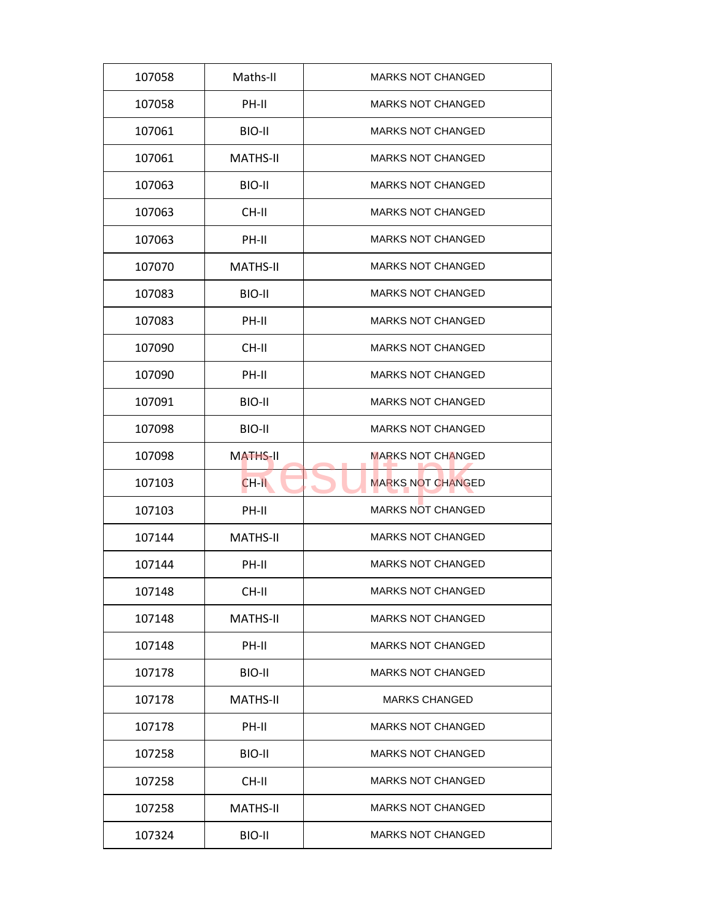| 107058 | Maths-II | MARKS NOT CHANGED |
|---|---|---|
| 107058 | PH-II | MARKS NOT CHANGED |
| 107061 | BIO-II | MARKS NOT CHANGED |
| 107061 | MATHS-II | MARKS NOT CHANGED |
| 107063 | BIO-II | MARKS NOT CHANGED |
| 107063 | CH-II | MARKS NOT CHANGED |
| 107063 | PH-II | MARKS NOT CHANGED |
| 107070 | MATHS-II | MARKS NOT CHANGED |
| 107083 | BIO-II | MARKS NOT CHANGED |
| 107083 | PH-II | MARKS NOT CHANGED |
| 107090 | CH-II | MARKS NOT CHANGED |
| 107090 | PH-II | MARKS NOT CHANGED |
| 107091 | BIO-II | MARKS NOT CHANGED |
| 107098 | BIO-II | MARKS NOT CHANGED |
| 107098 | MATHS-II | MARKS NOT CHANGED |
| 107103 | CH-II | MARKS NOT CHANGED |
| 107103 | PH-II | MARKS NOT CHANGED |
| 107144 | MATHS-II | MARKS NOT CHANGED |
| 107144 | PH-II | MARKS NOT CHANGED |
| 107148 | CH-II | MARKS NOT CHANGED |
| 107148 | MATHS-II | MARKS NOT CHANGED |
| 107148 | PH-II | MARKS NOT CHANGED |
| 107178 | BIO-II | MARKS NOT CHANGED |
| 107178 | MATHS-II | MARKS CHANGED |
| 107178 | PH-II | MARKS NOT CHANGED |
| 107258 | BIO-II | MARKS NOT CHANGED |
| 107258 | CH-II | MARKS NOT CHANGED |
| 107258 | MATHS-II | MARKS NOT CHANGED |
| 107324 | BIO-II | MARKS NOT CHANGED |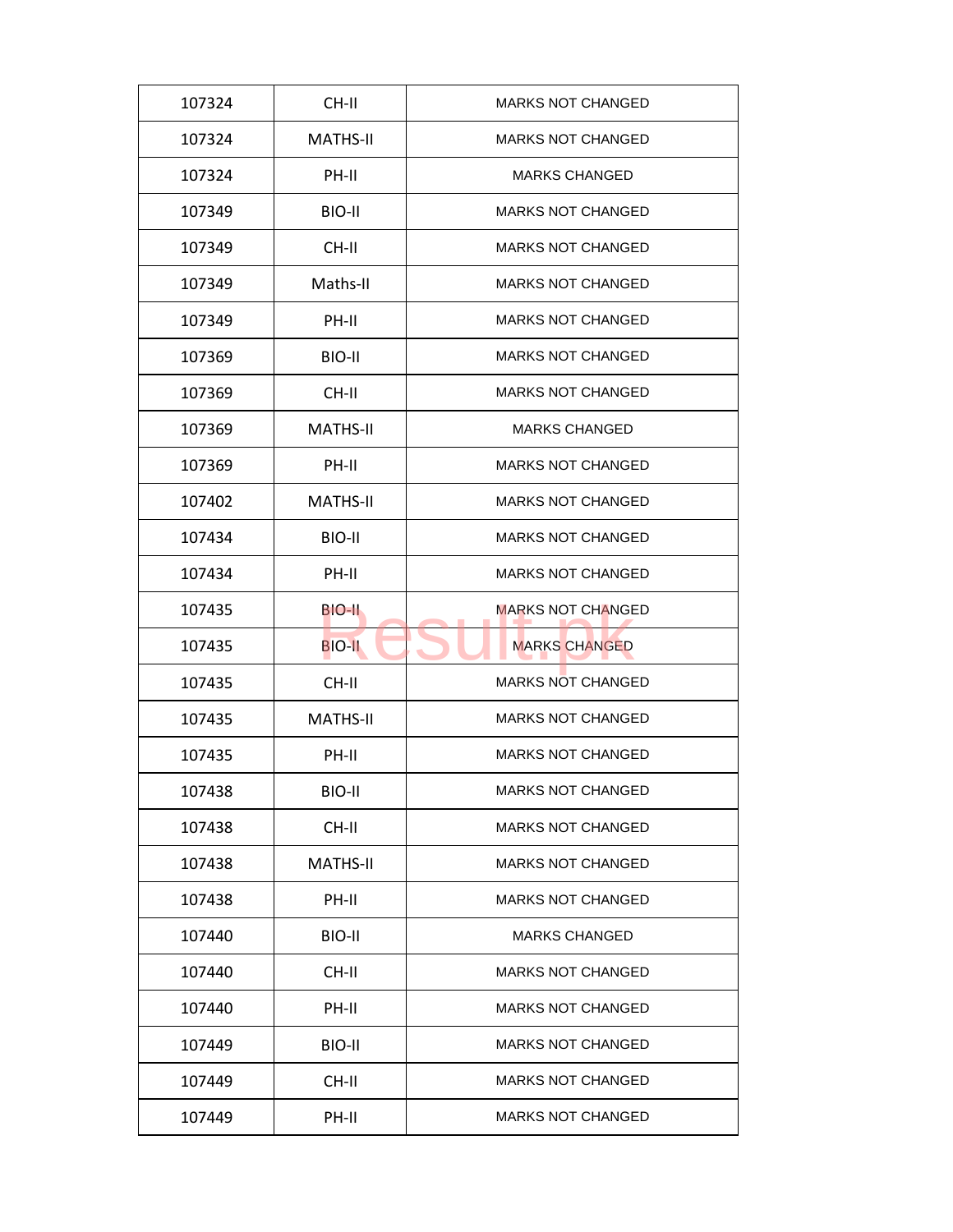| 107324 | CH-II | MARKS NOT CHANGED |
|---|---|---|
| 107324 | MATHS-II | MARKS NOT CHANGED |
| 107324 | PH-II | MARKS CHANGED |
| 107349 | BIO-II | MARKS NOT CHANGED |
| 107349 | CH-II | MARKS NOT CHANGED |
| 107349 | Maths-II | MARKS NOT CHANGED |
| 107349 | PH-II | MARKS NOT CHANGED |
| 107369 | BIO-II | MARKS NOT CHANGED |
| 107369 | CH-II | MARKS NOT CHANGED |
| 107369 | MATHS-II | MARKS CHANGED |
| 107369 | PH-II | MARKS NOT CHANGED |
| 107402 | MATHS-II | MARKS NOT CHANGED |
| 107434 | BIO-II | MARKS NOT CHANGED |
| 107434 | PH-II | MARKS NOT CHANGED |
| 107435 | BIO-II | MARKS NOT CHANGED |
| 107435 | BIO-II | MARKS CHANGED |
| 107435 | CH-II | MARKS NOT CHANGED |
| 107435 | MATHS-II | MARKS NOT CHANGED |
| 107435 | PH-II | MARKS NOT CHANGED |
| 107438 | BIO-II | MARKS NOT CHANGED |
| 107438 | CH-II | MARKS NOT CHANGED |
| 107438 | MATHS-II | MARKS NOT CHANGED |
| 107438 | PH-II | MARKS NOT CHANGED |
| 107440 | BIO-II | MARKS CHANGED |
| 107440 | CH-II | MARKS NOT CHANGED |
| 107440 | PH-II | MARKS NOT CHANGED |
| 107449 | BIO-II | MARKS NOT CHANGED |
| 107449 | CH-II | MARKS NOT CHANGED |
| 107449 | PH-II | MARKS NOT CHANGED |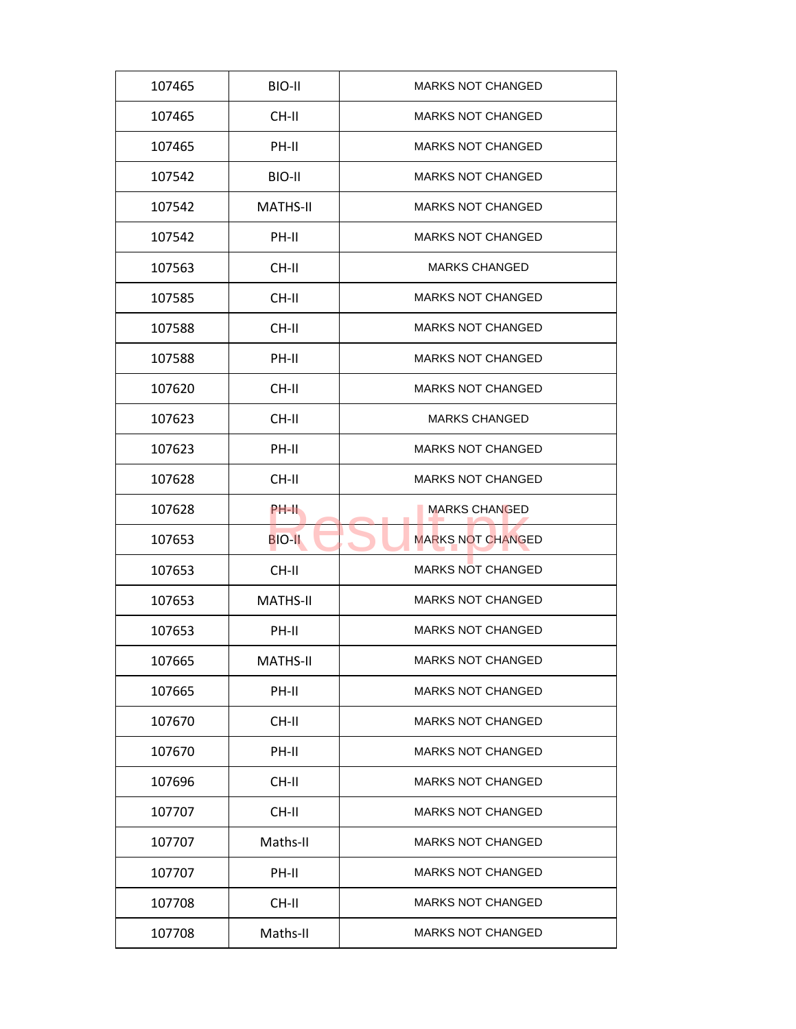| 107465 | BIO-II | MARKS NOT CHANGED |
|---|---|---|
| 107465 | CH-II | MARKS NOT CHANGED |
| 107465 | PH-II | MARKS NOT CHANGED |
| 107542 | BIO-II | MARKS NOT CHANGED |
| 107542 | MATHS-II | MARKS NOT CHANGED |
| 107542 | PH-II | MARKS NOT CHANGED |
| 107563 | CH-II | MARKS CHANGED |
| 107585 | CH-II | MARKS NOT CHANGED |
| 107588 | CH-II | MARKS NOT CHANGED |
| 107588 | PH-II | MARKS NOT CHANGED |
| 107620 | CH-II | MARKS NOT CHANGED |
| 107623 | CH-II | MARKS CHANGED |
| 107623 | PH-II | MARKS NOT CHANGED |
| 107628 | CH-II | MARKS NOT CHANGED |
| 107628 | PH-II | MARKS CHANGED |
| 107653 | BIO-II | MARKS NOT CHANGED |
| 107653 | CH-II | MARKS NOT CHANGED |
| 107653 | MATHS-II | MARKS NOT CHANGED |
| 107653 | PH-II | MARKS NOT CHANGED |
| 107665 | MATHS-II | MARKS NOT CHANGED |
| 107665 | PH-II | MARKS NOT CHANGED |
| 107670 | CH-II | MARKS NOT CHANGED |
| 107670 | PH-II | MARKS NOT CHANGED |
| 107696 | CH-II | MARKS NOT CHANGED |
| 107707 | CH-II | MARKS NOT CHANGED |
| 107707 | Maths-II | MARKS NOT CHANGED |
| 107707 | PH-II | MARKS NOT CHANGED |
| 107708 | CH-II | MARKS NOT CHANGED |
| 107708 | Maths-II | MARKS NOT CHANGED |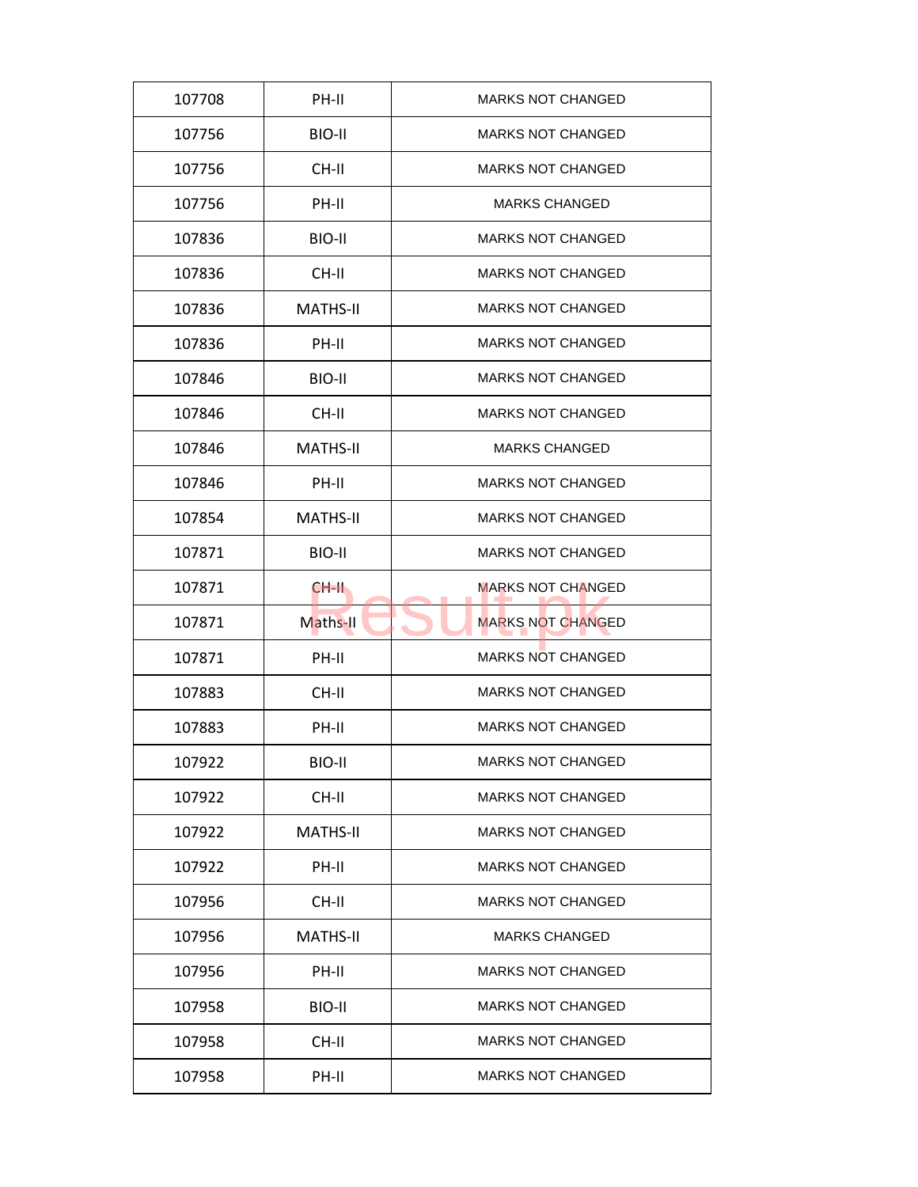| 107708 | PH-II | MARKS NOT CHANGED |
|---|---|---|
| 107756 | BIO-II | MARKS NOT CHANGED |
| 107756 | CH-II | MARKS NOT CHANGED |
| 107756 | PH-II | MARKS CHANGED |
| 107836 | BIO-II | MARKS NOT CHANGED |
| 107836 | CH-II | MARKS NOT CHANGED |
| 107836 | MATHS-II | MARKS NOT CHANGED |
| 107836 | PH-II | MARKS NOT CHANGED |
| 107846 | BIO-II | MARKS NOT CHANGED |
| 107846 | CH-II | MARKS NOT CHANGED |
| 107846 | MATHS-II | MARKS CHANGED |
| 107846 | PH-II | MARKS NOT CHANGED |
| 107854 | MATHS-II | MARKS NOT CHANGED |
| 107871 | BIO-II | MARKS NOT CHANGED |
| 107871 | CH-II | MARKS NOT CHANGED |
| 107871 | Maths-II | MARKS NOT CHANGED |
| 107871 | PH-II | MARKS NOT CHANGED |
| 107883 | CH-II | MARKS NOT CHANGED |
| 107883 | PH-II | MARKS NOT CHANGED |
| 107922 | BIO-II | MARKS NOT CHANGED |
| 107922 | CH-II | MARKS NOT CHANGED |
| 107922 | MATHS-II | MARKS NOT CHANGED |
| 107922 | PH-II | MARKS NOT CHANGED |
| 107956 | CH-II | MARKS NOT CHANGED |
| 107956 | MATHS-II | MARKS CHANGED |
| 107956 | PH-II | MARKS NOT CHANGED |
| 107958 | BIO-II | MARKS NOT CHANGED |
| 107958 | CH-II | MARKS NOT CHANGED |
| 107958 | PH-II | MARKS NOT CHANGED |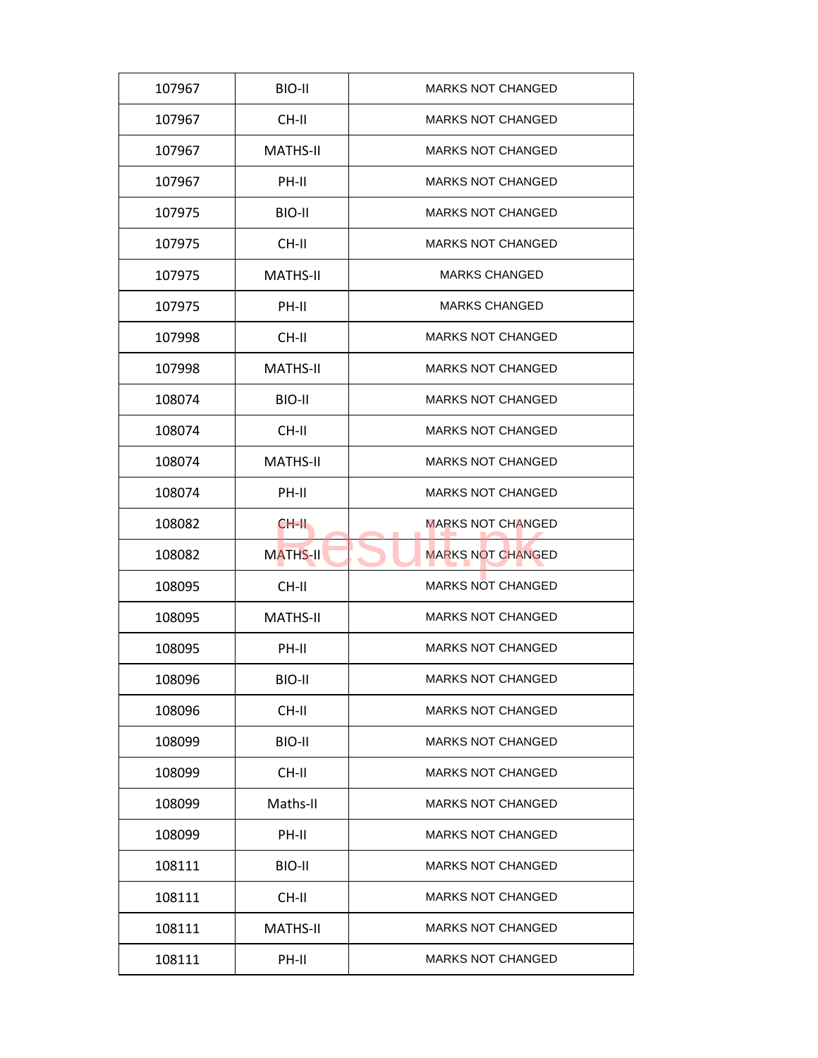| 107967 | BIO-II | MARKS NOT CHANGED |
|---|---|---|
| 107967 | CH-II | MARKS NOT CHANGED |
| 107967 | MATHS-II | MARKS NOT CHANGED |
| 107967 | PH-II | MARKS NOT CHANGED |
| 107975 | BIO-II | MARKS NOT CHANGED |
| 107975 | CH-II | MARKS NOT CHANGED |
| 107975 | MATHS-II | MARKS CHANGED |
| 107975 | PH-II | MARKS CHANGED |
| 107998 | CH-II | MARKS NOT CHANGED |
| 107998 | MATHS-II | MARKS NOT CHANGED |
| 108074 | BIO-II | MARKS NOT CHANGED |
| 108074 | CH-II | MARKS NOT CHANGED |
| 108074 | MATHS-II | MARKS NOT CHANGED |
| 108074 | PH-II | MARKS NOT CHANGED |
| 108082 | CH-II | MARKS NOT CHANGED |
| 108082 | MATHS-II | MARKS NOT CHANGED |
| 108095 | CH-II | MARKS NOT CHANGED |
| 108095 | MATHS-II | MARKS NOT CHANGED |
| 108095 | PH-II | MARKS NOT CHANGED |
| 108096 | BIO-II | MARKS NOT CHANGED |
| 108096 | CH-II | MARKS NOT CHANGED |
| 108099 | BIO-II | MARKS NOT CHANGED |
| 108099 | CH-II | MARKS NOT CHANGED |
| 108099 | Maths-II | MARKS NOT CHANGED |
| 108099 | PH-II | MARKS NOT CHANGED |
| 108111 | BIO-II | MARKS NOT CHANGED |
| 108111 | CH-II | MARKS NOT CHANGED |
| 108111 | MATHS-II | MARKS NOT CHANGED |
| 108111 | PH-II | MARKS NOT CHANGED |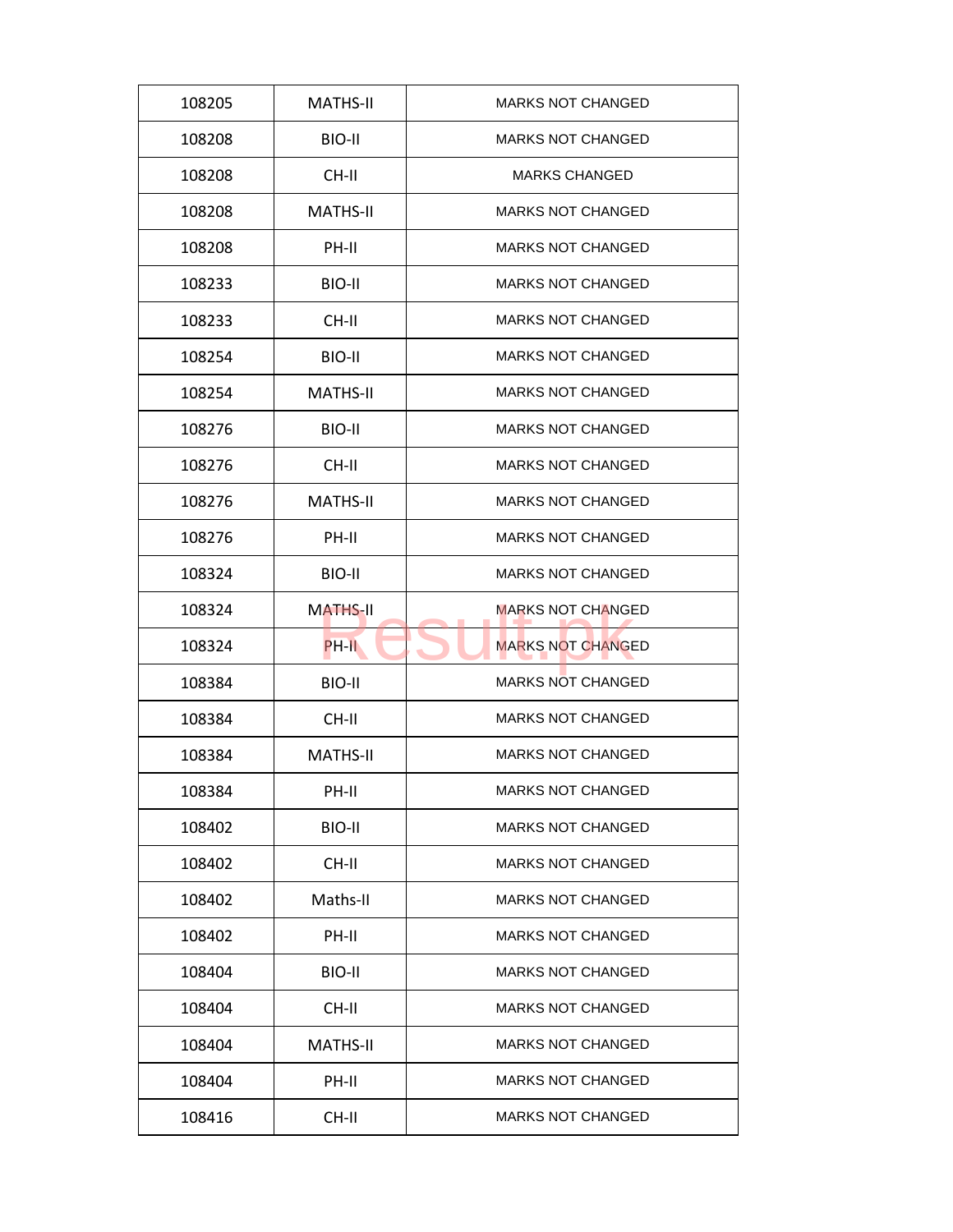| 108205 | MATHS-II | MARKS NOT CHANGED |
|---|---|---|
| 108208 | BIO-II | MARKS NOT CHANGED |
| 108208 | CH-II | MARKS CHANGED |
| 108208 | MATHS-II | MARKS NOT CHANGED |
| 108208 | PH-II | MARKS NOT CHANGED |
| 108233 | BIO-II | MARKS NOT CHANGED |
| 108233 | CH-II | MARKS NOT CHANGED |
| 108254 | BIO-II | MARKS NOT CHANGED |
| 108254 | MATHS-II | MARKS NOT CHANGED |
| 108276 | BIO-II | MARKS NOT CHANGED |
| 108276 | CH-II | MARKS NOT CHANGED |
| 108276 | MATHS-II | MARKS NOT CHANGED |
| 108276 | PH-II | MARKS NOT CHANGED |
| 108324 | BIO-II | MARKS NOT CHANGED |
| 108324 | MATHS-II | MARKS NOT CHANGED |
| 108324 | PH-II | MARKS NOT CHANGED |
| 108384 | BIO-II | MARKS NOT CHANGED |
| 108384 | CH-II | MARKS NOT CHANGED |
| 108384 | MATHS-II | MARKS NOT CHANGED |
| 108384 | PH-II | MARKS NOT CHANGED |
| 108402 | BIO-II | MARKS NOT CHANGED |
| 108402 | CH-II | MARKS NOT CHANGED |
| 108402 | Maths-II | MARKS NOT CHANGED |
| 108402 | PH-II | MARKS NOT CHANGED |
| 108404 | BIO-II | MARKS NOT CHANGED |
| 108404 | CH-II | MARKS NOT CHANGED |
| 108404 | MATHS-II | MARKS NOT CHANGED |
| 108404 | PH-II | MARKS NOT CHANGED |
| 108416 | CH-II | MARKS NOT CHANGED |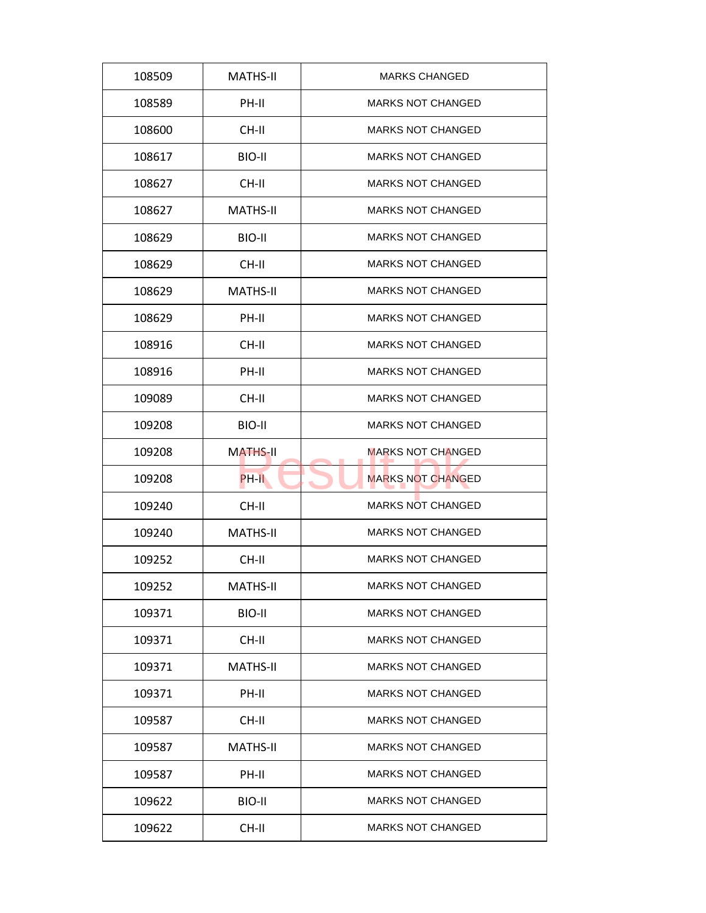| | | |
|---|---|---|
| 108509 | MATHS-II | MARKS CHANGED |
| 108589 | PH-II | MARKS NOT CHANGED |
| 108600 | CH-II | MARKS NOT CHANGED |
| 108617 | BIO-II | MARKS NOT CHANGED |
| 108627 | CH-II | MARKS NOT CHANGED |
| 108627 | MATHS-II | MARKS NOT CHANGED |
| 108629 | BIO-II | MARKS NOT CHANGED |
| 108629 | CH-II | MARKS NOT CHANGED |
| 108629 | MATHS-II | MARKS NOT CHANGED |
| 108629 | PH-II | MARKS NOT CHANGED |
| 108916 | CH-II | MARKS NOT CHANGED |
| 108916 | PH-II | MARKS NOT CHANGED |
| 109089 | CH-II | MARKS NOT CHANGED |
| 109208 | BIO-II | MARKS NOT CHANGED |
| 109208 | MATHS-II | MARKS NOT CHANGED |
| 109208 | PH-II | MARKS NOT CHANGED |
| 109240 | CH-II | MARKS NOT CHANGED |
| 109240 | MATHS-II | MARKS NOT CHANGED |
| 109252 | CH-II | MARKS NOT CHANGED |
| 109252 | MATHS-II | MARKS NOT CHANGED |
| 109371 | BIO-II | MARKS NOT CHANGED |
| 109371 | CH-II | MARKS NOT CHANGED |
| 109371 | MATHS-II | MARKS NOT CHANGED |
| 109371 | PH-II | MARKS NOT CHANGED |
| 109587 | CH-II | MARKS NOT CHANGED |
| 109587 | MATHS-II | MARKS NOT CHANGED |
| 109587 | PH-II | MARKS NOT CHANGED |
| 109622 | BIO-II | MARKS NOT CHANGED |
| 109622 | CH-II | MARKS NOT CHANGED |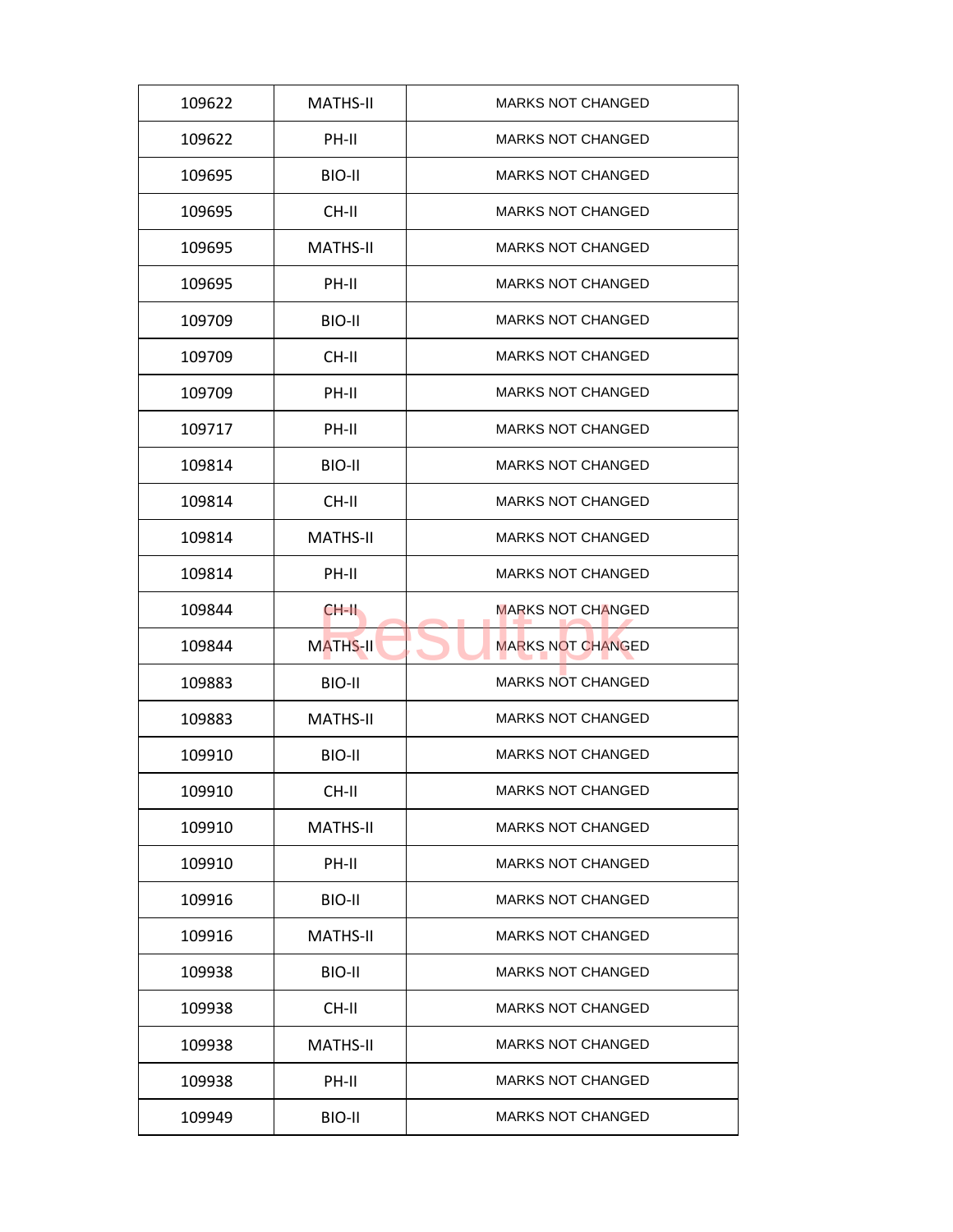| 109622 | MATHS-II | MARKS NOT CHANGED |
|---|---|---|
| 109622 | PH-II | MARKS NOT CHANGED |
| 109695 | BIO-II | MARKS NOT CHANGED |
| 109695 | CH-II | MARKS NOT CHANGED |
| 109695 | MATHS-II | MARKS NOT CHANGED |
| 109695 | PH-II | MARKS NOT CHANGED |
| 109709 | BIO-II | MARKS NOT CHANGED |
| 109709 | CH-II | MARKS NOT CHANGED |
| 109709 | PH-II | MARKS NOT CHANGED |
| 109717 | PH-II | MARKS NOT CHANGED |
| 109814 | BIO-II | MARKS NOT CHANGED |
| 109814 | CH-II | MARKS NOT CHANGED |
| 109814 | MATHS-II | MARKS NOT CHANGED |
| 109814 | PH-II | MARKS NOT CHANGED |
| 109844 | CH-II | MARKS NOT CHANGED |
| 109844 | MATHS-II | MARKS NOT CHANGED |
| 109883 | BIO-II | MARKS NOT CHANGED |
| 109883 | MATHS-II | MARKS NOT CHANGED |
| 109910 | BIO-II | MARKS NOT CHANGED |
| 109910 | CH-II | MARKS NOT CHANGED |
| 109910 | MATHS-II | MARKS NOT CHANGED |
| 109910 | PH-II | MARKS NOT CHANGED |
| 109916 | BIO-II | MARKS NOT CHANGED |
| 109916 | MATHS-II | MARKS NOT CHANGED |
| 109938 | BIO-II | MARKS NOT CHANGED |
| 109938 | CH-II | MARKS NOT CHANGED |
| 109938 | MATHS-II | MARKS NOT CHANGED |
| 109938 | PH-II | MARKS NOT CHANGED |
| 109949 | BIO-II | MARKS NOT CHANGED |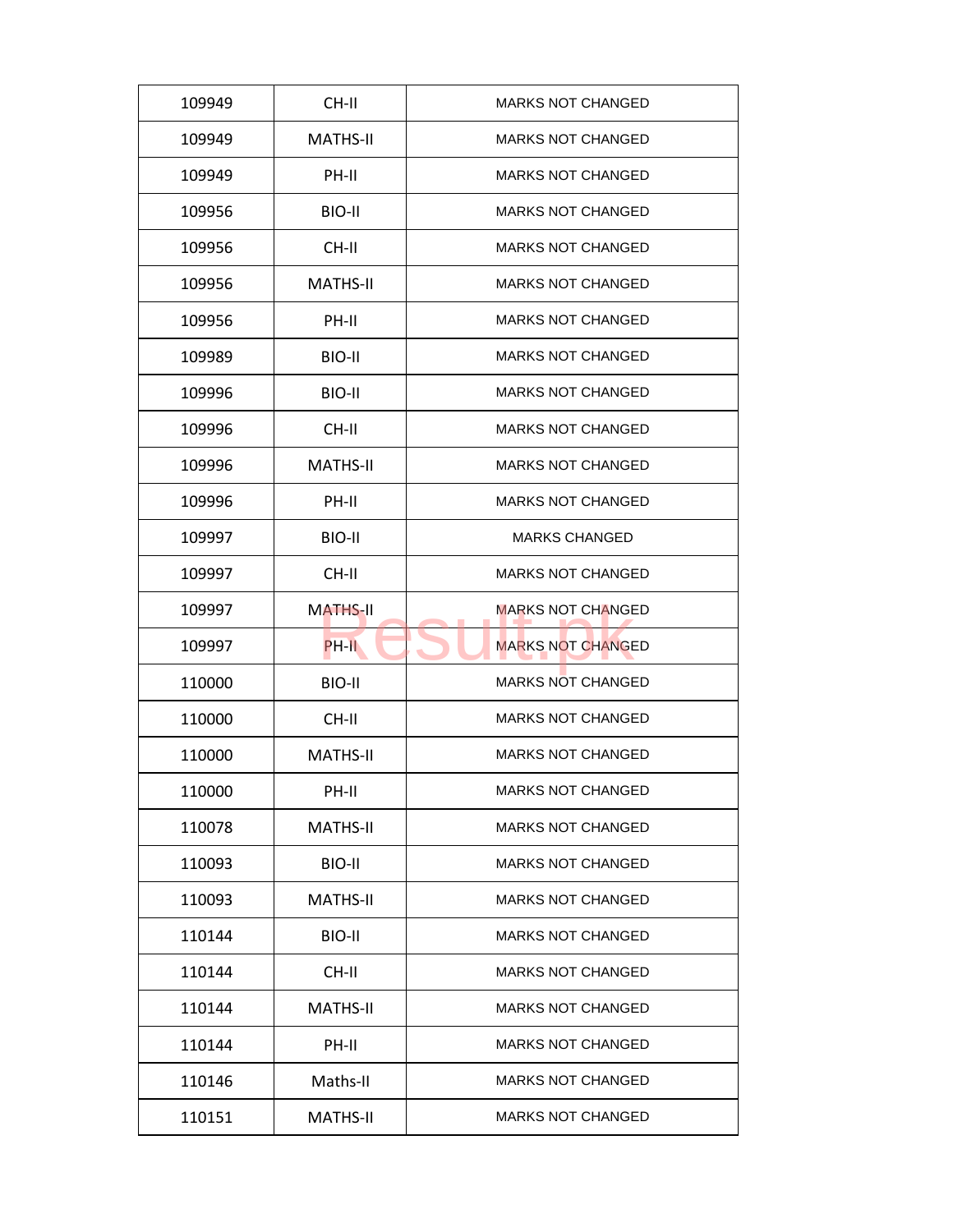| 109949 | CH-II | MARKS NOT CHANGED |
|---|---|---|
| 109949 | MATHS-II | MARKS NOT CHANGED |
| 109949 | PH-II | MARKS NOT CHANGED |
| 109956 | BIO-II | MARKS NOT CHANGED |
| 109956 | CH-II | MARKS NOT CHANGED |
| 109956 | MATHS-II | MARKS NOT CHANGED |
| 109956 | PH-II | MARKS NOT CHANGED |
| 109989 | BIO-II | MARKS NOT CHANGED |
| 109996 | BIO-II | MARKS NOT CHANGED |
| 109996 | CH-II | MARKS NOT CHANGED |
| 109996 | MATHS-II | MARKS NOT CHANGED |
| 109996 | PH-II | MARKS NOT CHANGED |
| 109997 | BIO-II | MARKS CHANGED |
| 109997 | CH-II | MARKS NOT CHANGED |
| 109997 | MATHS-II | MARKS NOT CHANGED |
| 109997 | PH-II | MARKS NOT CHANGED |
| 110000 | BIO-II | MARKS NOT CHANGED |
| 110000 | CH-II | MARKS NOT CHANGED |
| 110000 | MATHS-II | MARKS NOT CHANGED |
| 110000 | PH-II | MARKS NOT CHANGED |
| 110078 | MATHS-II | MARKS NOT CHANGED |
| 110093 | BIO-II | MARKS NOT CHANGED |
| 110093 | MATHS-II | MARKS NOT CHANGED |
| 110144 | BIO-II | MARKS NOT CHANGED |
| 110144 | CH-II | MARKS NOT CHANGED |
| 110144 | MATHS-II | MARKS NOT CHANGED |
| 110144 | PH-II | MARKS NOT CHANGED |
| 110146 | Maths-II | MARKS NOT CHANGED |
| 110151 | MATHS-II | MARKS NOT CHANGED |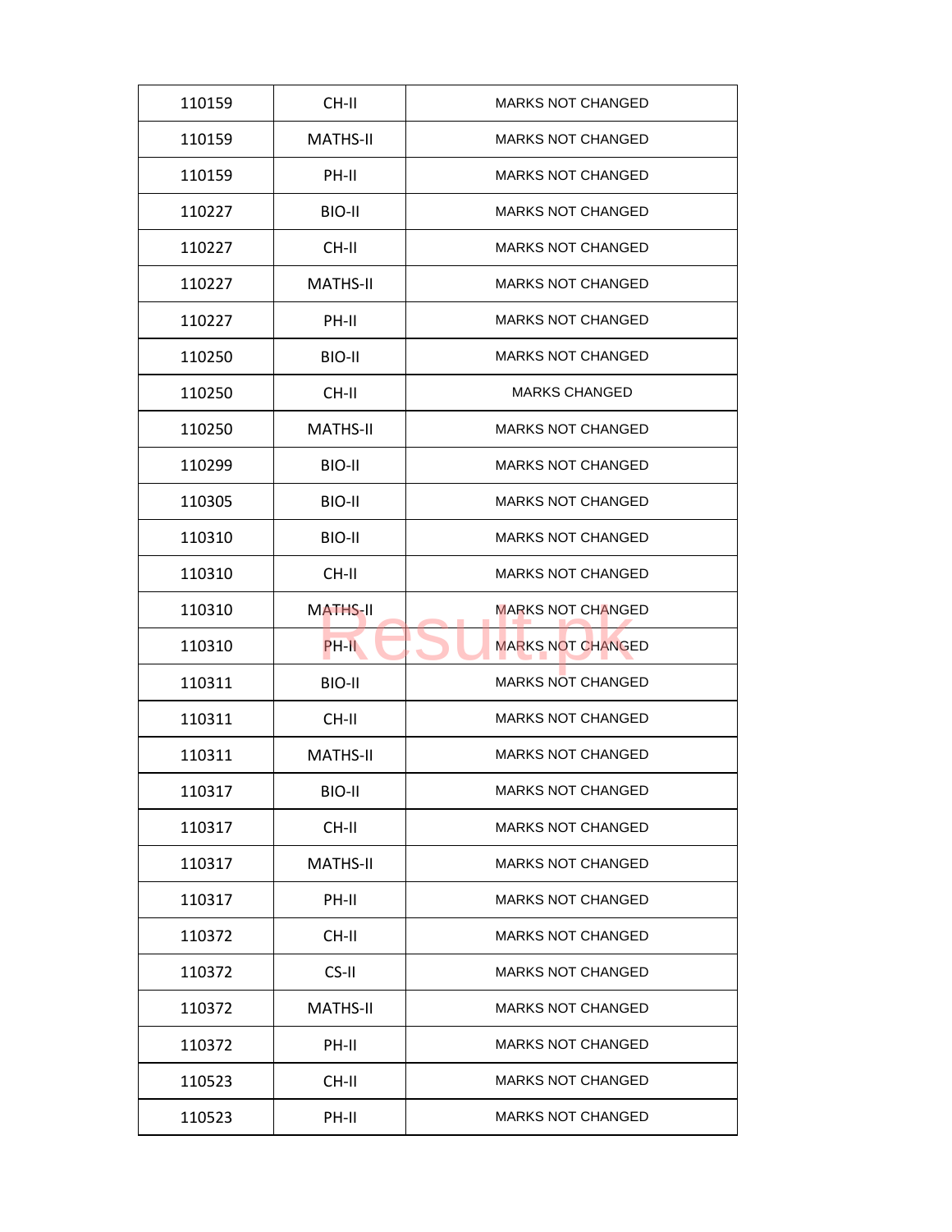| 110159 | CH-II | MARKS NOT CHANGED |
|---|---|---|
| 110159 | MATHS-II | MARKS NOT CHANGED |
| 110159 | PH-II | MARKS NOT CHANGED |
| 110227 | BIO-II | MARKS NOT CHANGED |
| 110227 | CH-II | MARKS NOT CHANGED |
| 110227 | MATHS-II | MARKS NOT CHANGED |
| 110227 | PH-II | MARKS NOT CHANGED |
| 110250 | BIO-II | MARKS NOT CHANGED |
| 110250 | CH-II | MARKS CHANGED |
| 110250 | MATHS-II | MARKS NOT CHANGED |
| 110299 | BIO-II | MARKS NOT CHANGED |
| 110305 | BIO-II | MARKS NOT CHANGED |
| 110310 | BIO-II | MARKS NOT CHANGED |
| 110310 | CH-II | MARKS NOT CHANGED |
| 110310 | MATHS-II | MARKS NOT CHANGED |
| 110310 | PH-II | MARKS NOT CHANGED |
| 110311 | BIO-II | MARKS NOT CHANGED |
| 110311 | CH-II | MARKS NOT CHANGED |
| 110311 | MATHS-II | MARKS NOT CHANGED |
| 110317 | BIO-II | MARKS NOT CHANGED |
| 110317 | CH-II | MARKS NOT CHANGED |
| 110317 | MATHS-II | MARKS NOT CHANGED |
| 110317 | PH-II | MARKS NOT CHANGED |
| 110372 | CH-II | MARKS NOT CHANGED |
| 110372 | CS-II | MARKS NOT CHANGED |
| 110372 | MATHS-II | MARKS NOT CHANGED |
| 110372 | PH-II | MARKS NOT CHANGED |
| 110523 | CH-II | MARKS NOT CHANGED |
| 110523 | PH-II | MARKS NOT CHANGED |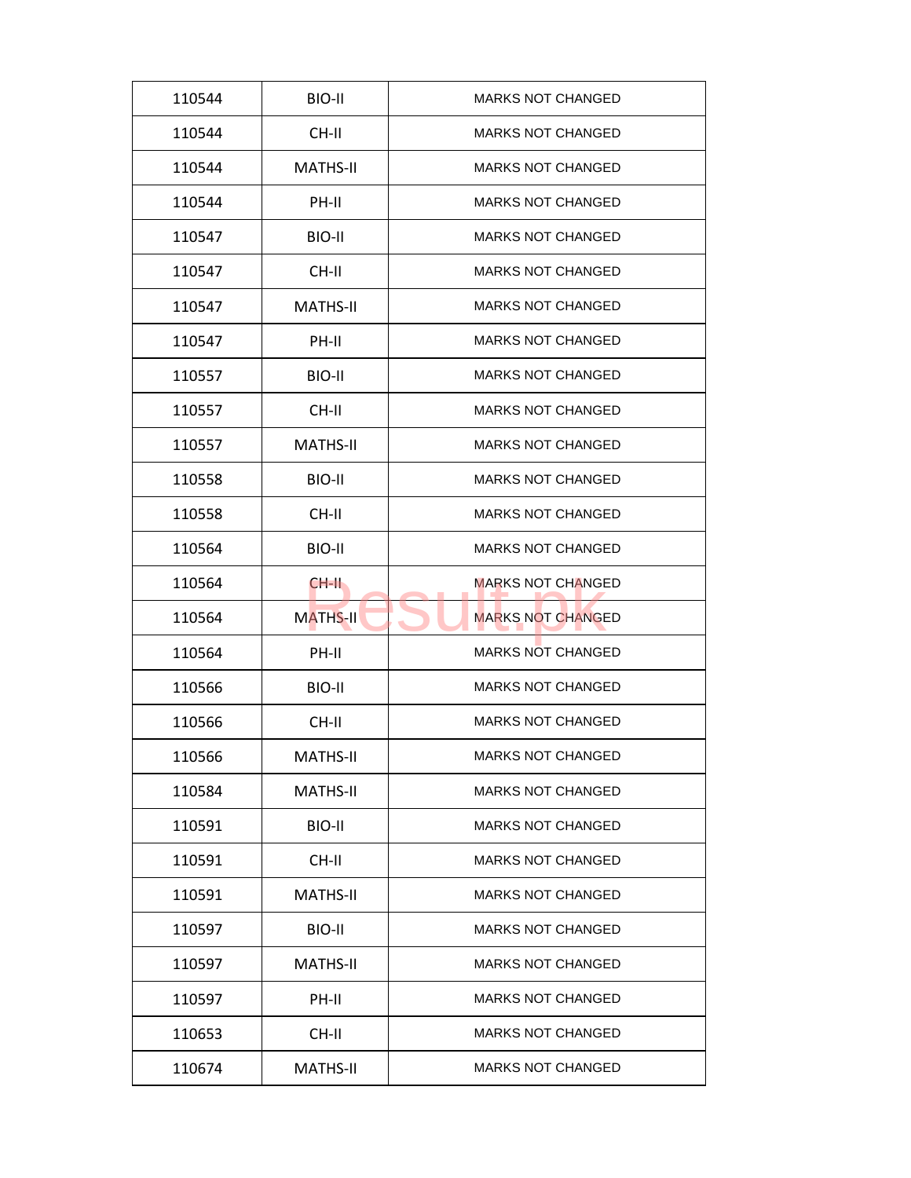| 110544 | BIO-II | MARKS NOT CHANGED |
|---|---|---|
| 110544 | CH-II | MARKS NOT CHANGED |
| 110544 | MATHS-II | MARKS NOT CHANGED |
| 110544 | PH-II | MARKS NOT CHANGED |
| 110547 | BIO-II | MARKS NOT CHANGED |
| 110547 | CH-II | MARKS NOT CHANGED |
| 110547 | MATHS-II | MARKS NOT CHANGED |
| 110547 | PH-II | MARKS NOT CHANGED |
| 110557 | BIO-II | MARKS NOT CHANGED |
| 110557 | CH-II | MARKS NOT CHANGED |
| 110557 | MATHS-II | MARKS NOT CHANGED |
| 110558 | BIO-II | MARKS NOT CHANGED |
| 110558 | CH-II | MARKS NOT CHANGED |
| 110564 | BIO-II | MARKS NOT CHANGED |
| 110564 | CH-II | MARKS NOT CHANGED |
| 110564 | MATHS-II | MARKS NOT CHANGED |
| 110564 | PH-II | MARKS NOT CHANGED |
| 110566 | BIO-II | MARKS NOT CHANGED |
| 110566 | CH-II | MARKS NOT CHANGED |
| 110566 | MATHS-II | MARKS NOT CHANGED |
| 110584 | MATHS-II | MARKS NOT CHANGED |
| 110591 | BIO-II | MARKS NOT CHANGED |
| 110591 | CH-II | MARKS NOT CHANGED |
| 110591 | MATHS-II | MARKS NOT CHANGED |
| 110597 | BIO-II | MARKS NOT CHANGED |
| 110597 | MATHS-II | MARKS NOT CHANGED |
| 110597 | PH-II | MARKS NOT CHANGED |
| 110653 | CH-II | MARKS NOT CHANGED |
| 110674 | MATHS-II | MARKS NOT CHANGED |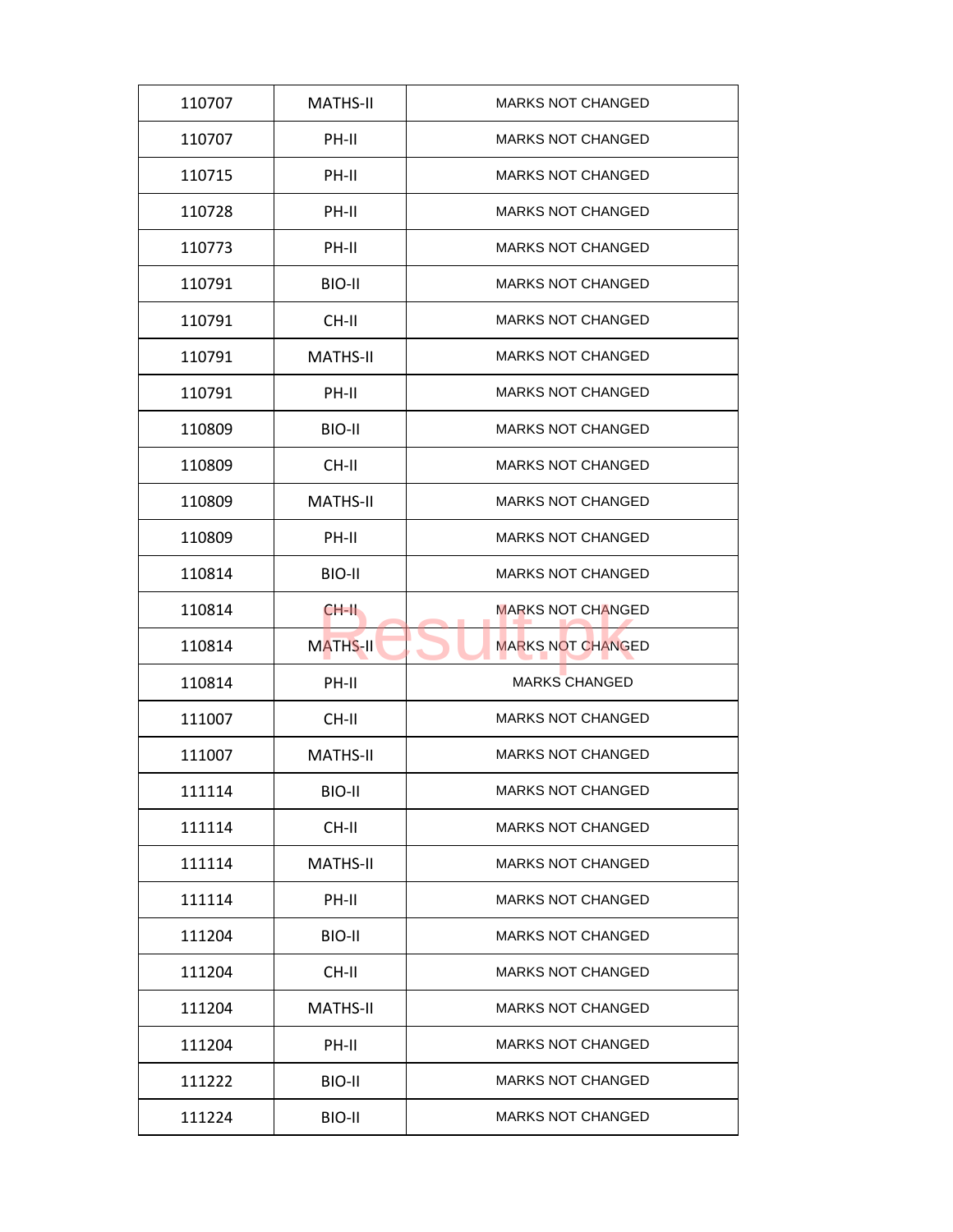| 110707 | MATHS-II | MARKS NOT CHANGED |
|---|---|---|
| 110707 | PH-II | MARKS NOT CHANGED |
| 110715 | PH-II | MARKS NOT CHANGED |
| 110728 | PH-II | MARKS NOT CHANGED |
| 110773 | PH-II | MARKS NOT CHANGED |
| 110791 | BIO-II | MARKS NOT CHANGED |
| 110791 | CH-II | MARKS NOT CHANGED |
| 110791 | MATHS-II | MARKS NOT CHANGED |
| 110791 | PH-II | MARKS NOT CHANGED |
| 110809 | BIO-II | MARKS NOT CHANGED |
| 110809 | CH-II | MARKS NOT CHANGED |
| 110809 | MATHS-II | MARKS NOT CHANGED |
| 110809 | PH-II | MARKS NOT CHANGED |
| 110814 | BIO-II | MARKS NOT CHANGED |
| 110814 | CH-II | MARKS NOT CHANGED |
| 110814 | MATHS-II | MARKS NOT CHANGED |
| 110814 | PH-II | MARKS CHANGED |
| 111007 | CH-II | MARKS NOT CHANGED |
| 111007 | MATHS-II | MARKS NOT CHANGED |
| 111114 | BIO-II | MARKS NOT CHANGED |
| 111114 | CH-II | MARKS NOT CHANGED |
| 111114 | MATHS-II | MARKS NOT CHANGED |
| 111114 | PH-II | MARKS NOT CHANGED |
| 111204 | BIO-II | MARKS NOT CHANGED |
| 111204 | CH-II | MARKS NOT CHANGED |
| 111204 | MATHS-II | MARKS NOT CHANGED |
| 111204 | PH-II | MARKS NOT CHANGED |
| 111222 | BIO-II | MARKS NOT CHANGED |
| 111224 | BIO-II | MARKS NOT CHANGED |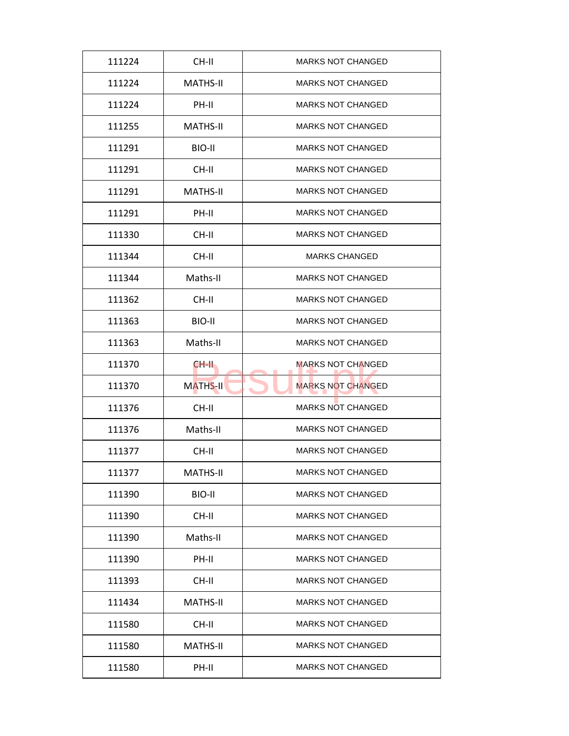| | | |
|---|---|---|
| 111224 | CH-II | MARKS NOT CHANGED |
| 111224 | MATHS-II | MARKS NOT CHANGED |
| 111224 | PH-II | MARKS NOT CHANGED |
| 111255 | MATHS-II | MARKS NOT CHANGED |
| 111291 | BIO-II | MARKS NOT CHANGED |
| 111291 | CH-II | MARKS NOT CHANGED |
| 111291 | MATHS-II | MARKS NOT CHANGED |
| 111291 | PH-II | MARKS NOT CHANGED |
| 111330 | CH-II | MARKS NOT CHANGED |
| 111344 | CH-II | MARKS CHANGED |
| 111344 | Maths-II | MARKS NOT CHANGED |
| 111362 | CH-II | MARKS NOT CHANGED |
| 111363 | BIO-II | MARKS NOT CHANGED |
| 111363 | Maths-II | MARKS NOT CHANGED |
| 111370 | CH-II | MARKS NOT CHANGED |
| 111370 | MATHS-II | MARKS NOT CHANGED |
| 111376 | CH-II | MARKS NOT CHANGED |
| 111376 | Maths-II | MARKS NOT CHANGED |
| 111377 | CH-II | MARKS NOT CHANGED |
| 111377 | MATHS-II | MARKS NOT CHANGED |
| 111390 | BIO-II | MARKS NOT CHANGED |
| 111390 | CH-II | MARKS NOT CHANGED |
| 111390 | Maths-II | MARKS NOT CHANGED |
| 111390 | PH-II | MARKS NOT CHANGED |
| 111393 | CH-II | MARKS NOT CHANGED |
| 111434 | MATHS-II | MARKS NOT CHANGED |
| 111580 | CH-II | MARKS NOT CHANGED |
| 111580 | MATHS-II | MARKS NOT CHANGED |
| 111580 | PH-II | MARKS NOT CHANGED |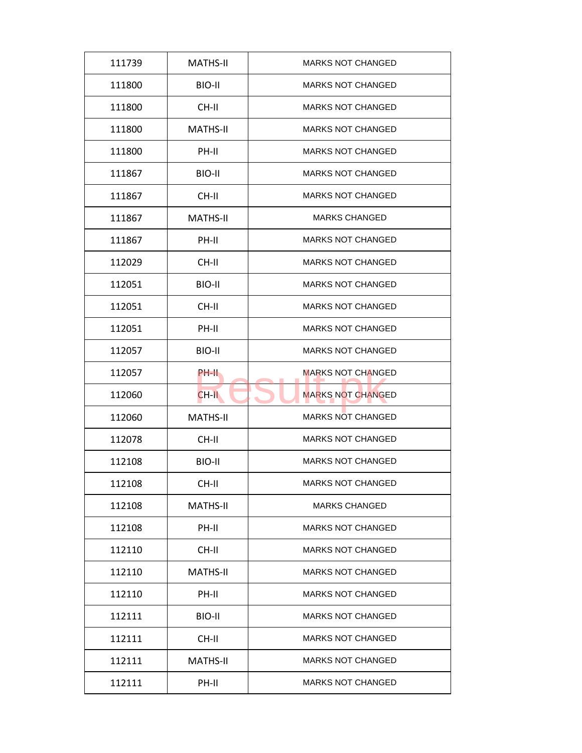| 111739 | MATHS-II | MARKS NOT CHANGED |
|---|---|---|
| 111800 | BIO-II | MARKS NOT CHANGED |
| 111800 | CH-II | MARKS NOT CHANGED |
| 111800 | MATHS-II | MARKS NOT CHANGED |
| 111800 | PH-II | MARKS NOT CHANGED |
| 111867 | BIO-II | MARKS NOT CHANGED |
| 111867 | CH-II | MARKS NOT CHANGED |
| 111867 | MATHS-II | MARKS CHANGED |
| 111867 | PH-II | MARKS NOT CHANGED |
| 112029 | CH-II | MARKS NOT CHANGED |
| 112051 | BIO-II | MARKS NOT CHANGED |
| 112051 | CH-II | MARKS NOT CHANGED |
| 112051 | PH-II | MARKS NOT CHANGED |
| 112057 | BIO-II | MARKS NOT CHANGED |
| 112057 | PH-II | MARKS NOT CHANGED |
| 112060 | CH-II | MARKS NOT CHANGED |
| 112060 | MATHS-II | MARKS NOT CHANGED |
| 112078 | CH-II | MARKS NOT CHANGED |
| 112108 | BIO-II | MARKS NOT CHANGED |
| 112108 | CH-II | MARKS NOT CHANGED |
| 112108 | MATHS-II | MARKS CHANGED |
| 112108 | PH-II | MARKS NOT CHANGED |
| 112110 | CH-II | MARKS NOT CHANGED |
| 112110 | MATHS-II | MARKS NOT CHANGED |
| 112110 | PH-II | MARKS NOT CHANGED |
| 112111 | BIO-II | MARKS NOT CHANGED |
| 112111 | CH-II | MARKS NOT CHANGED |
| 112111 | MATHS-II | MARKS NOT CHANGED |
| 112111 | PH-II | MARKS NOT CHANGED |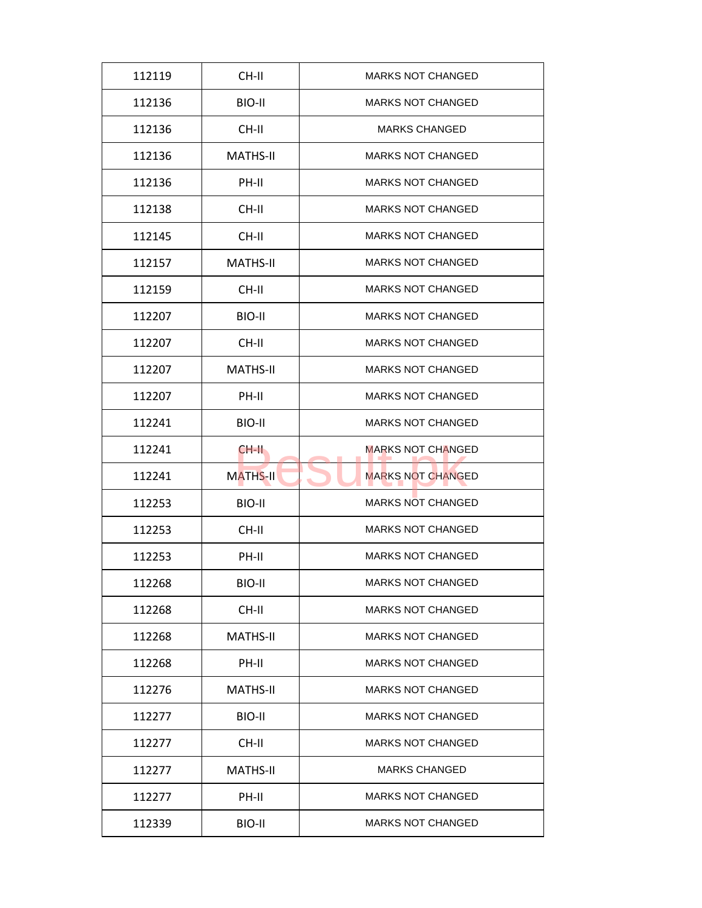| 112119 | CH-II | MARKS NOT CHANGED |
|---|---|---|
| 112136 | BIO-II | MARKS NOT CHANGED |
| 112136 | CH-II | MARKS CHANGED |
| 112136 | MATHS-II | MARKS NOT CHANGED |
| 112136 | PH-II | MARKS NOT CHANGED |
| 112138 | CH-II | MARKS NOT CHANGED |
| 112145 | CH-II | MARKS NOT CHANGED |
| 112157 | MATHS-II | MARKS NOT CHANGED |
| 112159 | CH-II | MARKS NOT CHANGED |
| 112207 | BIO-II | MARKS NOT CHANGED |
| 112207 | CH-II | MARKS NOT CHANGED |
| 112207 | MATHS-II | MARKS NOT CHANGED |
| 112207 | PH-II | MARKS NOT CHANGED |
| 112241 | BIO-II | MARKS NOT CHANGED |
| 112241 | CH-II | MARKS NOT CHANGED |
| 112241 | MATHS-II | MARKS NOT CHANGED |
| 112253 | BIO-II | MARKS NOT CHANGED |
| 112253 | CH-II | MARKS NOT CHANGED |
| 112253 | PH-II | MARKS NOT CHANGED |
| 112268 | BIO-II | MARKS NOT CHANGED |
| 112268 | CH-II | MARKS NOT CHANGED |
| 112268 | MATHS-II | MARKS NOT CHANGED |
| 112268 | PH-II | MARKS NOT CHANGED |
| 112276 | MATHS-II | MARKS NOT CHANGED |
| 112277 | BIO-II | MARKS NOT CHANGED |
| 112277 | CH-II | MARKS NOT CHANGED |
| 112277 | MATHS-II | MARKS CHANGED |
| 112277 | PH-II | MARKS NOT CHANGED |
| 112339 | BIO-II | MARKS NOT CHANGED |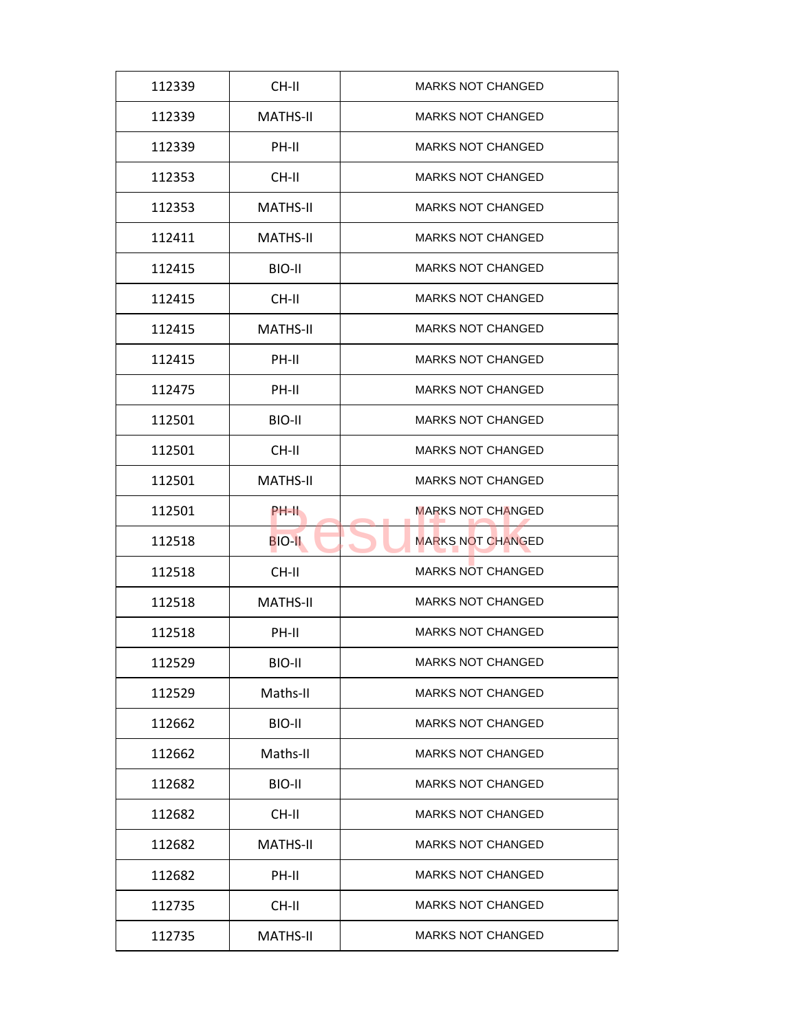| | | |
|---|---|---|
| 112339 | CH-II | MARKS NOT CHANGED |
| 112339 | MATHS-II | MARKS NOT CHANGED |
| 112339 | PH-II | MARKS NOT CHANGED |
| 112353 | CH-II | MARKS NOT CHANGED |
| 112353 | MATHS-II | MARKS NOT CHANGED |
| 112411 | MATHS-II | MARKS NOT CHANGED |
| 112415 | BIO-II | MARKS NOT CHANGED |
| 112415 | CH-II | MARKS NOT CHANGED |
| 112415 | MATHS-II | MARKS NOT CHANGED |
| 112415 | PH-II | MARKS NOT CHANGED |
| 112475 | PH-II | MARKS NOT CHANGED |
| 112501 | BIO-II | MARKS NOT CHANGED |
| 112501 | CH-II | MARKS NOT CHANGED |
| 112501 | MATHS-II | MARKS NOT CHANGED |
| 112501 | PH-II | MARKS NOT CHANGED |
| 112518 | BIO-II | MARKS NOT CHANGED |
| 112518 | CH-II | MARKS NOT CHANGED |
| 112518 | MATHS-II | MARKS NOT CHANGED |
| 112518 | PH-II | MARKS NOT CHANGED |
| 112529 | BIO-II | MARKS NOT CHANGED |
| 112529 | Maths-II | MARKS NOT CHANGED |
| 112662 | BIO-II | MARKS NOT CHANGED |
| 112662 | Maths-II | MARKS NOT CHANGED |
| 112682 | BIO-II | MARKS NOT CHANGED |
| 112682 | CH-II | MARKS NOT CHANGED |
| 112682 | MATHS-II | MARKS NOT CHANGED |
| 112682 | PH-II | MARKS NOT CHANGED |
| 112735 | CH-II | MARKS NOT CHANGED |
| 112735 | MATHS-II | MARKS NOT CHANGED |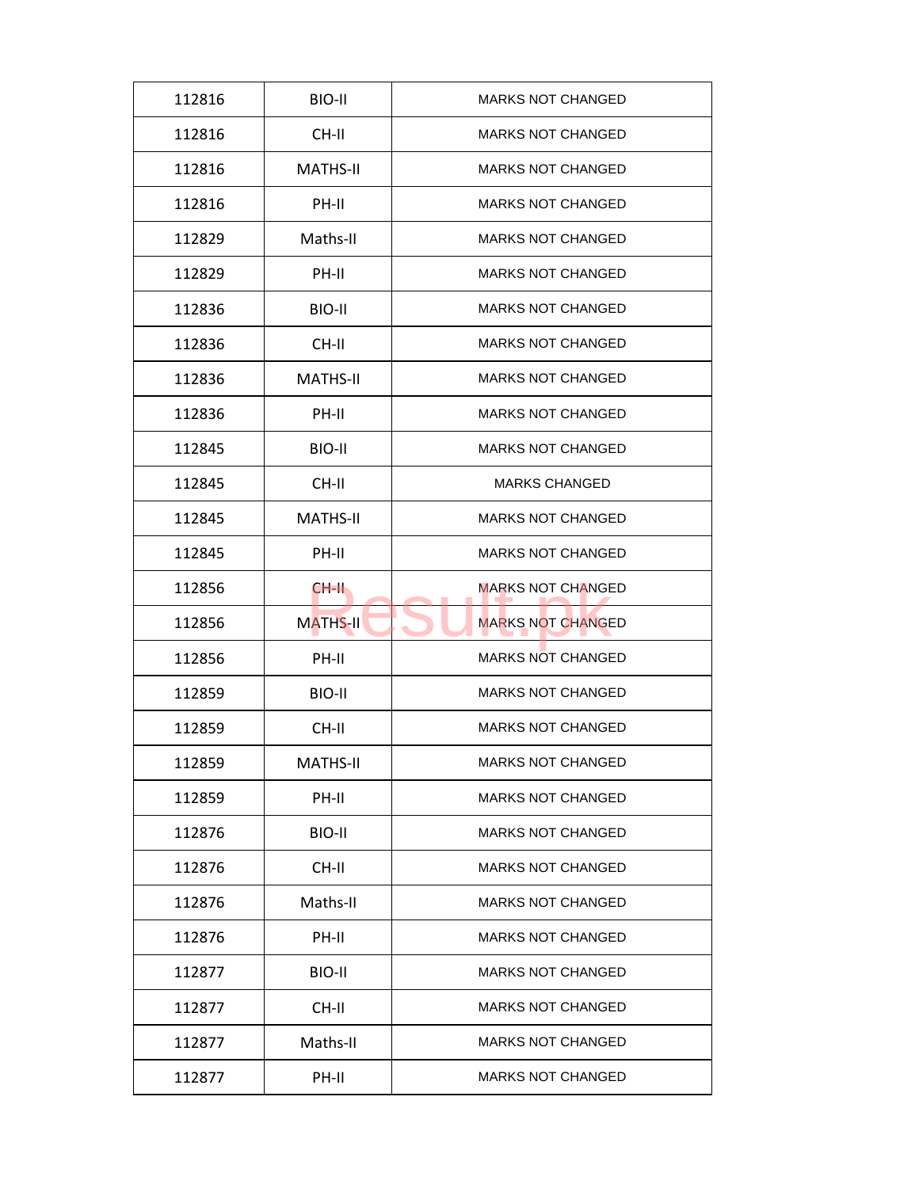| 112816 | BIO-II | MARKS NOT CHANGED |
|---|---|---|
| 112816 | CH-II | MARKS NOT CHANGED |
| 112816 | MATHS-II | MARKS NOT CHANGED |
| 112816 | PH-II | MARKS NOT CHANGED |
| 112829 | Maths-II | MARKS NOT CHANGED |
| 112829 | PH-II | MARKS NOT CHANGED |
| 112836 | BIO-II | MARKS NOT CHANGED |
| 112836 | CH-II | MARKS NOT CHANGED |
| 112836 | MATHS-II | MARKS NOT CHANGED |
| 112836 | PH-II | MARKS NOT CHANGED |
| 112845 | BIO-II | MARKS NOT CHANGED |
| 112845 | CH-II | MARKS CHANGED |
| 112845 | MATHS-II | MARKS NOT CHANGED |
| 112845 | PH-II | MARKS NOT CHANGED |
| 112856 | CH-II | MARKS NOT CHANGED |
| 112856 | MATHS-II | MARKS NOT CHANGED |
| 112856 | PH-II | MARKS NOT CHANGED |
| 112859 | BIO-II | MARKS NOT CHANGED |
| 112859 | CH-II | MARKS NOT CHANGED |
| 112859 | MATHS-II | MARKS NOT CHANGED |
| 112859 | PH-II | MARKS NOT CHANGED |
| 112876 | BIO-II | MARKS NOT CHANGED |
| 112876 | CH-II | MARKS NOT CHANGED |
| 112876 | Maths-II | MARKS NOT CHANGED |
| 112876 | PH-II | MARKS NOT CHANGED |
| 112877 | BIO-II | MARKS NOT CHANGED |
| 112877 | CH-II | MARKS NOT CHANGED |
| 112877 | Maths-II | MARKS NOT CHANGED |
| 112877 | PH-II | MARKS NOT CHANGED |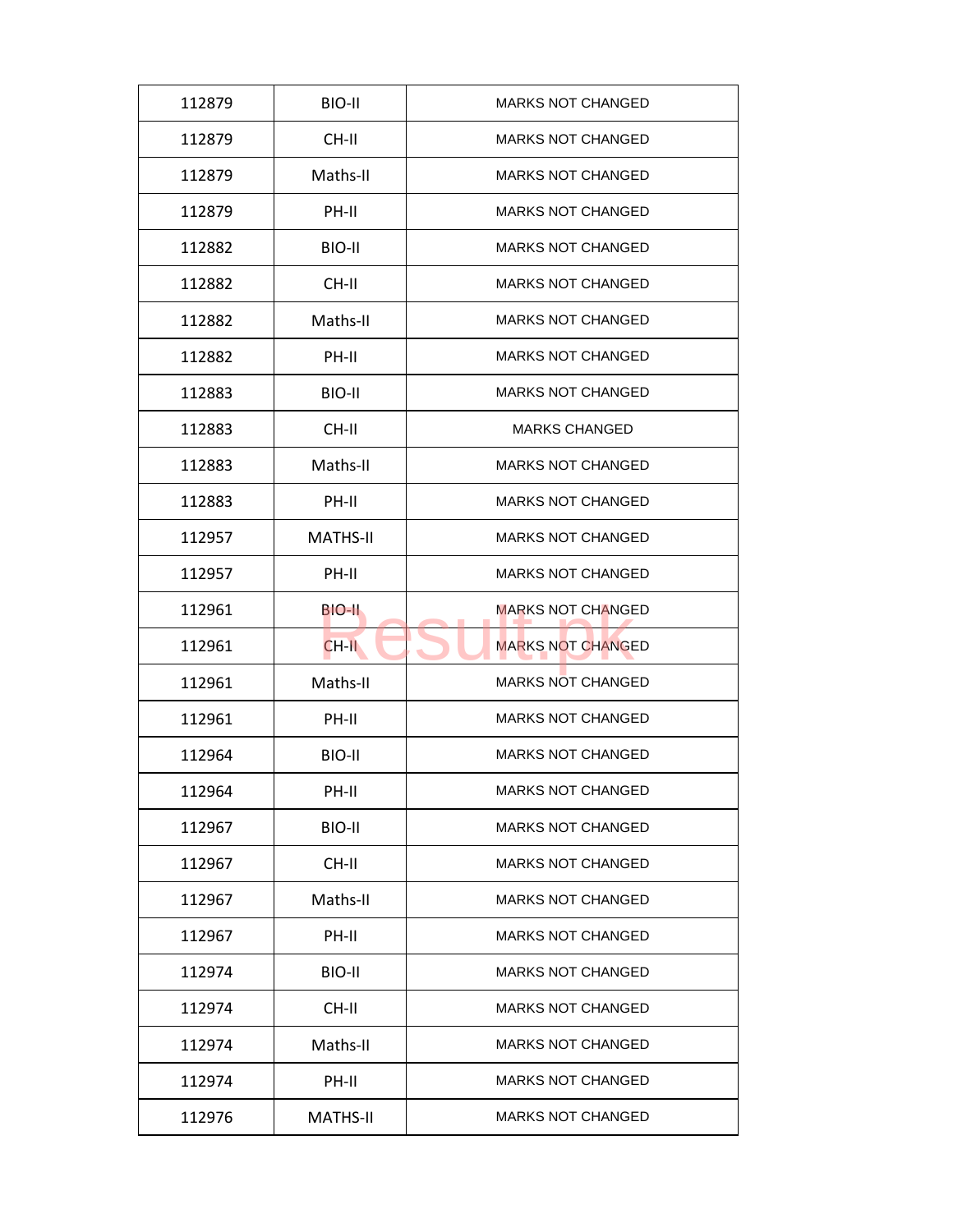| 112879 | BIO-II | MARKS NOT CHANGED |
|---|---|---|
| 112879 | CH-II | MARKS NOT CHANGED |
| 112879 | Maths-II | MARKS NOT CHANGED |
| 112879 | PH-II | MARKS NOT CHANGED |
| 112882 | BIO-II | MARKS NOT CHANGED |
| 112882 | CH-II | MARKS NOT CHANGED |
| 112882 | Maths-II | MARKS NOT CHANGED |
| 112882 | PH-II | MARKS NOT CHANGED |
| 112883 | BIO-II | MARKS NOT CHANGED |
| 112883 | CH-II | MARKS CHANGED |
| 112883 | Maths-II | MARKS NOT CHANGED |
| 112883 | PH-II | MARKS NOT CHANGED |
| 112957 | MATHS-II | MARKS NOT CHANGED |
| 112957 | PH-II | MARKS NOT CHANGED |
| 112961 | BIO-II | MARKS NOT CHANGED |
| 112961 | CH-II | MARKS NOT CHANGED |
| 112961 | Maths-II | MARKS NOT CHANGED |
| 112961 | PH-II | MARKS NOT CHANGED |
| 112964 | BIO-II | MARKS NOT CHANGED |
| 112964 | PH-II | MARKS NOT CHANGED |
| 112967 | BIO-II | MARKS NOT CHANGED |
| 112967 | CH-II | MARKS NOT CHANGED |
| 112967 | Maths-II | MARKS NOT CHANGED |
| 112967 | PH-II | MARKS NOT CHANGED |
| 112974 | BIO-II | MARKS NOT CHANGED |
| 112974 | CH-II | MARKS NOT CHANGED |
| 112974 | Maths-II | MARKS NOT CHANGED |
| 112974 | PH-II | MARKS NOT CHANGED |
| 112976 | MATHS-II | MARKS NOT CHANGED |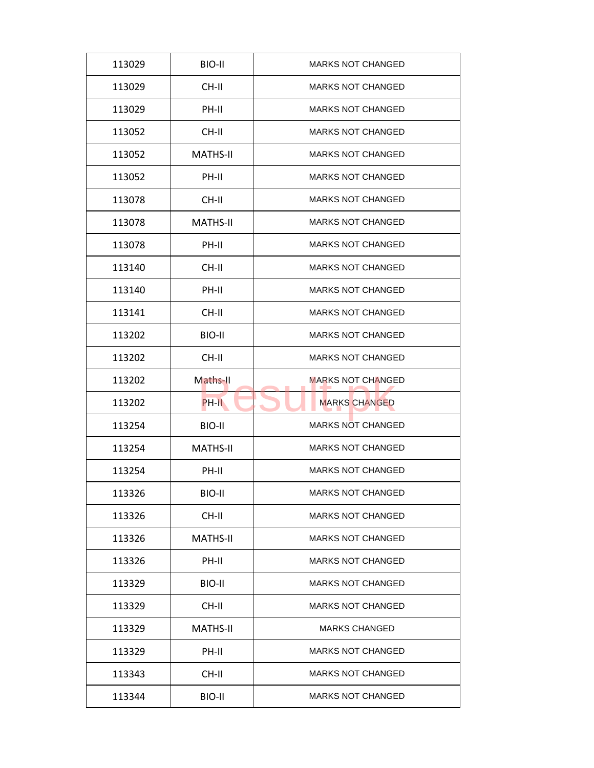| | | |
|---|---|---|
| 113029 | BIO-II | MARKS NOT CHANGED |
| 113029 | CH-II | MARKS NOT CHANGED |
| 113029 | PH-II | MARKS NOT CHANGED |
| 113052 | CH-II | MARKS NOT CHANGED |
| 113052 | MATHS-II | MARKS NOT CHANGED |
| 113052 | PH-II | MARKS NOT CHANGED |
| 113078 | CH-II | MARKS NOT CHANGED |
| 113078 | MATHS-II | MARKS NOT CHANGED |
| 113078 | PH-II | MARKS NOT CHANGED |
| 113140 | CH-II | MARKS NOT CHANGED |
| 113140 | PH-II | MARKS NOT CHANGED |
| 113141 | CH-II | MARKS NOT CHANGED |
| 113202 | BIO-II | MARKS NOT CHANGED |
| 113202 | CH-II | MARKS NOT CHANGED |
| 113202 | Maths-II | MARKS NOT CHANGED |
| 113202 | PH-II | MARKS CHANGED |
| 113254 | BIO-II | MARKS NOT CHANGED |
| 113254 | MATHS-II | MARKS NOT CHANGED |
| 113254 | PH-II | MARKS NOT CHANGED |
| 113326 | BIO-II | MARKS NOT CHANGED |
| 113326 | CH-II | MARKS NOT CHANGED |
| 113326 | MATHS-II | MARKS NOT CHANGED |
| 113326 | PH-II | MARKS NOT CHANGED |
| 113329 | BIO-II | MARKS NOT CHANGED |
| 113329 | CH-II | MARKS NOT CHANGED |
| 113329 | MATHS-II | MARKS CHANGED |
| 113329 | PH-II | MARKS NOT CHANGED |
| 113343 | CH-II | MARKS NOT CHANGED |
| 113344 | BIO-II | MARKS NOT CHANGED |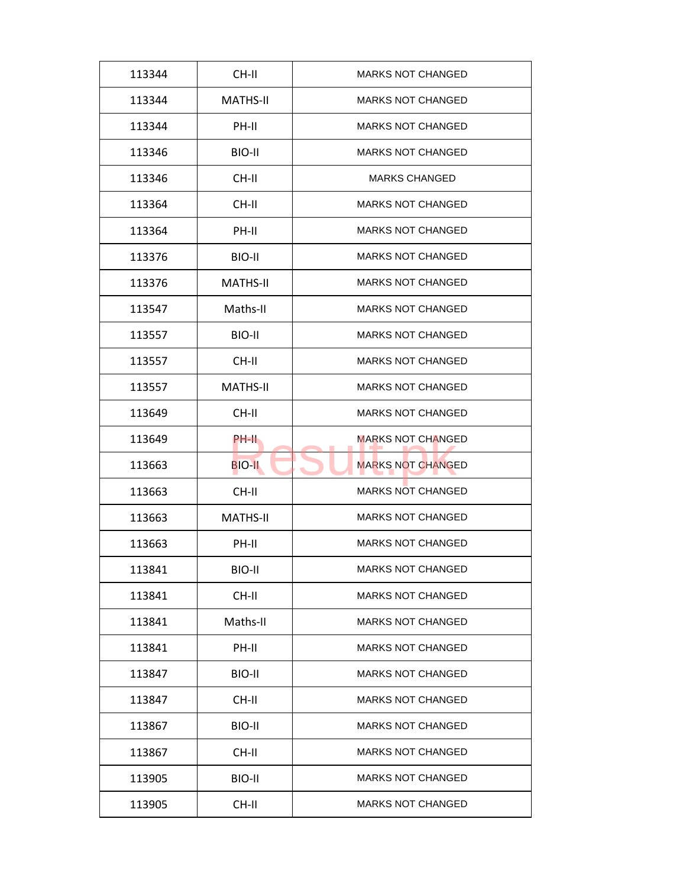| 113344 | CH-II | MARKS NOT CHANGED |
| --- | --- | --- |
| 113344 | MATHS-II | MARKS NOT CHANGED |
| 113344 | PH-II | MARKS NOT CHANGED |
| 113346 | BIO-II | MARKS NOT CHANGED |
| 113346 | CH-II | MARKS CHANGED |
| 113364 | CH-II | MARKS NOT CHANGED |
| 113364 | PH-II | MARKS NOT CHANGED |
| 113376 | BIO-II | MARKS NOT CHANGED |
| 113376 | MATHS-II | MARKS NOT CHANGED |
| 113547 | Maths-II | MARKS NOT CHANGED |
| 113557 | BIO-II | MARKS NOT CHANGED |
| 113557 | CH-II | MARKS NOT CHANGED |
| 113557 | MATHS-II | MARKS NOT CHANGED |
| 113649 | CH-II | MARKS NOT CHANGED |
| 113649 | PH-II | MARKS NOT CHANGED |
| 113663 | BIO-II | MARKS NOT CHANGED |
| 113663 | CH-II | MARKS NOT CHANGED |
| 113663 | MATHS-II | MARKS NOT CHANGED |
| 113663 | PH-II | MARKS NOT CHANGED |
| 113841 | BIO-II | MARKS NOT CHANGED |
| 113841 | CH-II | MARKS NOT CHANGED |
| 113841 | Maths-II | MARKS NOT CHANGED |
| 113841 | PH-II | MARKS NOT CHANGED |
| 113847 | BIO-II | MARKS NOT CHANGED |
| 113847 | CH-II | MARKS NOT CHANGED |
| 113867 | BIO-II | MARKS NOT CHANGED |
| 113867 | CH-II | MARKS NOT CHANGED |
| 113905 | BIO-II | MARKS NOT CHANGED |
| 113905 | CH-II | MARKS NOT CHANGED |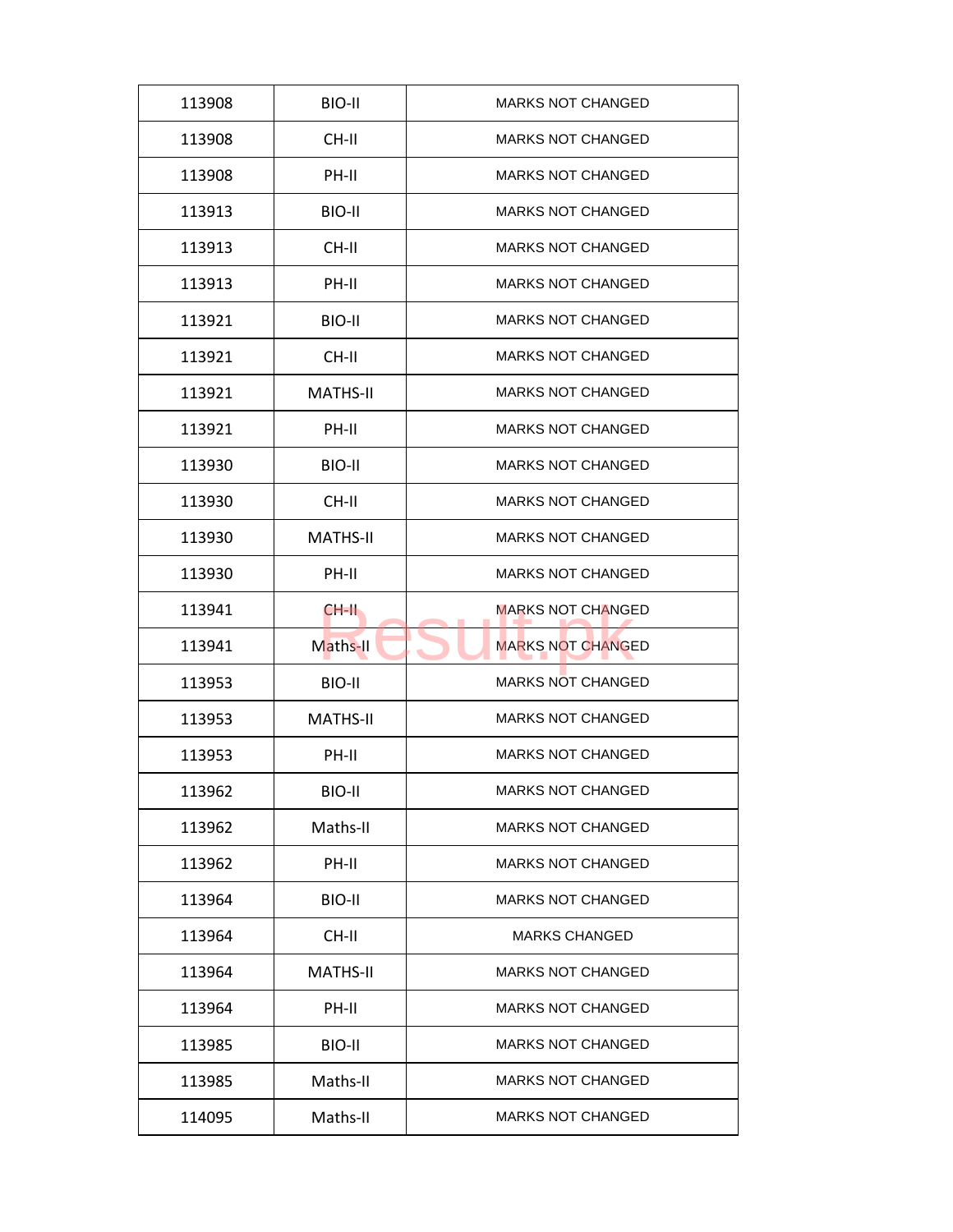| | | |
|---|---|---|
| 113908 | BIO-II | MARKS NOT CHANGED |
| 113908 | CH-II | MARKS NOT CHANGED |
| 113908 | PH-II | MARKS NOT CHANGED |
| 113913 | BIO-II | MARKS NOT CHANGED |
| 113913 | CH-II | MARKS NOT CHANGED |
| 113913 | PH-II | MARKS NOT CHANGED |
| 113921 | BIO-II | MARKS NOT CHANGED |
| 113921 | CH-II | MARKS NOT CHANGED |
| 113921 | MATHS-II | MARKS NOT CHANGED |
| 113921 | PH-II | MARKS NOT CHANGED |
| 113930 | BIO-II | MARKS NOT CHANGED |
| 113930 | CH-II | MARKS NOT CHANGED |
| 113930 | MATHS-II | MARKS NOT CHANGED |
| 113930 | PH-II | MARKS NOT CHANGED |
| 113941 | CH-II | MARKS NOT CHANGED |
| 113941 | Maths-II | MARKS NOT CHANGED |
| 113953 | BIO-II | MARKS NOT CHANGED |
| 113953 | MATHS-II | MARKS NOT CHANGED |
| 113953 | PH-II | MARKS NOT CHANGED |
| 113962 | BIO-II | MARKS NOT CHANGED |
| 113962 | Maths-II | MARKS NOT CHANGED |
| 113962 | PH-II | MARKS NOT CHANGED |
| 113964 | BIO-II | MARKS NOT CHANGED |
| 113964 | CH-II | MARKS CHANGED |
| 113964 | MATHS-II | MARKS NOT CHANGED |
| 113964 | PH-II | MARKS NOT CHANGED |
| 113985 | BIO-II | MARKS NOT CHANGED |
| 113985 | Maths-II | MARKS NOT CHANGED |
| 114095 | Maths-II | MARKS NOT CHANGED |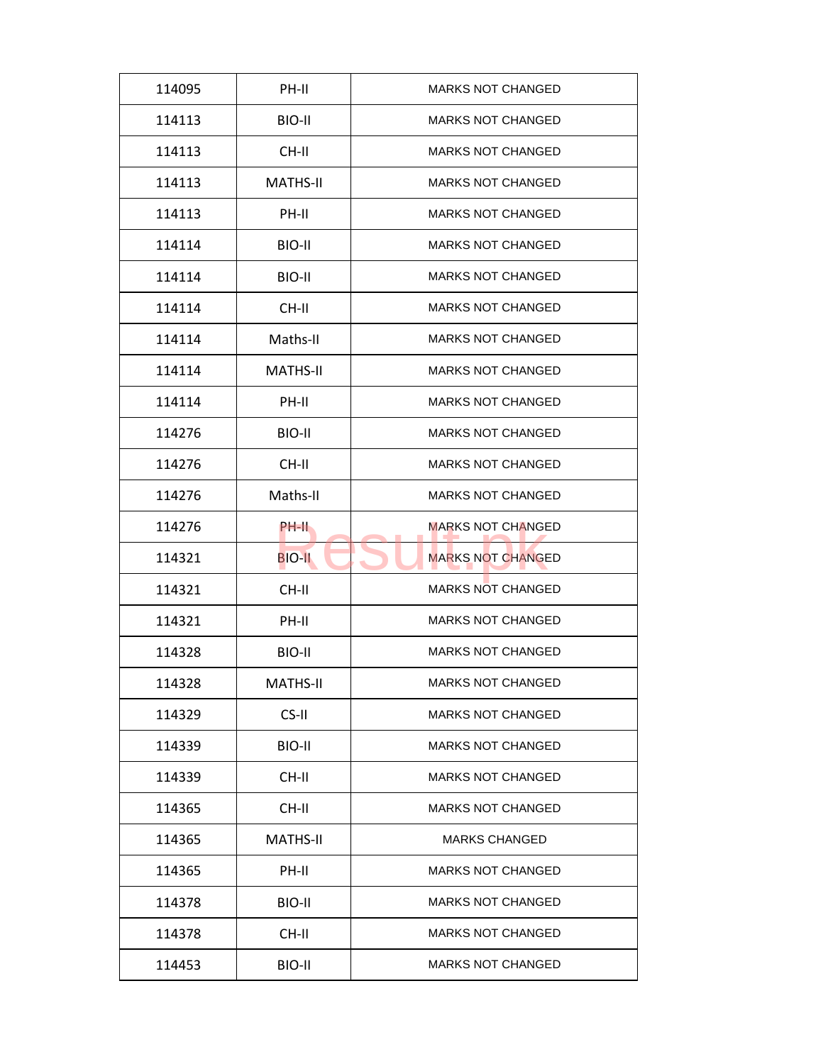| | | |
|---|---|---|
| 114095 | PH-II | MARKS NOT CHANGED |
| 114113 | BIO-II | MARKS NOT CHANGED |
| 114113 | CH-II | MARKS NOT CHANGED |
| 114113 | MATHS-II | MARKS NOT CHANGED |
| 114113 | PH-II | MARKS NOT CHANGED |
| 114114 | BIO-II | MARKS NOT CHANGED |
| 114114 | BIO-II | MARKS NOT CHANGED |
| 114114 | CH-II | MARKS NOT CHANGED |
| 114114 | Maths-II | MARKS NOT CHANGED |
| 114114 | MATHS-II | MARKS NOT CHANGED |
| 114114 | PH-II | MARKS NOT CHANGED |
| 114276 | BIO-II | MARKS NOT CHANGED |
| 114276 | CH-II | MARKS NOT CHANGED |
| 114276 | Maths-II | MARKS NOT CHANGED |
| 114276 | PH-II | MARKS NOT CHANGED |
| 114321 | BIO-II | MARKS NOT CHANGED |
| 114321 | CH-II | MARKS NOT CHANGED |
| 114321 | PH-II | MARKS NOT CHANGED |
| 114328 | BIO-II | MARKS NOT CHANGED |
| 114328 | MATHS-II | MARKS NOT CHANGED |
| 114329 | CS-II | MARKS NOT CHANGED |
| 114339 | BIO-II | MARKS NOT CHANGED |
| 114339 | CH-II | MARKS NOT CHANGED |
| 114365 | CH-II | MARKS NOT CHANGED |
| 114365 | MATHS-II | MARKS CHANGED |
| 114365 | PH-II | MARKS NOT CHANGED |
| 114378 | BIO-II | MARKS NOT CHANGED |
| 114378 | CH-II | MARKS NOT CHANGED |
| 114453 | BIO-II | MARKS NOT CHANGED |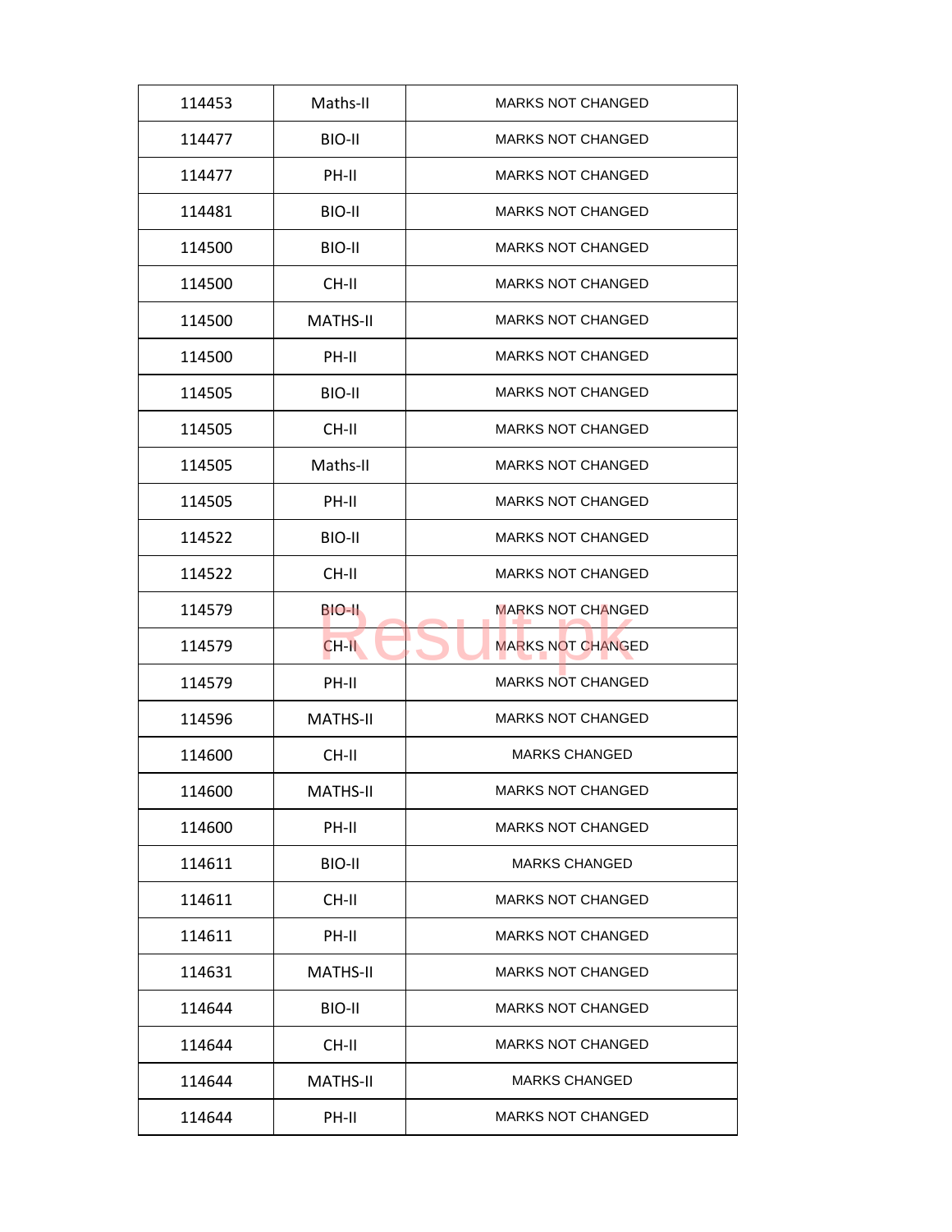| 114453 | Maths-II | MARKS NOT CHANGED |
|---|---|---|
| 114477 | BIO-II | MARKS NOT CHANGED |
| 114477 | PH-II | MARKS NOT CHANGED |
| 114481 | BIO-II | MARKS NOT CHANGED |
| 114500 | BIO-II | MARKS NOT CHANGED |
| 114500 | CH-II | MARKS NOT CHANGED |
| 114500 | MATHS-II | MARKS NOT CHANGED |
| 114500 | PH-II | MARKS NOT CHANGED |
| 114505 | BIO-II | MARKS NOT CHANGED |
| 114505 | CH-II | MARKS NOT CHANGED |
| 114505 | Maths-II | MARKS NOT CHANGED |
| 114505 | PH-II | MARKS NOT CHANGED |
| 114522 | BIO-II | MARKS NOT CHANGED |
| 114522 | CH-II | MARKS NOT CHANGED |
| 114579 | BIO-II | MARKS NOT CHANGED |
| 114579 | CH-II | MARKS NOT CHANGED |
| 114579 | PH-II | MARKS NOT CHANGED |
| 114596 | MATHS-II | MARKS NOT CHANGED |
| 114600 | CH-II | MARKS CHANGED |
| 114600 | MATHS-II | MARKS NOT CHANGED |
| 114600 | PH-II | MARKS NOT CHANGED |
| 114611 | BIO-II | MARKS CHANGED |
| 114611 | CH-II | MARKS NOT CHANGED |
| 114611 | PH-II | MARKS NOT CHANGED |
| 114631 | MATHS-II | MARKS NOT CHANGED |
| 114644 | BIO-II | MARKS NOT CHANGED |
| 114644 | CH-II | MARKS NOT CHANGED |
| 114644 | MATHS-II | MARKS CHANGED |
| 114644 | PH-II | MARKS NOT CHANGED |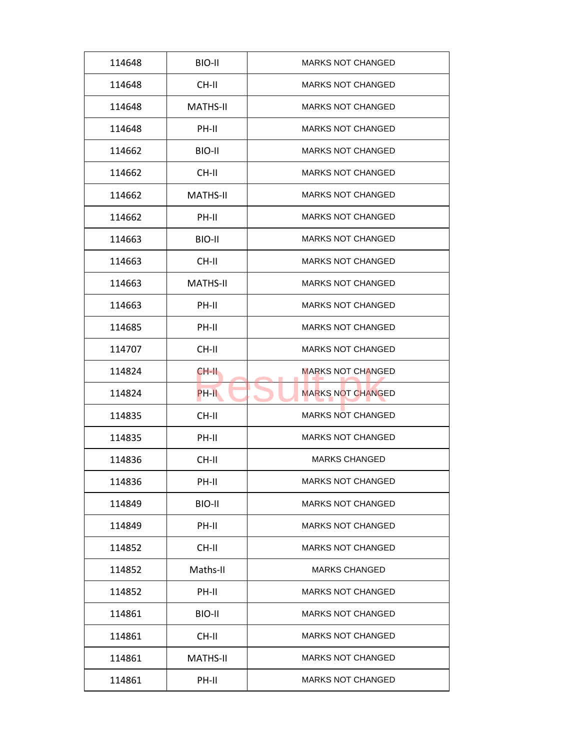| | | |
|---|---|---|
| 114648 | BIO-II | MARKS NOT CHANGED |
| 114648 | CH-II | MARKS NOT CHANGED |
| 114648 | MATHS-II | MARKS NOT CHANGED |
| 114648 | PH-II | MARKS NOT CHANGED |
| 114662 | BIO-II | MARKS NOT CHANGED |
| 114662 | CH-II | MARKS NOT CHANGED |
| 114662 | MATHS-II | MARKS NOT CHANGED |
| 114662 | PH-II | MARKS NOT CHANGED |
| 114663 | BIO-II | MARKS NOT CHANGED |
| 114663 | CH-II | MARKS NOT CHANGED |
| 114663 | MATHS-II | MARKS NOT CHANGED |
| 114663 | PH-II | MARKS NOT CHANGED |
| 114685 | PH-II | MARKS NOT CHANGED |
| 114707 | CH-II | MARKS NOT CHANGED |
| 114824 | CH-II | MARKS NOT CHANGED |
| 114824 | PH-II | MARKS NOT CHANGED |
| 114835 | CH-II | MARKS NOT CHANGED |
| 114835 | PH-II | MARKS NOT CHANGED |
| 114836 | CH-II | MARKS CHANGED |
| 114836 | PH-II | MARKS NOT CHANGED |
| 114849 | BIO-II | MARKS NOT CHANGED |
| 114849 | PH-II | MARKS NOT CHANGED |
| 114852 | CH-II | MARKS NOT CHANGED |
| 114852 | Maths-II | MARKS CHANGED |
| 114852 | PH-II | MARKS NOT CHANGED |
| 114861 | BIO-II | MARKS NOT CHANGED |
| 114861 | CH-II | MARKS NOT CHANGED |
| 114861 | MATHS-II | MARKS NOT CHANGED |
| 114861 | PH-II | MARKS NOT CHANGED |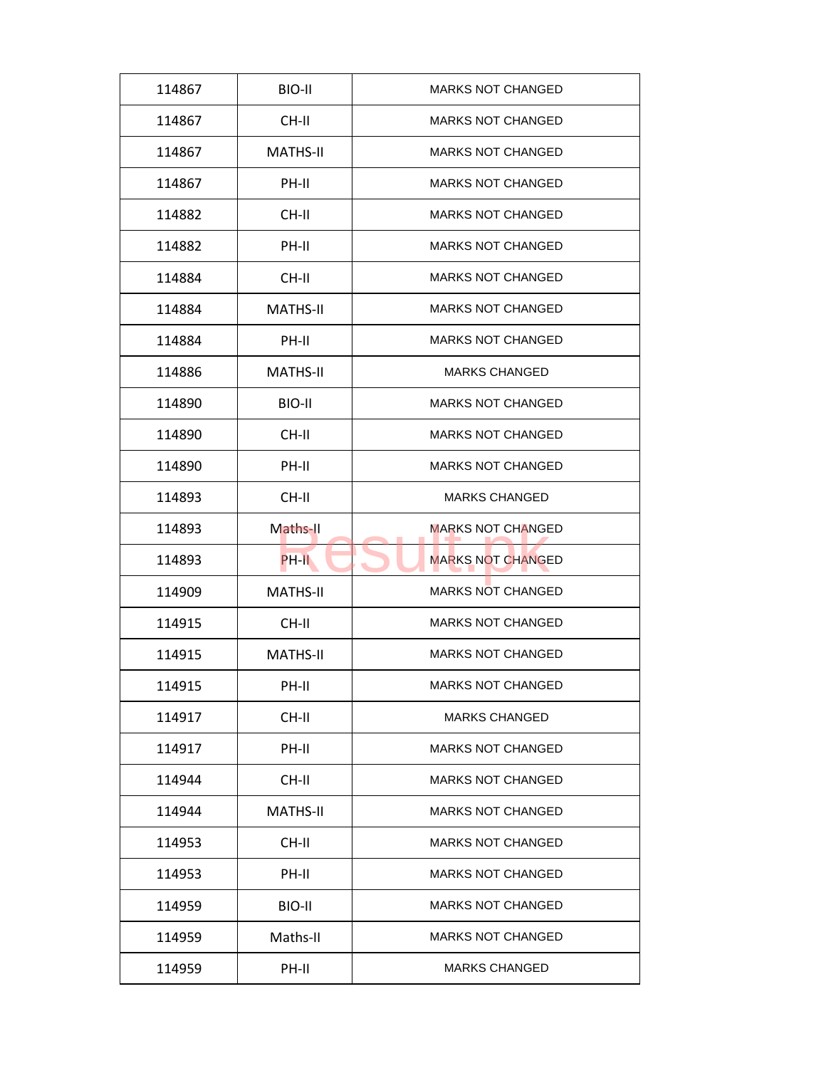| 114867 | BIO-II | MARKS NOT CHANGED |
|---|---|---|
| 114867 | CH-II | MARKS NOT CHANGED |
| 114867 | MATHS-II | MARKS NOT CHANGED |
| 114867 | PH-II | MARKS NOT CHANGED |
| 114882 | CH-II | MARKS NOT CHANGED |
| 114882 | PH-II | MARKS NOT CHANGED |
| 114884 | CH-II | MARKS NOT CHANGED |
| 114884 | MATHS-II | MARKS NOT CHANGED |
| 114884 | PH-II | MARKS NOT CHANGED |
| 114886 | MATHS-II | MARKS CHANGED |
| 114890 | BIO-II | MARKS NOT CHANGED |
| 114890 | CH-II | MARKS NOT CHANGED |
| 114890 | PH-II | MARKS NOT CHANGED |
| 114893 | CH-II | MARKS CHANGED |
| 114893 | Maths-II | MARKS NOT CHANGED |
| 114893 | PH-II | MARKS NOT CHANGED |
| 114909 | MATHS-II | MARKS NOT CHANGED |
| 114915 | CH-II | MARKS NOT CHANGED |
| 114915 | MATHS-II | MARKS NOT CHANGED |
| 114915 | PH-II | MARKS NOT CHANGED |
| 114917 | CH-II | MARKS CHANGED |
| 114917 | PH-II | MARKS NOT CHANGED |
| 114944 | CH-II | MARKS NOT CHANGED |
| 114944 | MATHS-II | MARKS NOT CHANGED |
| 114953 | CH-II | MARKS NOT CHANGED |
| 114953 | PH-II | MARKS NOT CHANGED |
| 114959 | BIO-II | MARKS NOT CHANGED |
| 114959 | Maths-II | MARKS NOT CHANGED |
| 114959 | PH-II | MARKS CHANGED |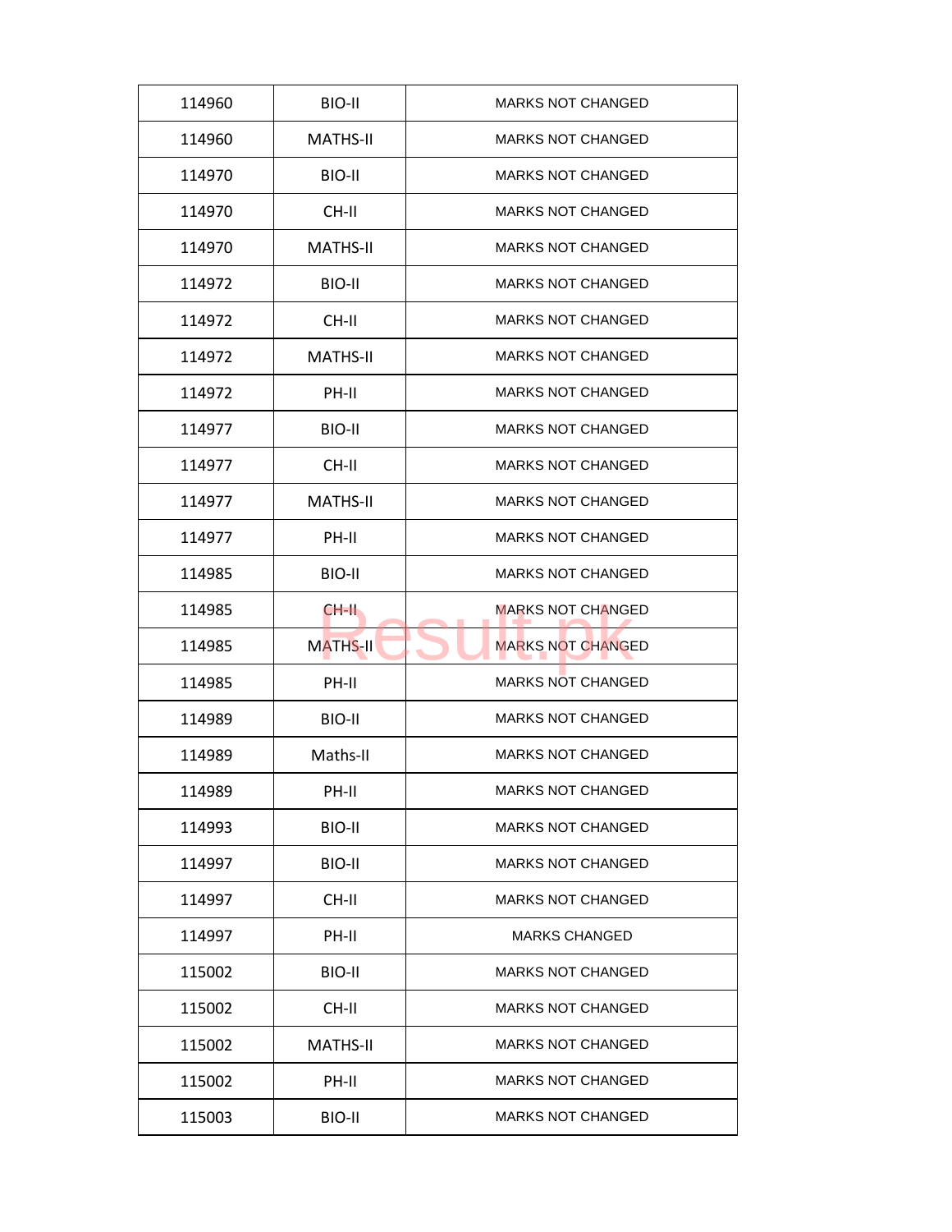| 114960 | BIO-II | MARKS NOT CHANGED |
|---|---|---|
| 114960 | MATHS-II | MARKS NOT CHANGED |
| 114970 | BIO-II | MARKS NOT CHANGED |
| 114970 | CH-II | MARKS NOT CHANGED |
| 114970 | MATHS-II | MARKS NOT CHANGED |
| 114972 | BIO-II | MARKS NOT CHANGED |
| 114972 | CH-II | MARKS NOT CHANGED |
| 114972 | MATHS-II | MARKS NOT CHANGED |
| 114972 | PH-II | MARKS NOT CHANGED |
| 114977 | BIO-II | MARKS NOT CHANGED |
| 114977 | CH-II | MARKS NOT CHANGED |
| 114977 | MATHS-II | MARKS NOT CHANGED |
| 114977 | PH-II | MARKS NOT CHANGED |
| 114985 | BIO-II | MARKS NOT CHANGED |
| 114985 | CH-II | MARKS NOT CHANGED |
| 114985 | MATHS-II | MARKS NOT CHANGED |
| 114985 | PH-II | MARKS NOT CHANGED |
| 114989 | BIO-II | MARKS NOT CHANGED |
| 114989 | Maths-II | MARKS NOT CHANGED |
| 114989 | PH-II | MARKS NOT CHANGED |
| 114993 | BIO-II | MARKS NOT CHANGED |
| 114997 | BIO-II | MARKS NOT CHANGED |
| 114997 | CH-II | MARKS NOT CHANGED |
| 114997 | PH-II | MARKS CHANGED |
| 115002 | BIO-II | MARKS NOT CHANGED |
| 115002 | CH-II | MARKS NOT CHANGED |
| 115002 | MATHS-II | MARKS NOT CHANGED |
| 115002 | PH-II | MARKS NOT CHANGED |
| 115003 | BIO-II | MARKS NOT CHANGED |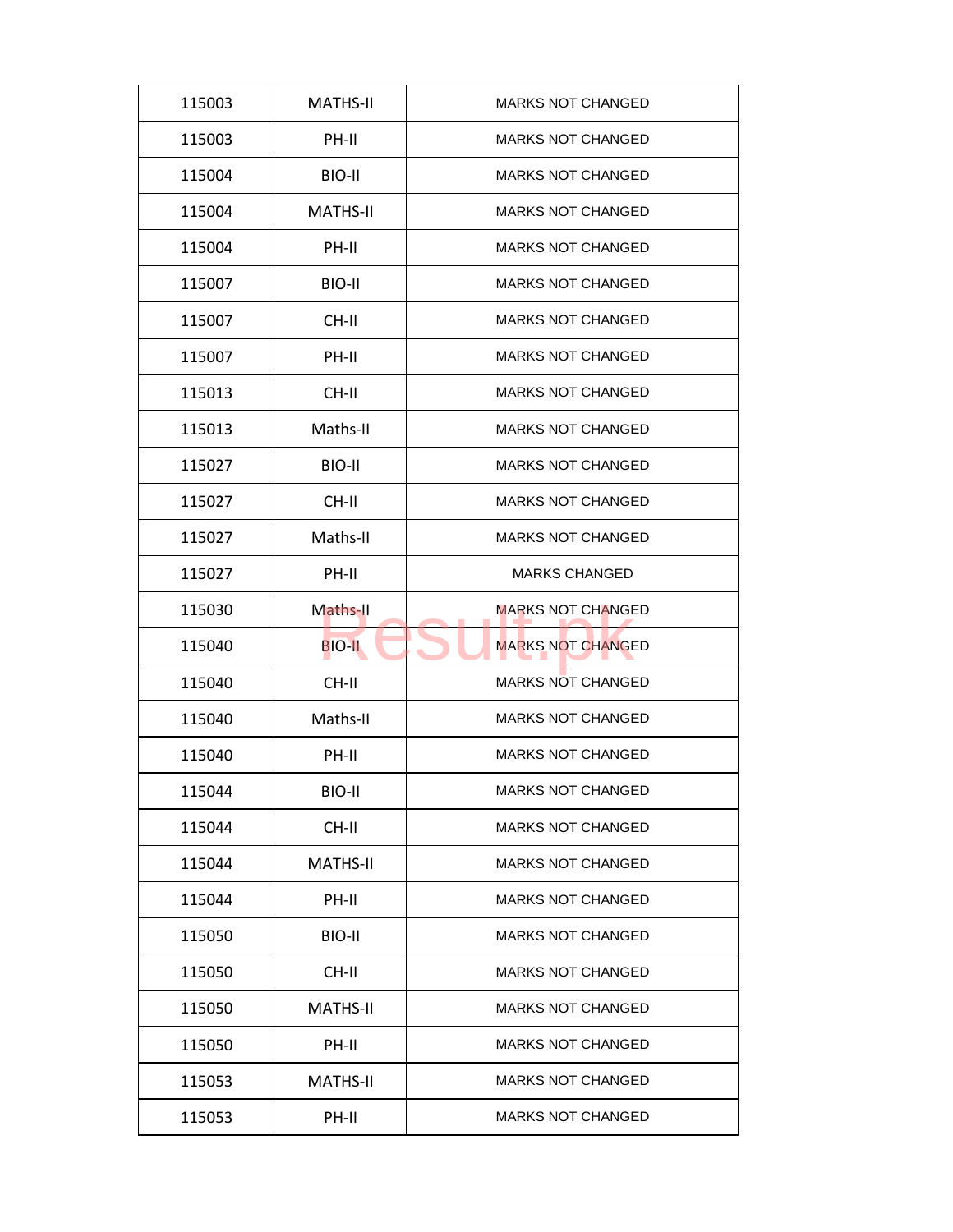| 115003 | MATHS-II | MARKS NOT CHANGED |
|---|---|---|
| 115003 | PH-II | MARKS NOT CHANGED |
| 115004 | BIO-II | MARKS NOT CHANGED |
| 115004 | MATHS-II | MARKS NOT CHANGED |
| 115004 | PH-II | MARKS NOT CHANGED |
| 115007 | BIO-II | MARKS NOT CHANGED |
| 115007 | CH-II | MARKS NOT CHANGED |
| 115007 | PH-II | MARKS NOT CHANGED |
| 115013 | CH-II | MARKS NOT CHANGED |
| 115013 | Maths-II | MARKS NOT CHANGED |
| 115027 | BIO-II | MARKS NOT CHANGED |
| 115027 | CH-II | MARKS NOT CHANGED |
| 115027 | Maths-II | MARKS NOT CHANGED |
| 115027 | PH-II | MARKS CHANGED |
| 115030 | Maths-II | MARKS NOT CHANGED |
| 115040 | BIO-II | MARKS NOT CHANGED |
| 115040 | CH-II | MARKS NOT CHANGED |
| 115040 | Maths-II | MARKS NOT CHANGED |
| 115040 | PH-II | MARKS NOT CHANGED |
| 115044 | BIO-II | MARKS NOT CHANGED |
| 115044 | CH-II | MARKS NOT CHANGED |
| 115044 | MATHS-II | MARKS NOT CHANGED |
| 115044 | PH-II | MARKS NOT CHANGED |
| 115050 | BIO-II | MARKS NOT CHANGED |
| 115050 | CH-II | MARKS NOT CHANGED |
| 115050 | MATHS-II | MARKS NOT CHANGED |
| 115050 | PH-II | MARKS NOT CHANGED |
| 115053 | MATHS-II | MARKS NOT CHANGED |
| 115053 | PH-II | MARKS NOT CHANGED |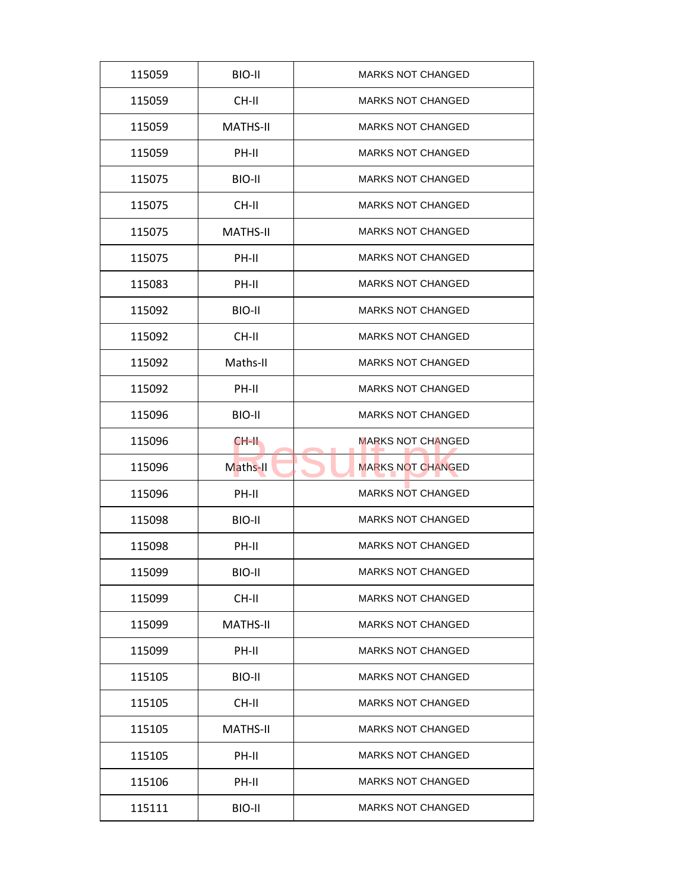| | | |
|---|---|---|
| 115059 | BIO-II | MARKS NOT CHANGED |
| 115059 | CH-II | MARKS NOT CHANGED |
| 115059 | MATHS-II | MARKS NOT CHANGED |
| 115059 | PH-II | MARKS NOT CHANGED |
| 115075 | BIO-II | MARKS NOT CHANGED |
| 115075 | CH-II | MARKS NOT CHANGED |
| 115075 | MATHS-II | MARKS NOT CHANGED |
| 115075 | PH-II | MARKS NOT CHANGED |
| 115083 | PH-II | MARKS NOT CHANGED |
| 115092 | BIO-II | MARKS NOT CHANGED |
| 115092 | CH-II | MARKS NOT CHANGED |
| 115092 | Maths-II | MARKS NOT CHANGED |
| 115092 | PH-II | MARKS NOT CHANGED |
| 115096 | BIO-II | MARKS NOT CHANGED |
| 115096 | CH-II | MARKS NOT CHANGED |
| 115096 | Maths-II | MARKS NOT CHANGED |
| 115096 | PH-II | MARKS NOT CHANGED |
| 115098 | BIO-II | MARKS NOT CHANGED |
| 115098 | PH-II | MARKS NOT CHANGED |
| 115099 | BIO-II | MARKS NOT CHANGED |
| 115099 | CH-II | MARKS NOT CHANGED |
| 115099 | MATHS-II | MARKS NOT CHANGED |
| 115099 | PH-II | MARKS NOT CHANGED |
| 115105 | BIO-II | MARKS NOT CHANGED |
| 115105 | CH-II | MARKS NOT CHANGED |
| 115105 | MATHS-II | MARKS NOT CHANGED |
| 115105 | PH-II | MARKS NOT CHANGED |
| 115106 | PH-II | MARKS NOT CHANGED |
| 115111 | BIO-II | MARKS NOT CHANGED |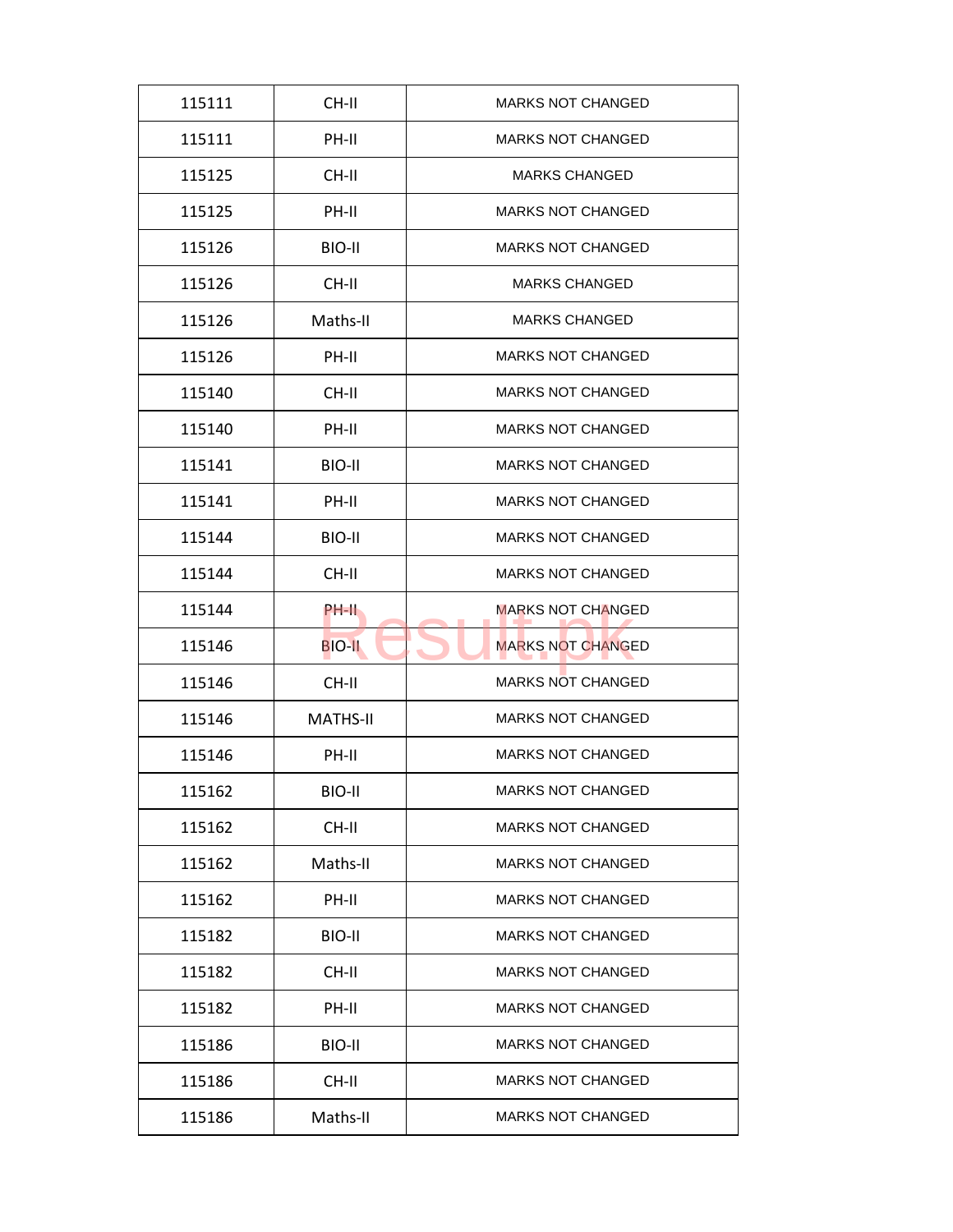| 115111 | CH-II | MARKS NOT CHANGED |
|---|---|---|
| 115111 | PH-II | MARKS NOT CHANGED |
| 115125 | CH-II | MARKS CHANGED |
| 115125 | PH-II | MARKS NOT CHANGED |
| 115126 | BIO-II | MARKS NOT CHANGED |
| 115126 | CH-II | MARKS CHANGED |
| 115126 | Maths-II | MARKS CHANGED |
| 115126 | PH-II | MARKS NOT CHANGED |
| 115140 | CH-II | MARKS NOT CHANGED |
| 115140 | PH-II | MARKS NOT CHANGED |
| 115141 | BIO-II | MARKS NOT CHANGED |
| 115141 | PH-II | MARKS NOT CHANGED |
| 115144 | BIO-II | MARKS NOT CHANGED |
| 115144 | CH-II | MARKS NOT CHANGED |
| 115144 | PH-II | MARKS NOT CHANGED |
| 115146 | BIO-II | MARKS NOT CHANGED |
| 115146 | CH-II | MARKS NOT CHANGED |
| 115146 | MATHS-II | MARKS NOT CHANGED |
| 115146 | PH-II | MARKS NOT CHANGED |
| 115162 | BIO-II | MARKS NOT CHANGED |
| 115162 | CH-II | MARKS NOT CHANGED |
| 115162 | Maths-II | MARKS NOT CHANGED |
| 115162 | PH-II | MARKS NOT CHANGED |
| 115182 | BIO-II | MARKS NOT CHANGED |
| 115182 | CH-II | MARKS NOT CHANGED |
| 115182 | PH-II | MARKS NOT CHANGED |
| 115186 | BIO-II | MARKS NOT CHANGED |
| 115186 | CH-II | MARKS NOT CHANGED |
| 115186 | Maths-II | MARKS NOT CHANGED |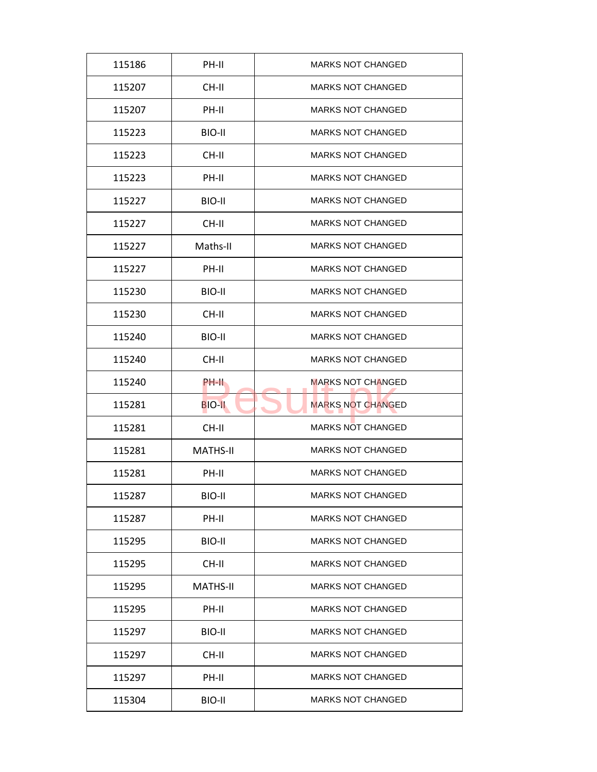| 115186 | PH-II | MARKS NOT CHANGED |
|---|---|---|
| 115207 | CH-II | MARKS NOT CHANGED |
| 115207 | PH-II | MARKS NOT CHANGED |
| 115223 | BIO-II | MARKS NOT CHANGED |
| 115223 | CH-II | MARKS NOT CHANGED |
| 115223 | PH-II | MARKS NOT CHANGED |
| 115227 | BIO-II | MARKS NOT CHANGED |
| 115227 | CH-II | MARKS NOT CHANGED |
| 115227 | Maths-II | MARKS NOT CHANGED |
| 115227 | PH-II | MARKS NOT CHANGED |
| 115230 | BIO-II | MARKS NOT CHANGED |
| 115230 | CH-II | MARKS NOT CHANGED |
| 115240 | BIO-II | MARKS NOT CHANGED |
| 115240 | CH-II | MARKS NOT CHANGED |
| 115240 | PH-II | MARKS NOT CHANGED |
| 115281 | BIO-II | MARKS NOT CHANGED |
| 115281 | CH-II | MARKS NOT CHANGED |
| 115281 | MATHS-II | MARKS NOT CHANGED |
| 115281 | PH-II | MARKS NOT CHANGED |
| 115287 | BIO-II | MARKS NOT CHANGED |
| 115287 | PH-II | MARKS NOT CHANGED |
| 115295 | BIO-II | MARKS NOT CHANGED |
| 115295 | CH-II | MARKS NOT CHANGED |
| 115295 | MATHS-II | MARKS NOT CHANGED |
| 115295 | PH-II | MARKS NOT CHANGED |
| 115297 | BIO-II | MARKS NOT CHANGED |
| 115297 | CH-II | MARKS NOT CHANGED |
| 115297 | PH-II | MARKS NOT CHANGED |
| 115304 | BIO-II | MARKS NOT CHANGED |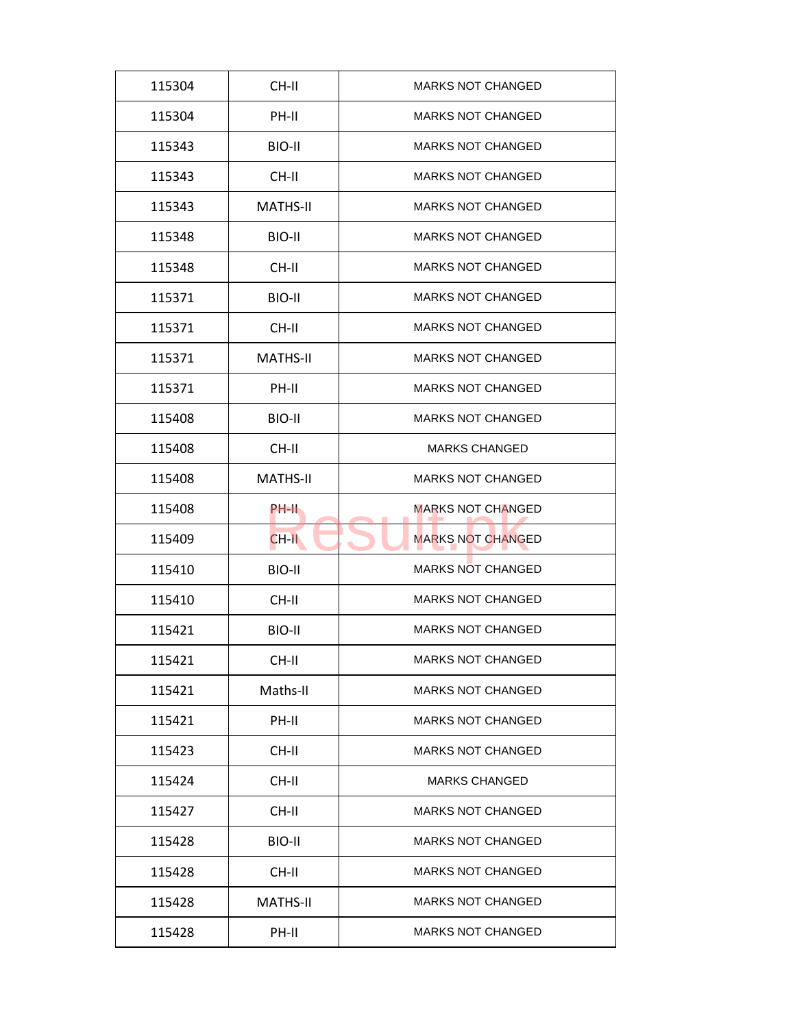| 115304 | CH-II | MARKS NOT CHANGED |
|---|---|---|
| 115304 | PH-II | MARKS NOT CHANGED |
| 115343 | BIO-II | MARKS NOT CHANGED |
| 115343 | CH-II | MARKS NOT CHANGED |
| 115343 | MATHS-II | MARKS NOT CHANGED |
| 115348 | BIO-II | MARKS NOT CHANGED |
| 115348 | CH-II | MARKS NOT CHANGED |
| 115371 | BIO-II | MARKS NOT CHANGED |
| 115371 | CH-II | MARKS NOT CHANGED |
| 115371 | MATHS-II | MARKS NOT CHANGED |
| 115371 | PH-II | MARKS NOT CHANGED |
| 115408 | BIO-II | MARKS NOT CHANGED |
| 115408 | CH-II | MARKS CHANGED |
| 115408 | MATHS-II | MARKS NOT CHANGED |
| 115408 | PH-II | MARKS NOT CHANGED |
| 115409 | CH-II | MARKS NOT CHANGED |
| 115410 | BIO-II | MARKS NOT CHANGED |
| 115410 | CH-II | MARKS NOT CHANGED |
| 115421 | BIO-II | MARKS NOT CHANGED |
| 115421 | CH-II | MARKS NOT CHANGED |
| 115421 | Maths-II | MARKS NOT CHANGED |
| 115421 | PH-II | MARKS NOT CHANGED |
| 115423 | CH-II | MARKS NOT CHANGED |
| 115424 | CH-II | MARKS CHANGED |
| 115427 | CH-II | MARKS NOT CHANGED |
| 115428 | BIO-II | MARKS NOT CHANGED |
| 115428 | CH-II | MARKS NOT CHANGED |
| 115428 | MATHS-II | MARKS NOT CHANGED |
| 115428 | PH-II | MARKS NOT CHANGED |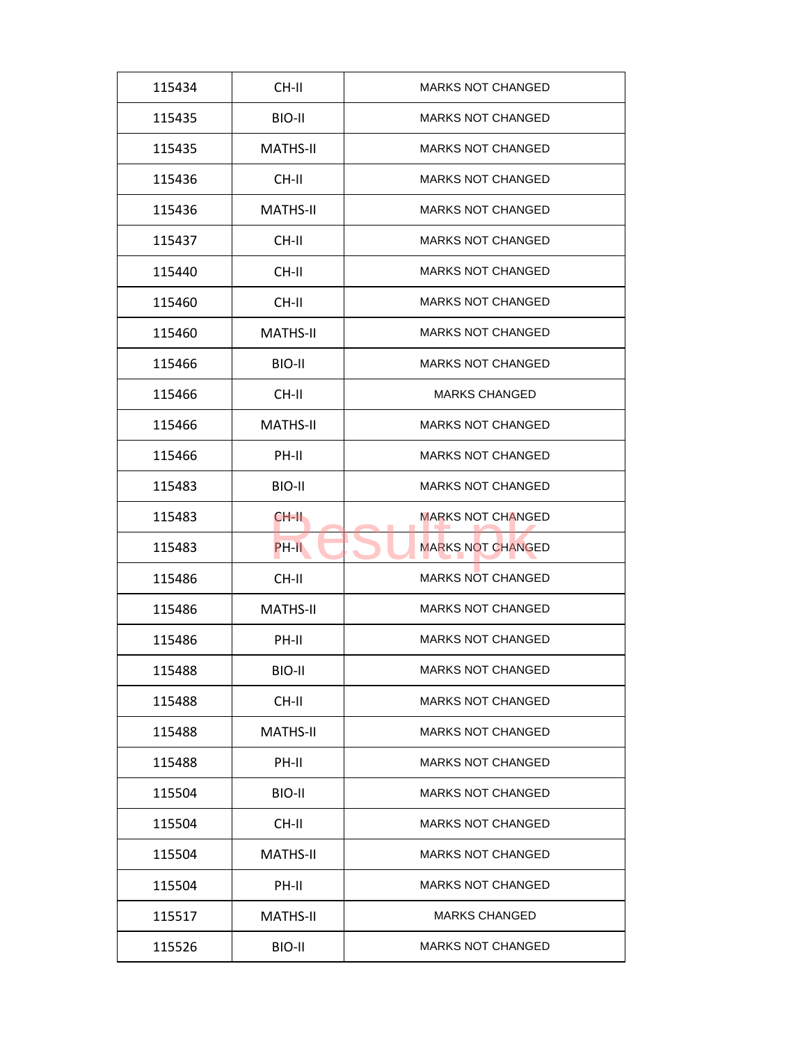| 115434 | CH-II | MARKS NOT CHANGED |
|---|---|---|
| 115435 | BIO-II | MARKS NOT CHANGED |
| 115435 | MATHS-II | MARKS NOT CHANGED |
| 115436 | CH-II | MARKS NOT CHANGED |
| 115436 | MATHS-II | MARKS NOT CHANGED |
| 115437 | CH-II | MARKS NOT CHANGED |
| 115440 | CH-II | MARKS NOT CHANGED |
| 115460 | CH-II | MARKS NOT CHANGED |
| 115460 | MATHS-II | MARKS NOT CHANGED |
| 115466 | BIO-II | MARKS NOT CHANGED |
| 115466 | CH-II | MARKS CHANGED |
| 115466 | MATHS-II | MARKS NOT CHANGED |
| 115466 | PH-II | MARKS NOT CHANGED |
| 115483 | BIO-II | MARKS NOT CHANGED |
| 115483 | CH-II | MARKS NOT CHANGED |
| 115483 | PH-II | MARKS NOT CHANGED |
| 115486 | CH-II | MARKS NOT CHANGED |
| 115486 | MATHS-II | MARKS NOT CHANGED |
| 115486 | PH-II | MARKS NOT CHANGED |
| 115488 | BIO-II | MARKS NOT CHANGED |
| 115488 | CH-II | MARKS NOT CHANGED |
| 115488 | MATHS-II | MARKS NOT CHANGED |
| 115488 | PH-II | MARKS NOT CHANGED |
| 115504 | BIO-II | MARKS NOT CHANGED |
| 115504 | CH-II | MARKS NOT CHANGED |
| 115504 | MATHS-II | MARKS NOT CHANGED |
| 115504 | PH-II | MARKS NOT CHANGED |
| 115517 | MATHS-II | MARKS CHANGED |
| 115526 | BIO-II | MARKS NOT CHANGED |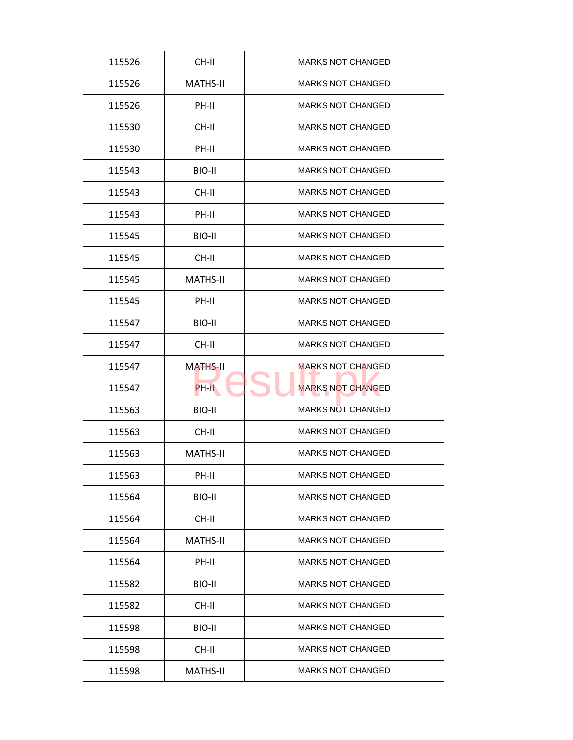| 115526 | CH-II | MARKS NOT CHANGED |
|---|---|---|
| 115526 | MATHS-II | MARKS NOT CHANGED |
| 115526 | PH-II | MARKS NOT CHANGED |
| 115530 | CH-II | MARKS NOT CHANGED |
| 115530 | PH-II | MARKS NOT CHANGED |
| 115543 | BIO-II | MARKS NOT CHANGED |
| 115543 | CH-II | MARKS NOT CHANGED |
| 115543 | PH-II | MARKS NOT CHANGED |
| 115545 | BIO-II | MARKS NOT CHANGED |
| 115545 | CH-II | MARKS NOT CHANGED |
| 115545 | MATHS-II | MARKS NOT CHANGED |
| 115545 | PH-II | MARKS NOT CHANGED |
| 115547 | BIO-II | MARKS NOT CHANGED |
| 115547 | CH-II | MARKS NOT CHANGED |
| 115547 | MATHS-II | MARKS NOT CHANGED |
| 115547 | PH-II | MARKS NOT CHANGED |
| 115563 | BIO-II | MARKS NOT CHANGED |
| 115563 | CH-II | MARKS NOT CHANGED |
| 115563 | MATHS-II | MARKS NOT CHANGED |
| 115563 | PH-II | MARKS NOT CHANGED |
| 115564 | BIO-II | MARKS NOT CHANGED |
| 115564 | CH-II | MARKS NOT CHANGED |
| 115564 | MATHS-II | MARKS NOT CHANGED |
| 115564 | PH-II | MARKS NOT CHANGED |
| 115582 | BIO-II | MARKS NOT CHANGED |
| 115582 | CH-II | MARKS NOT CHANGED |
| 115598 | BIO-II | MARKS NOT CHANGED |
| 115598 | CH-II | MARKS NOT CHANGED |
| 115598 | MATHS-II | MARKS NOT CHANGED |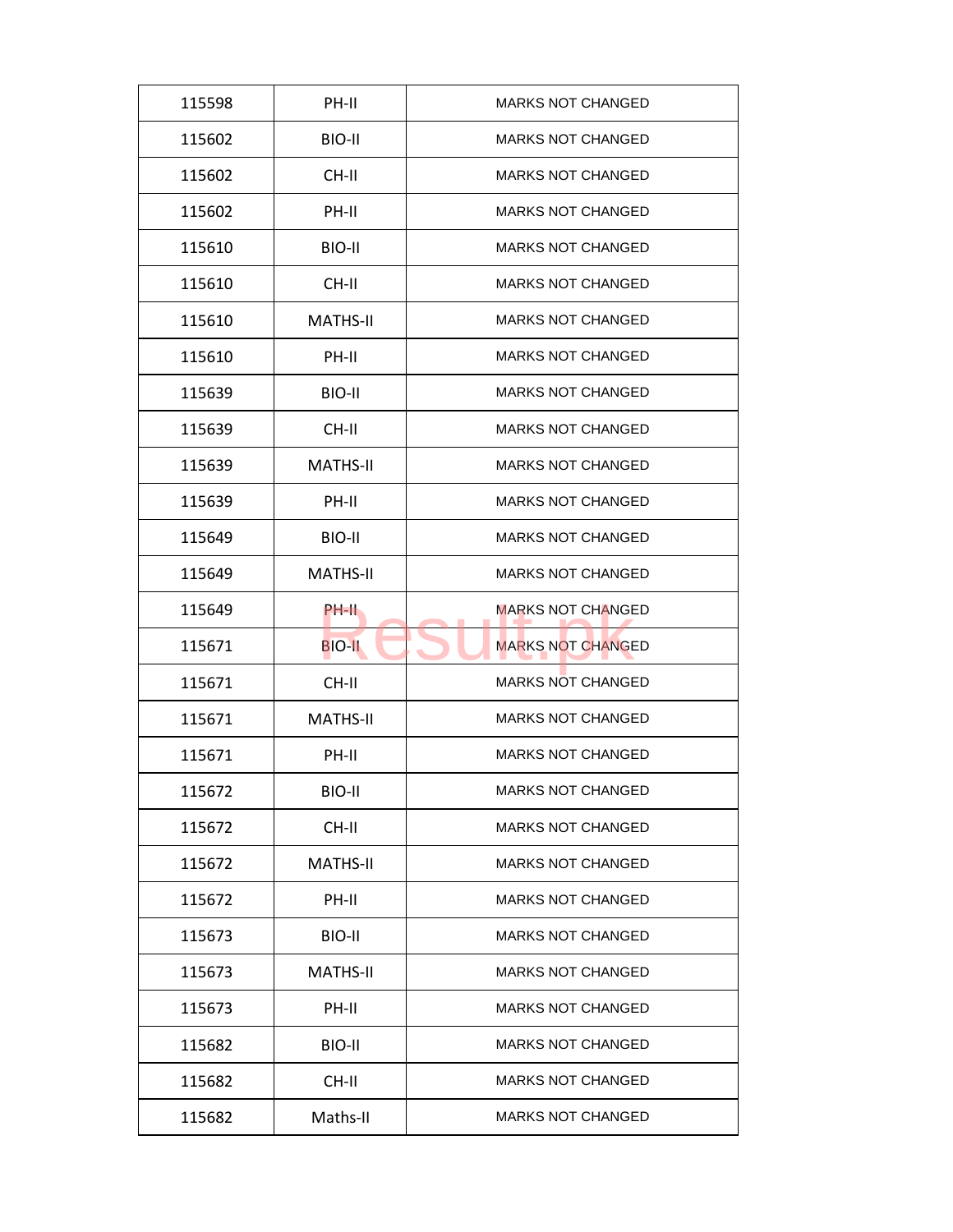| 115598 | PH-II | MARKS NOT CHANGED |
|---|---|---|
| 115602 | BIO-II | MARKS NOT CHANGED |
| 115602 | CH-II | MARKS NOT CHANGED |
| 115602 | PH-II | MARKS NOT CHANGED |
| 115610 | BIO-II | MARKS NOT CHANGED |
| 115610 | CH-II | MARKS NOT CHANGED |
| 115610 | MATHS-II | MARKS NOT CHANGED |
| 115610 | PH-II | MARKS NOT CHANGED |
| 115639 | BIO-II | MARKS NOT CHANGED |
| 115639 | CH-II | MARKS NOT CHANGED |
| 115639 | MATHS-II | MARKS NOT CHANGED |
| 115639 | PH-II | MARKS NOT CHANGED |
| 115649 | BIO-II | MARKS NOT CHANGED |
| 115649 | MATHS-II | MARKS NOT CHANGED |
| 115649 | PH-II | MARKS NOT CHANGED |
| 115671 | BIO-II | MARKS NOT CHANGED |
| 115671 | CH-II | MARKS NOT CHANGED |
| 115671 | MATHS-II | MARKS NOT CHANGED |
| 115671 | PH-II | MARKS NOT CHANGED |
| 115672 | BIO-II | MARKS NOT CHANGED |
| 115672 | CH-II | MARKS NOT CHANGED |
| 115672 | MATHS-II | MARKS NOT CHANGED |
| 115672 | PH-II | MARKS NOT CHANGED |
| 115673 | BIO-II | MARKS NOT CHANGED |
| 115673 | MATHS-II | MARKS NOT CHANGED |
| 115673 | PH-II | MARKS NOT CHANGED |
| 115682 | BIO-II | MARKS NOT CHANGED |
| 115682 | CH-II | MARKS NOT CHANGED |
| 115682 | Maths-II | MARKS NOT CHANGED |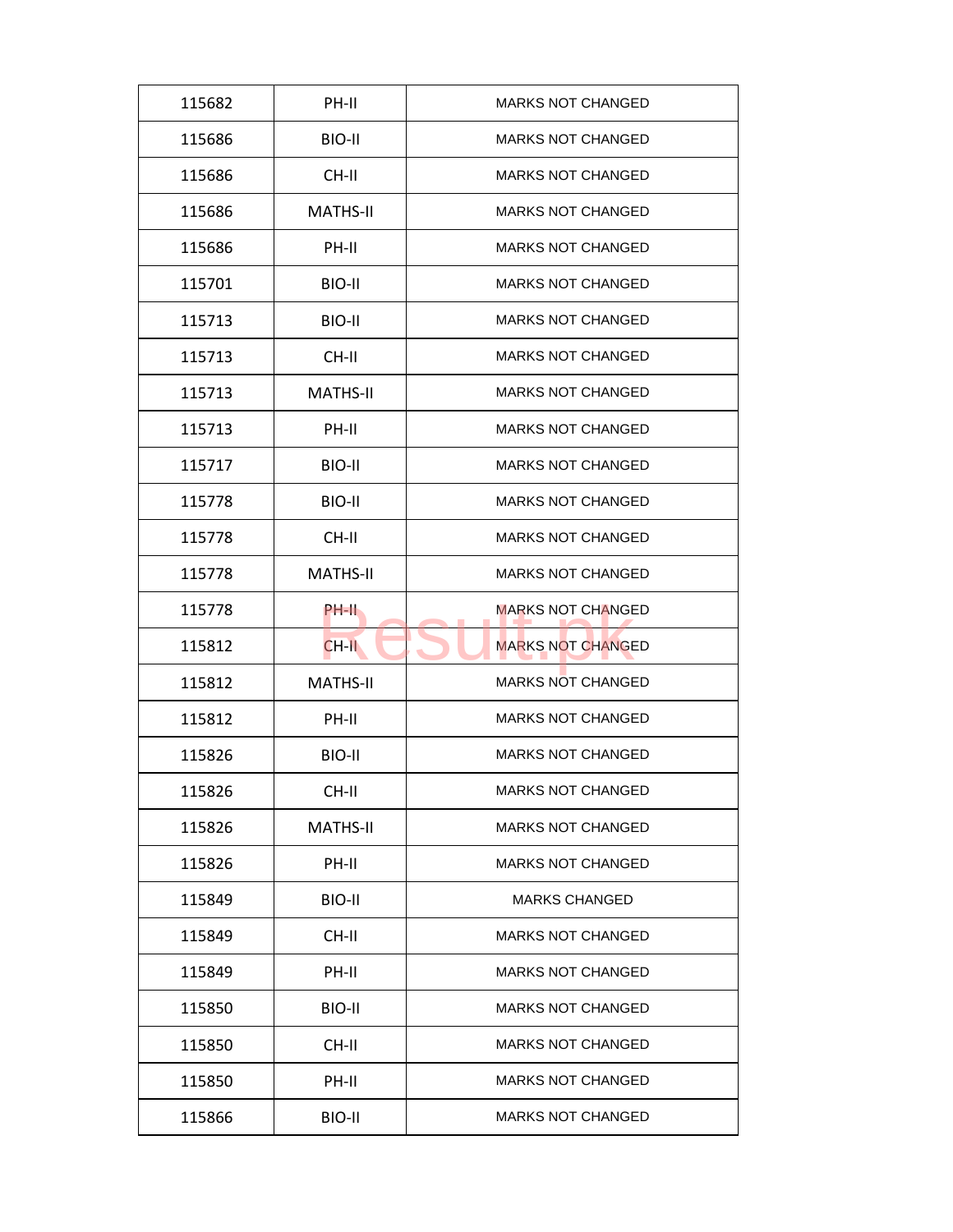| 115682 | PH-II | MARKS NOT CHANGED |
|---|---|---|
| 115686 | BIO-II | MARKS NOT CHANGED |
| 115686 | CH-II | MARKS NOT CHANGED |
| 115686 | MATHS-II | MARKS NOT CHANGED |
| 115686 | PH-II | MARKS NOT CHANGED |
| 115701 | BIO-II | MARKS NOT CHANGED |
| 115713 | BIO-II | MARKS NOT CHANGED |
| 115713 | CH-II | MARKS NOT CHANGED |
| 115713 | MATHS-II | MARKS NOT CHANGED |
| 115713 | PH-II | MARKS NOT CHANGED |
| 115717 | BIO-II | MARKS NOT CHANGED |
| 115778 | BIO-II | MARKS NOT CHANGED |
| 115778 | CH-II | MARKS NOT CHANGED |
| 115778 | MATHS-II | MARKS NOT CHANGED |
| 115778 | PH-II | MARKS NOT CHANGED |
| 115812 | CH-II | MARKS NOT CHANGED |
| 115812 | MATHS-II | MARKS NOT CHANGED |
| 115812 | PH-II | MARKS NOT CHANGED |
| 115826 | BIO-II | MARKS NOT CHANGED |
| 115826 | CH-II | MARKS NOT CHANGED |
| 115826 | MATHS-II | MARKS NOT CHANGED |
| 115826 | PH-II | MARKS NOT CHANGED |
| 115849 | BIO-II | MARKS CHANGED |
| 115849 | CH-II | MARKS NOT CHANGED |
| 115849 | PH-II | MARKS NOT CHANGED |
| 115850 | BIO-II | MARKS NOT CHANGED |
| 115850 | CH-II | MARKS NOT CHANGED |
| 115850 | PH-II | MARKS NOT CHANGED |
| 115866 | BIO-II | MARKS NOT CHANGED |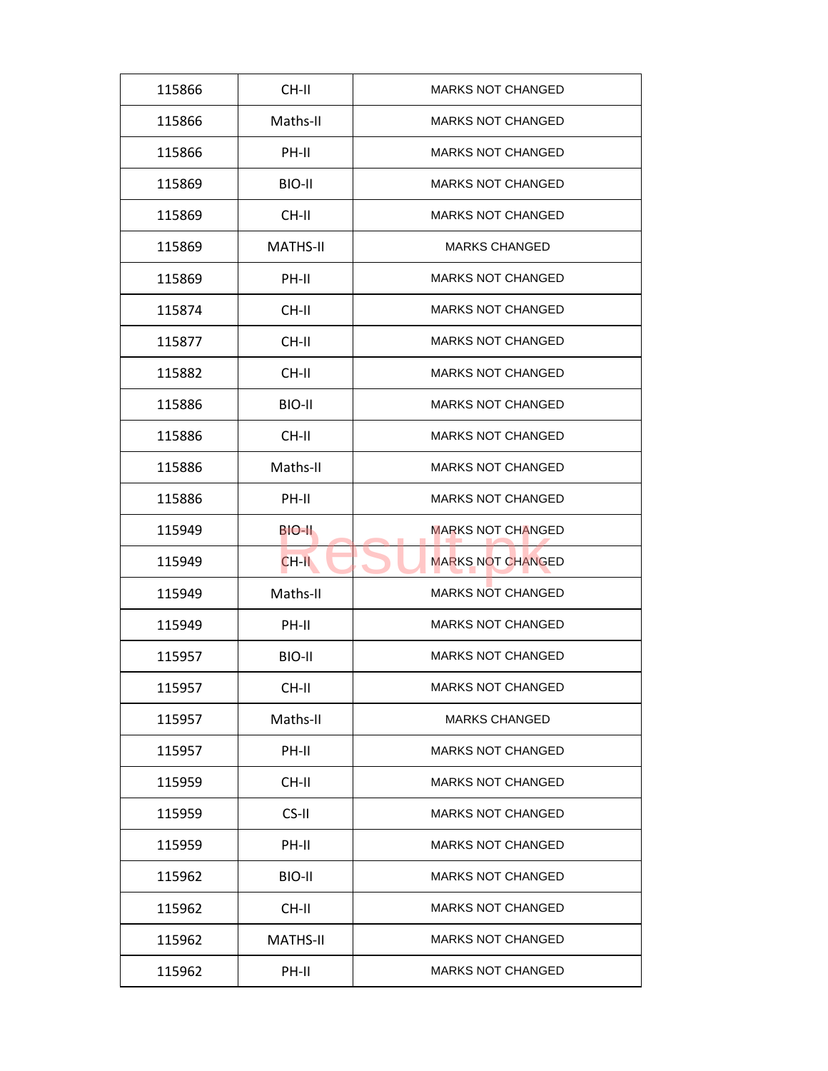| | | |
|---|---|---|
| 115866 | CH-II | MARKS NOT CHANGED |
| 115866 | Maths-II | MARKS NOT CHANGED |
| 115866 | PH-II | MARKS NOT CHANGED |
| 115869 | BIO-II | MARKS NOT CHANGED |
| 115869 | CH-II | MARKS NOT CHANGED |
| 115869 | MATHS-II | MARKS CHANGED |
| 115869 | PH-II | MARKS NOT CHANGED |
| 115874 | CH-II | MARKS NOT CHANGED |
| 115877 | CH-II | MARKS NOT CHANGED |
| 115882 | CH-II | MARKS NOT CHANGED |
| 115886 | BIO-II | MARKS NOT CHANGED |
| 115886 | CH-II | MARKS NOT CHANGED |
| 115886 | Maths-II | MARKS NOT CHANGED |
| 115886 | PH-II | MARKS NOT CHANGED |
| 115949 | BIO-II | MARKS NOT CHANGED |
| 115949 | CH-II | MARKS NOT CHANGED |
| 115949 | Maths-II | MARKS NOT CHANGED |
| 115949 | PH-II | MARKS NOT CHANGED |
| 115957 | BIO-II | MARKS NOT CHANGED |
| 115957 | CH-II | MARKS NOT CHANGED |
| 115957 | Maths-II | MARKS CHANGED |
| 115957 | PH-II | MARKS NOT CHANGED |
| 115959 | CH-II | MARKS NOT CHANGED |
| 115959 | CS-II | MARKS NOT CHANGED |
| 115959 | PH-II | MARKS NOT CHANGED |
| 115962 | BIO-II | MARKS NOT CHANGED |
| 115962 | CH-II | MARKS NOT CHANGED |
| 115962 | MATHS-II | MARKS NOT CHANGED |
| 115962 | PH-II | MARKS NOT CHANGED |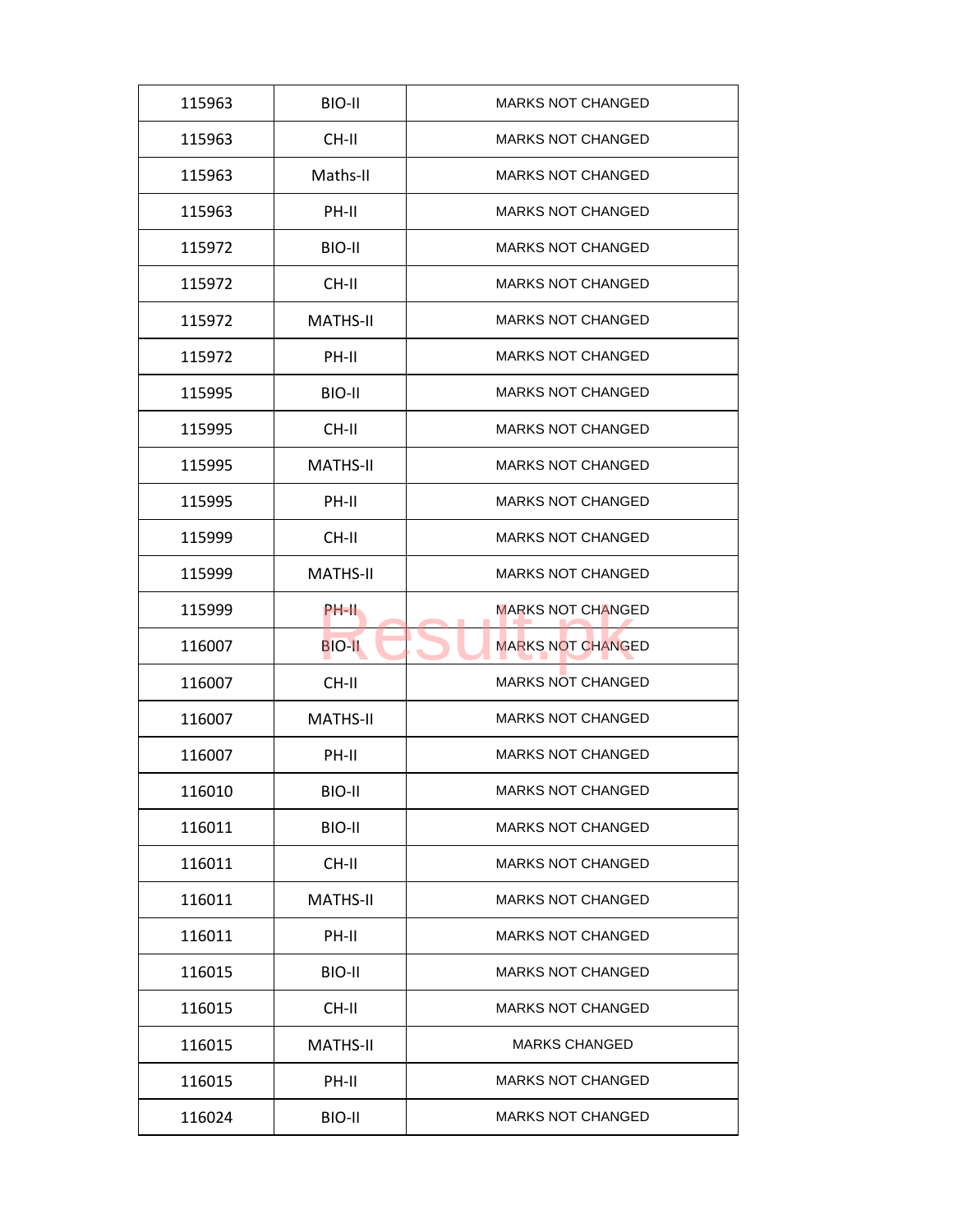| | | |
|---|---|---|
| 115963 | BIO-II | MARKS NOT CHANGED |
| 115963 | CH-II | MARKS NOT CHANGED |
| 115963 | Maths-II | MARKS NOT CHANGED |
| 115963 | PH-II | MARKS NOT CHANGED |
| 115972 | BIO-II | MARKS NOT CHANGED |
| 115972 | CH-II | MARKS NOT CHANGED |
| 115972 | MATHS-II | MARKS NOT CHANGED |
| 115972 | PH-II | MARKS NOT CHANGED |
| 115995 | BIO-II | MARKS NOT CHANGED |
| 115995 | CH-II | MARKS NOT CHANGED |
| 115995 | MATHS-II | MARKS NOT CHANGED |
| 115995 | PH-II | MARKS NOT CHANGED |
| 115999 | CH-II | MARKS NOT CHANGED |
| 115999 | MATHS-II | MARKS NOT CHANGED |
| 115999 | PH-II | MARKS NOT CHANGED |
| 116007 | BIO-II | MARKS NOT CHANGED |
| 116007 | CH-II | MARKS NOT CHANGED |
| 116007 | MATHS-II | MARKS NOT CHANGED |
| 116007 | PH-II | MARKS NOT CHANGED |
| 116010 | BIO-II | MARKS NOT CHANGED |
| 116011 | BIO-II | MARKS NOT CHANGED |
| 116011 | CH-II | MARKS NOT CHANGED |
| 116011 | MATHS-II | MARKS NOT CHANGED |
| 116011 | PH-II | MARKS NOT CHANGED |
| 116015 | BIO-II | MARKS NOT CHANGED |
| 116015 | CH-II | MARKS NOT CHANGED |
| 116015 | MATHS-II | MARKS CHANGED |
| 116015 | PH-II | MARKS NOT CHANGED |
| 116024 | BIO-II | MARKS NOT CHANGED |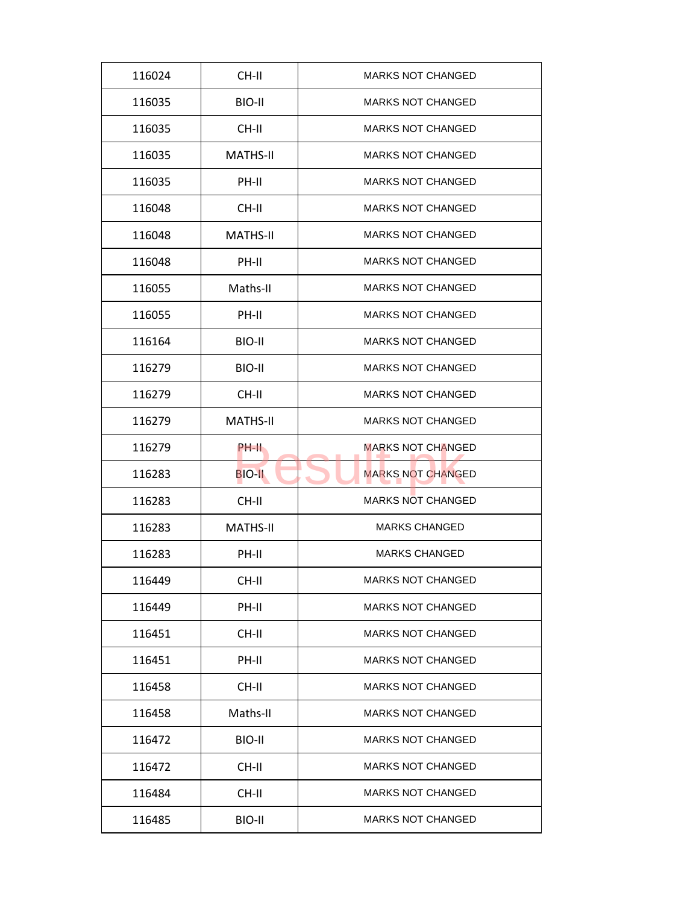| 116024 | CH-II | MARKS NOT CHANGED |
|---|---|---|
| 116035 | BIO-II | MARKS NOT CHANGED |
| 116035 | CH-II | MARKS NOT CHANGED |
| 116035 | MATHS-II | MARKS NOT CHANGED |
| 116035 | PH-II | MARKS NOT CHANGED |
| 116048 | CH-II | MARKS NOT CHANGED |
| 116048 | MATHS-II | MARKS NOT CHANGED |
| 116048 | PH-II | MARKS NOT CHANGED |
| 116055 | Maths-II | MARKS NOT CHANGED |
| 116055 | PH-II | MARKS NOT CHANGED |
| 116164 | BIO-II | MARKS NOT CHANGED |
| 116279 | BIO-II | MARKS NOT CHANGED |
| 116279 | CH-II | MARKS NOT CHANGED |
| 116279 | MATHS-II | MARKS NOT CHANGED |
| 116279 | PH-II | MARKS NOT CHANGED |
| 116283 | BIO-II | MARKS NOT CHANGED |
| 116283 | CH-II | MARKS NOT CHANGED |
| 116283 | MATHS-II | MARKS CHANGED |
| 116283 | PH-II | MARKS CHANGED |
| 116449 | CH-II | MARKS NOT CHANGED |
| 116449 | PH-II | MARKS NOT CHANGED |
| 116451 | CH-II | MARKS NOT CHANGED |
| 116451 | PH-II | MARKS NOT CHANGED |
| 116458 | CH-II | MARKS NOT CHANGED |
| 116458 | Maths-II | MARKS NOT CHANGED |
| 116472 | BIO-II | MARKS NOT CHANGED |
| 116472 | CH-II | MARKS NOT CHANGED |
| 116484 | CH-II | MARKS NOT CHANGED |
| 116485 | BIO-II | MARKS NOT CHANGED |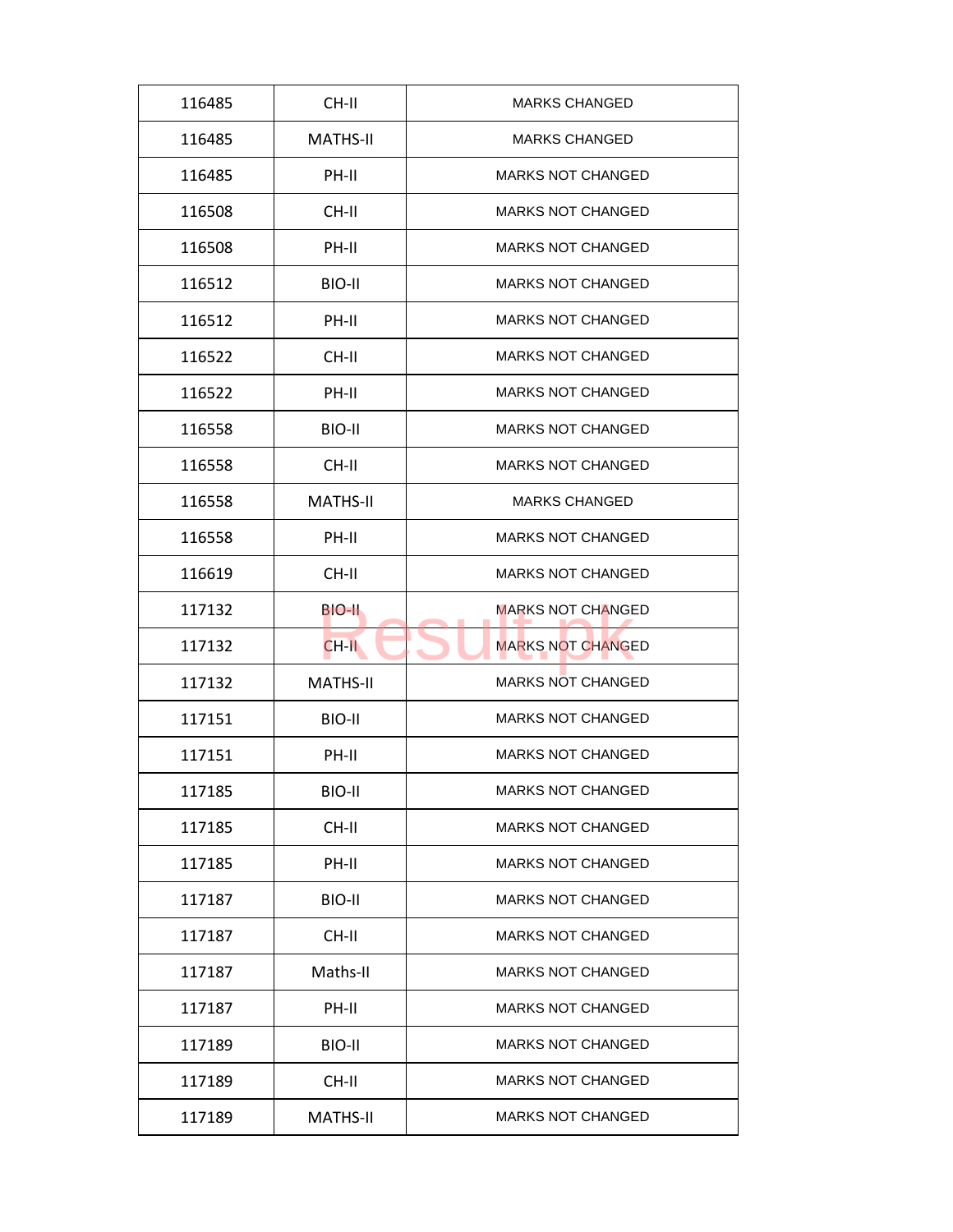| 116485 | CH-II | MARKS CHANGED |
|---|---|---|
| 116485 | MATHS-II | MARKS CHANGED |
| 116485 | PH-II | MARKS NOT CHANGED |
| 116508 | CH-II | MARKS NOT CHANGED |
| 116508 | PH-II | MARKS NOT CHANGED |
| 116512 | BIO-II | MARKS NOT CHANGED |
| 116512 | PH-II | MARKS NOT CHANGED |
| 116522 | CH-II | MARKS NOT CHANGED |
| 116522 | PH-II | MARKS NOT CHANGED |
| 116558 | BIO-II | MARKS NOT CHANGED |
| 116558 | CH-II | MARKS NOT CHANGED |
| 116558 | MATHS-II | MARKS CHANGED |
| 116558 | PH-II | MARKS NOT CHANGED |
| 116619 | CH-II | MARKS NOT CHANGED |
| 117132 | BIO-II | MARKS NOT CHANGED |
| 117132 | CH-II | MARKS NOT CHANGED |
| 117132 | MATHS-II | MARKS NOT CHANGED |
| 117151 | BIO-II | MARKS NOT CHANGED |
| 117151 | PH-II | MARKS NOT CHANGED |
| 117185 | BIO-II | MARKS NOT CHANGED |
| 117185 | CH-II | MARKS NOT CHANGED |
| 117185 | PH-II | MARKS NOT CHANGED |
| 117187 | BIO-II | MARKS NOT CHANGED |
| 117187 | CH-II | MARKS NOT CHANGED |
| 117187 | Maths-II | MARKS NOT CHANGED |
| 117187 | PH-II | MARKS NOT CHANGED |
| 117189 | BIO-II | MARKS NOT CHANGED |
| 117189 | CH-II | MARKS NOT CHANGED |
| 117189 | MATHS-II | MARKS NOT CHANGED |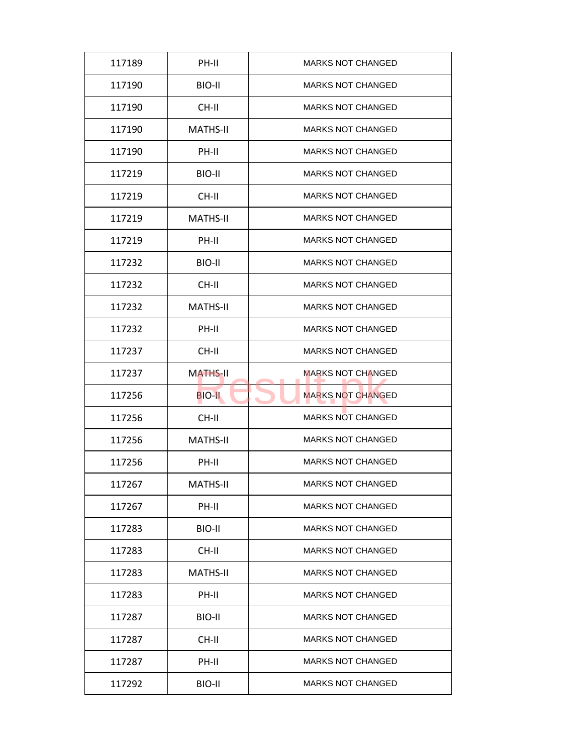| 117189 | PH-II | MARKS NOT CHANGED |
|---|---|---|
| 117190 | BIO-II | MARKS NOT CHANGED |
| 117190 | CH-II | MARKS NOT CHANGED |
| 117190 | MATHS-II | MARKS NOT CHANGED |
| 117190 | PH-II | MARKS NOT CHANGED |
| 117219 | BIO-II | MARKS NOT CHANGED |
| 117219 | CH-II | MARKS NOT CHANGED |
| 117219 | MATHS-II | MARKS NOT CHANGED |
| 117219 | PH-II | MARKS NOT CHANGED |
| 117232 | BIO-II | MARKS NOT CHANGED |
| 117232 | CH-II | MARKS NOT CHANGED |
| 117232 | MATHS-II | MARKS NOT CHANGED |
| 117232 | PH-II | MARKS NOT CHANGED |
| 117237 | CH-II | MARKS NOT CHANGED |
| 117237 | MATHS-II | MARKS NOT CHANGED |
| 117256 | BIO-II | MARKS NOT CHANGED |
| 117256 | CH-II | MARKS NOT CHANGED |
| 117256 | MATHS-II | MARKS NOT CHANGED |
| 117256 | PH-II | MARKS NOT CHANGED |
| 117267 | MATHS-II | MARKS NOT CHANGED |
| 117267 | PH-II | MARKS NOT CHANGED |
| 117283 | BIO-II | MARKS NOT CHANGED |
| 117283 | CH-II | MARKS NOT CHANGED |
| 117283 | MATHS-II | MARKS NOT CHANGED |
| 117283 | PH-II | MARKS NOT CHANGED |
| 117287 | BIO-II | MARKS NOT CHANGED |
| 117287 | CH-II | MARKS NOT CHANGED |
| 117287 | PH-II | MARKS NOT CHANGED |
| 117292 | BIO-II | MARKS NOT CHANGED |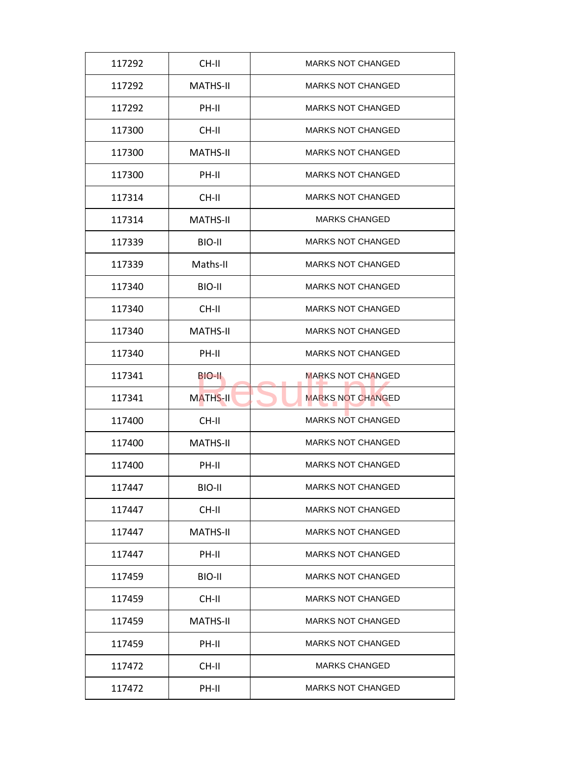| 117292 | CH-II | MARKS NOT CHANGED |
|---|---|---|
| 117292 | MATHS-II | MARKS NOT CHANGED |
| 117292 | PH-II | MARKS NOT CHANGED |
| 117300 | CH-II | MARKS NOT CHANGED |
| 117300 | MATHS-II | MARKS NOT CHANGED |
| 117300 | PH-II | MARKS NOT CHANGED |
| 117314 | CH-II | MARKS NOT CHANGED |
| 117314 | MATHS-II | MARKS CHANGED |
| 117339 | BIO-II | MARKS NOT CHANGED |
| 117339 | Maths-II | MARKS NOT CHANGED |
| 117340 | BIO-II | MARKS NOT CHANGED |
| 117340 | CH-II | MARKS NOT CHANGED |
| 117340 | MATHS-II | MARKS NOT CHANGED |
| 117340 | PH-II | MARKS NOT CHANGED |
| 117341 | BIO-II | MARKS NOT CHANGED |
| 117341 | MATHS-II | MARKS NOT CHANGED |
| 117400 | CH-II | MARKS NOT CHANGED |
| 117400 | MATHS-II | MARKS NOT CHANGED |
| 117400 | PH-II | MARKS NOT CHANGED |
| 117447 | BIO-II | MARKS NOT CHANGED |
| 117447 | CH-II | MARKS NOT CHANGED |
| 117447 | MATHS-II | MARKS NOT CHANGED |
| 117447 | PH-II | MARKS NOT CHANGED |
| 117459 | BIO-II | MARKS NOT CHANGED |
| 117459 | CH-II | MARKS NOT CHANGED |
| 117459 | MATHS-II | MARKS NOT CHANGED |
| 117459 | PH-II | MARKS NOT CHANGED |
| 117472 | CH-II | MARKS CHANGED |
| 117472 | PH-II | MARKS NOT CHANGED |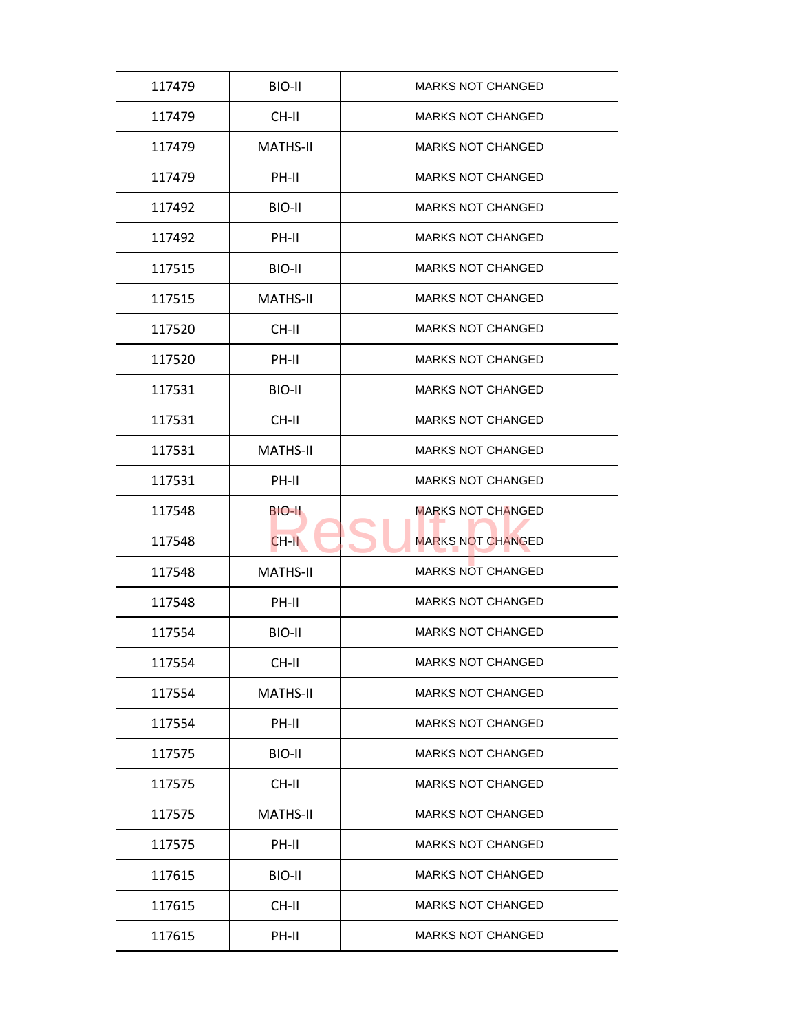| 117479 | BIO-II | MARKS NOT CHANGED |
|---|---|---|
| 117479 | CH-II | MARKS NOT CHANGED |
| 117479 | MATHS-II | MARKS NOT CHANGED |
| 117479 | PH-II | MARKS NOT CHANGED |
| 117492 | BIO-II | MARKS NOT CHANGED |
| 117492 | PH-II | MARKS NOT CHANGED |
| 117515 | BIO-II | MARKS NOT CHANGED |
| 117515 | MATHS-II | MARKS NOT CHANGED |
| 117520 | CH-II | MARKS NOT CHANGED |
| 117520 | PH-II | MARKS NOT CHANGED |
| 117531 | BIO-II | MARKS NOT CHANGED |
| 117531 | CH-II | MARKS NOT CHANGED |
| 117531 | MATHS-II | MARKS NOT CHANGED |
| 117531 | PH-II | MARKS NOT CHANGED |
| 117548 | BIO-II | MARKS NOT CHANGED |
| 117548 | CH-II | MARKS NOT CHANGED |
| 117548 | MATHS-II | MARKS NOT CHANGED |
| 117548 | PH-II | MARKS NOT CHANGED |
| 117554 | BIO-II | MARKS NOT CHANGED |
| 117554 | CH-II | MARKS NOT CHANGED |
| 117554 | MATHS-II | MARKS NOT CHANGED |
| 117554 | PH-II | MARKS NOT CHANGED |
| 117575 | BIO-II | MARKS NOT CHANGED |
| 117575 | CH-II | MARKS NOT CHANGED |
| 117575 | MATHS-II | MARKS NOT CHANGED |
| 117575 | PH-II | MARKS NOT CHANGED |
| 117615 | BIO-II | MARKS NOT CHANGED |
| 117615 | CH-II | MARKS NOT CHANGED |
| 117615 | PH-II | MARKS NOT CHANGED |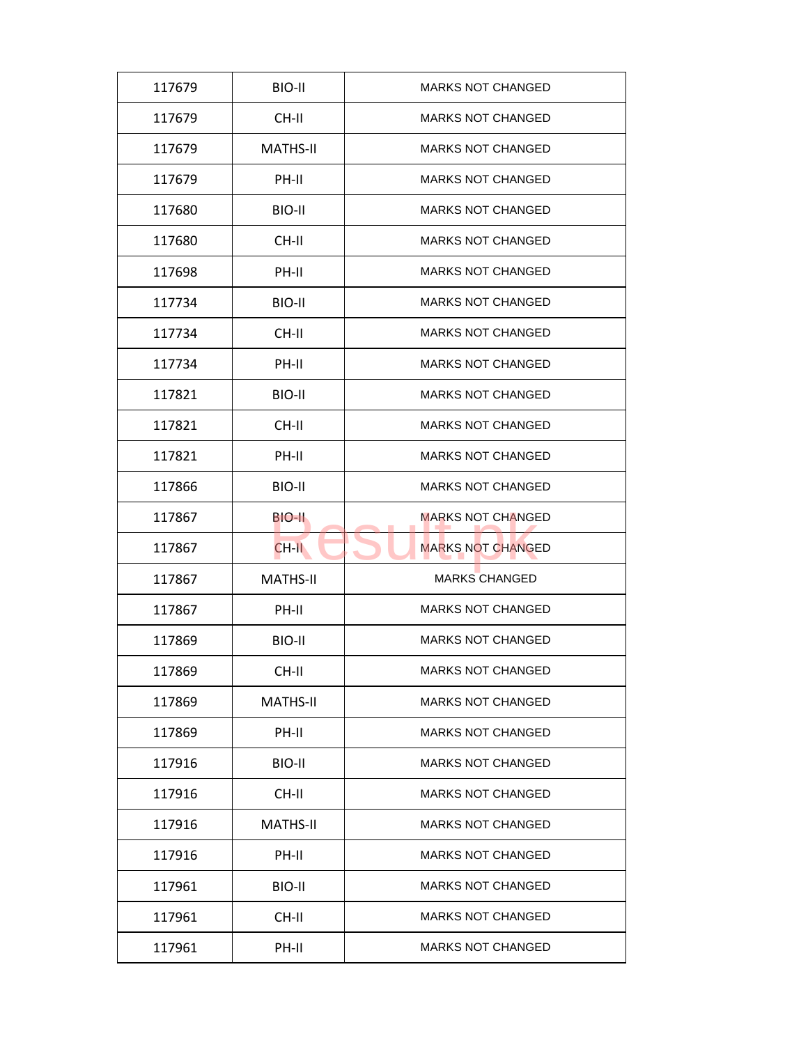| 117679 | BIO-II | MARKS NOT CHANGED |
|---|---|---|
| 117679 | CH-II | MARKS NOT CHANGED |
| 117679 | MATHS-II | MARKS NOT CHANGED |
| 117679 | PH-II | MARKS NOT CHANGED |
| 117680 | BIO-II | MARKS NOT CHANGED |
| 117680 | CH-II | MARKS NOT CHANGED |
| 117698 | PH-II | MARKS NOT CHANGED |
| 117734 | BIO-II | MARKS NOT CHANGED |
| 117734 | CH-II | MARKS NOT CHANGED |
| 117734 | PH-II | MARKS NOT CHANGED |
| 117821 | BIO-II | MARKS NOT CHANGED |
| 117821 | CH-II | MARKS NOT CHANGED |
| 117821 | PH-II | MARKS NOT CHANGED |
| 117866 | BIO-II | MARKS NOT CHANGED |
| 117867 | BIO-II | MARKS NOT CHANGED |
| 117867 | CH-II | MARKS NOT CHANGED |
| 117867 | MATHS-II | MARKS CHANGED |
| 117867 | PH-II | MARKS NOT CHANGED |
| 117869 | BIO-II | MARKS NOT CHANGED |
| 117869 | CH-II | MARKS NOT CHANGED |
| 117869 | MATHS-II | MARKS NOT CHANGED |
| 117869 | PH-II | MARKS NOT CHANGED |
| 117916 | BIO-II | MARKS NOT CHANGED |
| 117916 | CH-II | MARKS NOT CHANGED |
| 117916 | MATHS-II | MARKS NOT CHANGED |
| 117916 | PH-II | MARKS NOT CHANGED |
| 117961 | BIO-II | MARKS NOT CHANGED |
| 117961 | CH-II | MARKS NOT CHANGED |
| 117961 | PH-II | MARKS NOT CHANGED |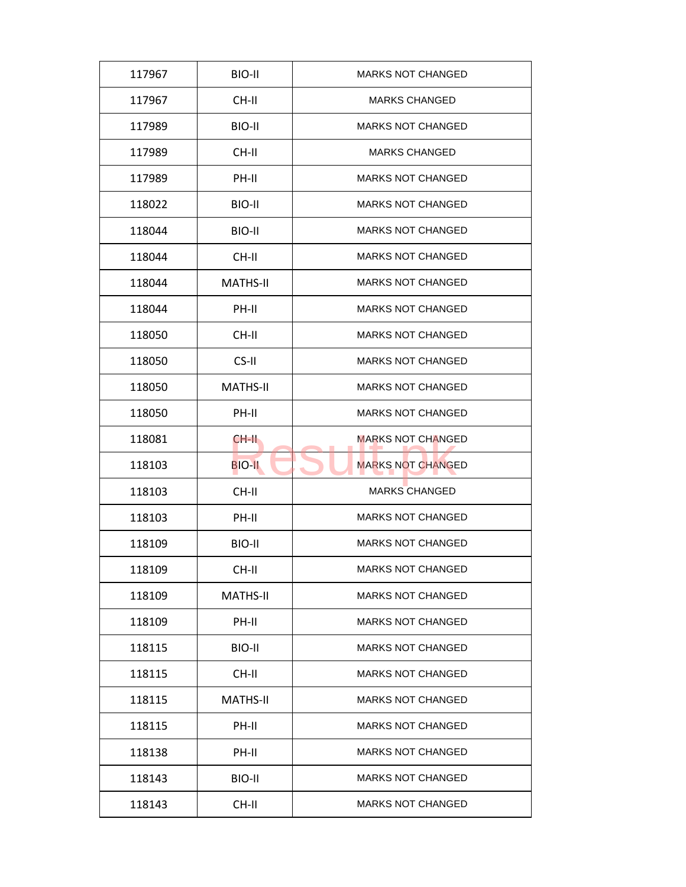| 117967 | BIO-II | MARKS NOT CHANGED |
|---|---|---|
| 117967 | CH-II | MARKS CHANGED |
| 117989 | BIO-II | MARKS NOT CHANGED |
| 117989 | CH-II | MARKS CHANGED |
| 117989 | PH-II | MARKS NOT CHANGED |
| 118022 | BIO-II | MARKS NOT CHANGED |
| 118044 | BIO-II | MARKS NOT CHANGED |
| 118044 | CH-II | MARKS NOT CHANGED |
| 118044 | MATHS-II | MARKS NOT CHANGED |
| 118044 | PH-II | MARKS NOT CHANGED |
| 118050 | CH-II | MARKS NOT CHANGED |
| 118050 | CS-II | MARKS NOT CHANGED |
| 118050 | MATHS-II | MARKS NOT CHANGED |
| 118050 | PH-II | MARKS NOT CHANGED |
| 118081 | CH-II | MARKS NOT CHANGED |
| 118103 | BIO-II | MARKS NOT CHANGED |
| 118103 | CH-II | MARKS CHANGED |
| 118103 | PH-II | MARKS NOT CHANGED |
| 118109 | BIO-II | MARKS NOT CHANGED |
| 118109 | CH-II | MARKS NOT CHANGED |
| 118109 | MATHS-II | MARKS NOT CHANGED |
| 118109 | PH-II | MARKS NOT CHANGED |
| 118115 | BIO-II | MARKS NOT CHANGED |
| 118115 | CH-II | MARKS NOT CHANGED |
| 118115 | MATHS-II | MARKS NOT CHANGED |
| 118115 | PH-II | MARKS NOT CHANGED |
| 118138 | PH-II | MARKS NOT CHANGED |
| 118143 | BIO-II | MARKS NOT CHANGED |
| 118143 | CH-II | MARKS NOT CHANGED |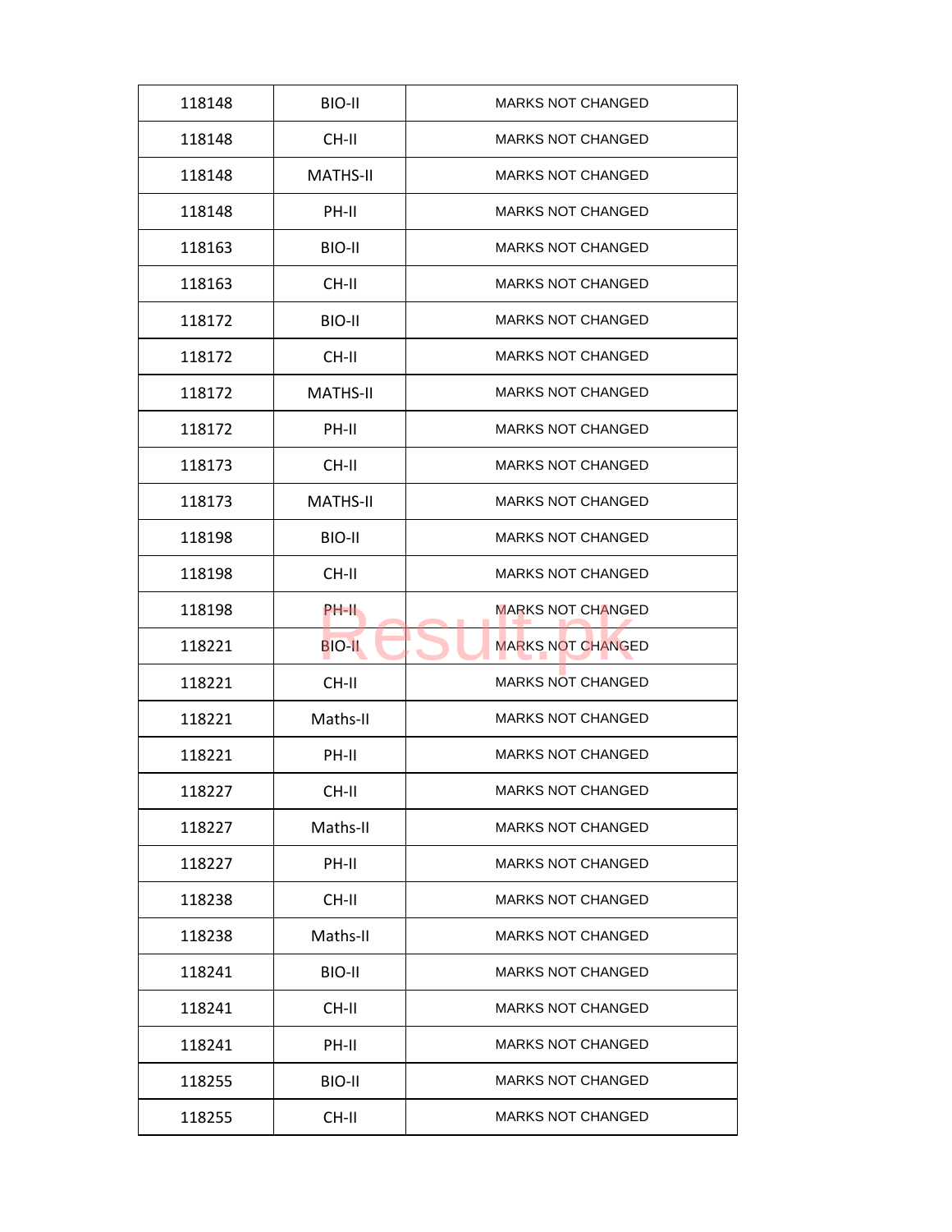| 118148 | BIO-II | MARKS NOT CHANGED |
|---|---|---|
| 118148 | CH-II | MARKS NOT CHANGED |
| 118148 | MATHS-II | MARKS NOT CHANGED |
| 118148 | PH-II | MARKS NOT CHANGED |
| 118163 | BIO-II | MARKS NOT CHANGED |
| 118163 | CH-II | MARKS NOT CHANGED |
| 118172 | BIO-II | MARKS NOT CHANGED |
| 118172 | CH-II | MARKS NOT CHANGED |
| 118172 | MATHS-II | MARKS NOT CHANGED |
| 118172 | PH-II | MARKS NOT CHANGED |
| 118173 | CH-II | MARKS NOT CHANGED |
| 118173 | MATHS-II | MARKS NOT CHANGED |
| 118198 | BIO-II | MARKS NOT CHANGED |
| 118198 | CH-II | MARKS NOT CHANGED |
| 118198 | PH-II | MARKS NOT CHANGED |
| 118221 | BIO-II | MARKS NOT CHANGED |
| 118221 | CH-II | MARKS NOT CHANGED |
| 118221 | Maths-II | MARKS NOT CHANGED |
| 118221 | PH-II | MARKS NOT CHANGED |
| 118227 | CH-II | MARKS NOT CHANGED |
| 118227 | Maths-II | MARKS NOT CHANGED |
| 118227 | PH-II | MARKS NOT CHANGED |
| 118238 | CH-II | MARKS NOT CHANGED |
| 118238 | Maths-II | MARKS NOT CHANGED |
| 118241 | BIO-II | MARKS NOT CHANGED |
| 118241 | CH-II | MARKS NOT CHANGED |
| 118241 | PH-II | MARKS NOT CHANGED |
| 118255 | BIO-II | MARKS NOT CHANGED |
| 118255 | CH-II | MARKS NOT CHANGED |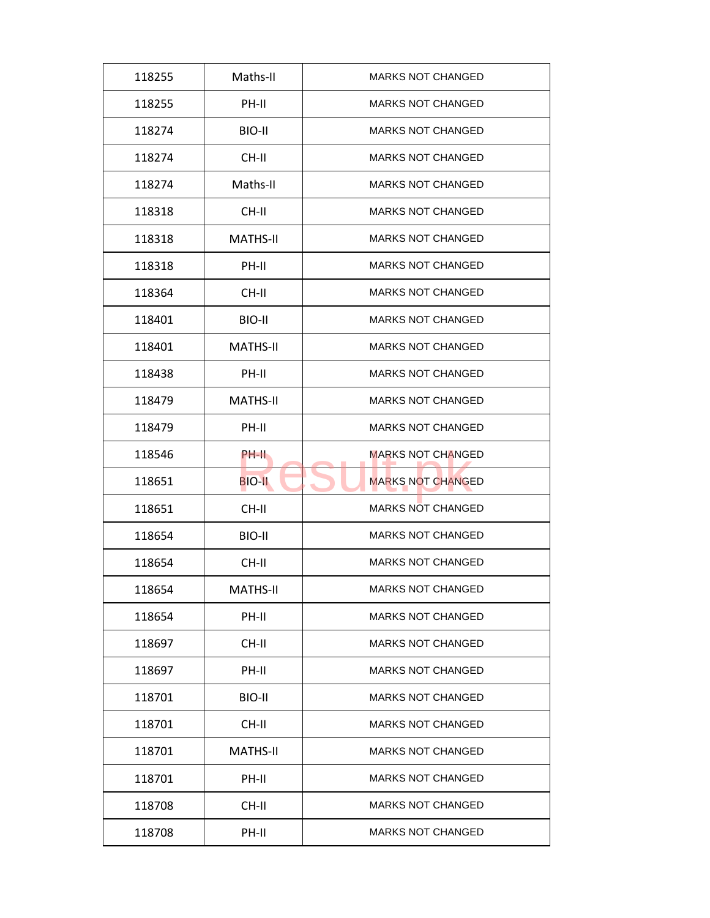| 118255 | Maths-II | MARKS NOT CHANGED |
|---|---|---|
| 118255 | PH-II | MARKS NOT CHANGED |
| 118274 | BIO-II | MARKS NOT CHANGED |
| 118274 | CH-II | MARKS NOT CHANGED |
| 118274 | Maths-II | MARKS NOT CHANGED |
| 118318 | CH-II | MARKS NOT CHANGED |
| 118318 | MATHS-II | MARKS NOT CHANGED |
| 118318 | PH-II | MARKS NOT CHANGED |
| 118364 | CH-II | MARKS NOT CHANGED |
| 118401 | BIO-II | MARKS NOT CHANGED |
| 118401 | MATHS-II | MARKS NOT CHANGED |
| 118438 | PH-II | MARKS NOT CHANGED |
| 118479 | MATHS-II | MARKS NOT CHANGED |
| 118479 | PH-II | MARKS NOT CHANGED |
| 118546 | PH-II | MARKS NOT CHANGED |
| 118651 | BIO-II | MARKS NOT CHANGED |
| 118651 | CH-II | MARKS NOT CHANGED |
| 118654 | BIO-II | MARKS NOT CHANGED |
| 118654 | CH-II | MARKS NOT CHANGED |
| 118654 | MATHS-II | MARKS NOT CHANGED |
| 118654 | PH-II | MARKS NOT CHANGED |
| 118697 | CH-II | MARKS NOT CHANGED |
| 118697 | PH-II | MARKS NOT CHANGED |
| 118701 | BIO-II | MARKS NOT CHANGED |
| 118701 | CH-II | MARKS NOT CHANGED |
| 118701 | MATHS-II | MARKS NOT CHANGED |
| 118701 | PH-II | MARKS NOT CHANGED |
| 118708 | CH-II | MARKS NOT CHANGED |
| 118708 | PH-II | MARKS NOT CHANGED |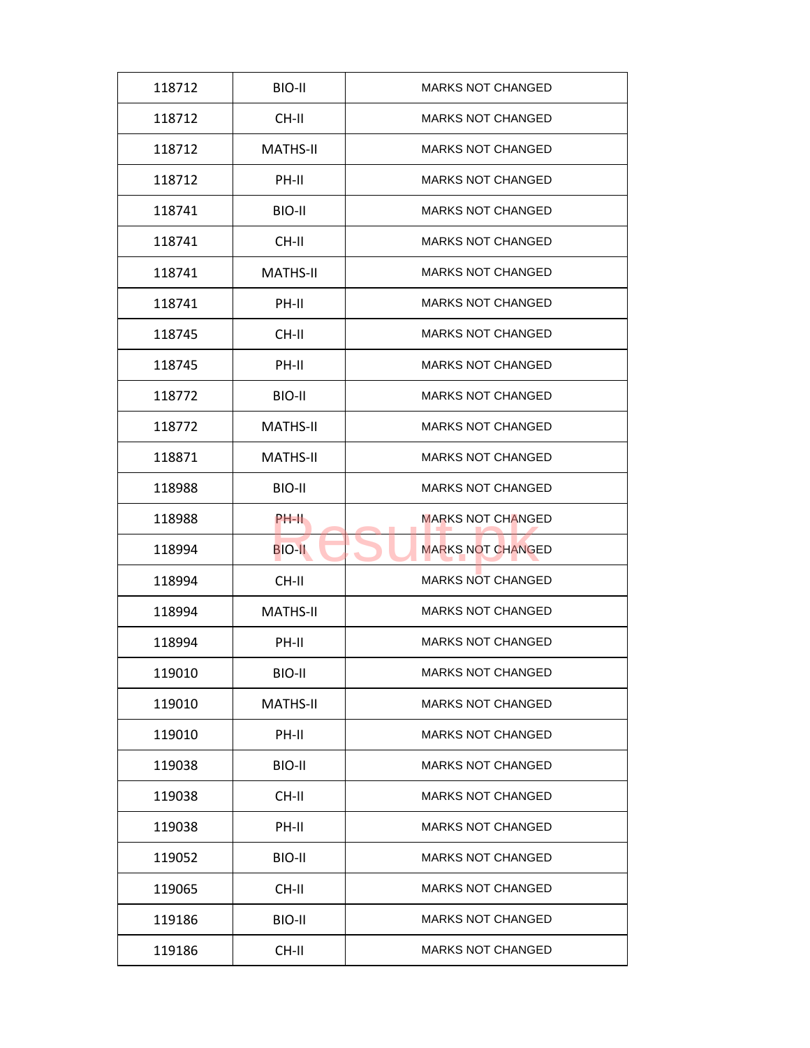| | | |
|---|---|---|
| 118712 | BIO-II | MARKS NOT CHANGED |
| 118712 | CH-II | MARKS NOT CHANGED |
| 118712 | MATHS-II | MARKS NOT CHANGED |
| 118712 | PH-II | MARKS NOT CHANGED |
| 118741 | BIO-II | MARKS NOT CHANGED |
| 118741 | CH-II | MARKS NOT CHANGED |
| 118741 | MATHS-II | MARKS NOT CHANGED |
| 118741 | PH-II | MARKS NOT CHANGED |
| 118745 | CH-II | MARKS NOT CHANGED |
| 118745 | PH-II | MARKS NOT CHANGED |
| 118772 | BIO-II | MARKS NOT CHANGED |
| 118772 | MATHS-II | MARKS NOT CHANGED |
| 118871 | MATHS-II | MARKS NOT CHANGED |
| 118988 | BIO-II | MARKS NOT CHANGED |
| 118988 | PH-II | MARKS NOT CHANGED |
| 118994 | BIO-II | MARKS NOT CHANGED |
| 118994 | CH-II | MARKS NOT CHANGED |
| 118994 | MATHS-II | MARKS NOT CHANGED |
| 118994 | PH-II | MARKS NOT CHANGED |
| 119010 | BIO-II | MARKS NOT CHANGED |
| 119010 | MATHS-II | MARKS NOT CHANGED |
| 119010 | PH-II | MARKS NOT CHANGED |
| 119038 | BIO-II | MARKS NOT CHANGED |
| 119038 | CH-II | MARKS NOT CHANGED |
| 119038 | PH-II | MARKS NOT CHANGED |
| 119052 | BIO-II | MARKS NOT CHANGED |
| 119065 | CH-II | MARKS NOT CHANGED |
| 119186 | BIO-II | MARKS NOT CHANGED |
| 119186 | CH-II | MARKS NOT CHANGED |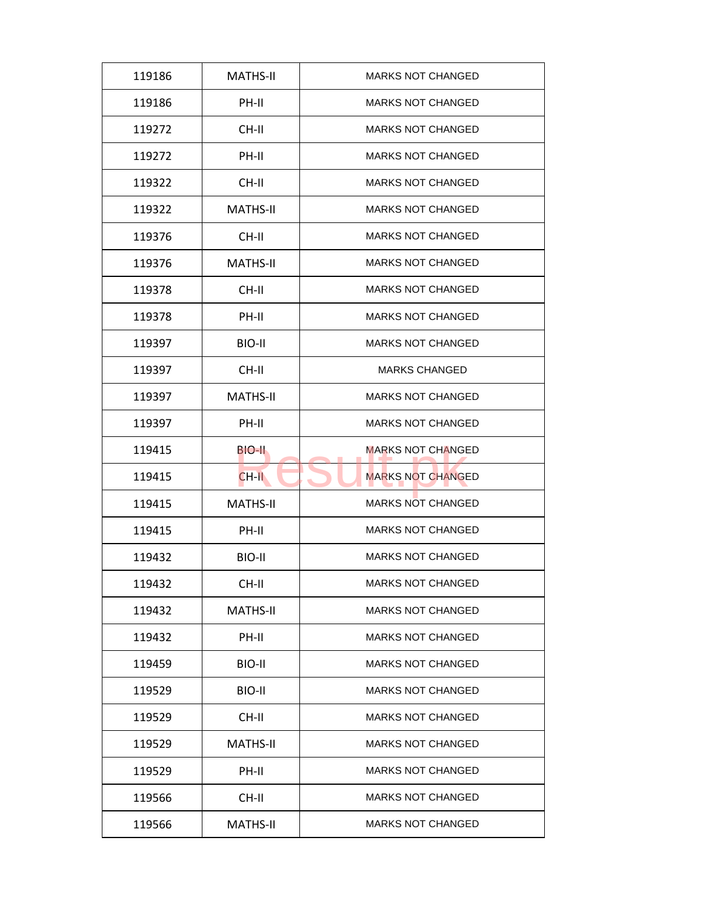| | | |
|---|---|---|
| 119186 | MATHS-II | MARKS NOT CHANGED |
| 119186 | PH-II | MARKS NOT CHANGED |
| 119272 | CH-II | MARKS NOT CHANGED |
| 119272 | PH-II | MARKS NOT CHANGED |
| 119322 | CH-II | MARKS NOT CHANGED |
| 119322 | MATHS-II | MARKS NOT CHANGED |
| 119376 | CH-II | MARKS NOT CHANGED |
| 119376 | MATHS-II | MARKS NOT CHANGED |
| 119378 | CH-II | MARKS NOT CHANGED |
| 119378 | PH-II | MARKS NOT CHANGED |
| 119397 | BIO-II | MARKS NOT CHANGED |
| 119397 | CH-II | MARKS CHANGED |
| 119397 | MATHS-II | MARKS NOT CHANGED |
| 119397 | PH-II | MARKS NOT CHANGED |
| 119415 | BIO-II | MARKS NOT CHANGED |
| 119415 | CH-II | MARKS NOT CHANGED |
| 119415 | MATHS-II | MARKS NOT CHANGED |
| 119415 | PH-II | MARKS NOT CHANGED |
| 119432 | BIO-II | MARKS NOT CHANGED |
| 119432 | CH-II | MARKS NOT CHANGED |
| 119432 | MATHS-II | MARKS NOT CHANGED |
| 119432 | PH-II | MARKS NOT CHANGED |
| 119459 | BIO-II | MARKS NOT CHANGED |
| 119529 | BIO-II | MARKS NOT CHANGED |
| 119529 | CH-II | MARKS NOT CHANGED |
| 119529 | MATHS-II | MARKS NOT CHANGED |
| 119529 | PH-II | MARKS NOT CHANGED |
| 119566 | CH-II | MARKS NOT CHANGED |
| 119566 | MATHS-II | MARKS NOT CHANGED |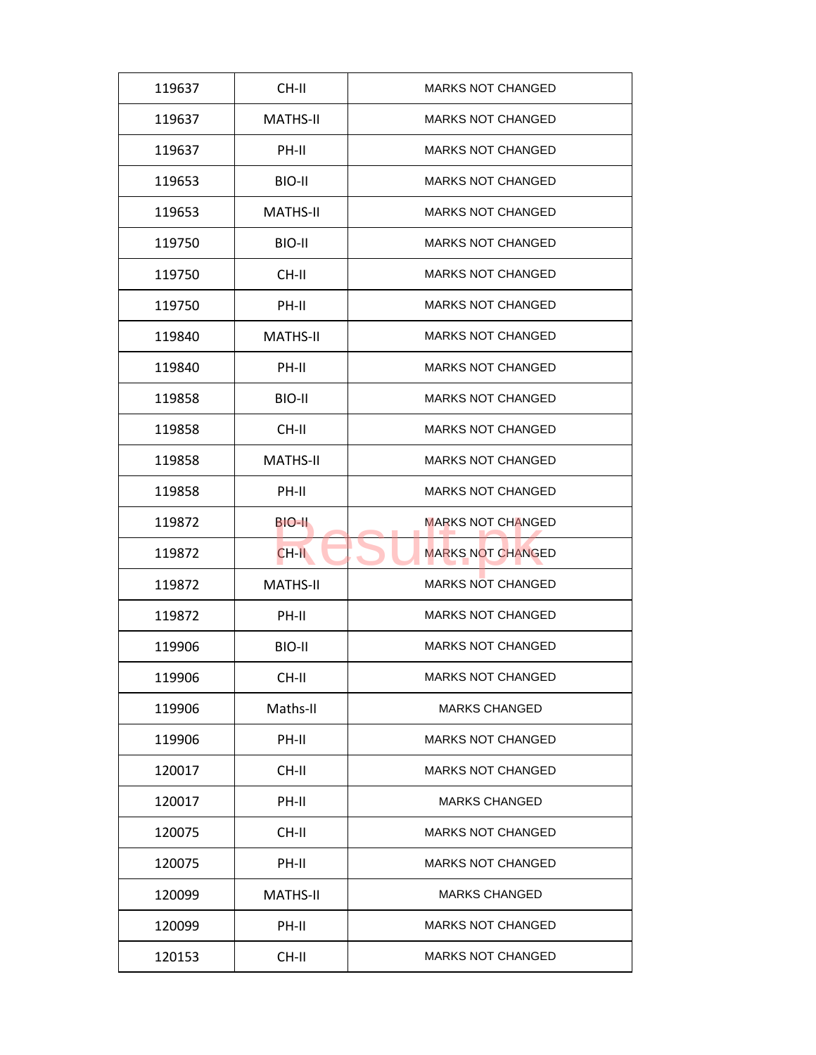| | | |
|---|---|---|
| 119637 | CH-II | MARKS NOT CHANGED |
| 119637 | MATHS-II | MARKS NOT CHANGED |
| 119637 | PH-II | MARKS NOT CHANGED |
| 119653 | BIO-II | MARKS NOT CHANGED |
| 119653 | MATHS-II | MARKS NOT CHANGED |
| 119750 | BIO-II | MARKS NOT CHANGED |
| 119750 | CH-II | MARKS NOT CHANGED |
| 119750 | PH-II | MARKS NOT CHANGED |
| 119840 | MATHS-II | MARKS NOT CHANGED |
| 119840 | PH-II | MARKS NOT CHANGED |
| 119858 | BIO-II | MARKS NOT CHANGED |
| 119858 | CH-II | MARKS NOT CHANGED |
| 119858 | MATHS-II | MARKS NOT CHANGED |
| 119858 | PH-II | MARKS NOT CHANGED |
| 119872 | BIO-II | MARKS NOT CHANGED |
| 119872 | CH-II | MARKS NOT CHANGED |
| 119872 | MATHS-II | MARKS NOT CHANGED |
| 119872 | PH-II | MARKS NOT CHANGED |
| 119906 | BIO-II | MARKS NOT CHANGED |
| 119906 | CH-II | MARKS NOT CHANGED |
| 119906 | Maths-II | MARKS CHANGED |
| 119906 | PH-II | MARKS NOT CHANGED |
| 120017 | CH-II | MARKS NOT CHANGED |
| 120017 | PH-II | MARKS CHANGED |
| 120075 | CH-II | MARKS NOT CHANGED |
| 120075 | PH-II | MARKS NOT CHANGED |
| 120099 | MATHS-II | MARKS CHANGED |
| 120099 | PH-II | MARKS NOT CHANGED |
| 120153 | CH-II | MARKS NOT CHANGED |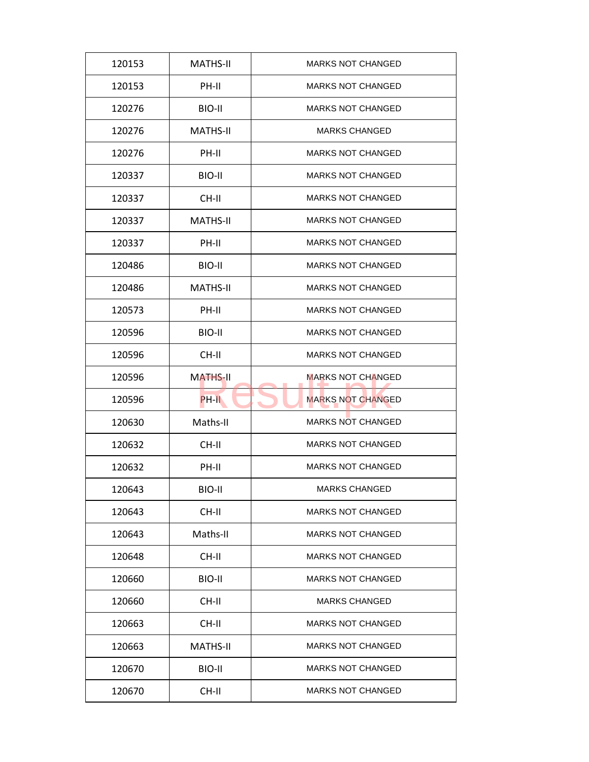| 120153 | MATHS-II | MARKS NOT CHANGED |
|---|---|---|
| 120153 | PH-II | MARKS NOT CHANGED |
| 120276 | BIO-II | MARKS NOT CHANGED |
| 120276 | MATHS-II | MARKS CHANGED |
| 120276 | PH-II | MARKS NOT CHANGED |
| 120337 | BIO-II | MARKS NOT CHANGED |
| 120337 | CH-II | MARKS NOT CHANGED |
| 120337 | MATHS-II | MARKS NOT CHANGED |
| 120337 | PH-II | MARKS NOT CHANGED |
| 120486 | BIO-II | MARKS NOT CHANGED |
| 120486 | MATHS-II | MARKS NOT CHANGED |
| 120573 | PH-II | MARKS NOT CHANGED |
| 120596 | BIO-II | MARKS NOT CHANGED |
| 120596 | CH-II | MARKS NOT CHANGED |
| 120596 | MATHS-II | MARKS NOT CHANGED |
| 120596 | PH-II | MARKS NOT CHANGED |
| 120630 | Maths-II | MARKS NOT CHANGED |
| 120632 | CH-II | MARKS NOT CHANGED |
| 120632 | PH-II | MARKS NOT CHANGED |
| 120643 | BIO-II | MARKS CHANGED |
| 120643 | CH-II | MARKS NOT CHANGED |
| 120643 | Maths-II | MARKS NOT CHANGED |
| 120648 | CH-II | MARKS NOT CHANGED |
| 120660 | BIO-II | MARKS NOT CHANGED |
| 120660 | CH-II | MARKS CHANGED |
| 120663 | CH-II | MARKS NOT CHANGED |
| 120663 | MATHS-II | MARKS NOT CHANGED |
| 120670 | BIO-II | MARKS NOT CHANGED |
| 120670 | CH-II | MARKS NOT CHANGED |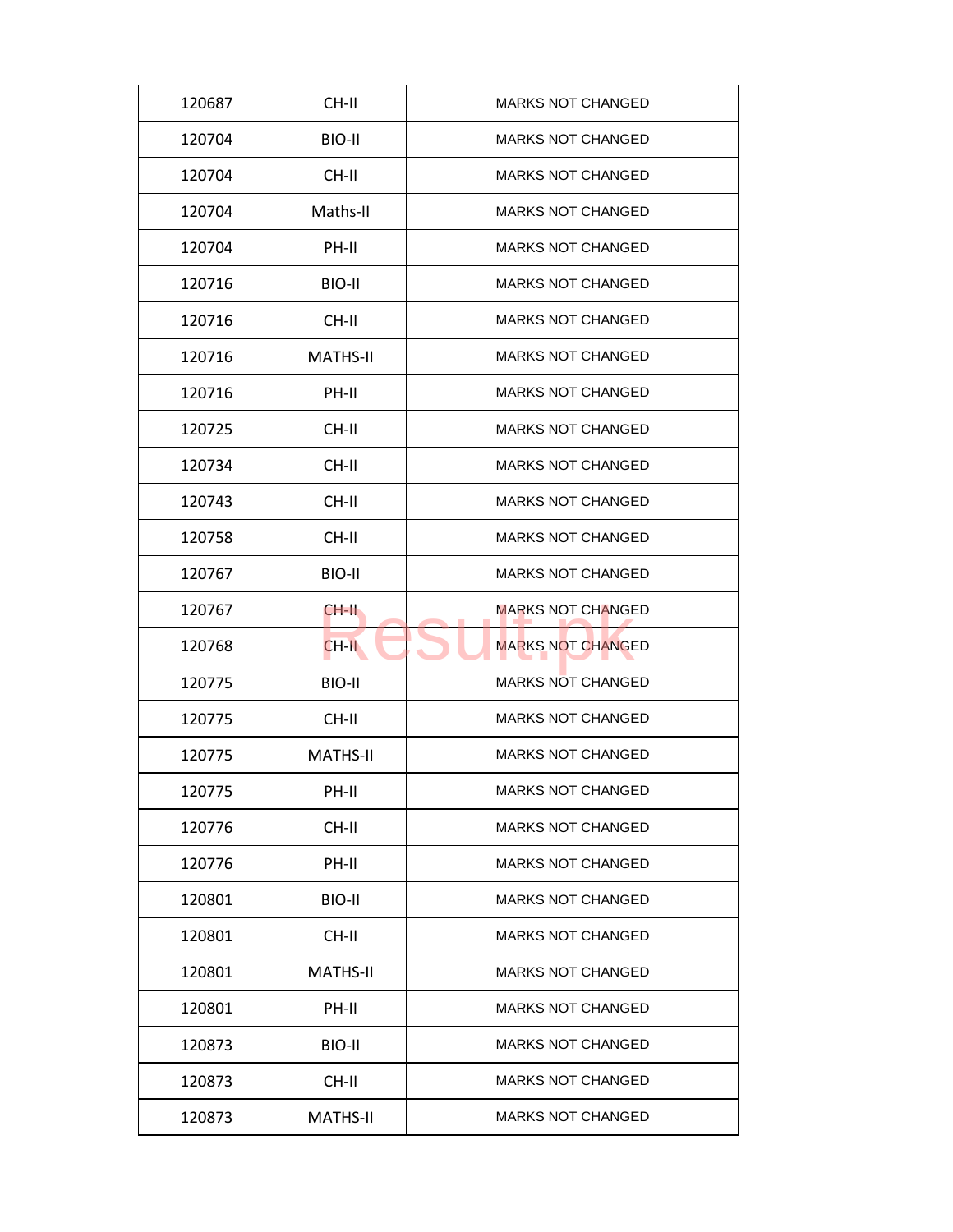| 120687 | CH-II | MARKS NOT CHANGED |
|---|---|---|
| 120704 | BIO-II | MARKS NOT CHANGED |
| 120704 | CH-II | MARKS NOT CHANGED |
| 120704 | Maths-II | MARKS NOT CHANGED |
| 120704 | PH-II | MARKS NOT CHANGED |
| 120716 | BIO-II | MARKS NOT CHANGED |
| 120716 | CH-II | MARKS NOT CHANGED |
| 120716 | MATHS-II | MARKS NOT CHANGED |
| 120716 | PH-II | MARKS NOT CHANGED |
| 120725 | CH-II | MARKS NOT CHANGED |
| 120734 | CH-II | MARKS NOT CHANGED |
| 120743 | CH-II | MARKS NOT CHANGED |
| 120758 | CH-II | MARKS NOT CHANGED |
| 120767 | BIO-II | MARKS NOT CHANGED |
| 120767 | CH-II | MARKS NOT CHANGED |
| 120768 | CH-II | MARKS NOT CHANGED |
| 120775 | BIO-II | MARKS NOT CHANGED |
| 120775 | CH-II | MARKS NOT CHANGED |
| 120775 | MATHS-II | MARKS NOT CHANGED |
| 120775 | PH-II | MARKS NOT CHANGED |
| 120776 | CH-II | MARKS NOT CHANGED |
| 120776 | PH-II | MARKS NOT CHANGED |
| 120801 | BIO-II | MARKS NOT CHANGED |
| 120801 | CH-II | MARKS NOT CHANGED |
| 120801 | MATHS-II | MARKS NOT CHANGED |
| 120801 | PH-II | MARKS NOT CHANGED |
| 120873 | BIO-II | MARKS NOT CHANGED |
| 120873 | CH-II | MARKS NOT CHANGED |
| 120873 | MATHS-II | MARKS NOT CHANGED |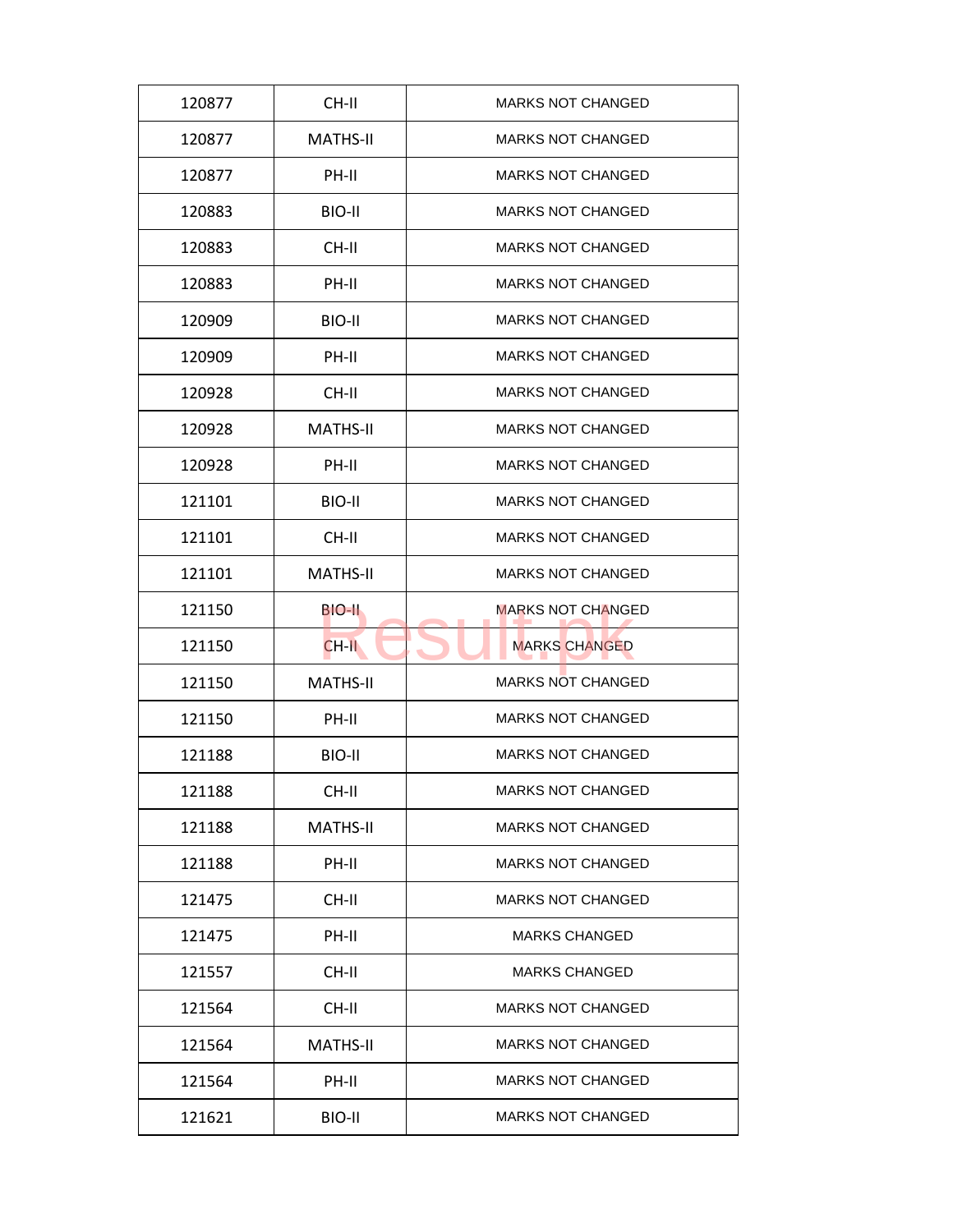| 120877 | CH-II | MARKS NOT CHANGED |
|---|---|---|
| 120877 | MATHS-II | MARKS NOT CHANGED |
| 120877 | PH-II | MARKS NOT CHANGED |
| 120883 | BIO-II | MARKS NOT CHANGED |
| 120883 | CH-II | MARKS NOT CHANGED |
| 120883 | PH-II | MARKS NOT CHANGED |
| 120909 | BIO-II | MARKS NOT CHANGED |
| 120909 | PH-II | MARKS NOT CHANGED |
| 120928 | CH-II | MARKS NOT CHANGED |
| 120928 | MATHS-II | MARKS NOT CHANGED |
| 120928 | PH-II | MARKS NOT CHANGED |
| 121101 | BIO-II | MARKS NOT CHANGED |
| 121101 | CH-II | MARKS NOT CHANGED |
| 121101 | MATHS-II | MARKS NOT CHANGED |
| 121150 | BIO-II | MARKS NOT CHANGED |
| 121150 | CH-II | MARKS CHANGED |
| 121150 | MATHS-II | MARKS NOT CHANGED |
| 121150 | PH-II | MARKS NOT CHANGED |
| 121188 | BIO-II | MARKS NOT CHANGED |
| 121188 | CH-II | MARKS NOT CHANGED |
| 121188 | MATHS-II | MARKS NOT CHANGED |
| 121188 | PH-II | MARKS NOT CHANGED |
| 121475 | CH-II | MARKS NOT CHANGED |
| 121475 | PH-II | MARKS CHANGED |
| 121557 | CH-II | MARKS CHANGED |
| 121564 | CH-II | MARKS NOT CHANGED |
| 121564 | MATHS-II | MARKS NOT CHANGED |
| 121564 | PH-II | MARKS NOT CHANGED |
| 121621 | BIO-II | MARKS NOT CHANGED |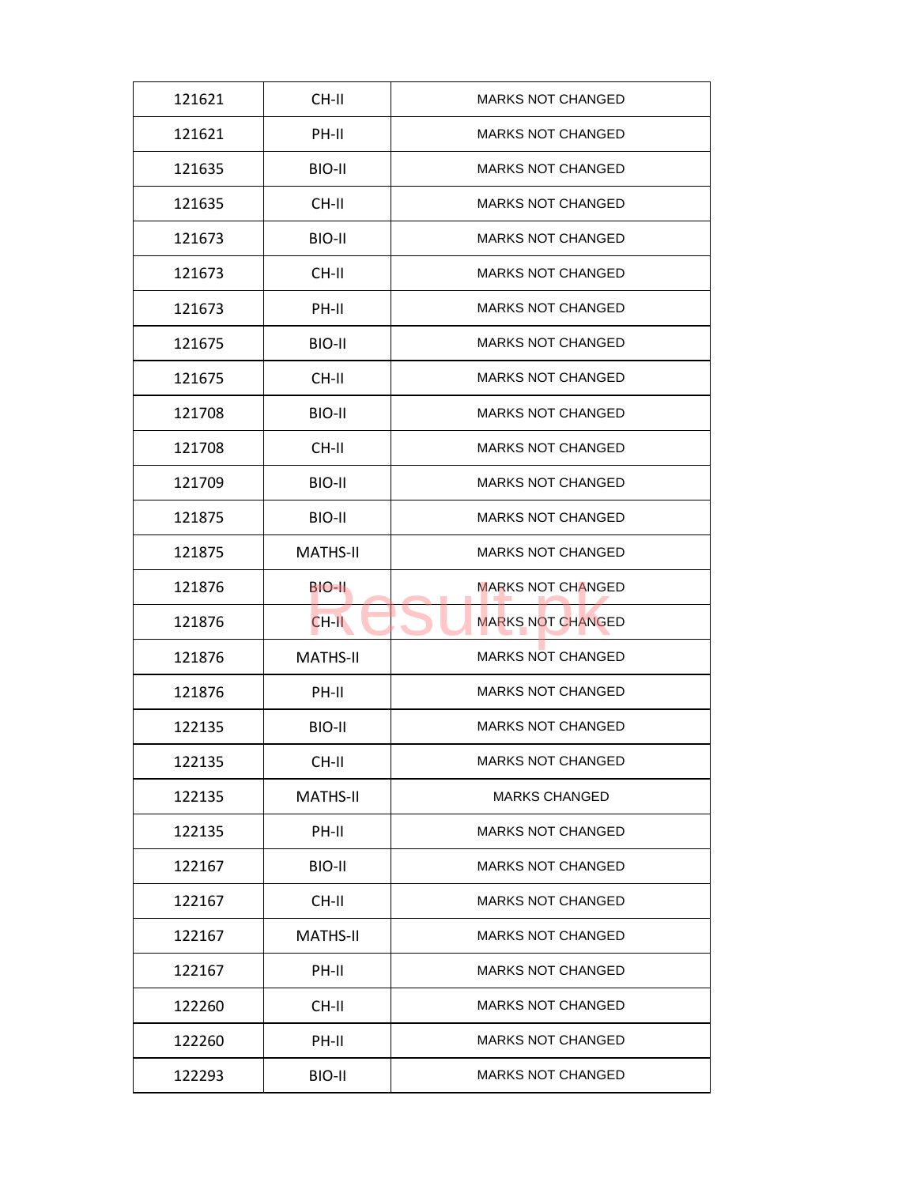| 121621 | CH-II | MARKS NOT CHANGED |
|---|---|---|
| 121621 | PH-II | MARKS NOT CHANGED |
| 121635 | BIO-II | MARKS NOT CHANGED |
| 121635 | CH-II | MARKS NOT CHANGED |
| 121673 | BIO-II | MARKS NOT CHANGED |
| 121673 | CH-II | MARKS NOT CHANGED |
| 121673 | PH-II | MARKS NOT CHANGED |
| 121675 | BIO-II | MARKS NOT CHANGED |
| 121675 | CH-II | MARKS NOT CHANGED |
| 121708 | BIO-II | MARKS NOT CHANGED |
| 121708 | CH-II | MARKS NOT CHANGED |
| 121709 | BIO-II | MARKS NOT CHANGED |
| 121875 | BIO-II | MARKS NOT CHANGED |
| 121875 | MATHS-II | MARKS NOT CHANGED |
| 121876 | BIO-II | MARKS NOT CHANGED |
| 121876 | CH-II | MARKS NOT CHANGED |
| 121876 | MATHS-II | MARKS NOT CHANGED |
| 121876 | PH-II | MARKS NOT CHANGED |
| 122135 | BIO-II | MARKS NOT CHANGED |
| 122135 | CH-II | MARKS NOT CHANGED |
| 122135 | MATHS-II | MARKS CHANGED |
| 122135 | PH-II | MARKS NOT CHANGED |
| 122167 | BIO-II | MARKS NOT CHANGED |
| 122167 | CH-II | MARKS NOT CHANGED |
| 122167 | MATHS-II | MARKS NOT CHANGED |
| 122167 | PH-II | MARKS NOT CHANGED |
| 122260 | CH-II | MARKS NOT CHANGED |
| 122260 | PH-II | MARKS NOT CHANGED |
| 122293 | BIO-II | MARKS NOT CHANGED |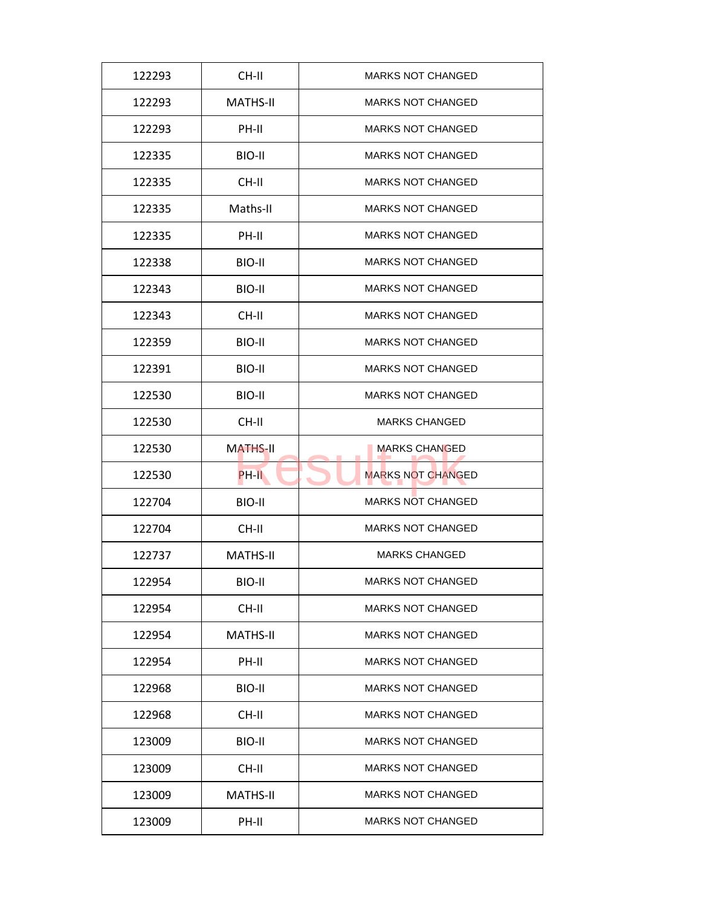| | | |
|---|---|---|
| 122293 | CH-II | MARKS NOT CHANGED |
| 122293 | MATHS-II | MARKS NOT CHANGED |
| 122293 | PH-II | MARKS NOT CHANGED |
| 122335 | BIO-II | MARKS NOT CHANGED |
| 122335 | CH-II | MARKS NOT CHANGED |
| 122335 | Maths-II | MARKS NOT CHANGED |
| 122335 | PH-II | MARKS NOT CHANGED |
| 122338 | BIO-II | MARKS NOT CHANGED |
| 122343 | BIO-II | MARKS NOT CHANGED |
| 122343 | CH-II | MARKS NOT CHANGED |
| 122359 | BIO-II | MARKS NOT CHANGED |
| 122391 | BIO-II | MARKS NOT CHANGED |
| 122530 | BIO-II | MARKS NOT CHANGED |
| 122530 | CH-II | MARKS CHANGED |
| 122530 | MATHS-II | MARKS CHANGED |
| 122530 | PH-II | MARKS NOT CHANGED |
| 122704 | BIO-II | MARKS NOT CHANGED |
| 122704 | CH-II | MARKS NOT CHANGED |
| 122737 | MATHS-II | MARKS CHANGED |
| 122954 | BIO-II | MARKS NOT CHANGED |
| 122954 | CH-II | MARKS NOT CHANGED |
| 122954 | MATHS-II | MARKS NOT CHANGED |
| 122954 | PH-II | MARKS NOT CHANGED |
| 122968 | BIO-II | MARKS NOT CHANGED |
| 122968 | CH-II | MARKS NOT CHANGED |
| 123009 | BIO-II | MARKS NOT CHANGED |
| 123009 | CH-II | MARKS NOT CHANGED |
| 123009 | MATHS-II | MARKS NOT CHANGED |
| 123009 | PH-II | MARKS NOT CHANGED |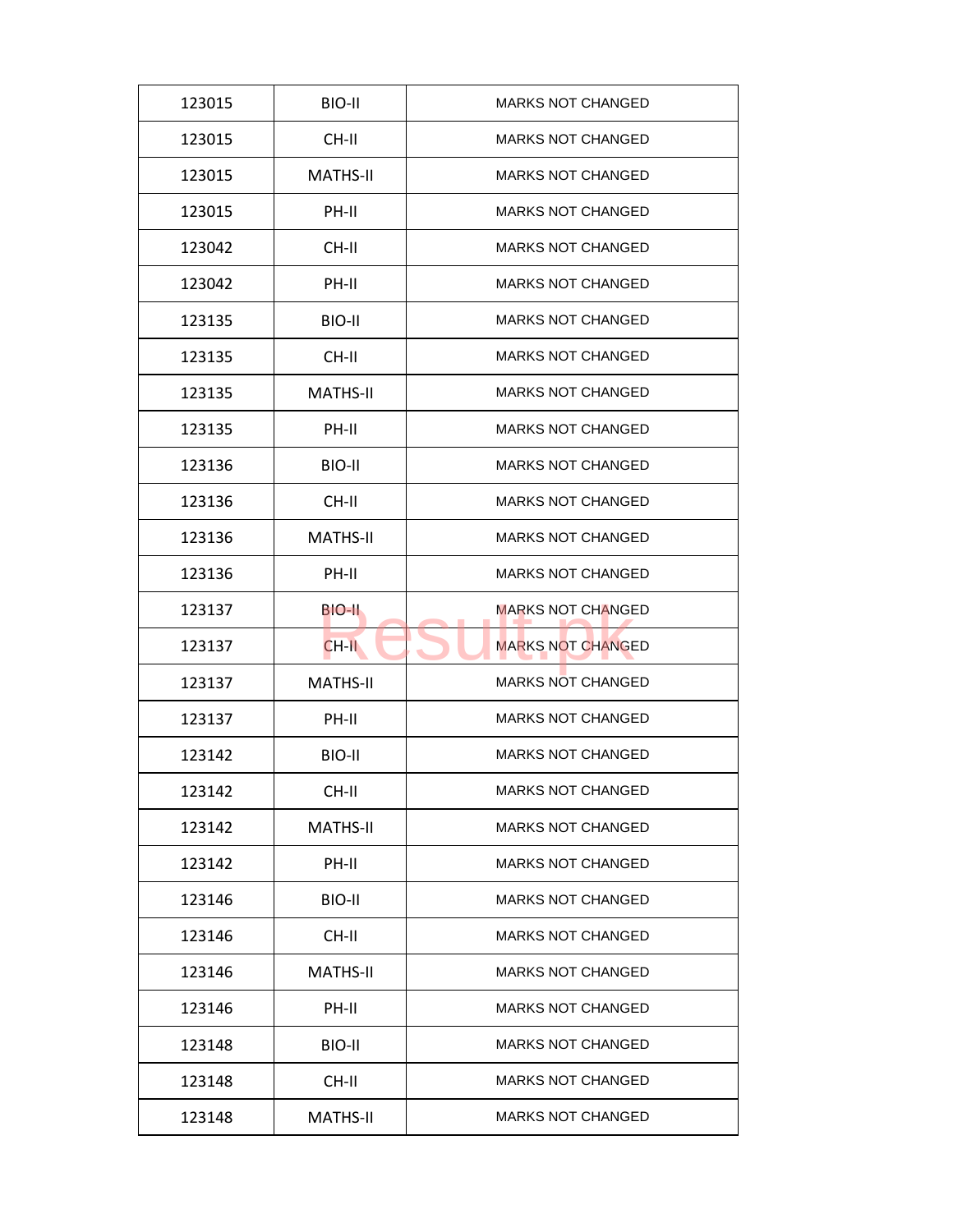| 123015 | BIO-II | MARKS NOT CHANGED |
|---|---|---|
| 123015 | CH-II | MARKS NOT CHANGED |
| 123015 | MATHS-II | MARKS NOT CHANGED |
| 123015 | PH-II | MARKS NOT CHANGED |
| 123042 | CH-II | MARKS NOT CHANGED |
| 123042 | PH-II | MARKS NOT CHANGED |
| 123135 | BIO-II | MARKS NOT CHANGED |
| 123135 | CH-II | MARKS NOT CHANGED |
| 123135 | MATHS-II | MARKS NOT CHANGED |
| 123135 | PH-II | MARKS NOT CHANGED |
| 123136 | BIO-II | MARKS NOT CHANGED |
| 123136 | CH-II | MARKS NOT CHANGED |
| 123136 | MATHS-II | MARKS NOT CHANGED |
| 123136 | PH-II | MARKS NOT CHANGED |
| 123137 | BIO-II | MARKS NOT CHANGED |
| 123137 | CH-II | MARKS NOT CHANGED |
| 123137 | MATHS-II | MARKS NOT CHANGED |
| 123137 | PH-II | MARKS NOT CHANGED |
| 123142 | BIO-II | MARKS NOT CHANGED |
| 123142 | CH-II | MARKS NOT CHANGED |
| 123142 | MATHS-II | MARKS NOT CHANGED |
| 123142 | PH-II | MARKS NOT CHANGED |
| 123146 | BIO-II | MARKS NOT CHANGED |
| 123146 | CH-II | MARKS NOT CHANGED |
| 123146 | MATHS-II | MARKS NOT CHANGED |
| 123146 | PH-II | MARKS NOT CHANGED |
| 123148 | BIO-II | MARKS NOT CHANGED |
| 123148 | CH-II | MARKS NOT CHANGED |
| 123148 | MATHS-II | MARKS NOT CHANGED |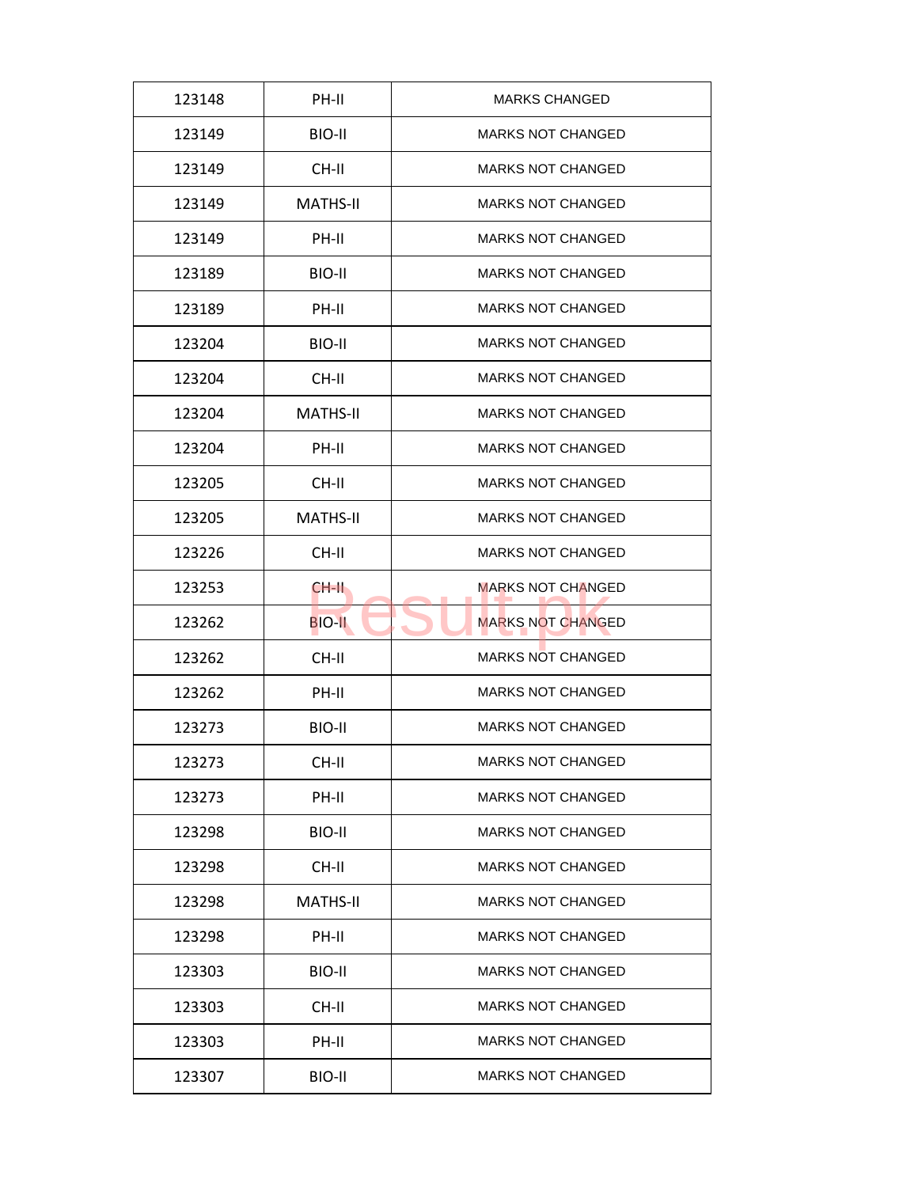| 123148 | PH-II | MARKS CHANGED |
|---|---|---|
| 123149 | BIO-II | MARKS NOT CHANGED |
| 123149 | CH-II | MARKS NOT CHANGED |
| 123149 | MATHS-II | MARKS NOT CHANGED |
| 123149 | PH-II | MARKS NOT CHANGED |
| 123189 | BIO-II | MARKS NOT CHANGED |
| 123189 | PH-II | MARKS NOT CHANGED |
| 123204 | BIO-II | MARKS NOT CHANGED |
| 123204 | CH-II | MARKS NOT CHANGED |
| 123204 | MATHS-II | MARKS NOT CHANGED |
| 123204 | PH-II | MARKS NOT CHANGED |
| 123205 | CH-II | MARKS NOT CHANGED |
| 123205 | MATHS-II | MARKS NOT CHANGED |
| 123226 | CH-II | MARKS NOT CHANGED |
| 123253 | CH-II | MARKS NOT CHANGED |
| 123262 | BIO-II | MARKS NOT CHANGED |
| 123262 | CH-II | MARKS NOT CHANGED |
| 123262 | PH-II | MARKS NOT CHANGED |
| 123273 | BIO-II | MARKS NOT CHANGED |
| 123273 | CH-II | MARKS NOT CHANGED |
| 123273 | PH-II | MARKS NOT CHANGED |
| 123298 | BIO-II | MARKS NOT CHANGED |
| 123298 | CH-II | MARKS NOT CHANGED |
| 123298 | MATHS-II | MARKS NOT CHANGED |
| 123298 | PH-II | MARKS NOT CHANGED |
| 123303 | BIO-II | MARKS NOT CHANGED |
| 123303 | CH-II | MARKS NOT CHANGED |
| 123303 | PH-II | MARKS NOT CHANGED |
| 123307 | BIO-II | MARKS NOT CHANGED |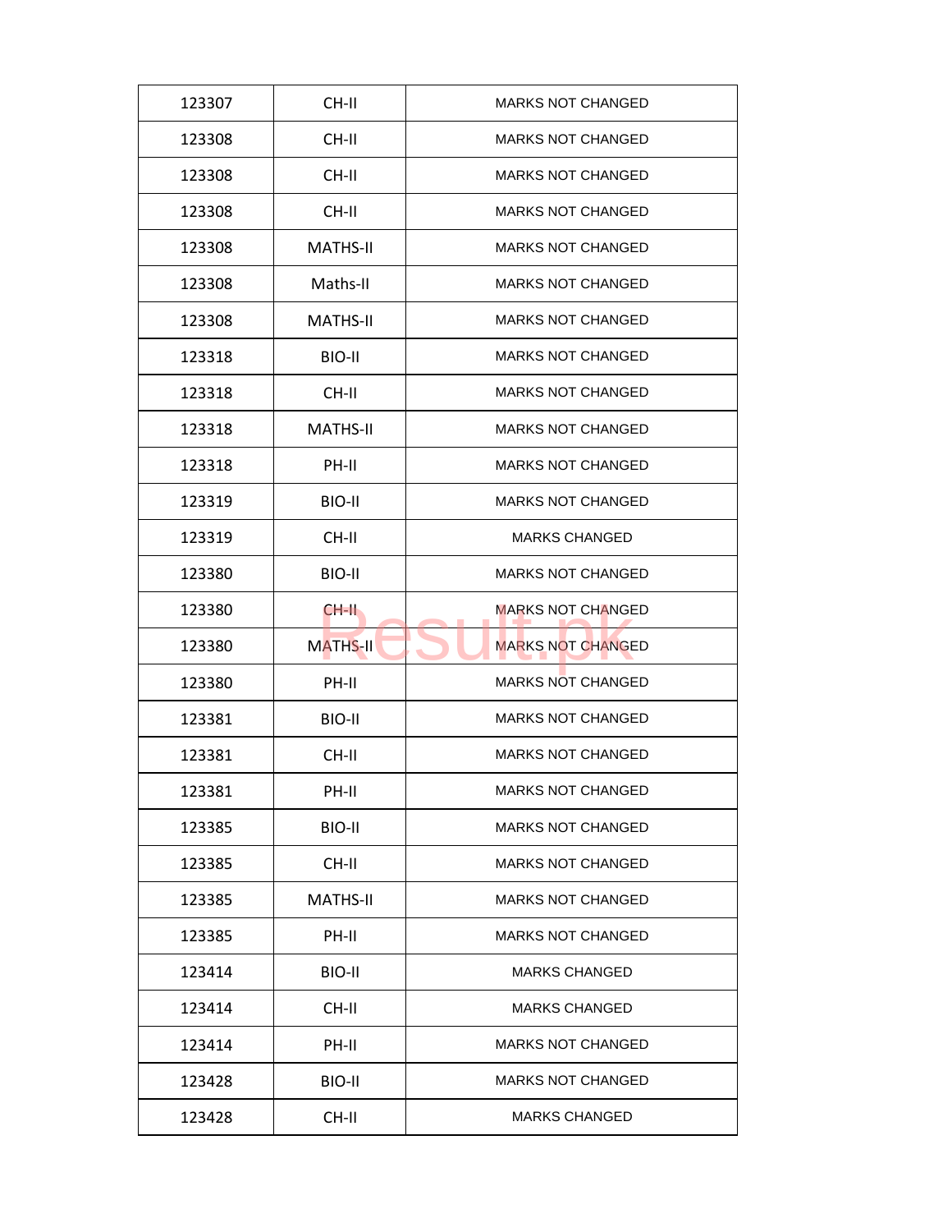| 123307 | CH-II | MARKS NOT CHANGED |
|---|---|---|
| 123308 | CH-II | MARKS NOT CHANGED |
| 123308 | CH-II | MARKS NOT CHANGED |
| 123308 | CH-II | MARKS NOT CHANGED |
| 123308 | MATHS-II | MARKS NOT CHANGED |
| 123308 | Maths-II | MARKS NOT CHANGED |
| 123308 | MATHS-II | MARKS NOT CHANGED |
| 123318 | BIO-II | MARKS NOT CHANGED |
| 123318 | CH-II | MARKS NOT CHANGED |
| 123318 | MATHS-II | MARKS NOT CHANGED |
| 123318 | PH-II | MARKS NOT CHANGED |
| 123319 | BIO-II | MARKS NOT CHANGED |
| 123319 | CH-II | MARKS CHANGED |
| 123380 | BIO-II | MARKS NOT CHANGED |
| 123380 | CH-II | MARKS NOT CHANGED |
| 123380 | MATHS-II | MARKS NOT CHANGED |
| 123380 | PH-II | MARKS NOT CHANGED |
| 123381 | BIO-II | MARKS NOT CHANGED |
| 123381 | CH-II | MARKS NOT CHANGED |
| 123381 | PH-II | MARKS NOT CHANGED |
| 123385 | BIO-II | MARKS NOT CHANGED |
| 123385 | CH-II | MARKS NOT CHANGED |
| 123385 | MATHS-II | MARKS NOT CHANGED |
| 123385 | PH-II | MARKS NOT CHANGED |
| 123414 | BIO-II | MARKS CHANGED |
| 123414 | CH-II | MARKS CHANGED |
| 123414 | PH-II | MARKS NOT CHANGED |
| 123428 | BIO-II | MARKS NOT CHANGED |
| 123428 | CH-II | MARKS CHANGED |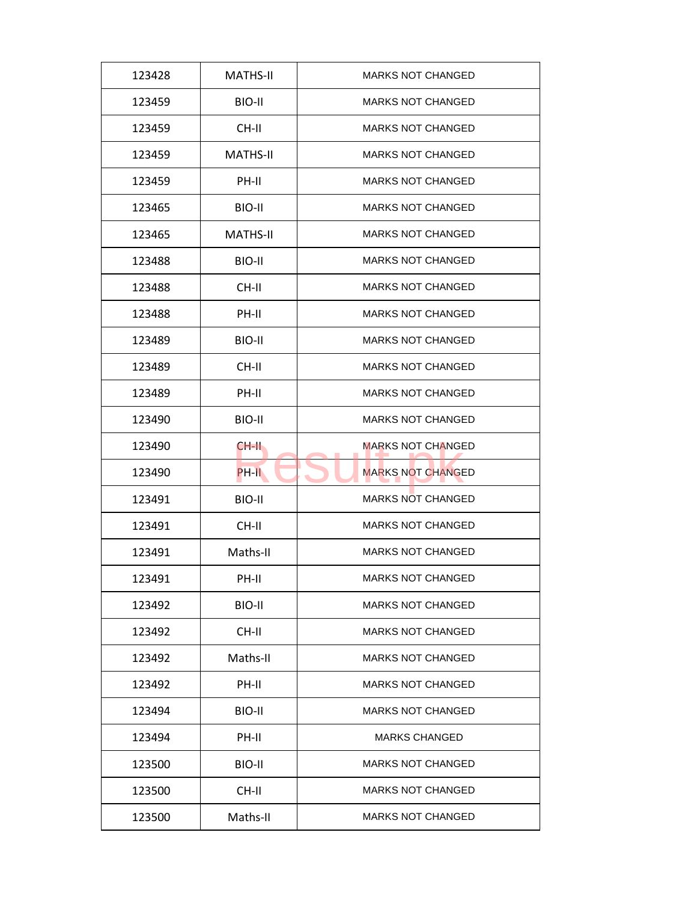| 123428 | MATHS-II | MARKS NOT CHANGED |
|---|---|---|
| 123459 | BIO-II | MARKS NOT CHANGED |
| 123459 | CH-II | MARKS NOT CHANGED |
| 123459 | MATHS-II | MARKS NOT CHANGED |
| 123459 | PH-II | MARKS NOT CHANGED |
| 123465 | BIO-II | MARKS NOT CHANGED |
| 123465 | MATHS-II | MARKS NOT CHANGED |
| 123488 | BIO-II | MARKS NOT CHANGED |
| 123488 | CH-II | MARKS NOT CHANGED |
| 123488 | PH-II | MARKS NOT CHANGED |
| 123489 | BIO-II | MARKS NOT CHANGED |
| 123489 | CH-II | MARKS NOT CHANGED |
| 123489 | PH-II | MARKS NOT CHANGED |
| 123490 | BIO-II | MARKS NOT CHANGED |
| 123490 | CH-II | MARKS NOT CHANGED |
| 123490 | PH-II | MARKS NOT CHANGED |
| 123491 | BIO-II | MARKS NOT CHANGED |
| 123491 | CH-II | MARKS NOT CHANGED |
| 123491 | Maths-II | MARKS NOT CHANGED |
| 123491 | PH-II | MARKS NOT CHANGED |
| 123492 | BIO-II | MARKS NOT CHANGED |
| 123492 | CH-II | MARKS NOT CHANGED |
| 123492 | Maths-II | MARKS NOT CHANGED |
| 123492 | PH-II | MARKS NOT CHANGED |
| 123494 | BIO-II | MARKS NOT CHANGED |
| 123494 | PH-II | MARKS CHANGED |
| 123500 | BIO-II | MARKS NOT CHANGED |
| 123500 | CH-II | MARKS NOT CHANGED |
| 123500 | Maths-II | MARKS NOT CHANGED |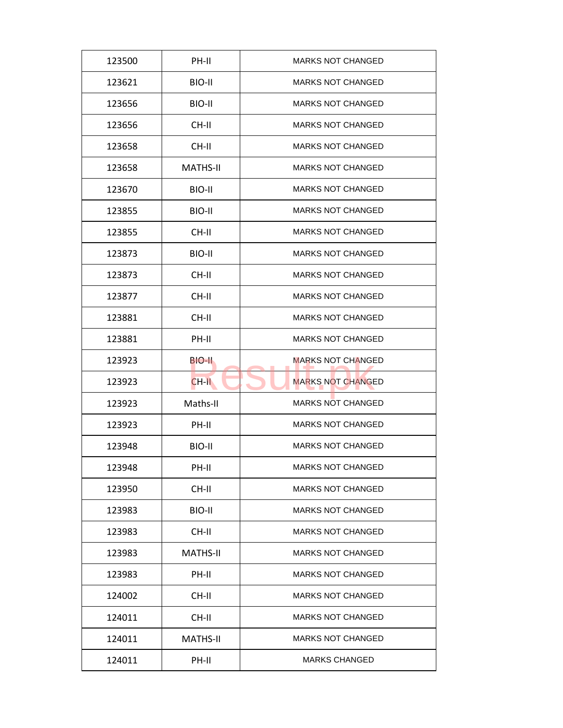| 123500 | PH-II | MARKS NOT CHANGED |
|---|---|---|
| 123621 | BIO-II | MARKS NOT CHANGED |
| 123656 | BIO-II | MARKS NOT CHANGED |
| 123656 | CH-II | MARKS NOT CHANGED |
| 123658 | CH-II | MARKS NOT CHANGED |
| 123658 | MATHS-II | MARKS NOT CHANGED |
| 123670 | BIO-II | MARKS NOT CHANGED |
| 123855 | BIO-II | MARKS NOT CHANGED |
| 123855 | CH-II | MARKS NOT CHANGED |
| 123873 | BIO-II | MARKS NOT CHANGED |
| 123873 | CH-II | MARKS NOT CHANGED |
| 123877 | CH-II | MARKS NOT CHANGED |
| 123881 | CH-II | MARKS NOT CHANGED |
| 123881 | PH-II | MARKS NOT CHANGED |
| 123923 | BIO-II | MARKS NOT CHANGED |
| 123923 | CH-II | MARKS NOT CHANGED |
| 123923 | Maths-II | MARKS NOT CHANGED |
| 123923 | PH-II | MARKS NOT CHANGED |
| 123948 | BIO-II | MARKS NOT CHANGED |
| 123948 | PH-II | MARKS NOT CHANGED |
| 123950 | CH-II | MARKS NOT CHANGED |
| 123983 | BIO-II | MARKS NOT CHANGED |
| 123983 | CH-II | MARKS NOT CHANGED |
| 123983 | MATHS-II | MARKS NOT CHANGED |
| 123983 | PH-II | MARKS NOT CHANGED |
| 124002 | CH-II | MARKS NOT CHANGED |
| 124011 | CH-II | MARKS NOT CHANGED |
| 124011 | MATHS-II | MARKS NOT CHANGED |
| 124011 | PH-II | MARKS CHANGED |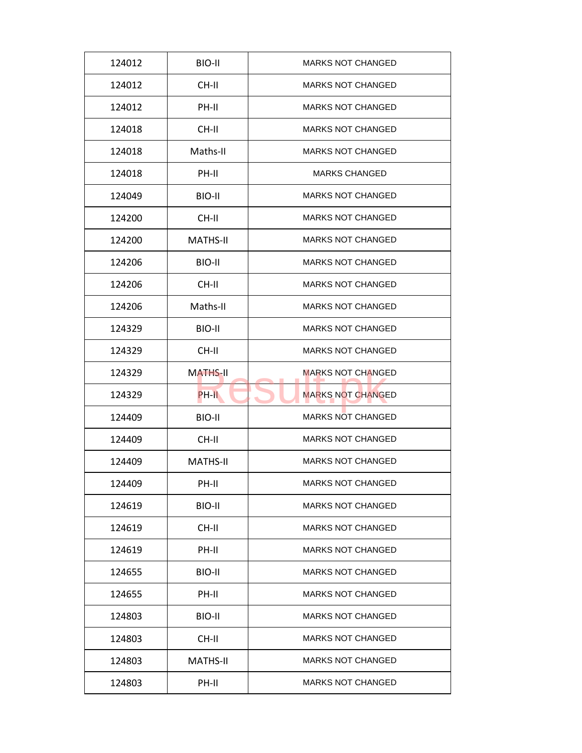| 124012 | BIO-II | MARKS NOT CHANGED |
|---|---|---|
| 124012 | CH-II | MARKS NOT CHANGED |
| 124012 | PH-II | MARKS NOT CHANGED |
| 124018 | CH-II | MARKS NOT CHANGED |
| 124018 | Maths-II | MARKS NOT CHANGED |
| 124018 | PH-II | MARKS CHANGED |
| 124049 | BIO-II | MARKS NOT CHANGED |
| 124200 | CH-II | MARKS NOT CHANGED |
| 124200 | MATHS-II | MARKS NOT CHANGED |
| 124206 | BIO-II | MARKS NOT CHANGED |
| 124206 | CH-II | MARKS NOT CHANGED |
| 124206 | Maths-II | MARKS NOT CHANGED |
| 124329 | BIO-II | MARKS NOT CHANGED |
| 124329 | CH-II | MARKS NOT CHANGED |
| 124329 | MATHS-II | MARKS NOT CHANGED |
| 124329 | PH-II | MARKS NOT CHANGED |
| 124409 | BIO-II | MARKS NOT CHANGED |
| 124409 | CH-II | MARKS NOT CHANGED |
| 124409 | MATHS-II | MARKS NOT CHANGED |
| 124409 | PH-II | MARKS NOT CHANGED |
| 124619 | BIO-II | MARKS NOT CHANGED |
| 124619 | CH-II | MARKS NOT CHANGED |
| 124619 | PH-II | MARKS NOT CHANGED |
| 124655 | BIO-II | MARKS NOT CHANGED |
| 124655 | PH-II | MARKS NOT CHANGED |
| 124803 | BIO-II | MARKS NOT CHANGED |
| 124803 | CH-II | MARKS NOT CHANGED |
| 124803 | MATHS-II | MARKS NOT CHANGED |
| 124803 | PH-II | MARKS NOT CHANGED |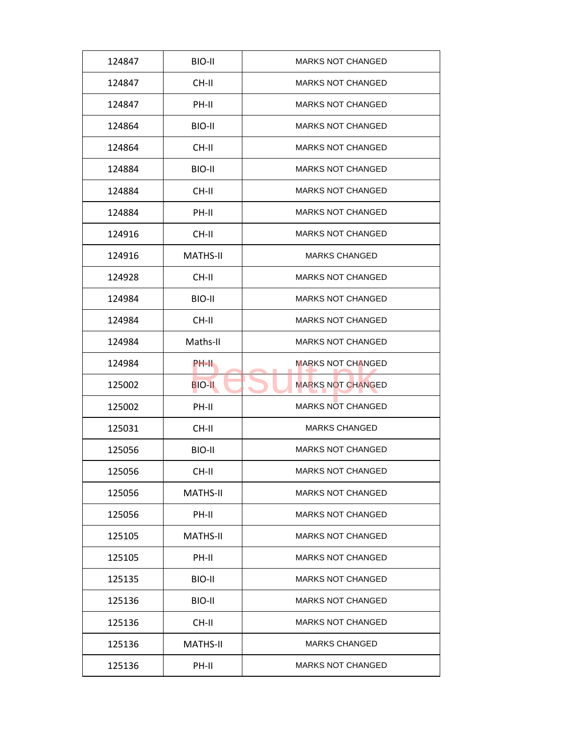| 124847 | BIO-II | MARKS NOT CHANGED |
|---|---|---|
| 124847 | CH-II | MARKS NOT CHANGED |
| 124847 | PH-II | MARKS NOT CHANGED |
| 124864 | BIO-II | MARKS NOT CHANGED |
| 124864 | CH-II | MARKS NOT CHANGED |
| 124884 | BIO-II | MARKS NOT CHANGED |
| 124884 | CH-II | MARKS NOT CHANGED |
| 124884 | PH-II | MARKS NOT CHANGED |
| 124916 | CH-II | MARKS NOT CHANGED |
| 124916 | MATHS-II | MARKS CHANGED |
| 124928 | CH-II | MARKS NOT CHANGED |
| 124984 | BIO-II | MARKS NOT CHANGED |
| 124984 | CH-II | MARKS NOT CHANGED |
| 124984 | Maths-II | MARKS NOT CHANGED |
| 124984 | PH-II | MARKS NOT CHANGED |
| 125002 | BIO-II | MARKS NOT CHANGED |
| 125002 | PH-II | MARKS NOT CHANGED |
| 125031 | CH-II | MARKS CHANGED |
| 125056 | BIO-II | MARKS NOT CHANGED |
| 125056 | CH-II | MARKS NOT CHANGED |
| 125056 | MATHS-II | MARKS NOT CHANGED |
| 125056 | PH-II | MARKS NOT CHANGED |
| 125105 | MATHS-II | MARKS NOT CHANGED |
| 125105 | PH-II | MARKS NOT CHANGED |
| 125135 | BIO-II | MARKS NOT CHANGED |
| 125136 | BIO-II | MARKS NOT CHANGED |
| 125136 | CH-II | MARKS NOT CHANGED |
| 125136 | MATHS-II | MARKS CHANGED |
| 125136 | PH-II | MARKS NOT CHANGED |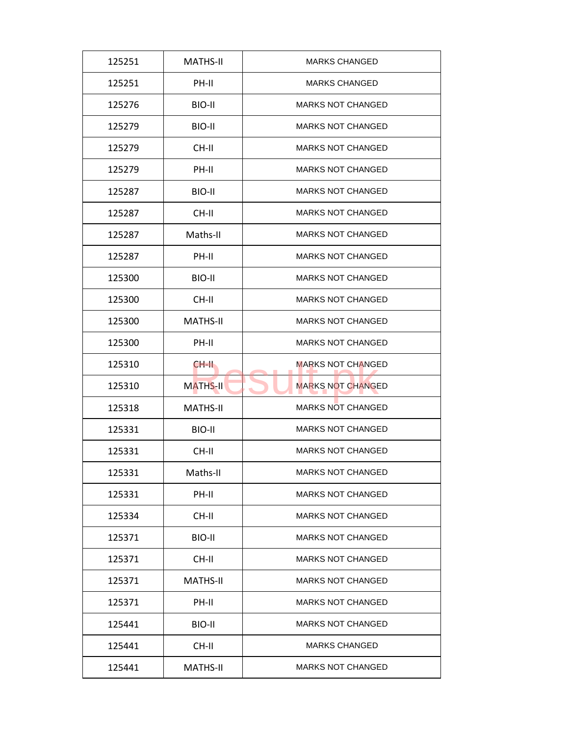| 125251 | MATHS-II | MARKS CHANGED |
|---|---|---|
| 125251 | PH-II | MARKS CHANGED |
| 125276 | BIO-II | MARKS NOT CHANGED |
| 125279 | BIO-II | MARKS NOT CHANGED |
| 125279 | CH-II | MARKS NOT CHANGED |
| 125279 | PH-II | MARKS NOT CHANGED |
| 125287 | BIO-II | MARKS NOT CHANGED |
| 125287 | CH-II | MARKS NOT CHANGED |
| 125287 | Maths-II | MARKS NOT CHANGED |
| 125287 | PH-II | MARKS NOT CHANGED |
| 125300 | BIO-II | MARKS NOT CHANGED |
| 125300 | CH-II | MARKS NOT CHANGED |
| 125300 | MATHS-II | MARKS NOT CHANGED |
| 125300 | PH-II | MARKS NOT CHANGED |
| 125310 | CH-II | MARKS NOT CHANGED |
| 125310 | MATHS-II | MARKS NOT CHANGED |
| 125318 | MATHS-II | MARKS NOT CHANGED |
| 125331 | BIO-II | MARKS NOT CHANGED |
| 125331 | CH-II | MARKS NOT CHANGED |
| 125331 | Maths-II | MARKS NOT CHANGED |
| 125331 | PH-II | MARKS NOT CHANGED |
| 125334 | CH-II | MARKS NOT CHANGED |
| 125371 | BIO-II | MARKS NOT CHANGED |
| 125371 | CH-II | MARKS NOT CHANGED |
| 125371 | MATHS-II | MARKS NOT CHANGED |
| 125371 | PH-II | MARKS NOT CHANGED |
| 125441 | BIO-II | MARKS NOT CHANGED |
| 125441 | CH-II | MARKS CHANGED |
| 125441 | MATHS-II | MARKS NOT CHANGED |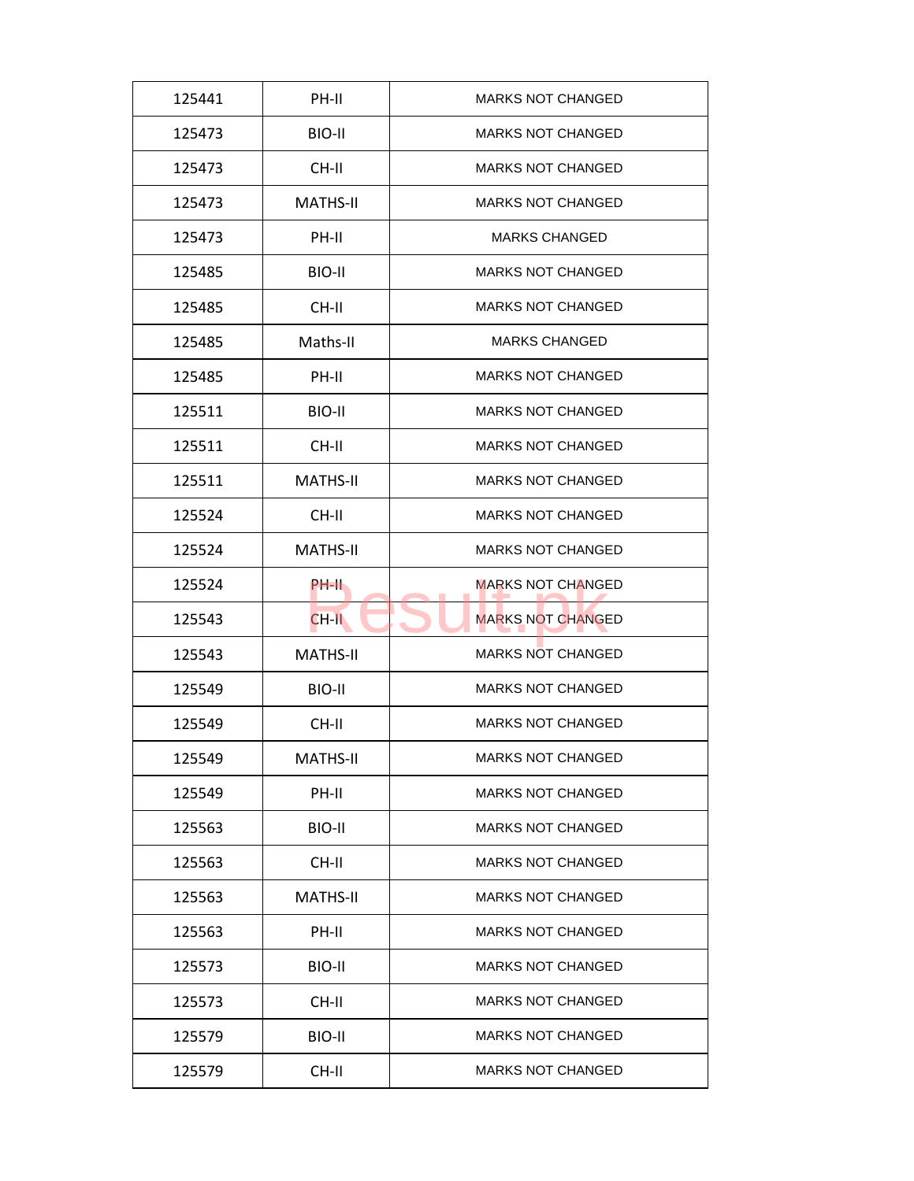| 125441 | PH-II | MARKS NOT CHANGED |
|---|---|---|
| 125473 | BIO-II | MARKS NOT CHANGED |
| 125473 | CH-II | MARKS NOT CHANGED |
| 125473 | MATHS-II | MARKS NOT CHANGED |
| 125473 | PH-II | MARKS CHANGED |
| 125485 | BIO-II | MARKS NOT CHANGED |
| 125485 | CH-II | MARKS NOT CHANGED |
| 125485 | Maths-II | MARKS CHANGED |
| 125485 | PH-II | MARKS NOT CHANGED |
| 125511 | BIO-II | MARKS NOT CHANGED |
| 125511 | CH-II | MARKS NOT CHANGED |
| 125511 | MATHS-II | MARKS NOT CHANGED |
| 125524 | CH-II | MARKS NOT CHANGED |
| 125524 | MATHS-II | MARKS NOT CHANGED |
| 125524 | PH-II | MARKS NOT CHANGED |
| 125543 | CH-II | MARKS NOT CHANGED |
| 125543 | MATHS-II | MARKS NOT CHANGED |
| 125549 | BIO-II | MARKS NOT CHANGED |
| 125549 | CH-II | MARKS NOT CHANGED |
| 125549 | MATHS-II | MARKS NOT CHANGED |
| 125549 | PH-II | MARKS NOT CHANGED |
| 125563 | BIO-II | MARKS NOT CHANGED |
| 125563 | CH-II | MARKS NOT CHANGED |
| 125563 | MATHS-II | MARKS NOT CHANGED |
| 125563 | PH-II | MARKS NOT CHANGED |
| 125573 | BIO-II | MARKS NOT CHANGED |
| 125573 | CH-II | MARKS NOT CHANGED |
| 125579 | BIO-II | MARKS NOT CHANGED |
| 125579 | CH-II | MARKS NOT CHANGED |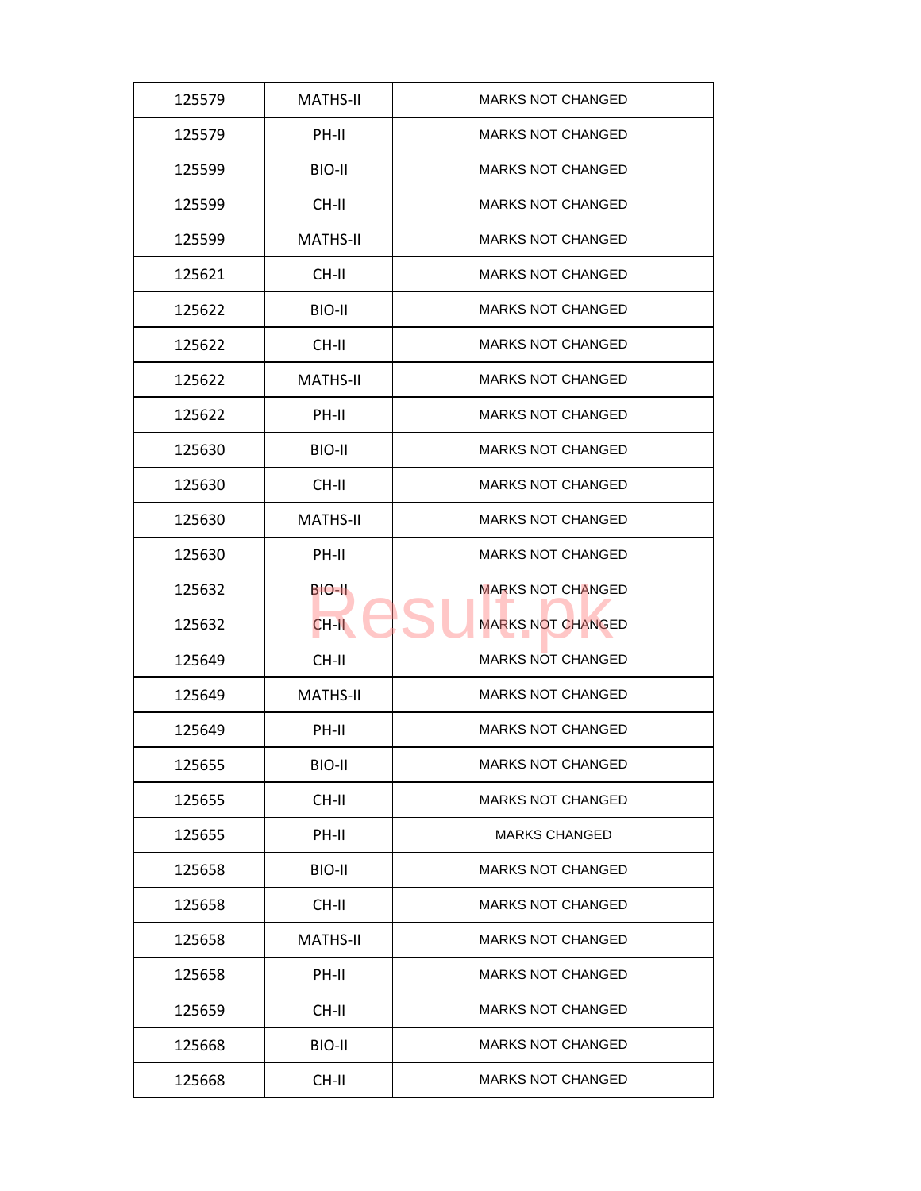| 125579 | MATHS-II | MARKS NOT CHANGED |
|---|---|---|
| 125579 | PH-II | MARKS NOT CHANGED |
| 125599 | BIO-II | MARKS NOT CHANGED |
| 125599 | CH-II | MARKS NOT CHANGED |
| 125599 | MATHS-II | MARKS NOT CHANGED |
| 125621 | CH-II | MARKS NOT CHANGED |
| 125622 | BIO-II | MARKS NOT CHANGED |
| 125622 | CH-II | MARKS NOT CHANGED |
| 125622 | MATHS-II | MARKS NOT CHANGED |
| 125622 | PH-II | MARKS NOT CHANGED |
| 125630 | BIO-II | MARKS NOT CHANGED |
| 125630 | CH-II | MARKS NOT CHANGED |
| 125630 | MATHS-II | MARKS NOT CHANGED |
| 125630 | PH-II | MARKS NOT CHANGED |
| 125632 | BIO-II | MARKS NOT CHANGED |
| 125632 | CH-II | MARKS NOT CHANGED |
| 125649 | CH-II | MARKS NOT CHANGED |
| 125649 | MATHS-II | MARKS NOT CHANGED |
| 125649 | PH-II | MARKS NOT CHANGED |
| 125655 | BIO-II | MARKS NOT CHANGED |
| 125655 | CH-II | MARKS NOT CHANGED |
| 125655 | PH-II | MARKS CHANGED |
| 125658 | BIO-II | MARKS NOT CHANGED |
| 125658 | CH-II | MARKS NOT CHANGED |
| 125658 | MATHS-II | MARKS NOT CHANGED |
| 125658 | PH-II | MARKS NOT CHANGED |
| 125659 | CH-II | MARKS NOT CHANGED |
| 125668 | BIO-II | MARKS NOT CHANGED |
| 125668 | CH-II | MARKS NOT CHANGED |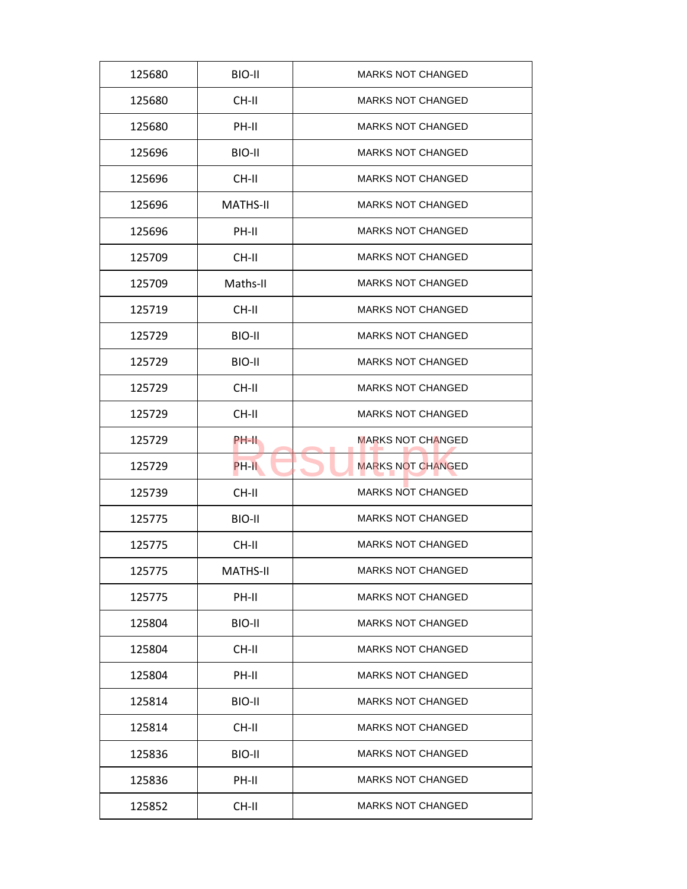| 125680 | BIO-II | MARKS NOT CHANGED |
|---|---|---|
| 125680 | CH-II | MARKS NOT CHANGED |
| 125680 | PH-II | MARKS NOT CHANGED |
| 125696 | BIO-II | MARKS NOT CHANGED |
| 125696 | CH-II | MARKS NOT CHANGED |
| 125696 | MATHS-II | MARKS NOT CHANGED |
| 125696 | PH-II | MARKS NOT CHANGED |
| 125709 | CH-II | MARKS NOT CHANGED |
| 125709 | Maths-II | MARKS NOT CHANGED |
| 125719 | CH-II | MARKS NOT CHANGED |
| 125729 | BIO-II | MARKS NOT CHANGED |
| 125729 | BIO-II | MARKS NOT CHANGED |
| 125729 | CH-II | MARKS NOT CHANGED |
| 125729 | CH-II | MARKS NOT CHANGED |
| 125729 | PH-II | MARKS NOT CHANGED |
| 125729 | PH-II | MARKS NOT CHANGED |
| 125739 | CH-II | MARKS NOT CHANGED |
| 125775 | BIO-II | MARKS NOT CHANGED |
| 125775 | CH-II | MARKS NOT CHANGED |
| 125775 | MATHS-II | MARKS NOT CHANGED |
| 125775 | PH-II | MARKS NOT CHANGED |
| 125804 | BIO-II | MARKS NOT CHANGED |
| 125804 | CH-II | MARKS NOT CHANGED |
| 125804 | PH-II | MARKS NOT CHANGED |
| 125814 | BIO-II | MARKS NOT CHANGED |
| 125814 | CH-II | MARKS NOT CHANGED |
| 125836 | BIO-II | MARKS NOT CHANGED |
| 125836 | PH-II | MARKS NOT CHANGED |
| 125852 | CH-II | MARKS NOT CHANGED |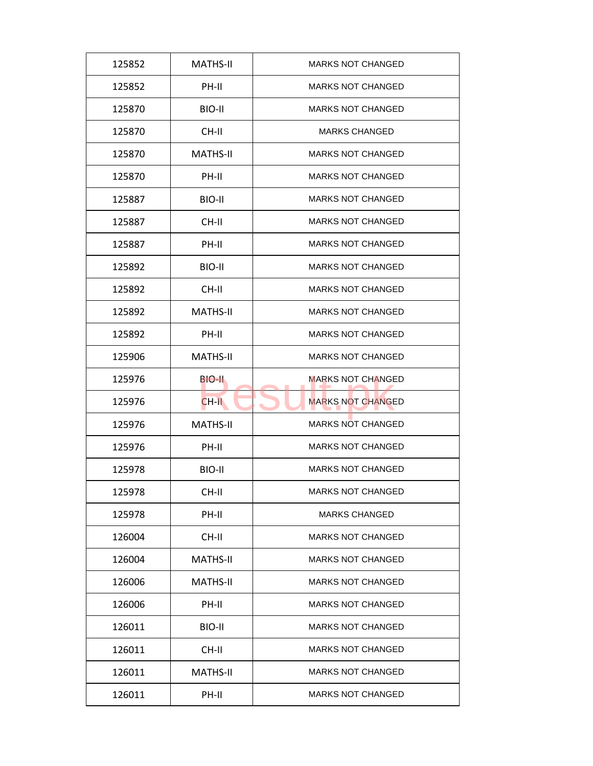| 125852 | MATHS-II | MARKS NOT CHANGED |
|---|---|---|
| 125852 | PH-II | MARKS NOT CHANGED |
| 125870 | BIO-II | MARKS NOT CHANGED |
| 125870 | CH-II | MARKS CHANGED |
| 125870 | MATHS-II | MARKS NOT CHANGED |
| 125870 | PH-II | MARKS NOT CHANGED |
| 125887 | BIO-II | MARKS NOT CHANGED |
| 125887 | CH-II | MARKS NOT CHANGED |
| 125887 | PH-II | MARKS NOT CHANGED |
| 125892 | BIO-II | MARKS NOT CHANGED |
| 125892 | CH-II | MARKS NOT CHANGED |
| 125892 | MATHS-II | MARKS NOT CHANGED |
| 125892 | PH-II | MARKS NOT CHANGED |
| 125906 | MATHS-II | MARKS NOT CHANGED |
| 125976 | BIO-II | MARKS NOT CHANGED |
| 125976 | CH-II | MARKS NOT CHANGED |
| 125976 | MATHS-II | MARKS NOT CHANGED |
| 125976 | PH-II | MARKS NOT CHANGED |
| 125978 | BIO-II | MARKS NOT CHANGED |
| 125978 | CH-II | MARKS NOT CHANGED |
| 125978 | PH-II | MARKS CHANGED |
| 126004 | CH-II | MARKS NOT CHANGED |
| 126004 | MATHS-II | MARKS NOT CHANGED |
| 126006 | MATHS-II | MARKS NOT CHANGED |
| 126006 | PH-II | MARKS NOT CHANGED |
| 126011 | BIO-II | MARKS NOT CHANGED |
| 126011 | CH-II | MARKS NOT CHANGED |
| 126011 | MATHS-II | MARKS NOT CHANGED |
| 126011 | PH-II | MARKS NOT CHANGED |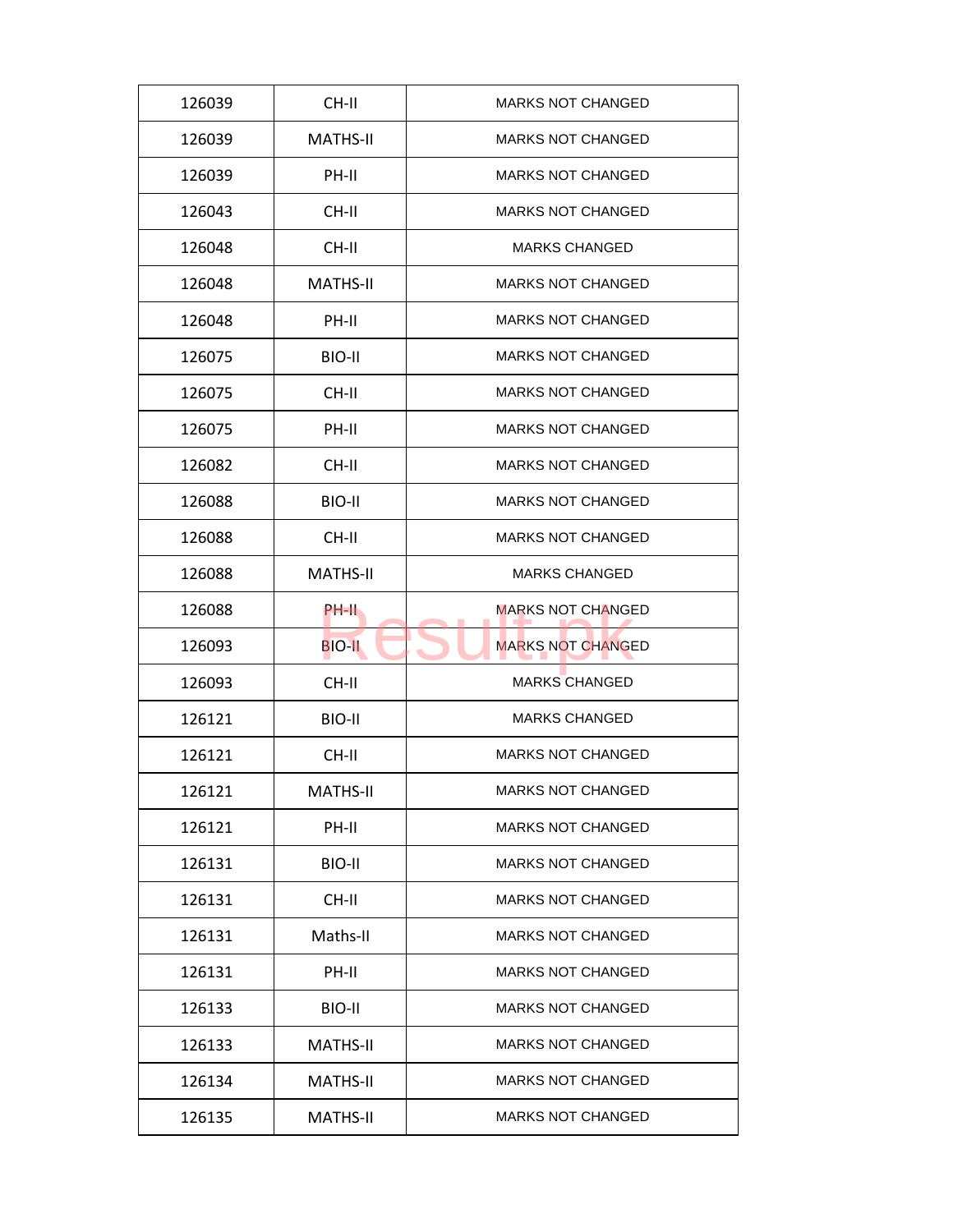| 126039 | CH-II | MARKS NOT CHANGED |
|---|---|---|
| 126039 | MATHS-II | MARKS NOT CHANGED |
| 126039 | PH-II | MARKS NOT CHANGED |
| 126043 | CH-II | MARKS NOT CHANGED |
| 126048 | CH-II | MARKS CHANGED |
| 126048 | MATHS-II | MARKS NOT CHANGED |
| 126048 | PH-II | MARKS NOT CHANGED |
| 126075 | BIO-II | MARKS NOT CHANGED |
| 126075 | CH-II | MARKS NOT CHANGED |
| 126075 | PH-II | MARKS NOT CHANGED |
| 126082 | CH-II | MARKS NOT CHANGED |
| 126088 | BIO-II | MARKS NOT CHANGED |
| 126088 | CH-II | MARKS NOT CHANGED |
| 126088 | MATHS-II | MARKS CHANGED |
| 126088 | PH-II | MARKS NOT CHANGED |
| 126093 | BIO-II | MARKS NOT CHANGED |
| 126093 | CH-II | MARKS CHANGED |
| 126121 | BIO-II | MARKS CHANGED |
| 126121 | CH-II | MARKS NOT CHANGED |
| 126121 | MATHS-II | MARKS NOT CHANGED |
| 126121 | PH-II | MARKS NOT CHANGED |
| 126131 | BIO-II | MARKS NOT CHANGED |
| 126131 | CH-II | MARKS NOT CHANGED |
| 126131 | Maths-II | MARKS NOT CHANGED |
| 126131 | PH-II | MARKS NOT CHANGED |
| 126133 | BIO-II | MARKS NOT CHANGED |
| 126133 | MATHS-II | MARKS NOT CHANGED |
| 126134 | MATHS-II | MARKS NOT CHANGED |
| 126135 | MATHS-II | MARKS NOT CHANGED |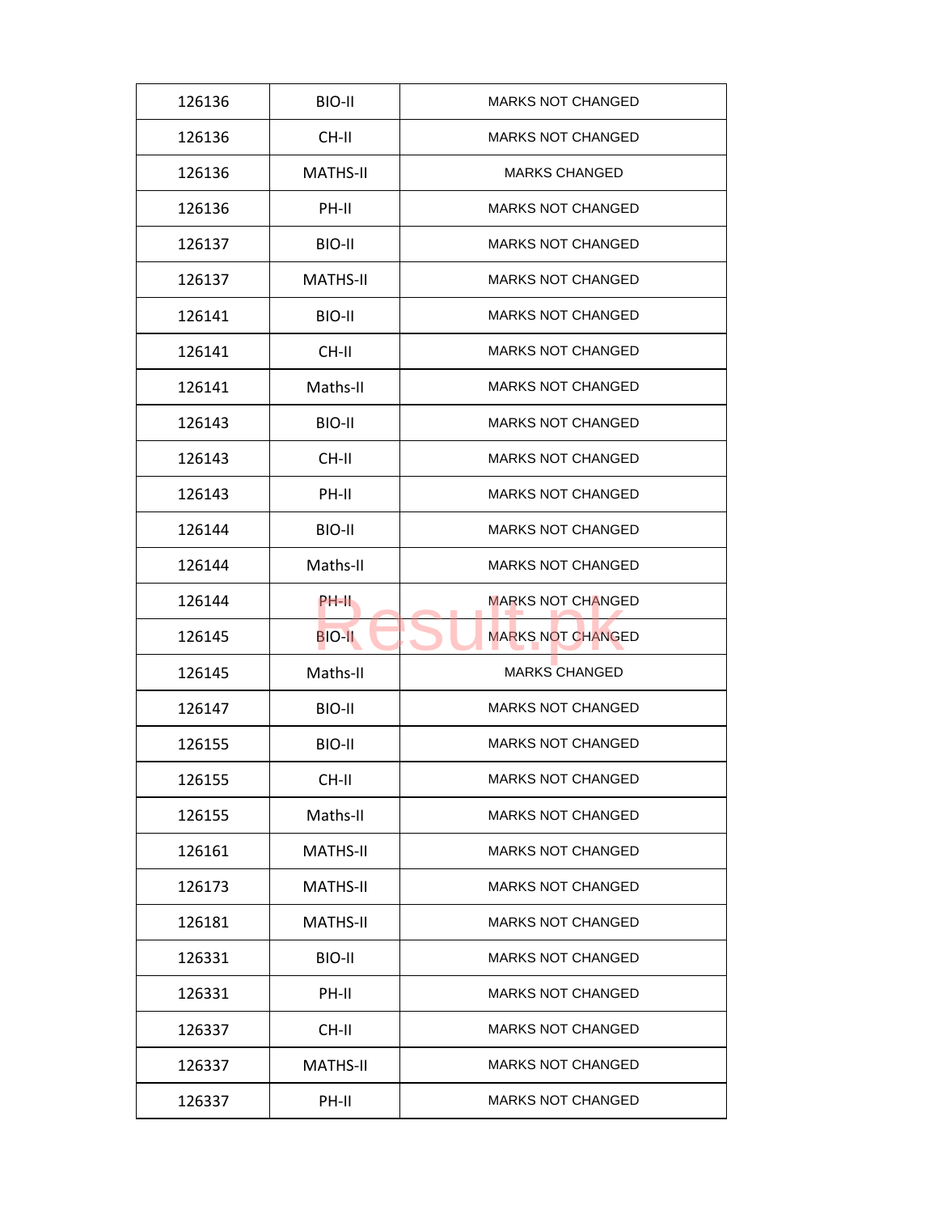| 126136 | BIO-II | MARKS NOT CHANGED |
|---|---|---|
| 126136 | CH-II | MARKS NOT CHANGED |
| 126136 | MATHS-II | MARKS CHANGED |
| 126136 | PH-II | MARKS NOT CHANGED |
| 126137 | BIO-II | MARKS NOT CHANGED |
| 126137 | MATHS-II | MARKS NOT CHANGED |
| 126141 | BIO-II | MARKS NOT CHANGED |
| 126141 | CH-II | MARKS NOT CHANGED |
| 126141 | Maths-II | MARKS NOT CHANGED |
| 126143 | BIO-II | MARKS NOT CHANGED |
| 126143 | CH-II | MARKS NOT CHANGED |
| 126143 | PH-II | MARKS NOT CHANGED |
| 126144 | BIO-II | MARKS NOT CHANGED |
| 126144 | Maths-II | MARKS NOT CHANGED |
| 126144 | PH-II | MARKS NOT CHANGED |
| 126145 | BIO-II | MARKS NOT CHANGED |
| 126145 | Maths-II | MARKS CHANGED |
| 126147 | BIO-II | MARKS NOT CHANGED |
| 126155 | BIO-II | MARKS NOT CHANGED |
| 126155 | CH-II | MARKS NOT CHANGED |
| 126155 | Maths-II | MARKS NOT CHANGED |
| 126161 | MATHS-II | MARKS NOT CHANGED |
| 126173 | MATHS-II | MARKS NOT CHANGED |
| 126181 | MATHS-II | MARKS NOT CHANGED |
| 126331 | BIO-II | MARKS NOT CHANGED |
| 126331 | PH-II | MARKS NOT CHANGED |
| 126337 | CH-II | MARKS NOT CHANGED |
| 126337 | MATHS-II | MARKS NOT CHANGED |
| 126337 | PH-II | MARKS NOT CHANGED |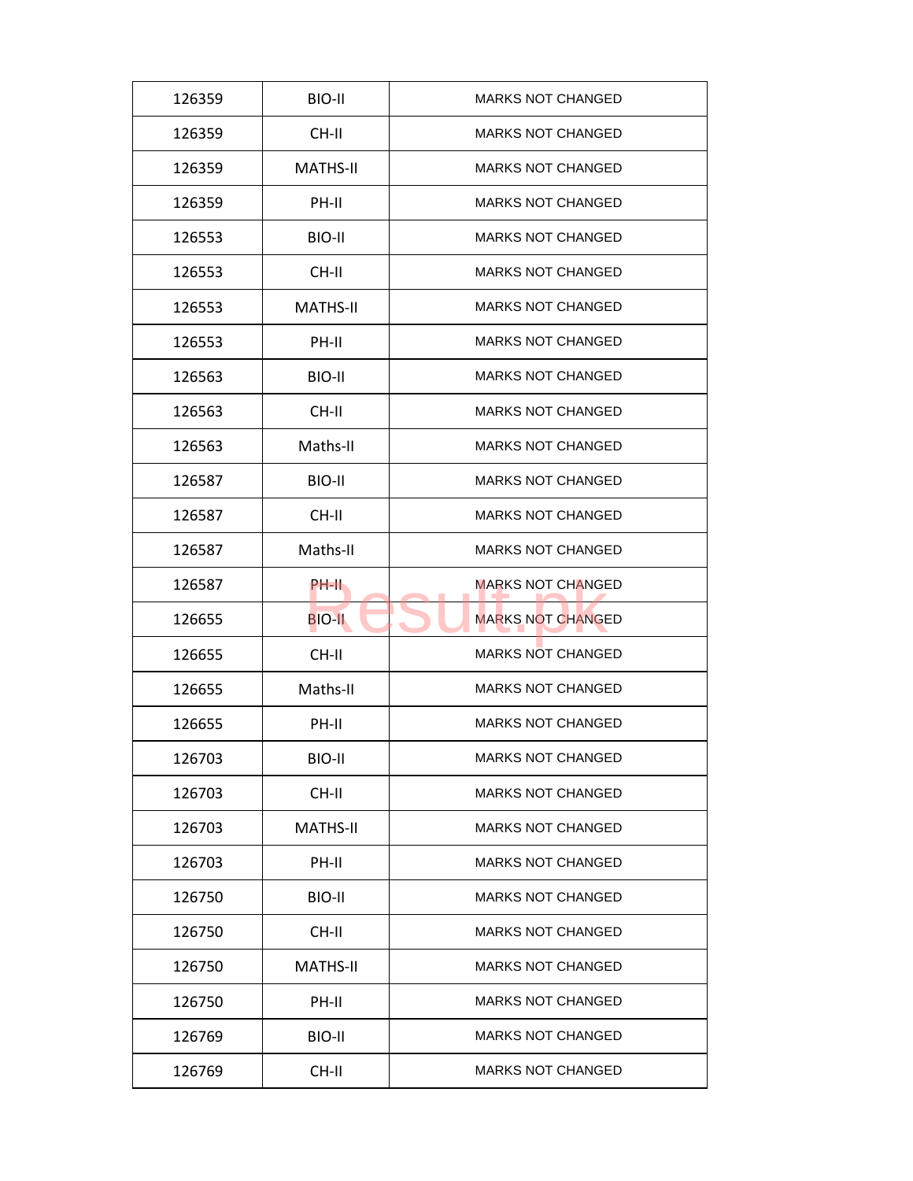| 126359 | BIO-II | MARKS NOT CHANGED |
|---|---|---|
| 126359 | CH-II | MARKS NOT CHANGED |
| 126359 | MATHS-II | MARKS NOT CHANGED |
| 126359 | PH-II | MARKS NOT CHANGED |
| 126553 | BIO-II | MARKS NOT CHANGED |
| 126553 | CH-II | MARKS NOT CHANGED |
| 126553 | MATHS-II | MARKS NOT CHANGED |
| 126553 | PH-II | MARKS NOT CHANGED |
| 126563 | BIO-II | MARKS NOT CHANGED |
| 126563 | CH-II | MARKS NOT CHANGED |
| 126563 | Maths-II | MARKS NOT CHANGED |
| 126587 | BIO-II | MARKS NOT CHANGED |
| 126587 | CH-II | MARKS NOT CHANGED |
| 126587 | Maths-II | MARKS NOT CHANGED |
| 126587 | PH-II | MARKS NOT CHANGED |
| 126655 | BIO-II | MARKS NOT CHANGED |
| 126655 | CH-II | MARKS NOT CHANGED |
| 126655 | Maths-II | MARKS NOT CHANGED |
| 126655 | PH-II | MARKS NOT CHANGED |
| 126703 | BIO-II | MARKS NOT CHANGED |
| 126703 | CH-II | MARKS NOT CHANGED |
| 126703 | MATHS-II | MARKS NOT CHANGED |
| 126703 | PH-II | MARKS NOT CHANGED |
| 126750 | BIO-II | MARKS NOT CHANGED |
| 126750 | CH-II | MARKS NOT CHANGED |
| 126750 | MATHS-II | MARKS NOT CHANGED |
| 126750 | PH-II | MARKS NOT CHANGED |
| 126769 | BIO-II | MARKS NOT CHANGED |
| 126769 | CH-II | MARKS NOT CHANGED |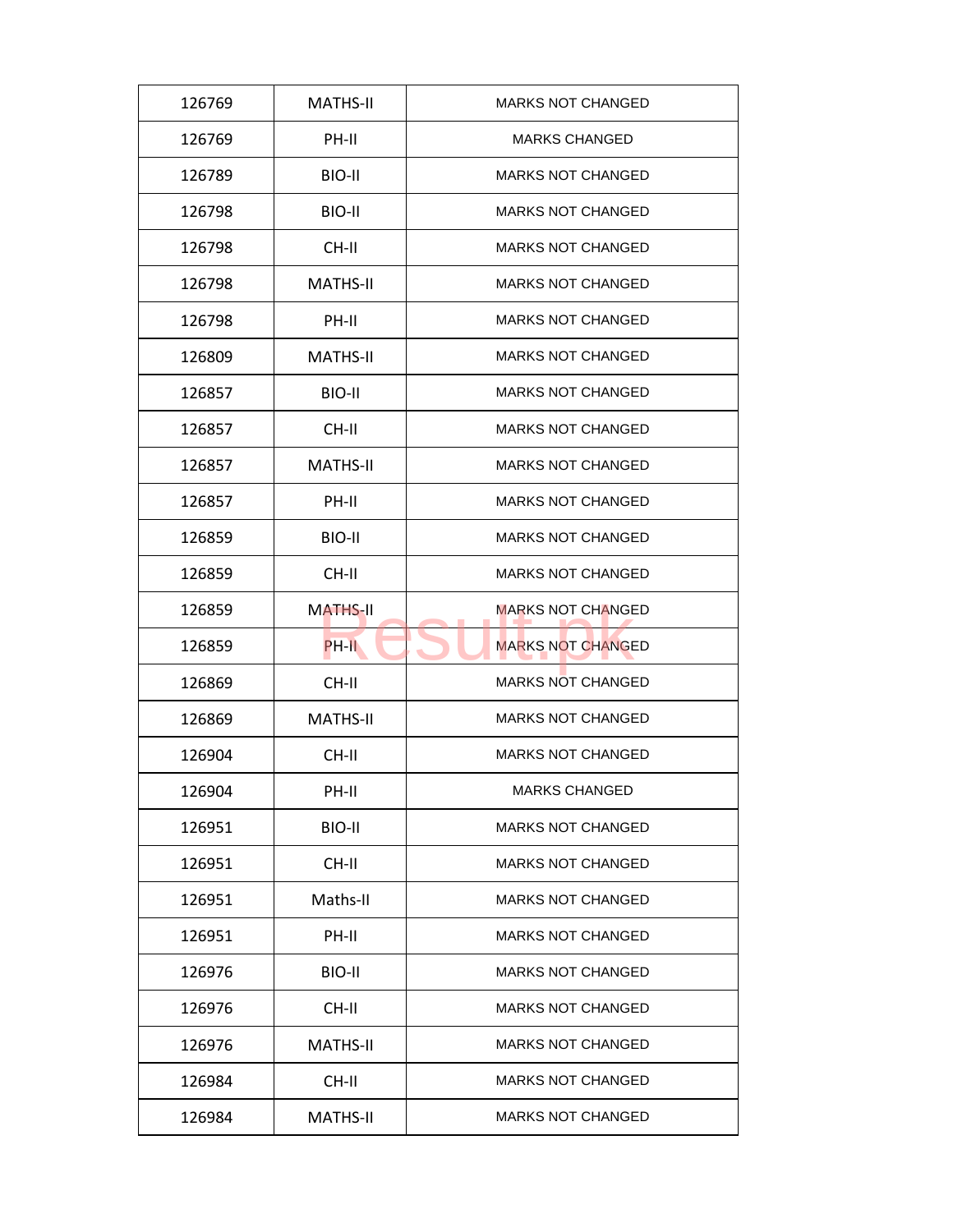| | | |
|---|---|---|
| 126769 | MATHS-II | MARKS NOT CHANGED |
| 126769 | PH-II | MARKS CHANGED |
| 126789 | BIO-II | MARKS NOT CHANGED |
| 126798 | BIO-II | MARKS NOT CHANGED |
| 126798 | CH-II | MARKS NOT CHANGED |
| 126798 | MATHS-II | MARKS NOT CHANGED |
| 126798 | PH-II | MARKS NOT CHANGED |
| 126809 | MATHS-II | MARKS NOT CHANGED |
| 126857 | BIO-II | MARKS NOT CHANGED |
| 126857 | CH-II | MARKS NOT CHANGED |
| 126857 | MATHS-II | MARKS NOT CHANGED |
| 126857 | PH-II | MARKS NOT CHANGED |
| 126859 | BIO-II | MARKS NOT CHANGED |
| 126859 | CH-II | MARKS NOT CHANGED |
| 126859 | MATHS-II | MARKS NOT CHANGED |
| 126859 | PH-II | MARKS NOT CHANGED |
| 126869 | CH-II | MARKS NOT CHANGED |
| 126869 | MATHS-II | MARKS NOT CHANGED |
| 126904 | CH-II | MARKS NOT CHANGED |
| 126904 | PH-II | MARKS CHANGED |
| 126951 | BIO-II | MARKS NOT CHANGED |
| 126951 | CH-II | MARKS NOT CHANGED |
| 126951 | Maths-II | MARKS NOT CHANGED |
| 126951 | PH-II | MARKS NOT CHANGED |
| 126976 | BIO-II | MARKS NOT CHANGED |
| 126976 | CH-II | MARKS NOT CHANGED |
| 126976 | MATHS-II | MARKS NOT CHANGED |
| 126984 | CH-II | MARKS NOT CHANGED |
| 126984 | MATHS-II | MARKS NOT CHANGED |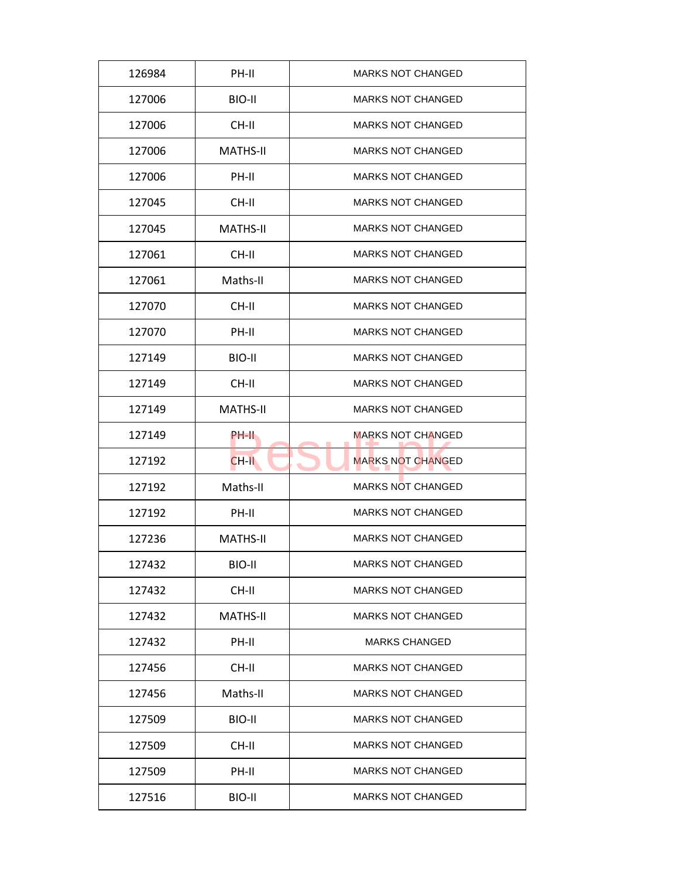| 126984 | PH-II | MARKS NOT CHANGED |
|---|---|---|
| 127006 | BIO-II | MARKS NOT CHANGED |
| 127006 | CH-II | MARKS NOT CHANGED |
| 127006 | MATHS-II | MARKS NOT CHANGED |
| 127006 | PH-II | MARKS NOT CHANGED |
| 127045 | CH-II | MARKS NOT CHANGED |
| 127045 | MATHS-II | MARKS NOT CHANGED |
| 127061 | CH-II | MARKS NOT CHANGED |
| 127061 | Maths-II | MARKS NOT CHANGED |
| 127070 | CH-II | MARKS NOT CHANGED |
| 127070 | PH-II | MARKS NOT CHANGED |
| 127149 | BIO-II | MARKS NOT CHANGED |
| 127149 | CH-II | MARKS NOT CHANGED |
| 127149 | MATHS-II | MARKS NOT CHANGED |
| 127149 | PH-II | MARKS NOT CHANGED |
| 127192 | CH-II | MARKS NOT CHANGED |
| 127192 | Maths-II | MARKS NOT CHANGED |
| 127192 | PH-II | MARKS NOT CHANGED |
| 127236 | MATHS-II | MARKS NOT CHANGED |
| 127432 | BIO-II | MARKS NOT CHANGED |
| 127432 | CH-II | MARKS NOT CHANGED |
| 127432 | MATHS-II | MARKS NOT CHANGED |
| 127432 | PH-II | MARKS CHANGED |
| 127456 | CH-II | MARKS NOT CHANGED |
| 127456 | Maths-II | MARKS NOT CHANGED |
| 127509 | BIO-II | MARKS NOT CHANGED |
| 127509 | CH-II | MARKS NOT CHANGED |
| 127509 | PH-II | MARKS NOT CHANGED |
| 127516 | BIO-II | MARKS NOT CHANGED |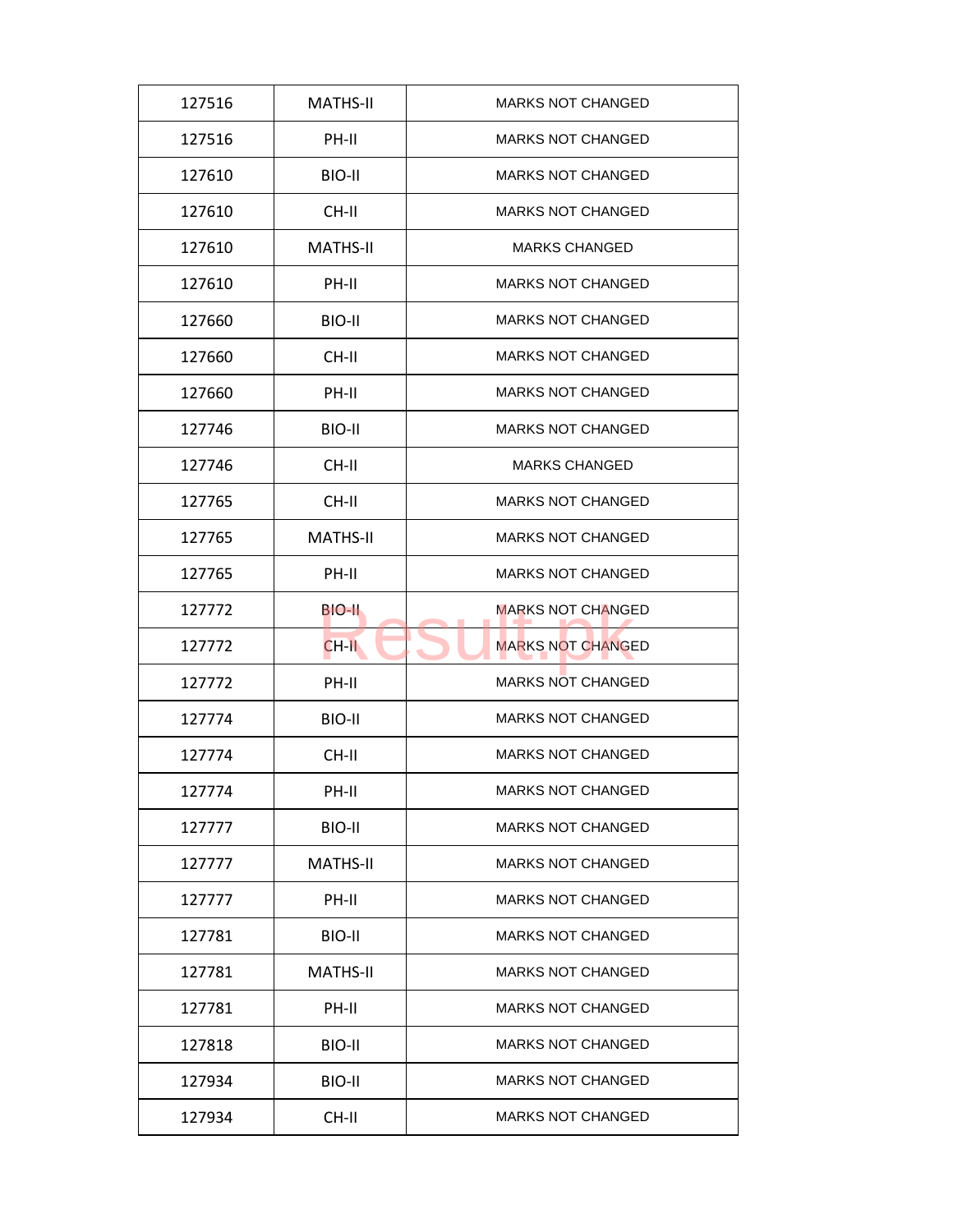| 127516 | MATHS-II | MARKS NOT CHANGED |
|---|---|---|
| 127516 | PH-II | MARKS NOT CHANGED |
| 127610 | BIO-II | MARKS NOT CHANGED |
| 127610 | CH-II | MARKS NOT CHANGED |
| 127610 | MATHS-II | MARKS CHANGED |
| 127610 | PH-II | MARKS NOT CHANGED |
| 127660 | BIO-II | MARKS NOT CHANGED |
| 127660 | CH-II | MARKS NOT CHANGED |
| 127660 | PH-II | MARKS NOT CHANGED |
| 127746 | BIO-II | MARKS NOT CHANGED |
| 127746 | CH-II | MARKS CHANGED |
| 127765 | CH-II | MARKS NOT CHANGED |
| 127765 | MATHS-II | MARKS NOT CHANGED |
| 127765 | PH-II | MARKS NOT CHANGED |
| 127772 | BIO-II | MARKS NOT CHANGED |
| 127772 | CH-II | MARKS NOT CHANGED |
| 127772 | PH-II | MARKS NOT CHANGED |
| 127774 | BIO-II | MARKS NOT CHANGED |
| 127774 | CH-II | MARKS NOT CHANGED |
| 127774 | PH-II | MARKS NOT CHANGED |
| 127777 | BIO-II | MARKS NOT CHANGED |
| 127777 | MATHS-II | MARKS NOT CHANGED |
| 127777 | PH-II | MARKS NOT CHANGED |
| 127781 | BIO-II | MARKS NOT CHANGED |
| 127781 | MATHS-II | MARKS NOT CHANGED |
| 127781 | PH-II | MARKS NOT CHANGED |
| 127818 | BIO-II | MARKS NOT CHANGED |
| 127934 | BIO-II | MARKS NOT CHANGED |
| 127934 | CH-II | MARKS NOT CHANGED |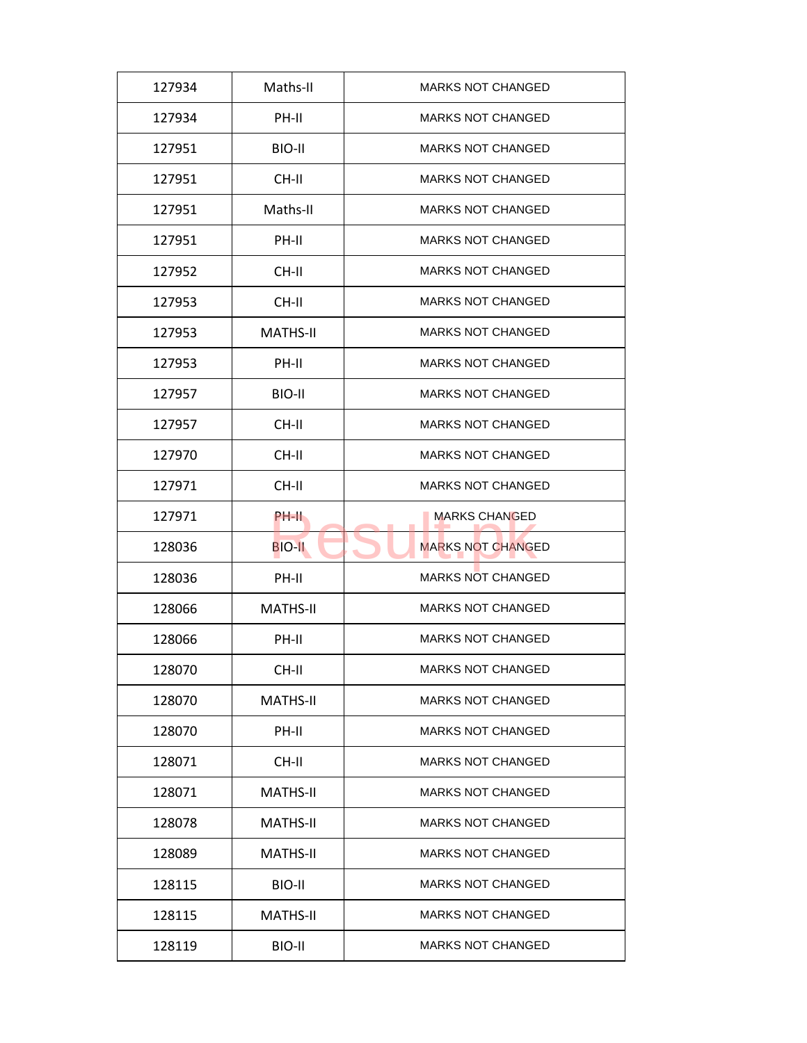| 127934 | Maths-II | MARKS NOT CHANGED |
|---|---|---|
| 127934 | PH-II | MARKS NOT CHANGED |
| 127951 | BIO-II | MARKS NOT CHANGED |
| 127951 | CH-II | MARKS NOT CHANGED |
| 127951 | Maths-II | MARKS NOT CHANGED |
| 127951 | PH-II | MARKS NOT CHANGED |
| 127952 | CH-II | MARKS NOT CHANGED |
| 127953 | CH-II | MARKS NOT CHANGED |
| 127953 | MATHS-II | MARKS NOT CHANGED |
| 127953 | PH-II | MARKS NOT CHANGED |
| 127957 | BIO-II | MARKS NOT CHANGED |
| 127957 | CH-II | MARKS NOT CHANGED |
| 127970 | CH-II | MARKS NOT CHANGED |
| 127971 | CH-II | MARKS NOT CHANGED |
| 127971 | PH-II | MARKS CHANGED |
| 128036 | BIO-II | MARKS NOT CHANGED |
| 128036 | PH-II | MARKS NOT CHANGED |
| 128066 | MATHS-II | MARKS NOT CHANGED |
| 128066 | PH-II | MARKS NOT CHANGED |
| 128070 | CH-II | MARKS NOT CHANGED |
| 128070 | MATHS-II | MARKS NOT CHANGED |
| 128070 | PH-II | MARKS NOT CHANGED |
| 128071 | CH-II | MARKS NOT CHANGED |
| 128071 | MATHS-II | MARKS NOT CHANGED |
| 128078 | MATHS-II | MARKS NOT CHANGED |
| 128089 | MATHS-II | MARKS NOT CHANGED |
| 128115 | BIO-II | MARKS NOT CHANGED |
| 128115 | MATHS-II | MARKS NOT CHANGED |
| 128119 | BIO-II | MARKS NOT CHANGED |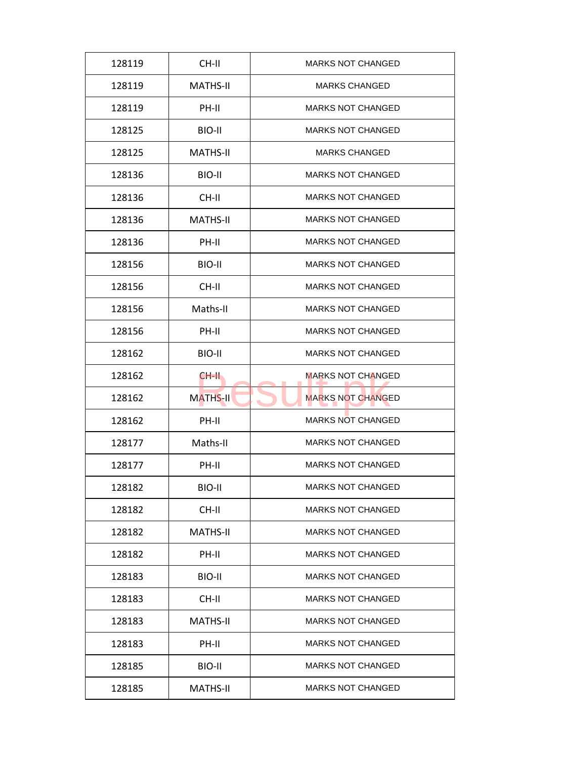| 128119 | CH-II | MARKS NOT CHANGED |
|---|---|---|
| 128119 | MATHS-II | MARKS CHANGED |
| 128119 | PH-II | MARKS NOT CHANGED |
| 128125 | BIO-II | MARKS NOT CHANGED |
| 128125 | MATHS-II | MARKS CHANGED |
| 128136 | BIO-II | MARKS NOT CHANGED |
| 128136 | CH-II | MARKS NOT CHANGED |
| 128136 | MATHS-II | MARKS NOT CHANGED |
| 128136 | PH-II | MARKS NOT CHANGED |
| 128156 | BIO-II | MARKS NOT CHANGED |
| 128156 | CH-II | MARKS NOT CHANGED |
| 128156 | Maths-II | MARKS NOT CHANGED |
| 128156 | PH-II | MARKS NOT CHANGED |
| 128162 | BIO-II | MARKS NOT CHANGED |
| 128162 | CH-II | MARKS NOT CHANGED |
| 128162 | MATHS-II | MARKS NOT CHANGED |
| 128162 | PH-II | MARKS NOT CHANGED |
| 128177 | Maths-II | MARKS NOT CHANGED |
| 128177 | PH-II | MARKS NOT CHANGED |
| 128182 | BIO-II | MARKS NOT CHANGED |
| 128182 | CH-II | MARKS NOT CHANGED |
| 128182 | MATHS-II | MARKS NOT CHANGED |
| 128182 | PH-II | MARKS NOT CHANGED |
| 128183 | BIO-II | MARKS NOT CHANGED |
| 128183 | CH-II | MARKS NOT CHANGED |
| 128183 | MATHS-II | MARKS NOT CHANGED |
| 128183 | PH-II | MARKS NOT CHANGED |
| 128185 | BIO-II | MARKS NOT CHANGED |
| 128185 | MATHS-II | MARKS NOT CHANGED |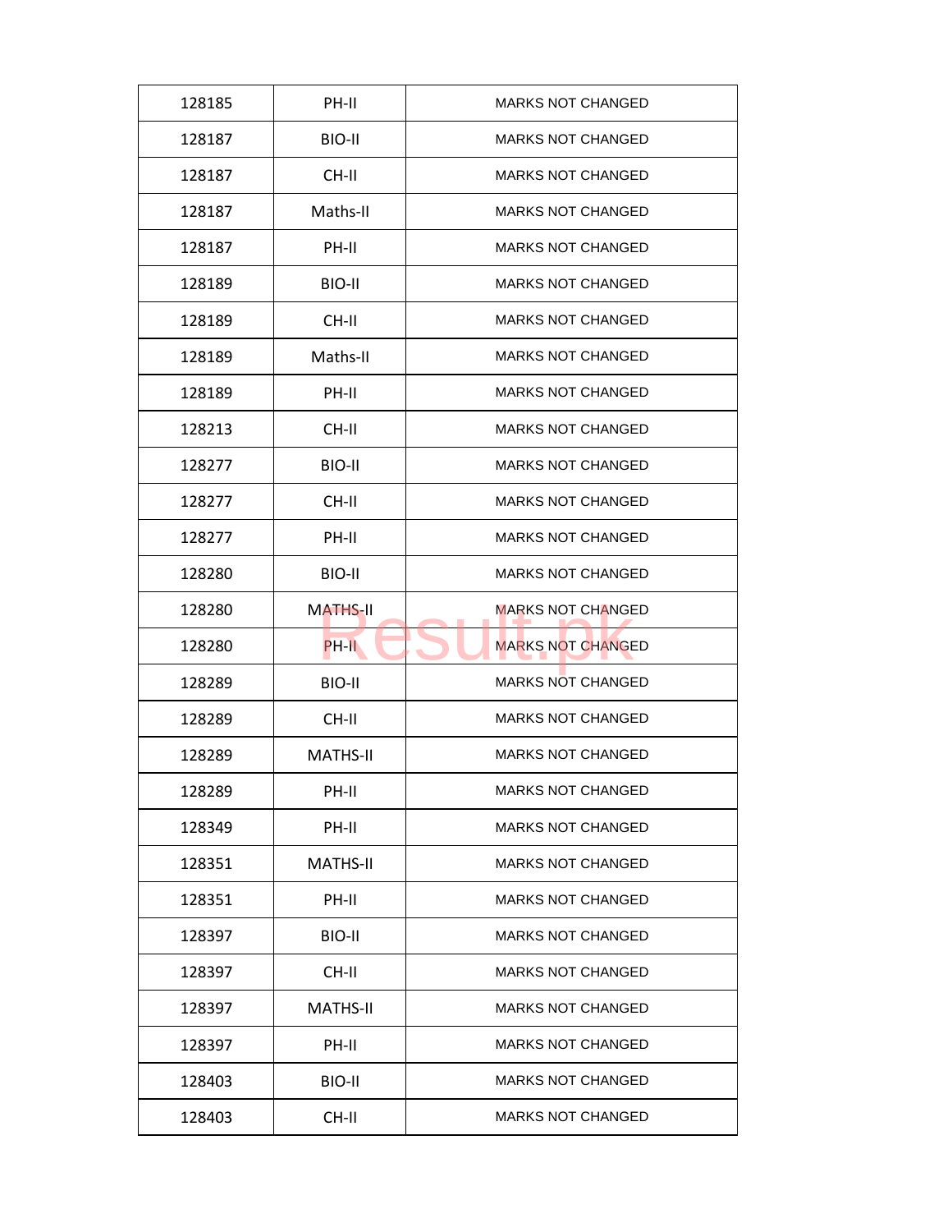| | | |
|---|---|---|
| 128185 | PH-II | MARKS NOT CHANGED |
| 128187 | BIO-II | MARKS NOT CHANGED |
| 128187 | CH-II | MARKS NOT CHANGED |
| 128187 | Maths-II | MARKS NOT CHANGED |
| 128187 | PH-II | MARKS NOT CHANGED |
| 128189 | BIO-II | MARKS NOT CHANGED |
| 128189 | CH-II | MARKS NOT CHANGED |
| 128189 | Maths-II | MARKS NOT CHANGED |
| 128189 | PH-II | MARKS NOT CHANGED |
| 128213 | CH-II | MARKS NOT CHANGED |
| 128277 | BIO-II | MARKS NOT CHANGED |
| 128277 | CH-II | MARKS NOT CHANGED |
| 128277 | PH-II | MARKS NOT CHANGED |
| 128280 | BIO-II | MARKS NOT CHANGED |
| 128280 | MATHS-II | MARKS NOT CHANGED |
| 128280 | PH-II | MARKS NOT CHANGED |
| 128289 | BIO-II | MARKS NOT CHANGED |
| 128289 | CH-II | MARKS NOT CHANGED |
| 128289 | MATHS-II | MARKS NOT CHANGED |
| 128289 | PH-II | MARKS NOT CHANGED |
| 128349 | PH-II | MARKS NOT CHANGED |
| 128351 | MATHS-II | MARKS NOT CHANGED |
| 128351 | PH-II | MARKS NOT CHANGED |
| 128397 | BIO-II | MARKS NOT CHANGED |
| 128397 | CH-II | MARKS NOT CHANGED |
| 128397 | MATHS-II | MARKS NOT CHANGED |
| 128397 | PH-II | MARKS NOT CHANGED |
| 128403 | BIO-II | MARKS NOT CHANGED |
| 128403 | CH-II | MARKS NOT CHANGED |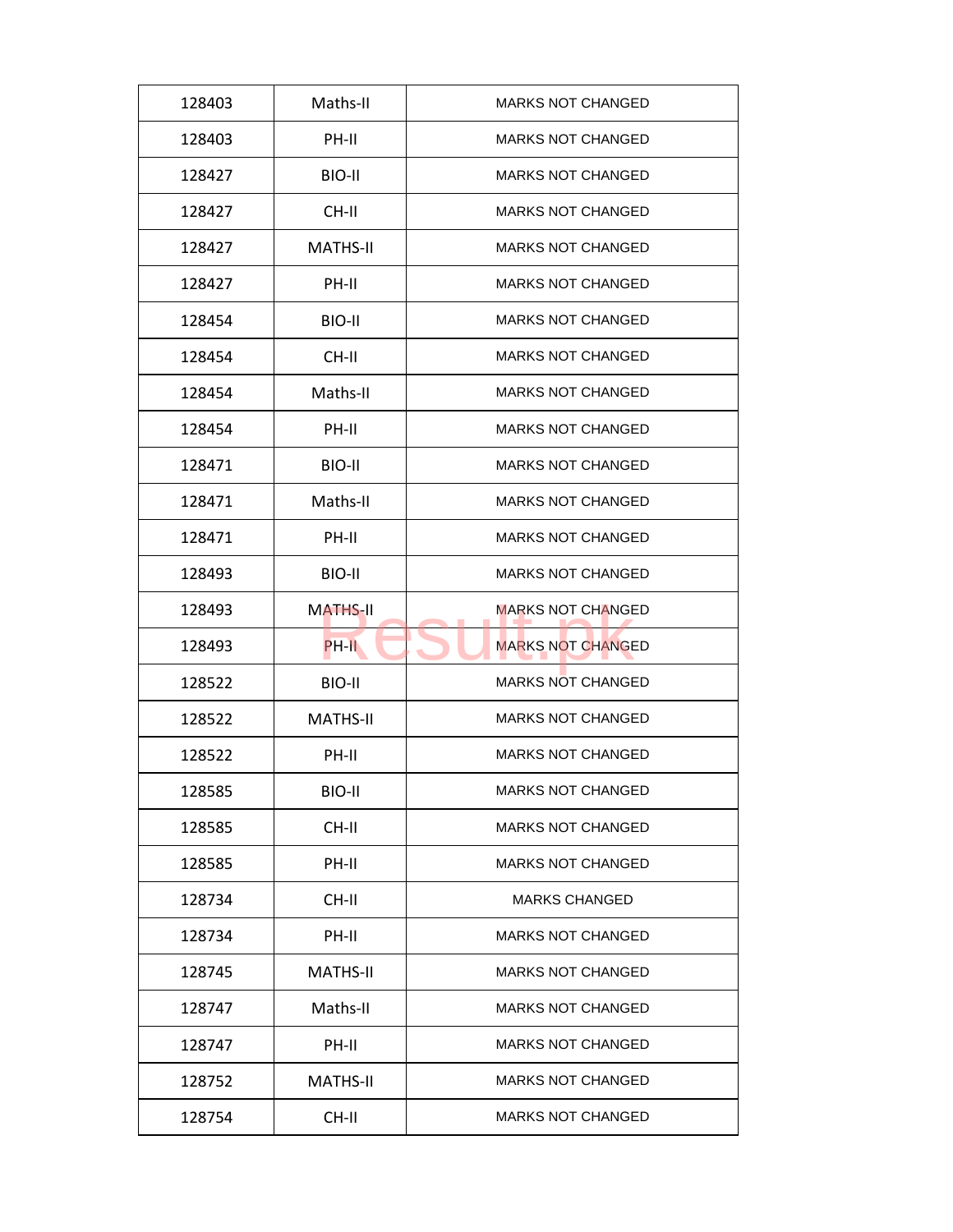| | | |
|---|---|---|
| 128403 | Maths-II | MARKS NOT CHANGED |
| 128403 | PH-II | MARKS NOT CHANGED |
| 128427 | BIO-II | MARKS NOT CHANGED |
| 128427 | CH-II | MARKS NOT CHANGED |
| 128427 | MATHS-II | MARKS NOT CHANGED |
| 128427 | PH-II | MARKS NOT CHANGED |
| 128454 | BIO-II | MARKS NOT CHANGED |
| 128454 | CH-II | MARKS NOT CHANGED |
| 128454 | Maths-II | MARKS NOT CHANGED |
| 128454 | PH-II | MARKS NOT CHANGED |
| 128471 | BIO-II | MARKS NOT CHANGED |
| 128471 | Maths-II | MARKS NOT CHANGED |
| 128471 | PH-II | MARKS NOT CHANGED |
| 128493 | BIO-II | MARKS NOT CHANGED |
| 128493 | MATHS-II | MARKS NOT CHANGED |
| 128493 | PH-II | MARKS NOT CHANGED |
| 128522 | BIO-II | MARKS NOT CHANGED |
| 128522 | MATHS-II | MARKS NOT CHANGED |
| 128522 | PH-II | MARKS NOT CHANGED |
| 128585 | BIO-II | MARKS NOT CHANGED |
| 128585 | CH-II | MARKS NOT CHANGED |
| 128585 | PH-II | MARKS NOT CHANGED |
| 128734 | CH-II | MARKS CHANGED |
| 128734 | PH-II | MARKS NOT CHANGED |
| 128745 | MATHS-II | MARKS NOT CHANGED |
| 128747 | Maths-II | MARKS NOT CHANGED |
| 128747 | PH-II | MARKS NOT CHANGED |
| 128752 | MATHS-II | MARKS NOT CHANGED |
| 128754 | CH-II | MARKS NOT CHANGED |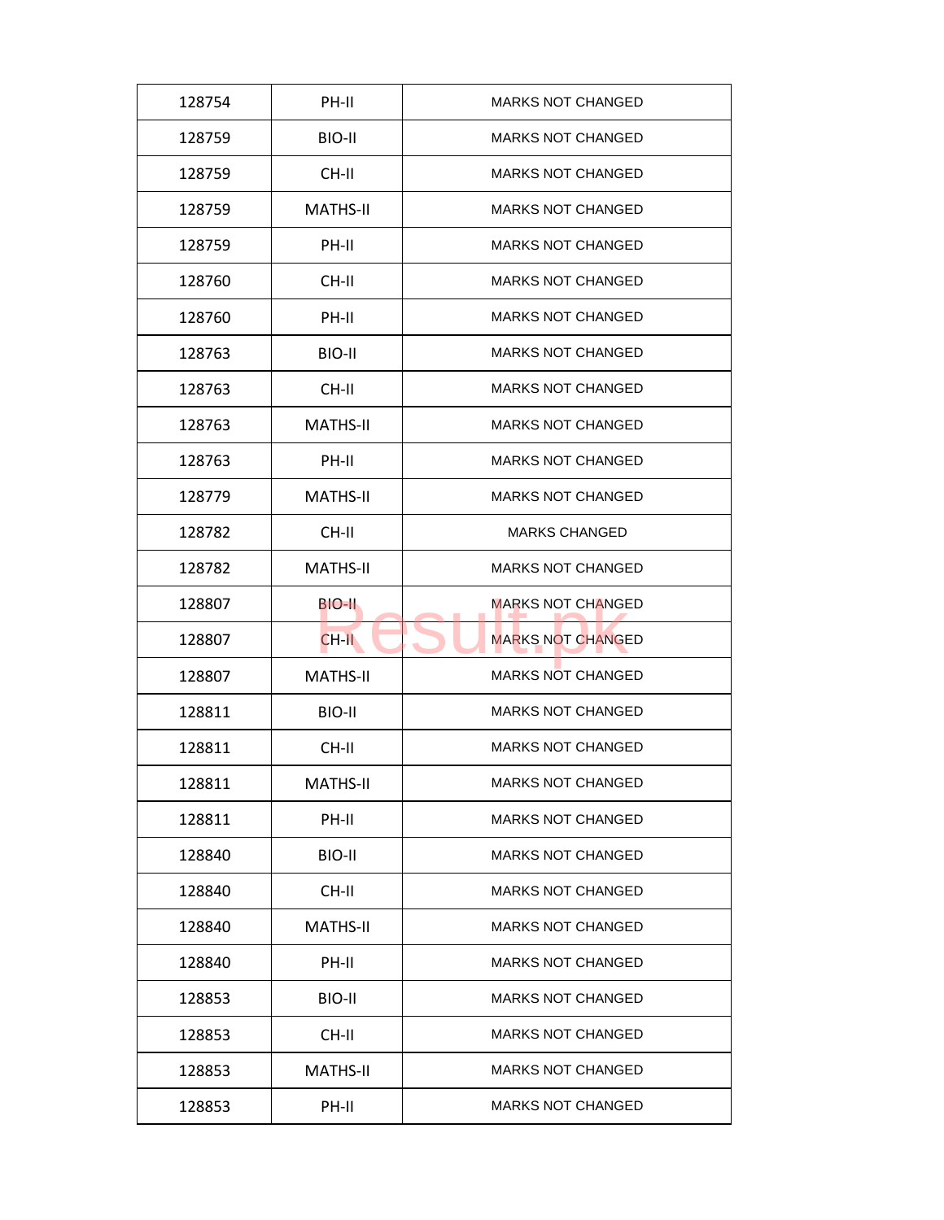| 128754 | PH-II | MARKS NOT CHANGED |
|---|---|---|
| 128759 | BIO-II | MARKS NOT CHANGED |
| 128759 | CH-II | MARKS NOT CHANGED |
| 128759 | MATHS-II | MARKS NOT CHANGED |
| 128759 | PH-II | MARKS NOT CHANGED |
| 128760 | CH-II | MARKS NOT CHANGED |
| 128760 | PH-II | MARKS NOT CHANGED |
| 128763 | BIO-II | MARKS NOT CHANGED |
| 128763 | CH-II | MARKS NOT CHANGED |
| 128763 | MATHS-II | MARKS NOT CHANGED |
| 128763 | PH-II | MARKS NOT CHANGED |
| 128779 | MATHS-II | MARKS NOT CHANGED |
| 128782 | CH-II | MARKS CHANGED |
| 128782 | MATHS-II | MARKS NOT CHANGED |
| 128807 | BIO-II | MARKS NOT CHANGED |
| 128807 | CH-II | MARKS NOT CHANGED |
| 128807 | MATHS-II | MARKS NOT CHANGED |
| 128811 | BIO-II | MARKS NOT CHANGED |
| 128811 | CH-II | MARKS NOT CHANGED |
| 128811 | MATHS-II | MARKS NOT CHANGED |
| 128811 | PH-II | MARKS NOT CHANGED |
| 128840 | BIO-II | MARKS NOT CHANGED |
| 128840 | CH-II | MARKS NOT CHANGED |
| 128840 | MATHS-II | MARKS NOT CHANGED |
| 128840 | PH-II | MARKS NOT CHANGED |
| 128853 | BIO-II | MARKS NOT CHANGED |
| 128853 | CH-II | MARKS NOT CHANGED |
| 128853 | MATHS-II | MARKS NOT CHANGED |
| 128853 | PH-II | MARKS NOT CHANGED |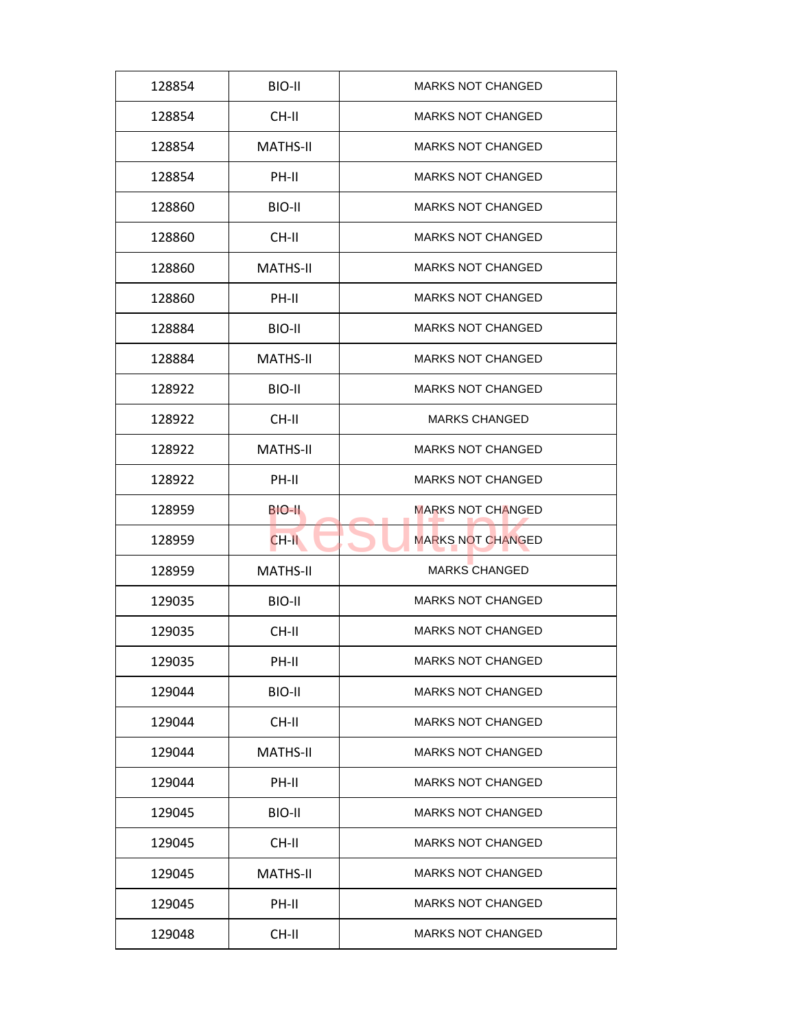| 128854 | BIO-II | MARKS NOT CHANGED |
|---|---|---|
| 128854 | CH-II | MARKS NOT CHANGED |
| 128854 | MATHS-II | MARKS NOT CHANGED |
| 128854 | PH-II | MARKS NOT CHANGED |
| 128860 | BIO-II | MARKS NOT CHANGED |
| 128860 | CH-II | MARKS NOT CHANGED |
| 128860 | MATHS-II | MARKS NOT CHANGED |
| 128860 | PH-II | MARKS NOT CHANGED |
| 128884 | BIO-II | MARKS NOT CHANGED |
| 128884 | MATHS-II | MARKS NOT CHANGED |
| 128922 | BIO-II | MARKS NOT CHANGED |
| 128922 | CH-II | MARKS CHANGED |
| 128922 | MATHS-II | MARKS NOT CHANGED |
| 128922 | PH-II | MARKS NOT CHANGED |
| 128959 | BIO-II | MARKS NOT CHANGED |
| 128959 | CH-II | MARKS NOT CHANGED |
| 128959 | MATHS-II | MARKS CHANGED |
| 129035 | BIO-II | MARKS NOT CHANGED |
| 129035 | CH-II | MARKS NOT CHANGED |
| 129035 | PH-II | MARKS NOT CHANGED |
| 129044 | BIO-II | MARKS NOT CHANGED |
| 129044 | CH-II | MARKS NOT CHANGED |
| 129044 | MATHS-II | MARKS NOT CHANGED |
| 129044 | PH-II | MARKS NOT CHANGED |
| 129045 | BIO-II | MARKS NOT CHANGED |
| 129045 | CH-II | MARKS NOT CHANGED |
| 129045 | MATHS-II | MARKS NOT CHANGED |
| 129045 | PH-II | MARKS NOT CHANGED |
| 129048 | CH-II | MARKS NOT CHANGED |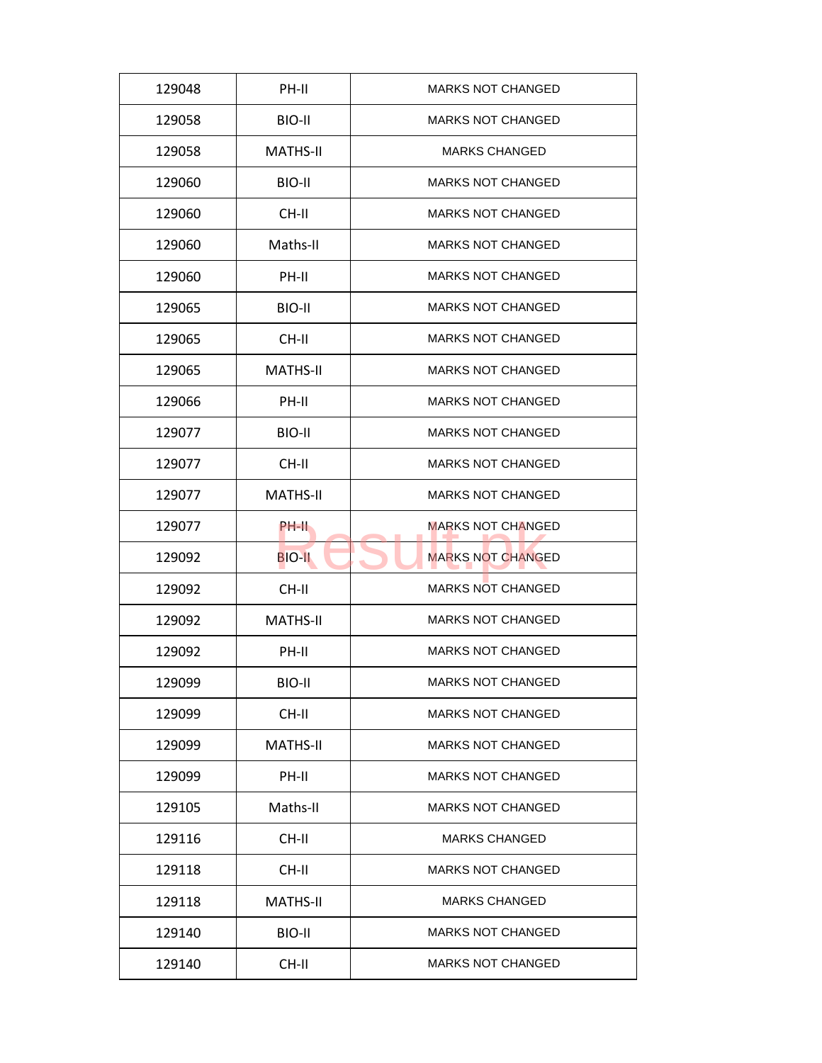| 129048 | PH-II | MARKS NOT CHANGED |
|---|---|---|
| 129058 | BIO-II | MARKS NOT CHANGED |
| 129058 | MATHS-II | MARKS CHANGED |
| 129060 | BIO-II | MARKS NOT CHANGED |
| 129060 | CH-II | MARKS NOT CHANGED |
| 129060 | Maths-II | MARKS NOT CHANGED |
| 129060 | PH-II | MARKS NOT CHANGED |
| 129065 | BIO-II | MARKS NOT CHANGED |
| 129065 | CH-II | MARKS NOT CHANGED |
| 129065 | MATHS-II | MARKS NOT CHANGED |
| 129066 | PH-II | MARKS NOT CHANGED |
| 129077 | BIO-II | MARKS NOT CHANGED |
| 129077 | CH-II | MARKS NOT CHANGED |
| 129077 | MATHS-II | MARKS NOT CHANGED |
| 129077 | PH-II | MARKS NOT CHANGED |
| 129092 | BIO-II | MARKS NOT CHANGED |
| 129092 | CH-II | MARKS NOT CHANGED |
| 129092 | MATHS-II | MARKS NOT CHANGED |
| 129092 | PH-II | MARKS NOT CHANGED |
| 129099 | BIO-II | MARKS NOT CHANGED |
| 129099 | CH-II | MARKS NOT CHANGED |
| 129099 | MATHS-II | MARKS NOT CHANGED |
| 129099 | PH-II | MARKS NOT CHANGED |
| 129105 | Maths-II | MARKS NOT CHANGED |
| 129116 | CH-II | MARKS CHANGED |
| 129118 | CH-II | MARKS NOT CHANGED |
| 129118 | MATHS-II | MARKS CHANGED |
| 129140 | BIO-II | MARKS NOT CHANGED |
| 129140 | CH-II | MARKS NOT CHANGED |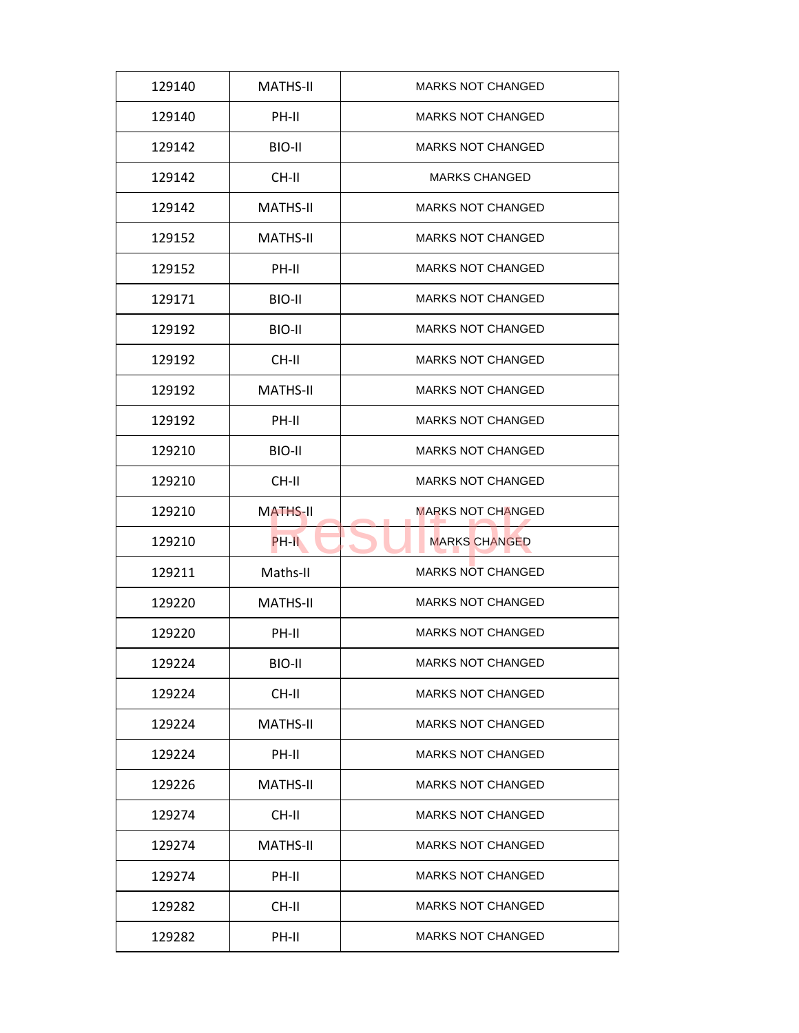| 129140 | MATHS-II | MARKS NOT CHANGED |
|---|---|---|
| 129140 | PH-II | MARKS NOT CHANGED |
| 129142 | BIO-II | MARKS NOT CHANGED |
| 129142 | CH-II | MARKS CHANGED |
| 129142 | MATHS-II | MARKS NOT CHANGED |
| 129152 | MATHS-II | MARKS NOT CHANGED |
| 129152 | PH-II | MARKS NOT CHANGED |
| 129171 | BIO-II | MARKS NOT CHANGED |
| 129192 | BIO-II | MARKS NOT CHANGED |
| 129192 | CH-II | MARKS NOT CHANGED |
| 129192 | MATHS-II | MARKS NOT CHANGED |
| 129192 | PH-II | MARKS NOT CHANGED |
| 129210 | BIO-II | MARKS NOT CHANGED |
| 129210 | CH-II | MARKS NOT CHANGED |
| 129210 | MATHS-II | MARKS NOT CHANGED |
| 129210 | PH-II | MARKS CHANGED |
| 129211 | Maths-II | MARKS NOT CHANGED |
| 129220 | MATHS-II | MARKS NOT CHANGED |
| 129220 | PH-II | MARKS NOT CHANGED |
| 129224 | BIO-II | MARKS NOT CHANGED |
| 129224 | CH-II | MARKS NOT CHANGED |
| 129224 | MATHS-II | MARKS NOT CHANGED |
| 129224 | PH-II | MARKS NOT CHANGED |
| 129226 | MATHS-II | MARKS NOT CHANGED |
| 129274 | CH-II | MARKS NOT CHANGED |
| 129274 | MATHS-II | MARKS NOT CHANGED |
| 129274 | PH-II | MARKS NOT CHANGED |
| 129282 | CH-II | MARKS NOT CHANGED |
| 129282 | PH-II | MARKS NOT CHANGED |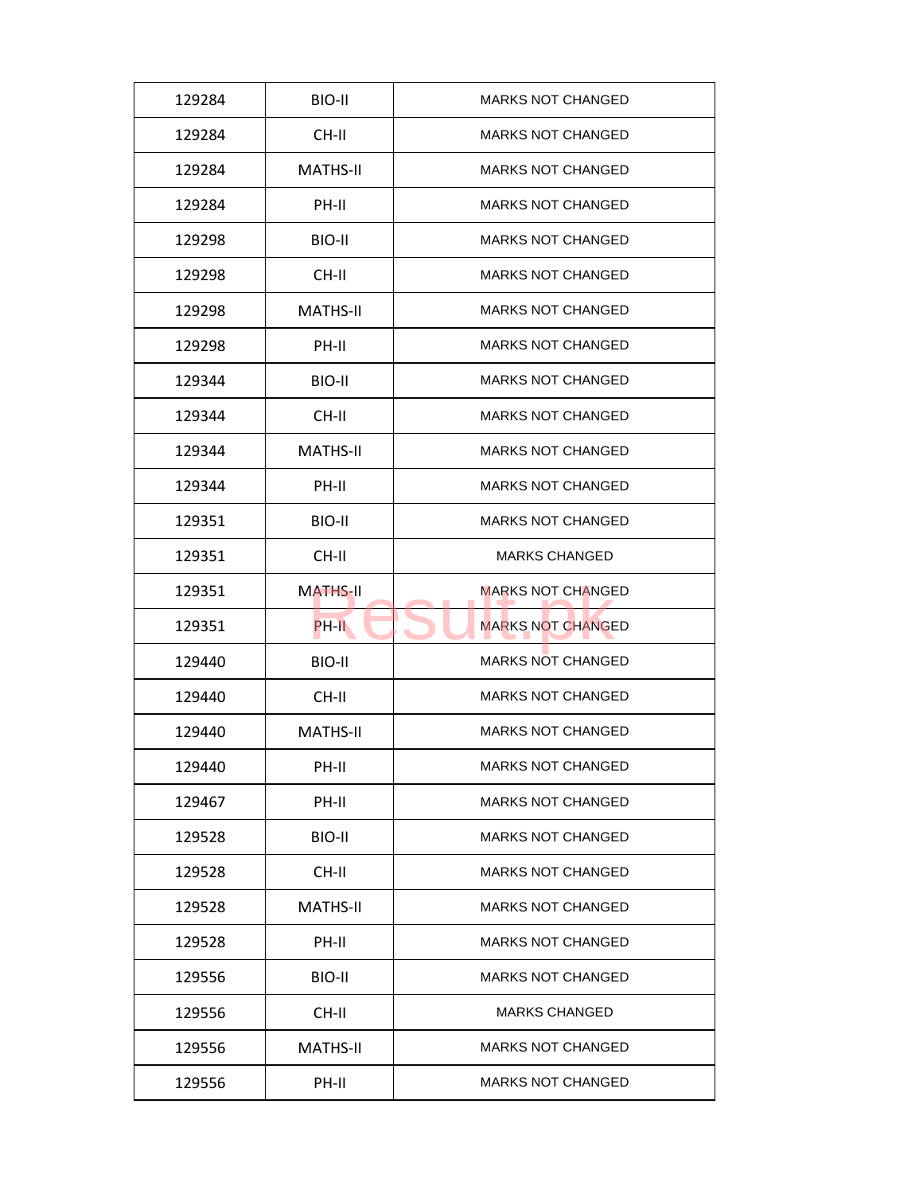| 129284 | BIO-II | MARKS NOT CHANGED |
|---|---|---|
| 129284 | CH-II | MARKS NOT CHANGED |
| 129284 | MATHS-II | MARKS NOT CHANGED |
| 129284 | PH-II | MARKS NOT CHANGED |
| 129298 | BIO-II | MARKS NOT CHANGED |
| 129298 | CH-II | MARKS NOT CHANGED |
| 129298 | MATHS-II | MARKS NOT CHANGED |
| 129298 | PH-II | MARKS NOT CHANGED |
| 129344 | BIO-II | MARKS NOT CHANGED |
| 129344 | CH-II | MARKS NOT CHANGED |
| 129344 | MATHS-II | MARKS NOT CHANGED |
| 129344 | PH-II | MARKS NOT CHANGED |
| 129351 | BIO-II | MARKS NOT CHANGED |
| 129351 | CH-II | MARKS CHANGED |
| 129351 | MATHS-II | MARKS NOT CHANGED |
| 129351 | PH-II | MARKS NOT CHANGED |
| 129440 | BIO-II | MARKS NOT CHANGED |
| 129440 | CH-II | MARKS NOT CHANGED |
| 129440 | MATHS-II | MARKS NOT CHANGED |
| 129440 | PH-II | MARKS NOT CHANGED |
| 129467 | PH-II | MARKS NOT CHANGED |
| 129528 | BIO-II | MARKS NOT CHANGED |
| 129528 | CH-II | MARKS NOT CHANGED |
| 129528 | MATHS-II | MARKS NOT CHANGED |
| 129528 | PH-II | MARKS NOT CHANGED |
| 129556 | BIO-II | MARKS NOT CHANGED |
| 129556 | CH-II | MARKS CHANGED |
| 129556 | MATHS-II | MARKS NOT CHANGED |
| 129556 | PH-II | MARKS NOT CHANGED |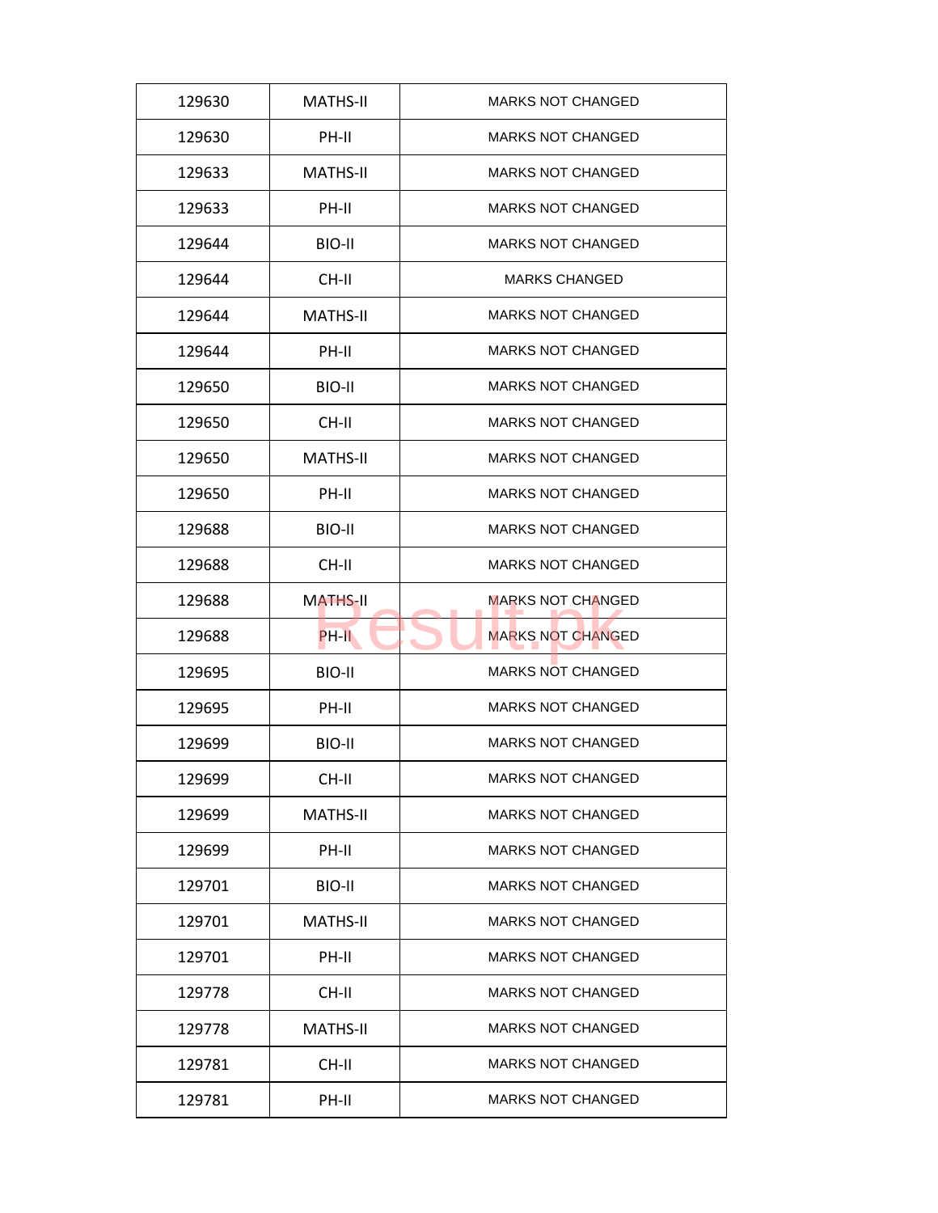| 129630 | MATHS-II | MARKS NOT CHANGED |
|---|---|---|
| 129630 | PH-II | MARKS NOT CHANGED |
| 129633 | MATHS-II | MARKS NOT CHANGED |
| 129633 | PH-II | MARKS NOT CHANGED |
| 129644 | BIO-II | MARKS NOT CHANGED |
| 129644 | CH-II | MARKS CHANGED |
| 129644 | MATHS-II | MARKS NOT CHANGED |
| 129644 | PH-II | MARKS NOT CHANGED |
| 129650 | BIO-II | MARKS NOT CHANGED |
| 129650 | CH-II | MARKS NOT CHANGED |
| 129650 | MATHS-II | MARKS NOT CHANGED |
| 129650 | PH-II | MARKS NOT CHANGED |
| 129688 | BIO-II | MARKS NOT CHANGED |
| 129688 | CH-II | MARKS NOT CHANGED |
| 129688 | MATHS-II | MARKS NOT CHANGED |
| 129688 | PH-II | MARKS NOT CHANGED |
| 129695 | BIO-II | MARKS NOT CHANGED |
| 129695 | PH-II | MARKS NOT CHANGED |
| 129699 | BIO-II | MARKS NOT CHANGED |
| 129699 | CH-II | MARKS NOT CHANGED |
| 129699 | MATHS-II | MARKS NOT CHANGED |
| 129699 | PH-II | MARKS NOT CHANGED |
| 129701 | BIO-II | MARKS NOT CHANGED |
| 129701 | MATHS-II | MARKS NOT CHANGED |
| 129701 | PH-II | MARKS NOT CHANGED |
| 129778 | CH-II | MARKS NOT CHANGED |
| 129778 | MATHS-II | MARKS NOT CHANGED |
| 129781 | CH-II | MARKS NOT CHANGED |
| 129781 | PH-II | MARKS NOT CHANGED |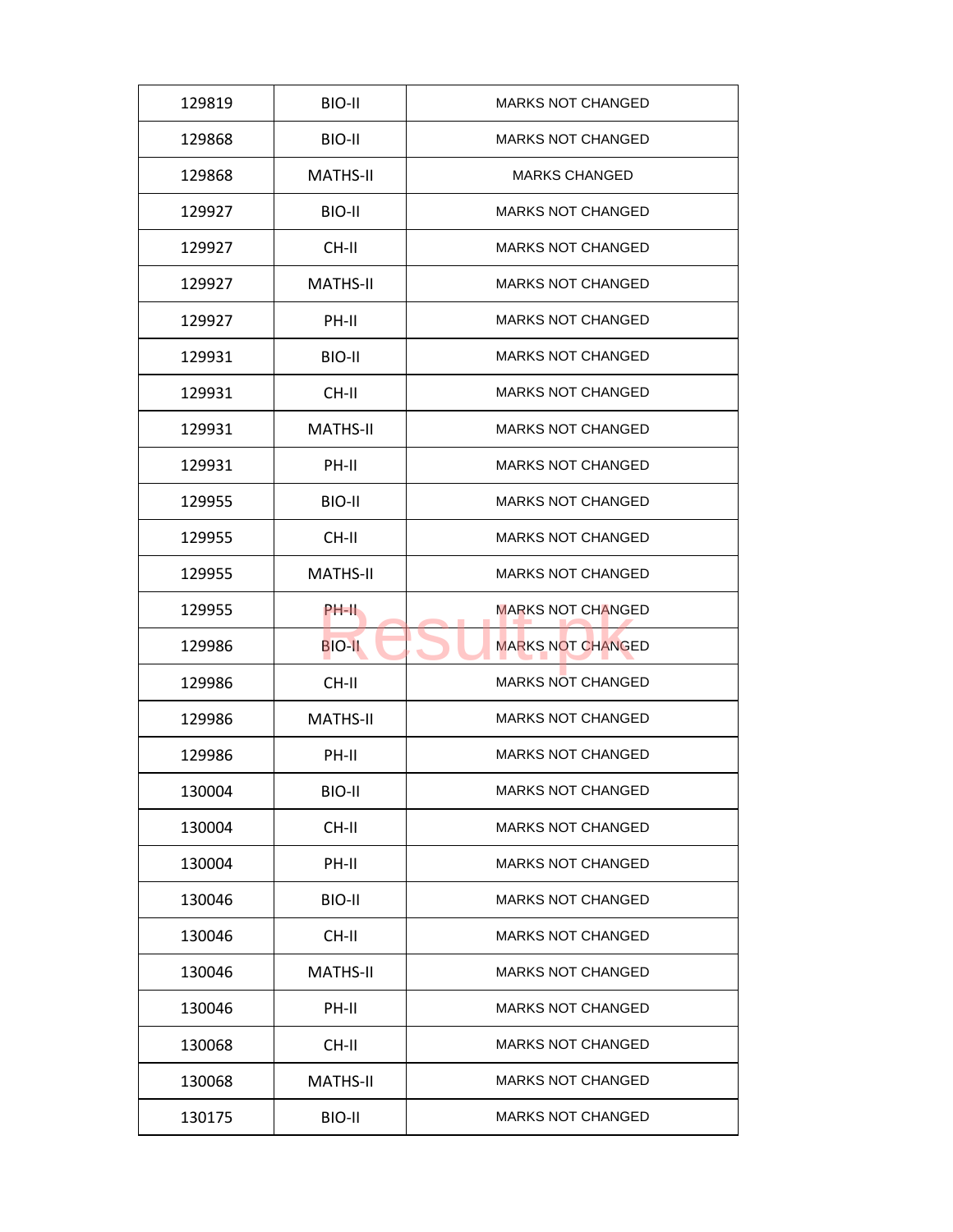| 129819 | BIO-II | MARKS NOT CHANGED |
|---|---|---|
| 129868 | BIO-II | MARKS NOT CHANGED |
| 129868 | MATHS-II | MARKS CHANGED |
| 129927 | BIO-II | MARKS NOT CHANGED |
| 129927 | CH-II | MARKS NOT CHANGED |
| 129927 | MATHS-II | MARKS NOT CHANGED |
| 129927 | PH-II | MARKS NOT CHANGED |
| 129931 | BIO-II | MARKS NOT CHANGED |
| 129931 | CH-II | MARKS NOT CHANGED |
| 129931 | MATHS-II | MARKS NOT CHANGED |
| 129931 | PH-II | MARKS NOT CHANGED |
| 129955 | BIO-II | MARKS NOT CHANGED |
| 129955 | CH-II | MARKS NOT CHANGED |
| 129955 | MATHS-II | MARKS NOT CHANGED |
| 129955 | PH-II | MARKS NOT CHANGED |
| 129986 | BIO-II | MARKS NOT CHANGED |
| 129986 | CH-II | MARKS NOT CHANGED |
| 129986 | MATHS-II | MARKS NOT CHANGED |
| 129986 | PH-II | MARKS NOT CHANGED |
| 130004 | BIO-II | MARKS NOT CHANGED |
| 130004 | CH-II | MARKS NOT CHANGED |
| 130004 | PH-II | MARKS NOT CHANGED |
| 130046 | BIO-II | MARKS NOT CHANGED |
| 130046 | CH-II | MARKS NOT CHANGED |
| 130046 | MATHS-II | MARKS NOT CHANGED |
| 130046 | PH-II | MARKS NOT CHANGED |
| 130068 | CH-II | MARKS NOT CHANGED |
| 130068 | MATHS-II | MARKS NOT CHANGED |
| 130175 | BIO-II | MARKS NOT CHANGED |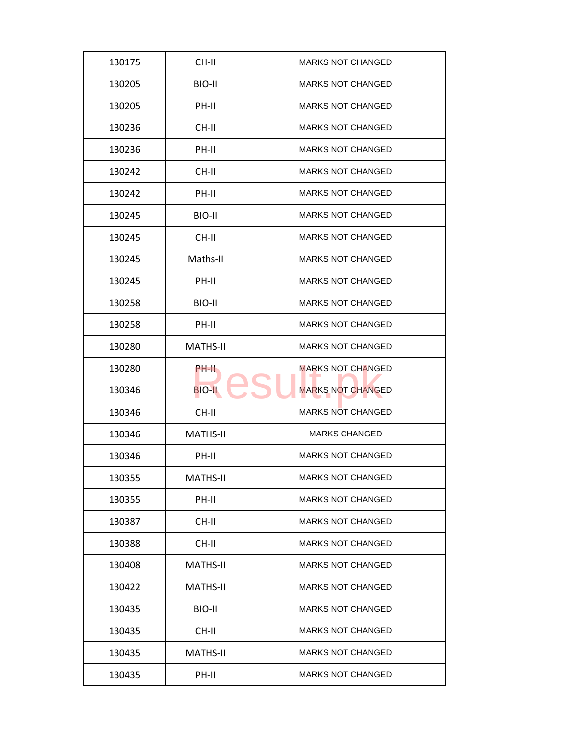| 130175 | CH-II | MARKS NOT CHANGED |
|---|---|---|
| 130205 | BIO-II | MARKS NOT CHANGED |
| 130205 | PH-II | MARKS NOT CHANGED |
| 130236 | CH-II | MARKS NOT CHANGED |
| 130236 | PH-II | MARKS NOT CHANGED |
| 130242 | CH-II | MARKS NOT CHANGED |
| 130242 | PH-II | MARKS NOT CHANGED |
| 130245 | BIO-II | MARKS NOT CHANGED |
| 130245 | CH-II | MARKS NOT CHANGED |
| 130245 | Maths-II | MARKS NOT CHANGED |
| 130245 | PH-II | MARKS NOT CHANGED |
| 130258 | BIO-II | MARKS NOT CHANGED |
| 130258 | PH-II | MARKS NOT CHANGED |
| 130280 | MATHS-II | MARKS NOT CHANGED |
| 130280 | PH-II | MARKS NOT CHANGED |
| 130346 | BIO-II | MARKS NOT CHANGED |
| 130346 | CH-II | MARKS NOT CHANGED |
| 130346 | MATHS-II | MARKS CHANGED |
| 130346 | PH-II | MARKS NOT CHANGED |
| 130355 | MATHS-II | MARKS NOT CHANGED |
| 130355 | PH-II | MARKS NOT CHANGED |
| 130387 | CH-II | MARKS NOT CHANGED |
| 130388 | CH-II | MARKS NOT CHANGED |
| 130408 | MATHS-II | MARKS NOT CHANGED |
| 130422 | MATHS-II | MARKS NOT CHANGED |
| 130435 | BIO-II | MARKS NOT CHANGED |
| 130435 | CH-II | MARKS NOT CHANGED |
| 130435 | MATHS-II | MARKS NOT CHANGED |
| 130435 | PH-II | MARKS NOT CHANGED |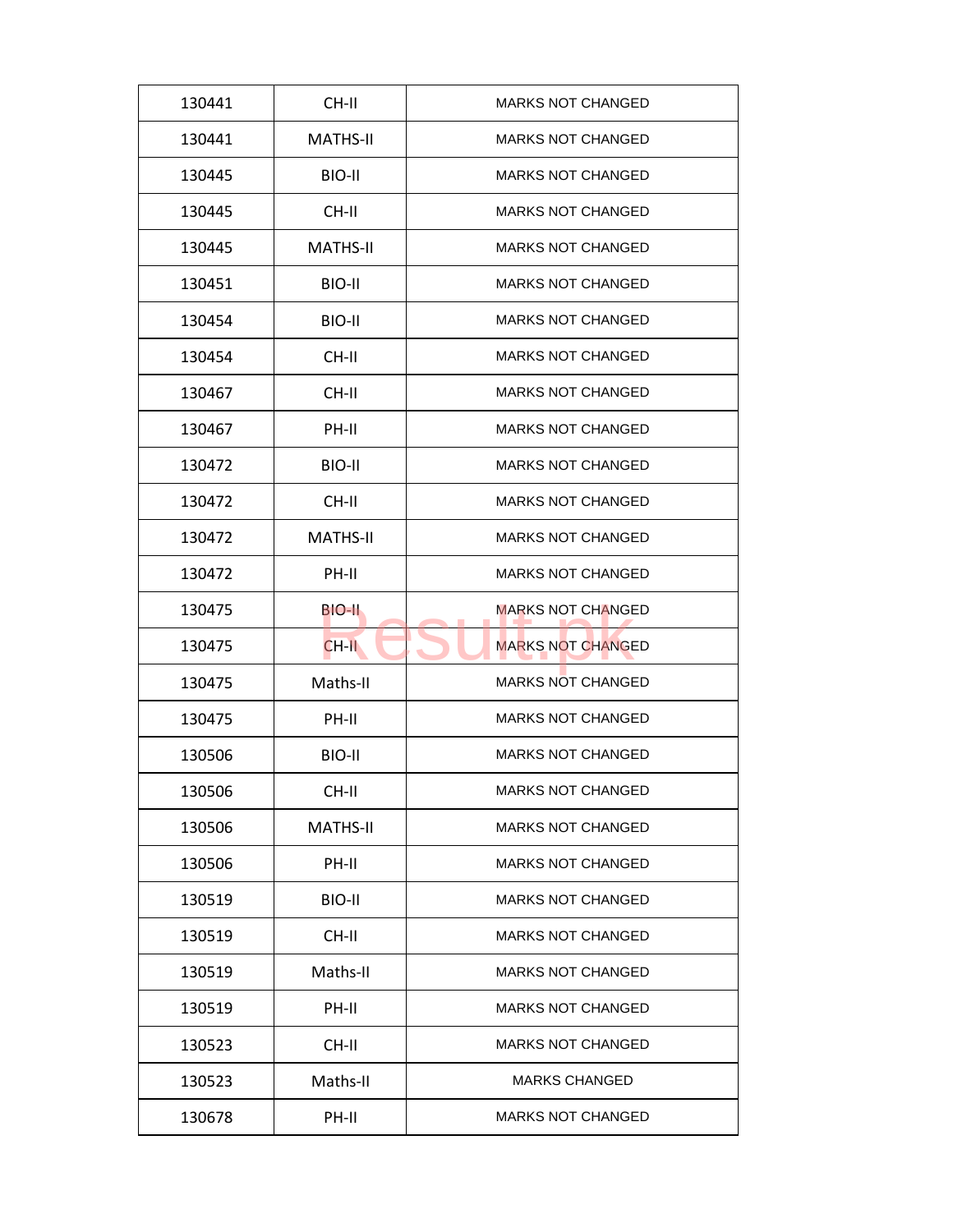| 130441 | CH-II | MARKS NOT CHANGED |
|---|---|---|
| 130441 | MATHS-II | MARKS NOT CHANGED |
| 130445 | BIO-II | MARKS NOT CHANGED |
| 130445 | CH-II | MARKS NOT CHANGED |
| 130445 | MATHS-II | MARKS NOT CHANGED |
| 130451 | BIO-II | MARKS NOT CHANGED |
| 130454 | BIO-II | MARKS NOT CHANGED |
| 130454 | CH-II | MARKS NOT CHANGED |
| 130467 | CH-II | MARKS NOT CHANGED |
| 130467 | PH-II | MARKS NOT CHANGED |
| 130472 | BIO-II | MARKS NOT CHANGED |
| 130472 | CH-II | MARKS NOT CHANGED |
| 130472 | MATHS-II | MARKS NOT CHANGED |
| 130472 | PH-II | MARKS NOT CHANGED |
| 130475 | BIO-II | MARKS NOT CHANGED |
| 130475 | CH-II | MARKS NOT CHANGED |
| 130475 | Maths-II | MARKS NOT CHANGED |
| 130475 | PH-II | MARKS NOT CHANGED |
| 130506 | BIO-II | MARKS NOT CHANGED |
| 130506 | CH-II | MARKS NOT CHANGED |
| 130506 | MATHS-II | MARKS NOT CHANGED |
| 130506 | PH-II | MARKS NOT CHANGED |
| 130519 | BIO-II | MARKS NOT CHANGED |
| 130519 | CH-II | MARKS NOT CHANGED |
| 130519 | Maths-II | MARKS NOT CHANGED |
| 130519 | PH-II | MARKS NOT CHANGED |
| 130523 | CH-II | MARKS NOT CHANGED |
| 130523 | Maths-II | MARKS CHANGED |
| 130678 | PH-II | MARKS NOT CHANGED |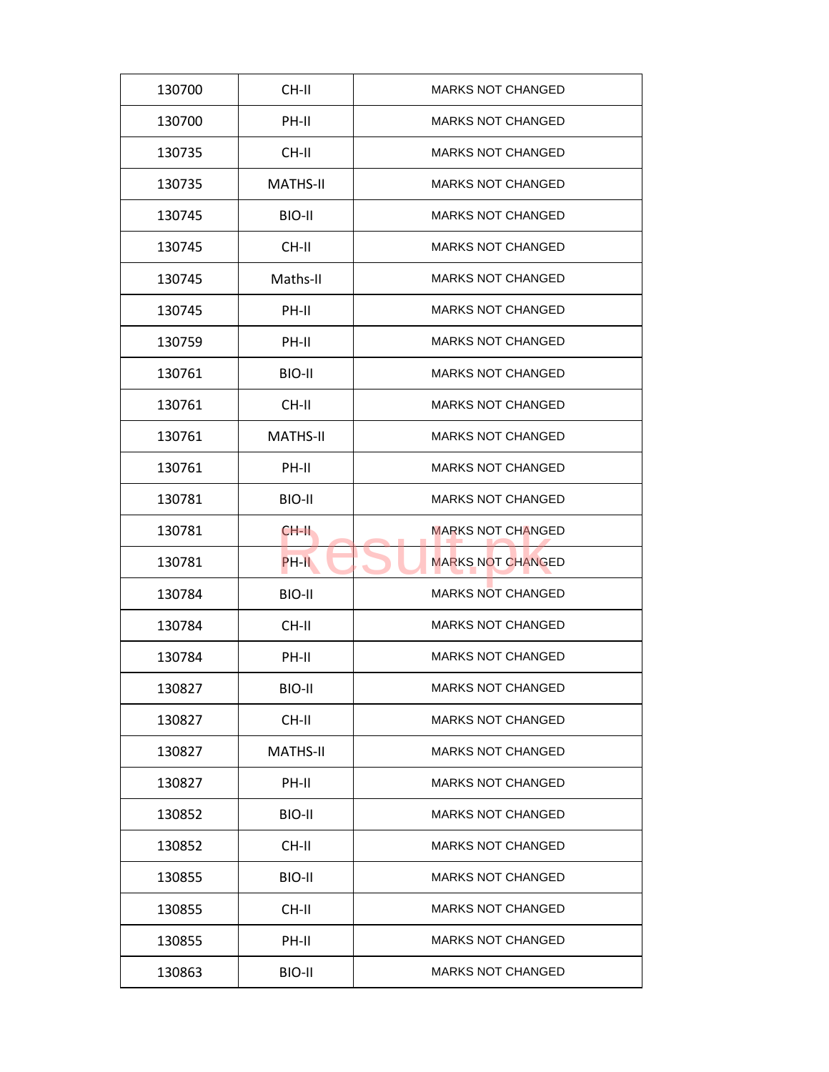| 130700 | CH-II | MARKS NOT CHANGED |
|---|---|---|
| 130700 | PH-II | MARKS NOT CHANGED |
| 130735 | CH-II | MARKS NOT CHANGED |
| 130735 | MATHS-II | MARKS NOT CHANGED |
| 130745 | BIO-II | MARKS NOT CHANGED |
| 130745 | CH-II | MARKS NOT CHANGED |
| 130745 | Maths-II | MARKS NOT CHANGED |
| 130745 | PH-II | MARKS NOT CHANGED |
| 130759 | PH-II | MARKS NOT CHANGED |
| 130761 | BIO-II | MARKS NOT CHANGED |
| 130761 | CH-II | MARKS NOT CHANGED |
| 130761 | MATHS-II | MARKS NOT CHANGED |
| 130761 | PH-II | MARKS NOT CHANGED |
| 130781 | BIO-II | MARKS NOT CHANGED |
| 130781 | CH-II | MARKS NOT CHANGED |
| 130781 | PH-II | MARKS NOT CHANGED |
| 130784 | BIO-II | MARKS NOT CHANGED |
| 130784 | CH-II | MARKS NOT CHANGED |
| 130784 | PH-II | MARKS NOT CHANGED |
| 130827 | BIO-II | MARKS NOT CHANGED |
| 130827 | CH-II | MARKS NOT CHANGED |
| 130827 | MATHS-II | MARKS NOT CHANGED |
| 130827 | PH-II | MARKS NOT CHANGED |
| 130852 | BIO-II | MARKS NOT CHANGED |
| 130852 | CH-II | MARKS NOT CHANGED |
| 130855 | BIO-II | MARKS NOT CHANGED |
| 130855 | CH-II | MARKS NOT CHANGED |
| 130855 | PH-II | MARKS NOT CHANGED |
| 130863 | BIO-II | MARKS NOT CHANGED |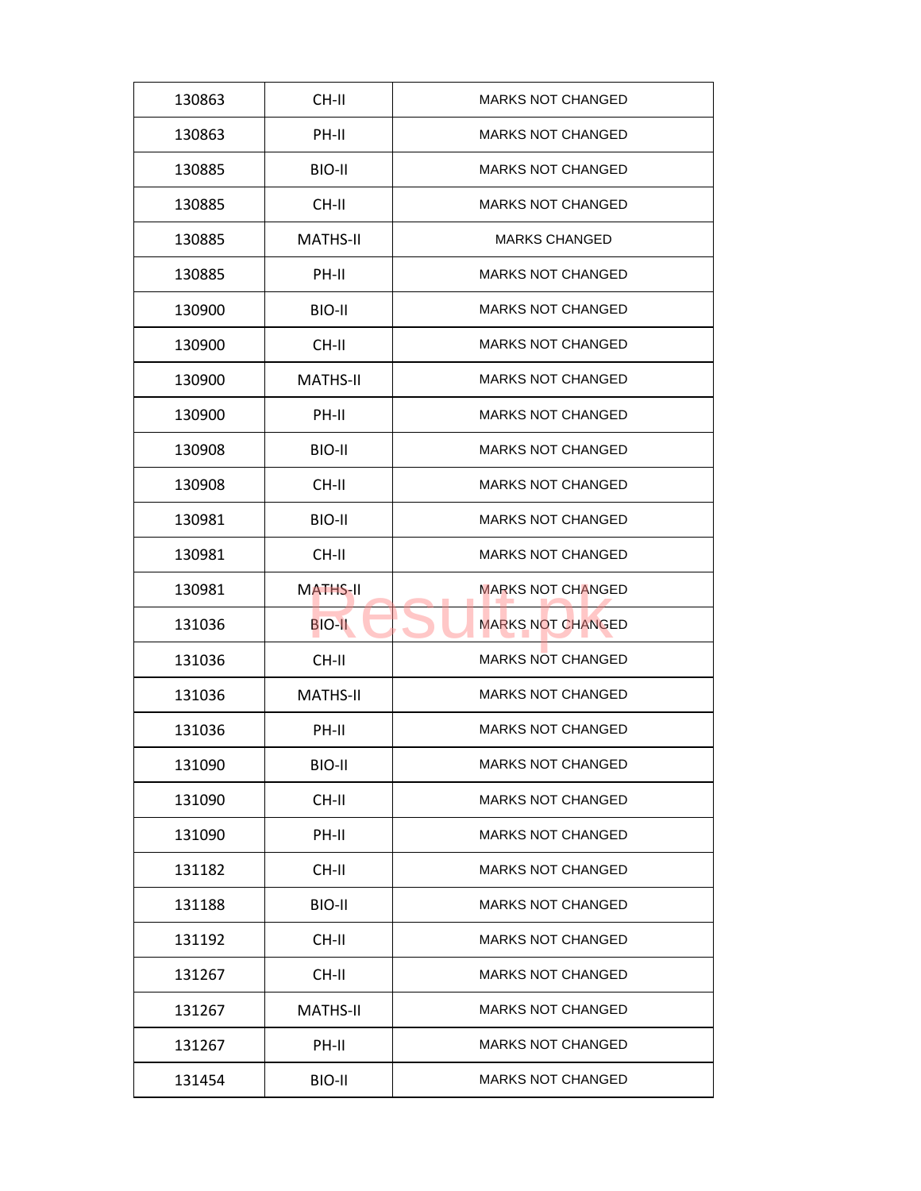| | | |
|---|---|---|
| 130863 | CH-II | MARKS NOT CHANGED |
| 130863 | PH-II | MARKS NOT CHANGED |
| 130885 | BIO-II | MARKS NOT CHANGED |
| 130885 | CH-II | MARKS NOT CHANGED |
| 130885 | MATHS-II | MARKS CHANGED |
| 130885 | PH-II | MARKS NOT CHANGED |
| 130900 | BIO-II | MARKS NOT CHANGED |
| 130900 | CH-II | MARKS NOT CHANGED |
| 130900 | MATHS-II | MARKS NOT CHANGED |
| 130900 | PH-II | MARKS NOT CHANGED |
| 130908 | BIO-II | MARKS NOT CHANGED |
| 130908 | CH-II | MARKS NOT CHANGED |
| 130981 | BIO-II | MARKS NOT CHANGED |
| 130981 | CH-II | MARKS NOT CHANGED |
| 130981 | MATHS-II | MARKS NOT CHANGED |
| 131036 | BIO-II | MARKS NOT CHANGED |
| 131036 | CH-II | MARKS NOT CHANGED |
| 131036 | MATHS-II | MARKS NOT CHANGED |
| 131036 | PH-II | MARKS NOT CHANGED |
| 131090 | BIO-II | MARKS NOT CHANGED |
| 131090 | CH-II | MARKS NOT CHANGED |
| 131090 | PH-II | MARKS NOT CHANGED |
| 131182 | CH-II | MARKS NOT CHANGED |
| 131188 | BIO-II | MARKS NOT CHANGED |
| 131192 | CH-II | MARKS NOT CHANGED |
| 131267 | CH-II | MARKS NOT CHANGED |
| 131267 | MATHS-II | MARKS NOT CHANGED |
| 131267 | PH-II | MARKS NOT CHANGED |
| 131454 | BIO-II | MARKS NOT CHANGED |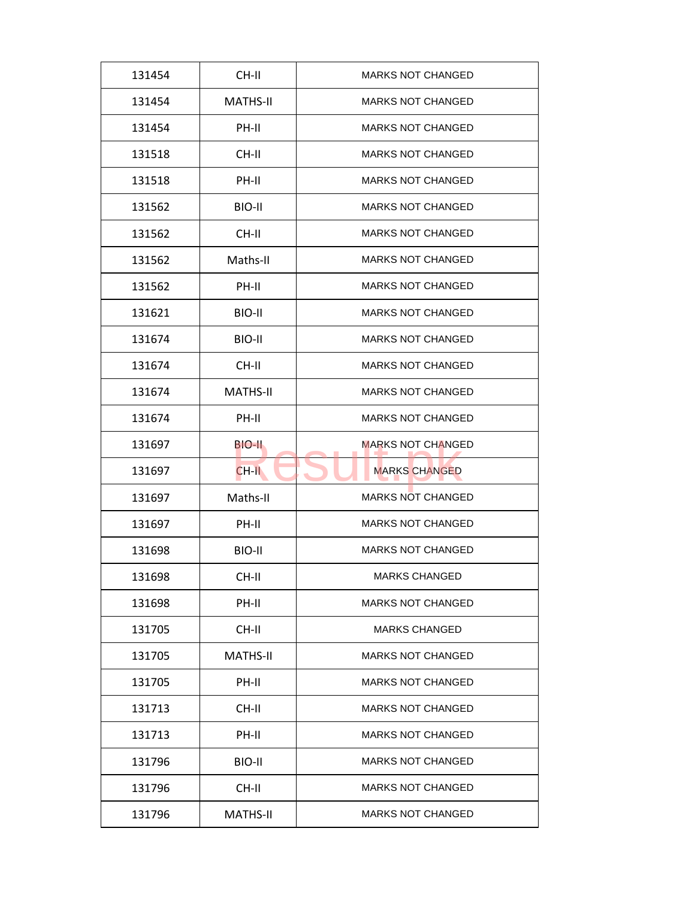| | | |
|---|---|---|
| 131454 | CH-II | MARKS NOT CHANGED |
| 131454 | MATHS-II | MARKS NOT CHANGED |
| 131454 | PH-II | MARKS NOT CHANGED |
| 131518 | CH-II | MARKS NOT CHANGED |
| 131518 | PH-II | MARKS NOT CHANGED |
| 131562 | BIO-II | MARKS NOT CHANGED |
| 131562 | CH-II | MARKS NOT CHANGED |
| 131562 | Maths-II | MARKS NOT CHANGED |
| 131562 | PH-II | MARKS NOT CHANGED |
| 131621 | BIO-II | MARKS NOT CHANGED |
| 131674 | BIO-II | MARKS NOT CHANGED |
| 131674 | CH-II | MARKS NOT CHANGED |
| 131674 | MATHS-II | MARKS NOT CHANGED |
| 131674 | PH-II | MARKS NOT CHANGED |
| 131697 | BIO-II | MARKS NOT CHANGED |
| 131697 | CH-II | MARKS CHANGED |
| 131697 | Maths-II | MARKS NOT CHANGED |
| 131697 | PH-II | MARKS NOT CHANGED |
| 131698 | BIO-II | MARKS NOT CHANGED |
| 131698 | CH-II | MARKS CHANGED |
| 131698 | PH-II | MARKS NOT CHANGED |
| 131705 | CH-II | MARKS CHANGED |
| 131705 | MATHS-II | MARKS NOT CHANGED |
| 131705 | PH-II | MARKS NOT CHANGED |
| 131713 | CH-II | MARKS NOT CHANGED |
| 131713 | PH-II | MARKS NOT CHANGED |
| 131796 | BIO-II | MARKS NOT CHANGED |
| 131796 | CH-II | MARKS NOT CHANGED |
| 131796 | MATHS-II | MARKS NOT CHANGED |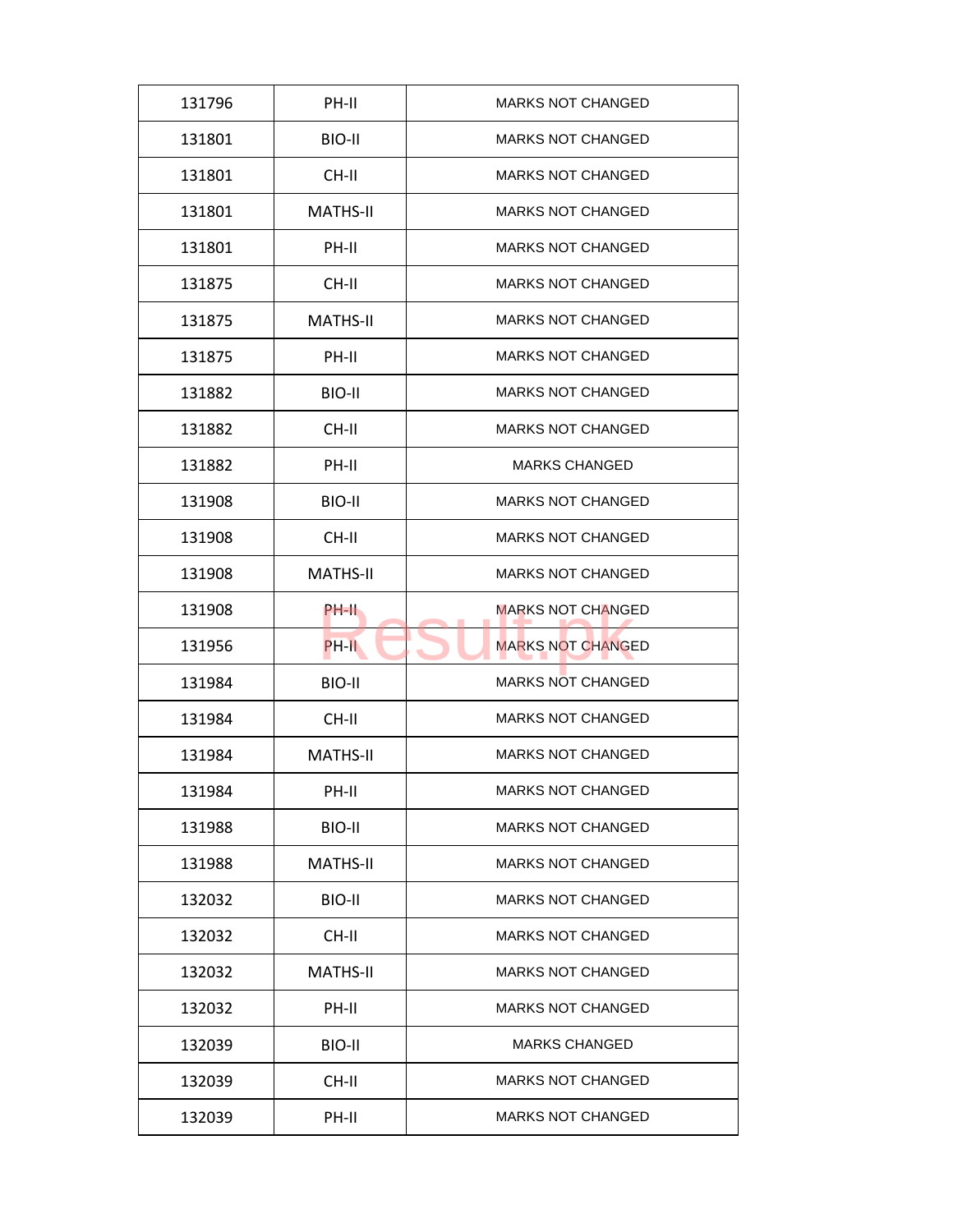| | | |
|---|---|---|
| 131796 | PH-II | MARKS NOT CHANGED |
| 131801 | BIO-II | MARKS NOT CHANGED |
| 131801 | CH-II | MARKS NOT CHANGED |
| 131801 | MATHS-II | MARKS NOT CHANGED |
| 131801 | PH-II | MARKS NOT CHANGED |
| 131875 | CH-II | MARKS NOT CHANGED |
| 131875 | MATHS-II | MARKS NOT CHANGED |
| 131875 | PH-II | MARKS NOT CHANGED |
| 131882 | BIO-II | MARKS NOT CHANGED |
| 131882 | CH-II | MARKS NOT CHANGED |
| 131882 | PH-II | MARKS CHANGED |
| 131908 | BIO-II | MARKS NOT CHANGED |
| 131908 | CH-II | MARKS NOT CHANGED |
| 131908 | MATHS-II | MARKS NOT CHANGED |
| 131908 | PH-II | MARKS NOT CHANGED |
| 131956 | PH-II | MARKS NOT CHANGED |
| 131984 | BIO-II | MARKS NOT CHANGED |
| 131984 | CH-II | MARKS NOT CHANGED |
| 131984 | MATHS-II | MARKS NOT CHANGED |
| 131984 | PH-II | MARKS NOT CHANGED |
| 131988 | BIO-II | MARKS NOT CHANGED |
| 131988 | MATHS-II | MARKS NOT CHANGED |
| 132032 | BIO-II | MARKS NOT CHANGED |
| 132032 | CH-II | MARKS NOT CHANGED |
| 132032 | MATHS-II | MARKS NOT CHANGED |
| 132032 | PH-II | MARKS NOT CHANGED |
| 132039 | BIO-II | MARKS CHANGED |
| 132039 | CH-II | MARKS NOT CHANGED |
| 132039 | PH-II | MARKS NOT CHANGED |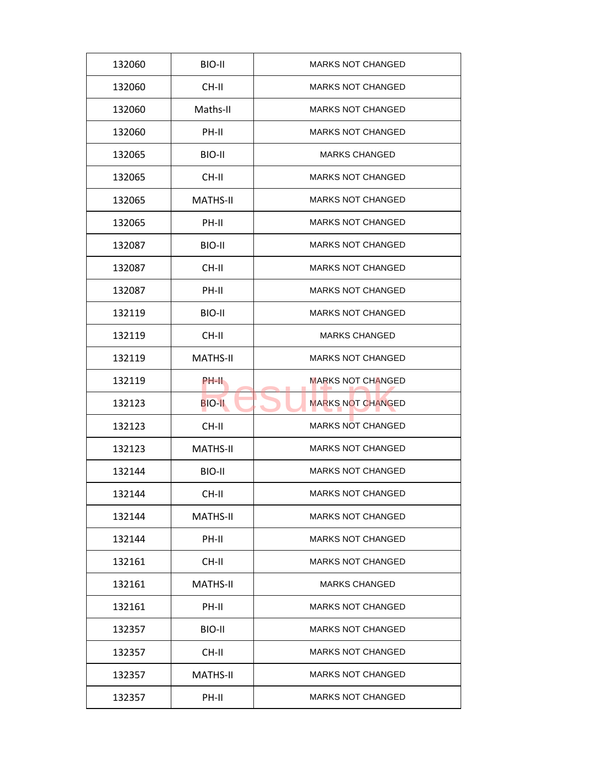| 132060 | BIO-II | MARKS NOT CHANGED |
|---|---|---|
| 132060 | CH-II | MARKS NOT CHANGED |
| 132060 | Maths-II | MARKS NOT CHANGED |
| 132060 | PH-II | MARKS NOT CHANGED |
| 132065 | BIO-II | MARKS CHANGED |
| 132065 | CH-II | MARKS NOT CHANGED |
| 132065 | MATHS-II | MARKS NOT CHANGED |
| 132065 | PH-II | MARKS NOT CHANGED |
| 132087 | BIO-II | MARKS NOT CHANGED |
| 132087 | CH-II | MARKS NOT CHANGED |
| 132087 | PH-II | MARKS NOT CHANGED |
| 132119 | BIO-II | MARKS NOT CHANGED |
| 132119 | CH-II | MARKS CHANGED |
| 132119 | MATHS-II | MARKS NOT CHANGED |
| 132119 | PH-II | MARKS NOT CHANGED |
| 132123 | BIO-II | MARKS NOT CHANGED |
| 132123 | CH-II | MARKS NOT CHANGED |
| 132123 | MATHS-II | MARKS NOT CHANGED |
| 132144 | BIO-II | MARKS NOT CHANGED |
| 132144 | CH-II | MARKS NOT CHANGED |
| 132144 | MATHS-II | MARKS NOT CHANGED |
| 132144 | PH-II | MARKS NOT CHANGED |
| 132161 | CH-II | MARKS NOT CHANGED |
| 132161 | MATHS-II | MARKS CHANGED |
| 132161 | PH-II | MARKS NOT CHANGED |
| 132357 | BIO-II | MARKS NOT CHANGED |
| 132357 | CH-II | MARKS NOT CHANGED |
| 132357 | MATHS-II | MARKS NOT CHANGED |
| 132357 | PH-II | MARKS NOT CHANGED |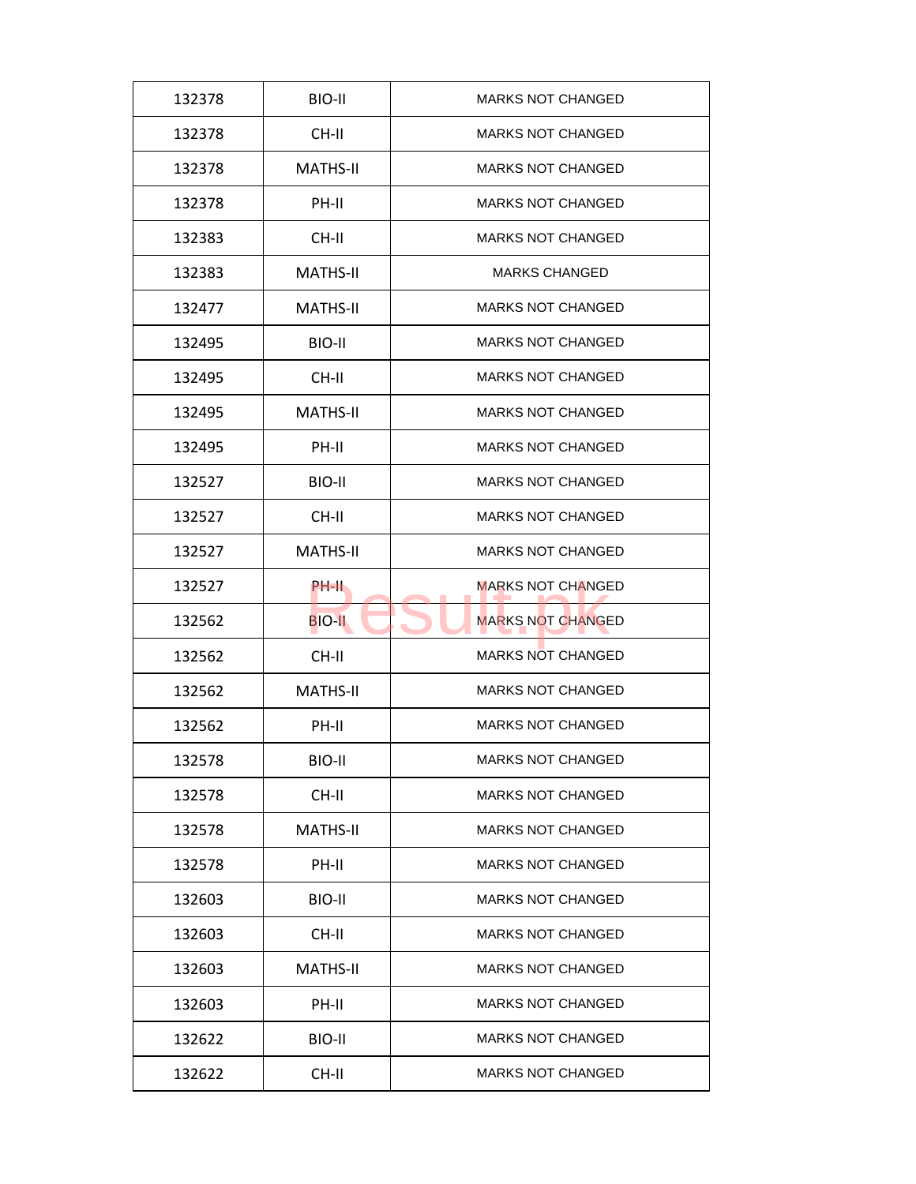| 132378 | BIO-II | MARKS NOT CHANGED |
| --- | --- | --- |
| 132378 | CH-II | MARKS NOT CHANGED |
| 132378 | MATHS-II | MARKS NOT CHANGED |
| 132378 | PH-II | MARKS NOT CHANGED |
| 132383 | CH-II | MARKS NOT CHANGED |
| 132383 | MATHS-II | MARKS CHANGED |
| 132477 | MATHS-II | MARKS NOT CHANGED |
| 132495 | BIO-II | MARKS NOT CHANGED |
| 132495 | CH-II | MARKS NOT CHANGED |
| 132495 | MATHS-II | MARKS NOT CHANGED |
| 132495 | PH-II | MARKS NOT CHANGED |
| 132527 | BIO-II | MARKS NOT CHANGED |
| 132527 | CH-II | MARKS NOT CHANGED |
| 132527 | MATHS-II | MARKS NOT CHANGED |
| 132527 | PH-II | MARKS NOT CHANGED |
| 132562 | BIO-II | MARKS NOT CHANGED |
| 132562 | CH-II | MARKS NOT CHANGED |
| 132562 | MATHS-II | MARKS NOT CHANGED |
| 132562 | PH-II | MARKS NOT CHANGED |
| 132578 | BIO-II | MARKS NOT CHANGED |
| 132578 | CH-II | MARKS NOT CHANGED |
| 132578 | MATHS-II | MARKS NOT CHANGED |
| 132578 | PH-II | MARKS NOT CHANGED |
| 132603 | BIO-II | MARKS NOT CHANGED |
| 132603 | CH-II | MARKS NOT CHANGED |
| 132603 | MATHS-II | MARKS NOT CHANGED |
| 132603 | PH-II | MARKS NOT CHANGED |
| 132622 | BIO-II | MARKS NOT CHANGED |
| 132622 | CH-II | MARKS NOT CHANGED |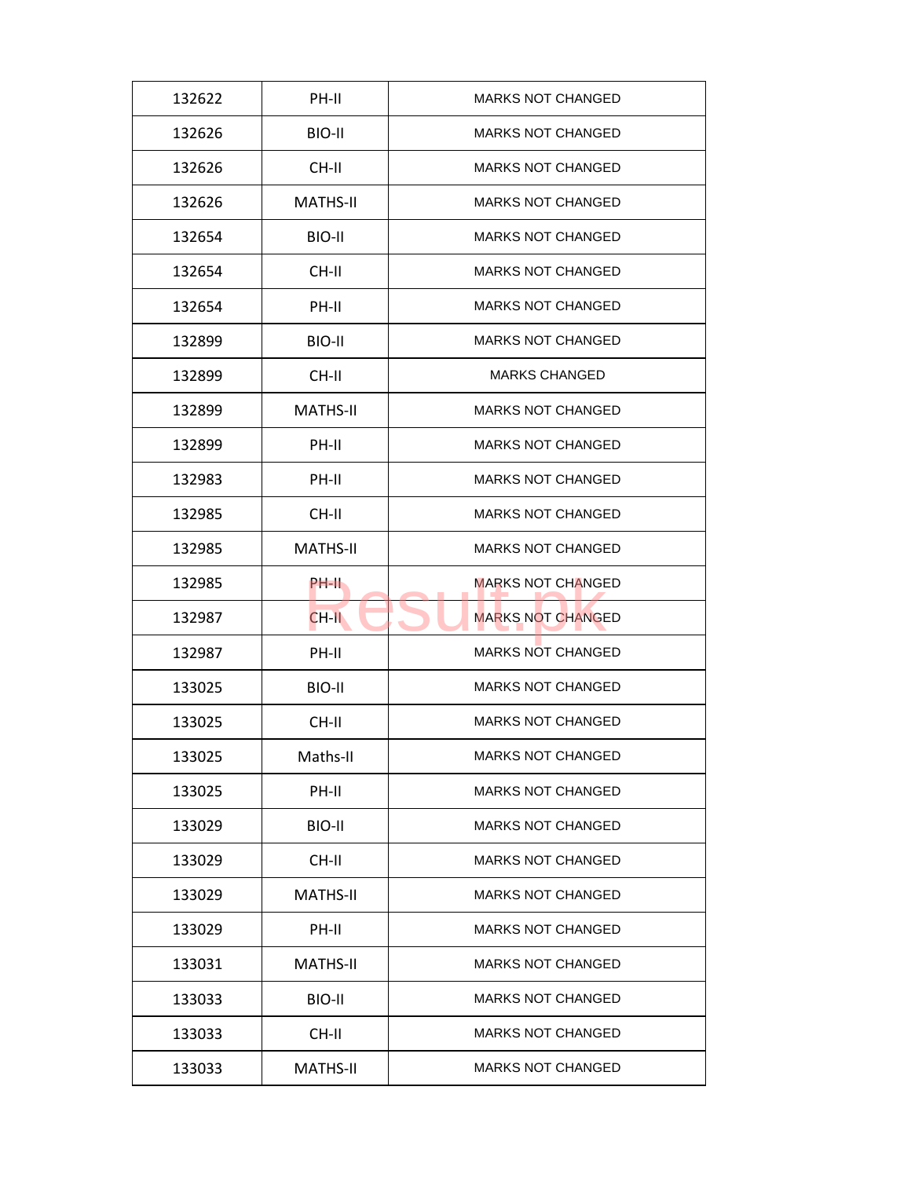| | | |
|---|---|---|
| 132622 | PH-II | MARKS NOT CHANGED |
| 132626 | BIO-II | MARKS NOT CHANGED |
| 132626 | CH-II | MARKS NOT CHANGED |
| 132626 | MATHS-II | MARKS NOT CHANGED |
| 132654 | BIO-II | MARKS NOT CHANGED |
| 132654 | CH-II | MARKS NOT CHANGED |
| 132654 | PH-II | MARKS NOT CHANGED |
| 132899 | BIO-II | MARKS NOT CHANGED |
| 132899 | CH-II | MARKS CHANGED |
| 132899 | MATHS-II | MARKS NOT CHANGED |
| 132899 | PH-II | MARKS NOT CHANGED |
| 132983 | PH-II | MARKS NOT CHANGED |
| 132985 | CH-II | MARKS NOT CHANGED |
| 132985 | MATHS-II | MARKS NOT CHANGED |
| 132985 | PH-II | MARKS NOT CHANGED |
| 132987 | CH-II | MARKS NOT CHANGED |
| 132987 | PH-II | MARKS NOT CHANGED |
| 133025 | BIO-II | MARKS NOT CHANGED |
| 133025 | CH-II | MARKS NOT CHANGED |
| 133025 | Maths-II | MARKS NOT CHANGED |
| 133025 | PH-II | MARKS NOT CHANGED |
| 133029 | BIO-II | MARKS NOT CHANGED |
| 133029 | CH-II | MARKS NOT CHANGED |
| 133029 | MATHS-II | MARKS NOT CHANGED |
| 133029 | PH-II | MARKS NOT CHANGED |
| 133031 | MATHS-II | MARKS NOT CHANGED |
| 133033 | BIO-II | MARKS NOT CHANGED |
| 133033 | CH-II | MARKS NOT CHANGED |
| 133033 | MATHS-II | MARKS NOT CHANGED |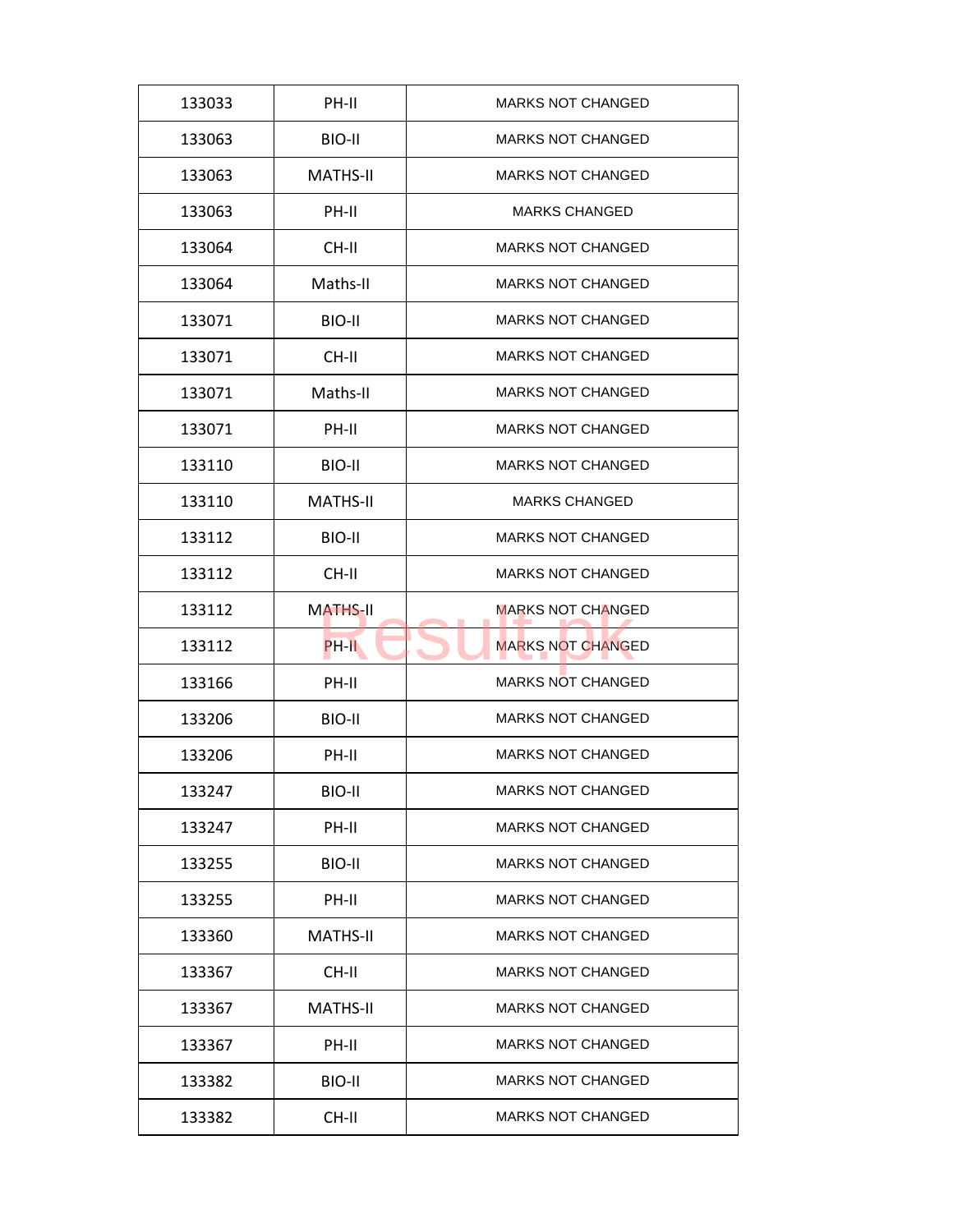| 133033 | PH-II | MARKS NOT CHANGED |
|---|---|---|
| 133063 | BIO-II | MARKS NOT CHANGED |
| 133063 | MATHS-II | MARKS NOT CHANGED |
| 133063 | PH-II | MARKS CHANGED |
| 133064 | CH-II | MARKS NOT CHANGED |
| 133064 | Maths-II | MARKS NOT CHANGED |
| 133071 | BIO-II | MARKS NOT CHANGED |
| 133071 | CH-II | MARKS NOT CHANGED |
| 133071 | Maths-II | MARKS NOT CHANGED |
| 133071 | PH-II | MARKS NOT CHANGED |
| 133110 | BIO-II | MARKS NOT CHANGED |
| 133110 | MATHS-II | MARKS CHANGED |
| 133112 | BIO-II | MARKS NOT CHANGED |
| 133112 | CH-II | MARKS NOT CHANGED |
| 133112 | MATHS-II | MARKS NOT CHANGED |
| 133112 | PH-II | MARKS NOT CHANGED |
| 133166 | PH-II | MARKS NOT CHANGED |
| 133206 | BIO-II | MARKS NOT CHANGED |
| 133206 | PH-II | MARKS NOT CHANGED |
| 133247 | BIO-II | MARKS NOT CHANGED |
| 133247 | PH-II | MARKS NOT CHANGED |
| 133255 | BIO-II | MARKS NOT CHANGED |
| 133255 | PH-II | MARKS NOT CHANGED |
| 133360 | MATHS-II | MARKS NOT CHANGED |
| 133367 | CH-II | MARKS NOT CHANGED |
| 133367 | MATHS-II | MARKS NOT CHANGED |
| 133367 | PH-II | MARKS NOT CHANGED |
| 133382 | BIO-II | MARKS NOT CHANGED |
| 133382 | CH-II | MARKS NOT CHANGED |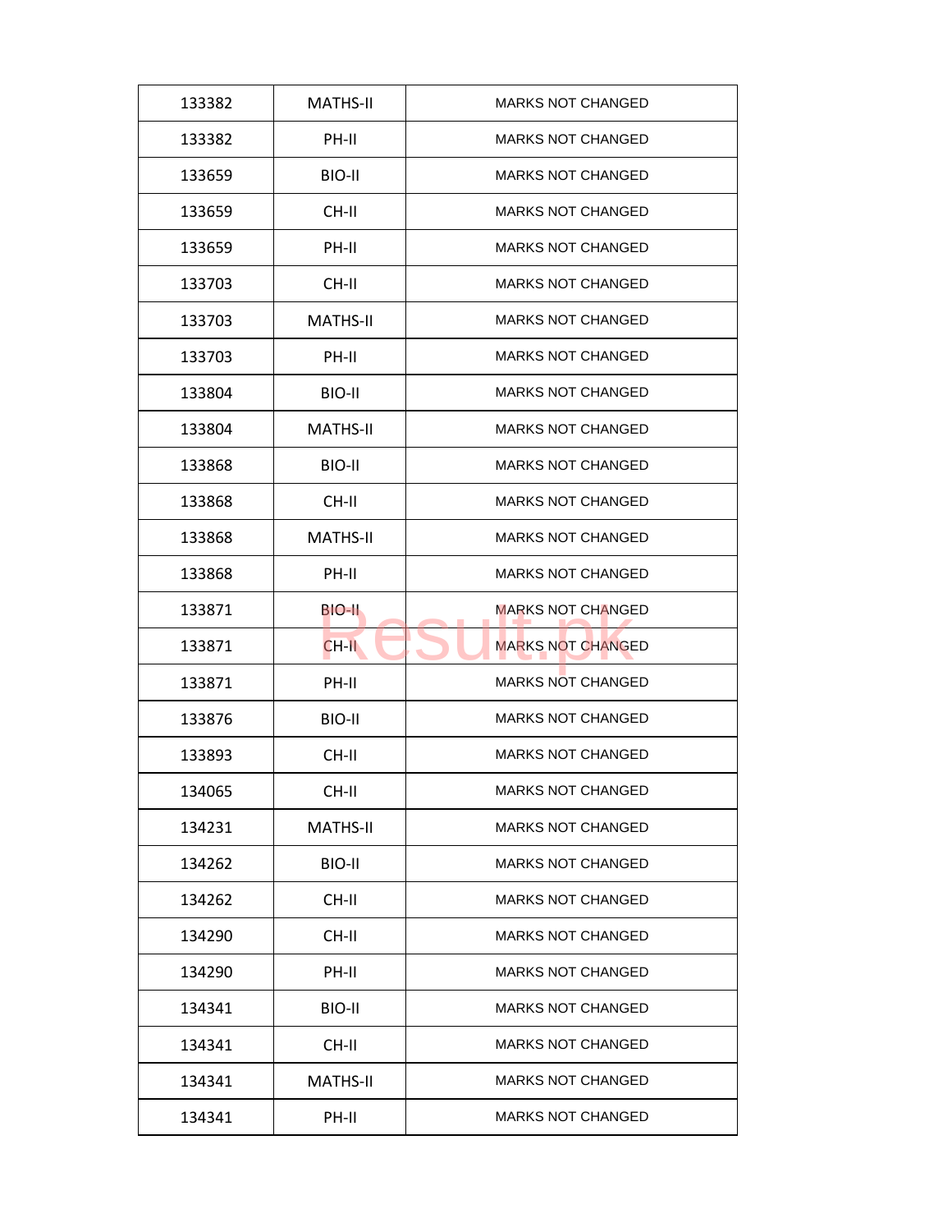| 133382 | MATHS-II | MARKS NOT CHANGED |
|---|---|---|
| 133382 | PH-II | MARKS NOT CHANGED |
| 133659 | BIO-II | MARKS NOT CHANGED |
| 133659 | CH-II | MARKS NOT CHANGED |
| 133659 | PH-II | MARKS NOT CHANGED |
| 133703 | CH-II | MARKS NOT CHANGED |
| 133703 | MATHS-II | MARKS NOT CHANGED |
| 133703 | PH-II | MARKS NOT CHANGED |
| 133804 | BIO-II | MARKS NOT CHANGED |
| 133804 | MATHS-II | MARKS NOT CHANGED |
| 133868 | BIO-II | MARKS NOT CHANGED |
| 133868 | CH-II | MARKS NOT CHANGED |
| 133868 | MATHS-II | MARKS NOT CHANGED |
| 133868 | PH-II | MARKS NOT CHANGED |
| 133871 | BIO-II | MARKS NOT CHANGED |
| 133871 | CH-II | MARKS NOT CHANGED |
| 133871 | PH-II | MARKS NOT CHANGED |
| 133876 | BIO-II | MARKS NOT CHANGED |
| 133893 | CH-II | MARKS NOT CHANGED |
| 134065 | CH-II | MARKS NOT CHANGED |
| 134231 | MATHS-II | MARKS NOT CHANGED |
| 134262 | BIO-II | MARKS NOT CHANGED |
| 134262 | CH-II | MARKS NOT CHANGED |
| 134290 | CH-II | MARKS NOT CHANGED |
| 134290 | PH-II | MARKS NOT CHANGED |
| 134341 | BIO-II | MARKS NOT CHANGED |
| 134341 | CH-II | MARKS NOT CHANGED |
| 134341 | MATHS-II | MARKS NOT CHANGED |
| 134341 | PH-II | MARKS NOT CHANGED |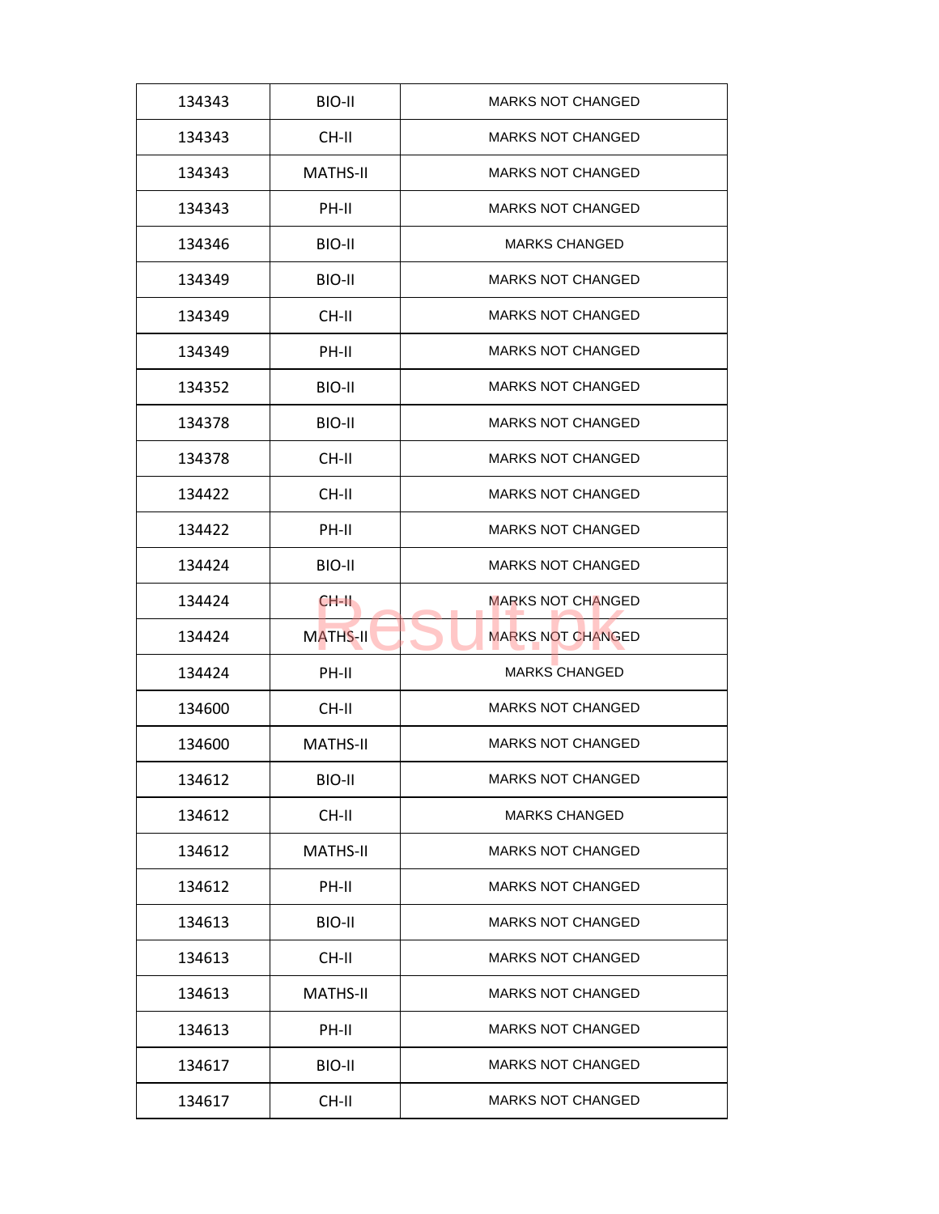| | | |
|---|---|---|
| 134343 | BIO-II | MARKS NOT CHANGED |
| 134343 | CH-II | MARKS NOT CHANGED |
| 134343 | MATHS-II | MARKS NOT CHANGED |
| 134343 | PH-II | MARKS NOT CHANGED |
| 134346 | BIO-II | MARKS CHANGED |
| 134349 | BIO-II | MARKS NOT CHANGED |
| 134349 | CH-II | MARKS NOT CHANGED |
| 134349 | PH-II | MARKS NOT CHANGED |
| 134352 | BIO-II | MARKS NOT CHANGED |
| 134378 | BIO-II | MARKS NOT CHANGED |
| 134378 | CH-II | MARKS NOT CHANGED |
| 134422 | CH-II | MARKS NOT CHANGED |
| 134422 | PH-II | MARKS NOT CHANGED |
| 134424 | BIO-II | MARKS NOT CHANGED |
| 134424 | CH-II | MARKS NOT CHANGED |
| 134424 | MATHS-II | MARKS NOT CHANGED |
| 134424 | PH-II | MARKS CHANGED |
| 134600 | CH-II | MARKS NOT CHANGED |
| 134600 | MATHS-II | MARKS NOT CHANGED |
| 134612 | BIO-II | MARKS NOT CHANGED |
| 134612 | CH-II | MARKS CHANGED |
| 134612 | MATHS-II | MARKS NOT CHANGED |
| 134612 | PH-II | MARKS NOT CHANGED |
| 134613 | BIO-II | MARKS NOT CHANGED |
| 134613 | CH-II | MARKS NOT CHANGED |
| 134613 | MATHS-II | MARKS NOT CHANGED |
| 134613 | PH-II | MARKS NOT CHANGED |
| 134617 | BIO-II | MARKS NOT CHANGED |
| 134617 | CH-II | MARKS NOT CHANGED |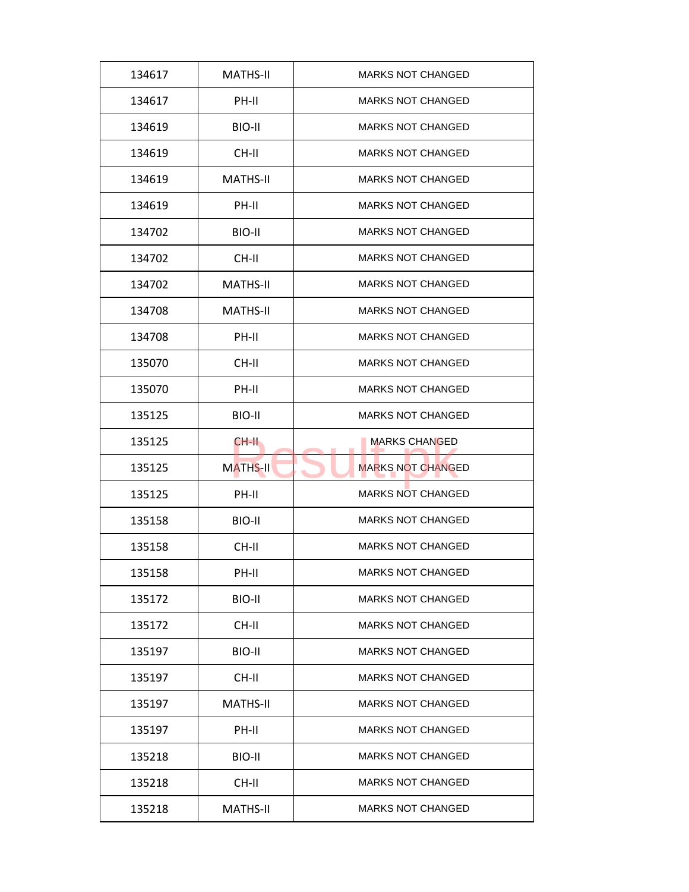| | | |
|---|---|---|
| 134617 | MATHS-II | MARKS NOT CHANGED |
| 134617 | PH-II | MARKS NOT CHANGED |
| 134619 | BIO-II | MARKS NOT CHANGED |
| 134619 | CH-II | MARKS NOT CHANGED |
| 134619 | MATHS-II | MARKS NOT CHANGED |
| 134619 | PH-II | MARKS NOT CHANGED |
| 134702 | BIO-II | MARKS NOT CHANGED |
| 134702 | CH-II | MARKS NOT CHANGED |
| 134702 | MATHS-II | MARKS NOT CHANGED |
| 134708 | MATHS-II | MARKS NOT CHANGED |
| 134708 | PH-II | MARKS NOT CHANGED |
| 135070 | CH-II | MARKS NOT CHANGED |
| 135070 | PH-II | MARKS NOT CHANGED |
| 135125 | BIO-II | MARKS NOT CHANGED |
| 135125 | CH-II | MARKS CHANGED |
| 135125 | MATHS-II | MARKS NOT CHANGED |
| 135125 | PH-II | MARKS NOT CHANGED |
| 135158 | BIO-II | MARKS NOT CHANGED |
| 135158 | CH-II | MARKS NOT CHANGED |
| 135158 | PH-II | MARKS NOT CHANGED |
| 135172 | BIO-II | MARKS NOT CHANGED |
| 135172 | CH-II | MARKS NOT CHANGED |
| 135197 | BIO-II | MARKS NOT CHANGED |
| 135197 | CH-II | MARKS NOT CHANGED |
| 135197 | MATHS-II | MARKS NOT CHANGED |
| 135197 | PH-II | MARKS NOT CHANGED |
| 135218 | BIO-II | MARKS NOT CHANGED |
| 135218 | CH-II | MARKS NOT CHANGED |
| 135218 | MATHS-II | MARKS NOT CHANGED |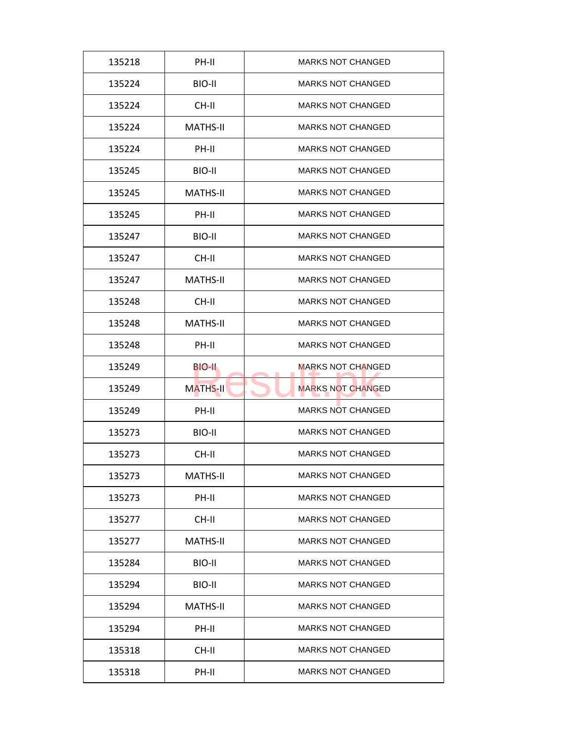| | | |
|---|---|---|
| 135218 | PH-II | MARKS NOT CHANGED |
| 135224 | BIO-II | MARKS NOT CHANGED |
| 135224 | CH-II | MARKS NOT CHANGED |
| 135224 | MATHS-II | MARKS NOT CHANGED |
| 135224 | PH-II | MARKS NOT CHANGED |
| 135245 | BIO-II | MARKS NOT CHANGED |
| 135245 | MATHS-II | MARKS NOT CHANGED |
| 135245 | PH-II | MARKS NOT CHANGED |
| 135247 | BIO-II | MARKS NOT CHANGED |
| 135247 | CH-II | MARKS NOT CHANGED |
| 135247 | MATHS-II | MARKS NOT CHANGED |
| 135248 | CH-II | MARKS NOT CHANGED |
| 135248 | MATHS-II | MARKS NOT CHANGED |
| 135248 | PH-II | MARKS NOT CHANGED |
| 135249 | BIO-II | MARKS NOT CHANGED |
| 135249 | MATHS-II | MARKS NOT CHANGED |
| 135249 | PH-II | MARKS NOT CHANGED |
| 135273 | BIO-II | MARKS NOT CHANGED |
| 135273 | CH-II | MARKS NOT CHANGED |
| 135273 | MATHS-II | MARKS NOT CHANGED |
| 135273 | PH-II | MARKS NOT CHANGED |
| 135277 | CH-II | MARKS NOT CHANGED |
| 135277 | MATHS-II | MARKS NOT CHANGED |
| 135284 | BIO-II | MARKS NOT CHANGED |
| 135294 | BIO-II | MARKS NOT CHANGED |
| 135294 | MATHS-II | MARKS NOT CHANGED |
| 135294 | PH-II | MARKS NOT CHANGED |
| 135318 | CH-II | MARKS NOT CHANGED |
| 135318 | PH-II | MARKS NOT CHANGED |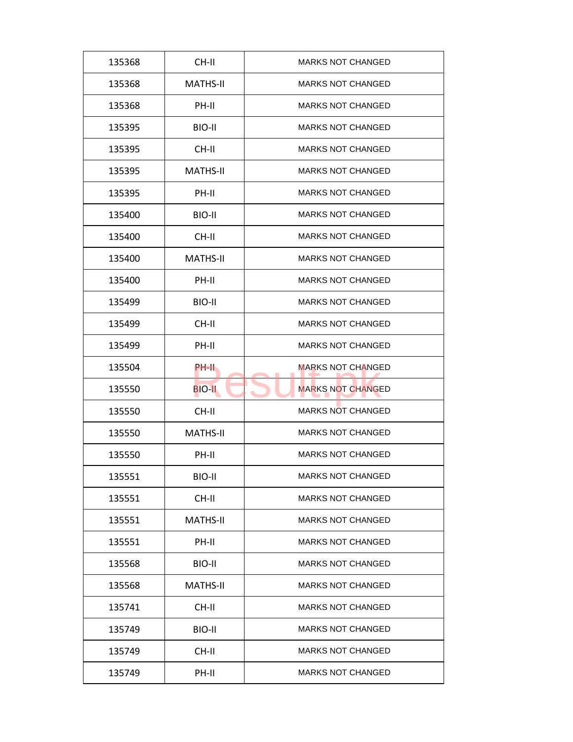| 135368 | CH-II | MARKS NOT CHANGED |
|---|---|---|
| 135368 | MATHS-II | MARKS NOT CHANGED |
| 135368 | PH-II | MARKS NOT CHANGED |
| 135395 | BIO-II | MARKS NOT CHANGED |
| 135395 | CH-II | MARKS NOT CHANGED |
| 135395 | MATHS-II | MARKS NOT CHANGED |
| 135395 | PH-II | MARKS NOT CHANGED |
| 135400 | BIO-II | MARKS NOT CHANGED |
| 135400 | CH-II | MARKS NOT CHANGED |
| 135400 | MATHS-II | MARKS NOT CHANGED |
| 135400 | PH-II | MARKS NOT CHANGED |
| 135499 | BIO-II | MARKS NOT CHANGED |
| 135499 | CH-II | MARKS NOT CHANGED |
| 135499 | PH-II | MARKS NOT CHANGED |
| 135504 | PH-II | MARKS NOT CHANGED |
| 135550 | BIO-II | MARKS NOT CHANGED |
| 135550 | CH-II | MARKS NOT CHANGED |
| 135550 | MATHS-II | MARKS NOT CHANGED |
| 135550 | PH-II | MARKS NOT CHANGED |
| 135551 | BIO-II | MARKS NOT CHANGED |
| 135551 | CH-II | MARKS NOT CHANGED |
| 135551 | MATHS-II | MARKS NOT CHANGED |
| 135551 | PH-II | MARKS NOT CHANGED |
| 135568 | BIO-II | MARKS NOT CHANGED |
| 135568 | MATHS-II | MARKS NOT CHANGED |
| 135741 | CH-II | MARKS NOT CHANGED |
| 135749 | BIO-II | MARKS NOT CHANGED |
| 135749 | CH-II | MARKS NOT CHANGED |
| 135749 | PH-II | MARKS NOT CHANGED |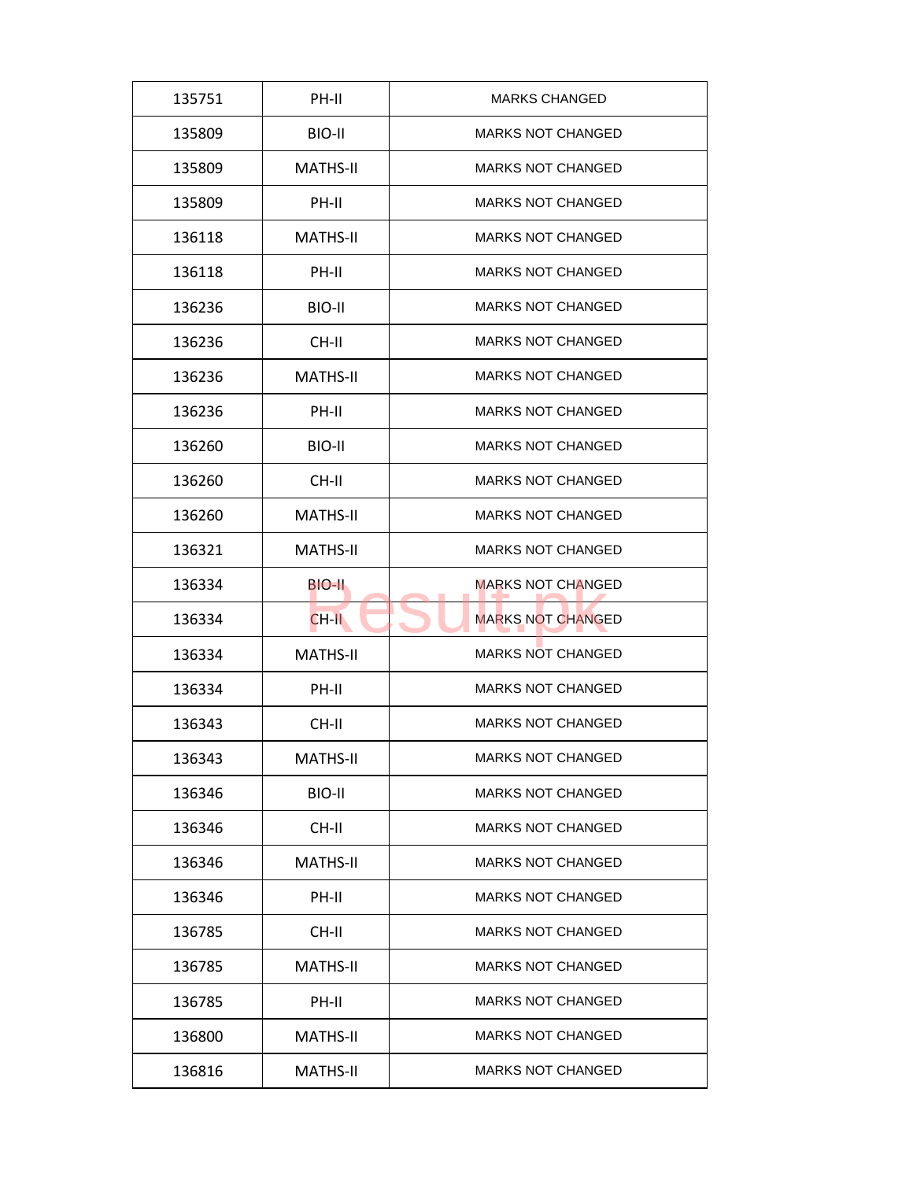| 135751 | PH-II | MARKS CHANGED |
|---|---|---|
| 135809 | BIO-II | MARKS NOT CHANGED |
| 135809 | MATHS-II | MARKS NOT CHANGED |
| 135809 | PH-II | MARKS NOT CHANGED |
| 136118 | MATHS-II | MARKS NOT CHANGED |
| 136118 | PH-II | MARKS NOT CHANGED |
| 136236 | BIO-II | MARKS NOT CHANGED |
| 136236 | CH-II | MARKS NOT CHANGED |
| 136236 | MATHS-II | MARKS NOT CHANGED |
| 136236 | PH-II | MARKS NOT CHANGED |
| 136260 | BIO-II | MARKS NOT CHANGED |
| 136260 | CH-II | MARKS NOT CHANGED |
| 136260 | MATHS-II | MARKS NOT CHANGED |
| 136321 | MATHS-II | MARKS NOT CHANGED |
| 136334 | BIO-II | MARKS NOT CHANGED |
| 136334 | CH-II | MARKS NOT CHANGED |
| 136334 | MATHS-II | MARKS NOT CHANGED |
| 136334 | PH-II | MARKS NOT CHANGED |
| 136343 | CH-II | MARKS NOT CHANGED |
| 136343 | MATHS-II | MARKS NOT CHANGED |
| 136346 | BIO-II | MARKS NOT CHANGED |
| 136346 | CH-II | MARKS NOT CHANGED |
| 136346 | MATHS-II | MARKS NOT CHANGED |
| 136346 | PH-II | MARKS NOT CHANGED |
| 136785 | CH-II | MARKS NOT CHANGED |
| 136785 | MATHS-II | MARKS NOT CHANGED |
| 136785 | PH-II | MARKS NOT CHANGED |
| 136800 | MATHS-II | MARKS NOT CHANGED |
| 136816 | MATHS-II | MARKS NOT CHANGED |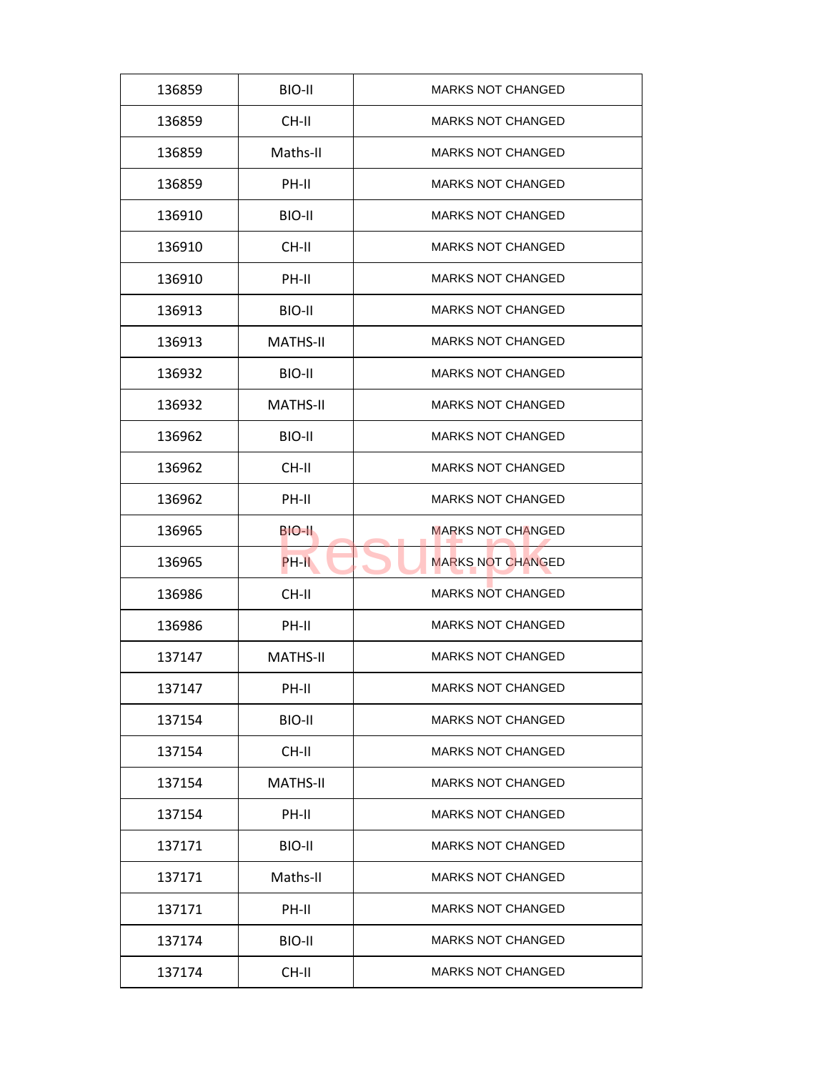| | | |
|---|---|---|
| 136859 | BIO-II | MARKS NOT CHANGED |
| 136859 | CH-II | MARKS NOT CHANGED |
| 136859 | Maths-II | MARKS NOT CHANGED |
| 136859 | PH-II | MARKS NOT CHANGED |
| 136910 | BIO-II | MARKS NOT CHANGED |
| 136910 | CH-II | MARKS NOT CHANGED |
| 136910 | PH-II | MARKS NOT CHANGED |
| 136913 | BIO-II | MARKS NOT CHANGED |
| 136913 | MATHS-II | MARKS NOT CHANGED |
| 136932 | BIO-II | MARKS NOT CHANGED |
| 136932 | MATHS-II | MARKS NOT CHANGED |
| 136962 | BIO-II | MARKS NOT CHANGED |
| 136962 | CH-II | MARKS NOT CHANGED |
| 136962 | PH-II | MARKS NOT CHANGED |
| 136965 | BIO-II | MARKS NOT CHANGED |
| 136965 | PH-II | MARKS NOT CHANGED |
| 136986 | CH-II | MARKS NOT CHANGED |
| 136986 | PH-II | MARKS NOT CHANGED |
| 137147 | MATHS-II | MARKS NOT CHANGED |
| 137147 | PH-II | MARKS NOT CHANGED |
| 137154 | BIO-II | MARKS NOT CHANGED |
| 137154 | CH-II | MARKS NOT CHANGED |
| 137154 | MATHS-II | MARKS NOT CHANGED |
| 137154 | PH-II | MARKS NOT CHANGED |
| 137171 | BIO-II | MARKS NOT CHANGED |
| 137171 | Maths-II | MARKS NOT CHANGED |
| 137171 | PH-II | MARKS NOT CHANGED |
| 137174 | BIO-II | MARKS NOT CHANGED |
| 137174 | CH-II | MARKS NOT CHANGED |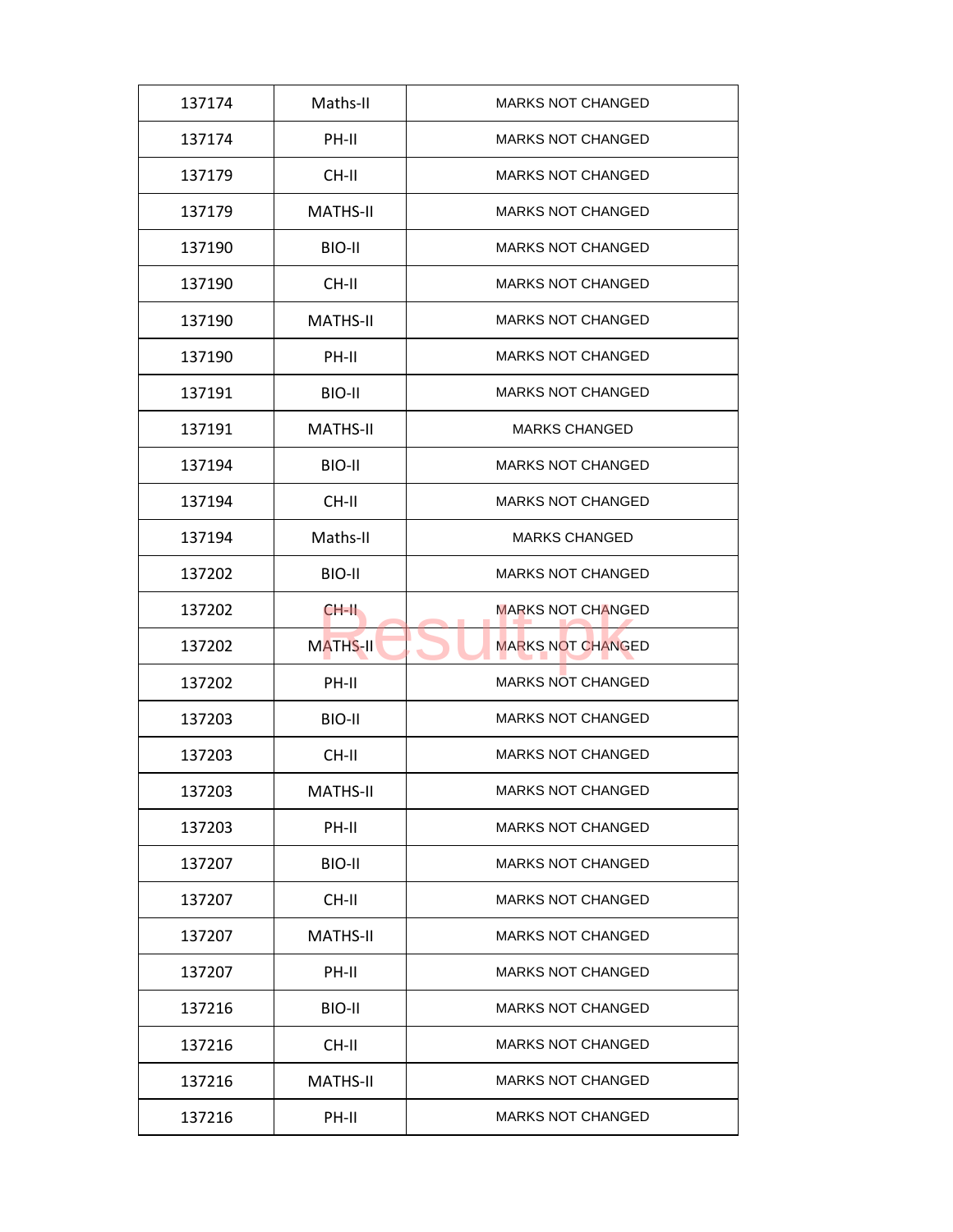| 137174 | Maths-II | MARKS NOT CHANGED |
|---|---|---|
| 137174 | PH-II | MARKS NOT CHANGED |
| 137179 | CH-II | MARKS NOT CHANGED |
| 137179 | MATHS-II | MARKS NOT CHANGED |
| 137190 | BIO-II | MARKS NOT CHANGED |
| 137190 | CH-II | MARKS NOT CHANGED |
| 137190 | MATHS-II | MARKS NOT CHANGED |
| 137190 | PH-II | MARKS NOT CHANGED |
| 137191 | BIO-II | MARKS NOT CHANGED |
| 137191 | MATHS-II | MARKS CHANGED |
| 137194 | BIO-II | MARKS NOT CHANGED |
| 137194 | CH-II | MARKS NOT CHANGED |
| 137194 | Maths-II | MARKS CHANGED |
| 137202 | BIO-II | MARKS NOT CHANGED |
| 137202 | CH-II | MARKS NOT CHANGED |
| 137202 | MATHS-II | MARKS NOT CHANGED |
| 137202 | PH-II | MARKS NOT CHANGED |
| 137203 | BIO-II | MARKS NOT CHANGED |
| 137203 | CH-II | MARKS NOT CHANGED |
| 137203 | MATHS-II | MARKS NOT CHANGED |
| 137203 | PH-II | MARKS NOT CHANGED |
| 137207 | BIO-II | MARKS NOT CHANGED |
| 137207 | CH-II | MARKS NOT CHANGED |
| 137207 | MATHS-II | MARKS NOT CHANGED |
| 137207 | PH-II | MARKS NOT CHANGED |
| 137216 | BIO-II | MARKS NOT CHANGED |
| 137216 | CH-II | MARKS NOT CHANGED |
| 137216 | MATHS-II | MARKS NOT CHANGED |
| 137216 | PH-II | MARKS NOT CHANGED |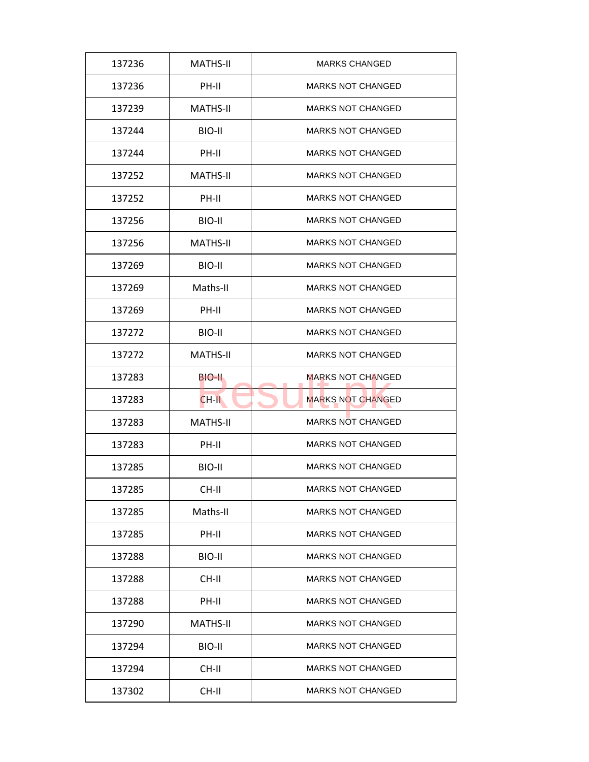| 137236 | MATHS-II | MARKS CHANGED |
|---|---|---|
| 137236 | PH-II | MARKS NOT CHANGED |
| 137239 | MATHS-II | MARKS NOT CHANGED |
| 137244 | BIO-II | MARKS NOT CHANGED |
| 137244 | PH-II | MARKS NOT CHANGED |
| 137252 | MATHS-II | MARKS NOT CHANGED |
| 137252 | PH-II | MARKS NOT CHANGED |
| 137256 | BIO-II | MARKS NOT CHANGED |
| 137256 | MATHS-II | MARKS NOT CHANGED |
| 137269 | BIO-II | MARKS NOT CHANGED |
| 137269 | Maths-II | MARKS NOT CHANGED |
| 137269 | PH-II | MARKS NOT CHANGED |
| 137272 | BIO-II | MARKS NOT CHANGED |
| 137272 | MATHS-II | MARKS NOT CHANGED |
| 137283 | BIO-II | MARKS NOT CHANGED |
| 137283 | CH-II | MARKS NOT CHANGED |
| 137283 | MATHS-II | MARKS NOT CHANGED |
| 137283 | PH-II | MARKS NOT CHANGED |
| 137285 | BIO-II | MARKS NOT CHANGED |
| 137285 | CH-II | MARKS NOT CHANGED |
| 137285 | Maths-II | MARKS NOT CHANGED |
| 137285 | PH-II | MARKS NOT CHANGED |
| 137288 | BIO-II | MARKS NOT CHANGED |
| 137288 | CH-II | MARKS NOT CHANGED |
| 137288 | PH-II | MARKS NOT CHANGED |
| 137290 | MATHS-II | MARKS NOT CHANGED |
| 137294 | BIO-II | MARKS NOT CHANGED |
| 137294 | CH-II | MARKS NOT CHANGED |
| 137302 | CH-II | MARKS NOT CHANGED |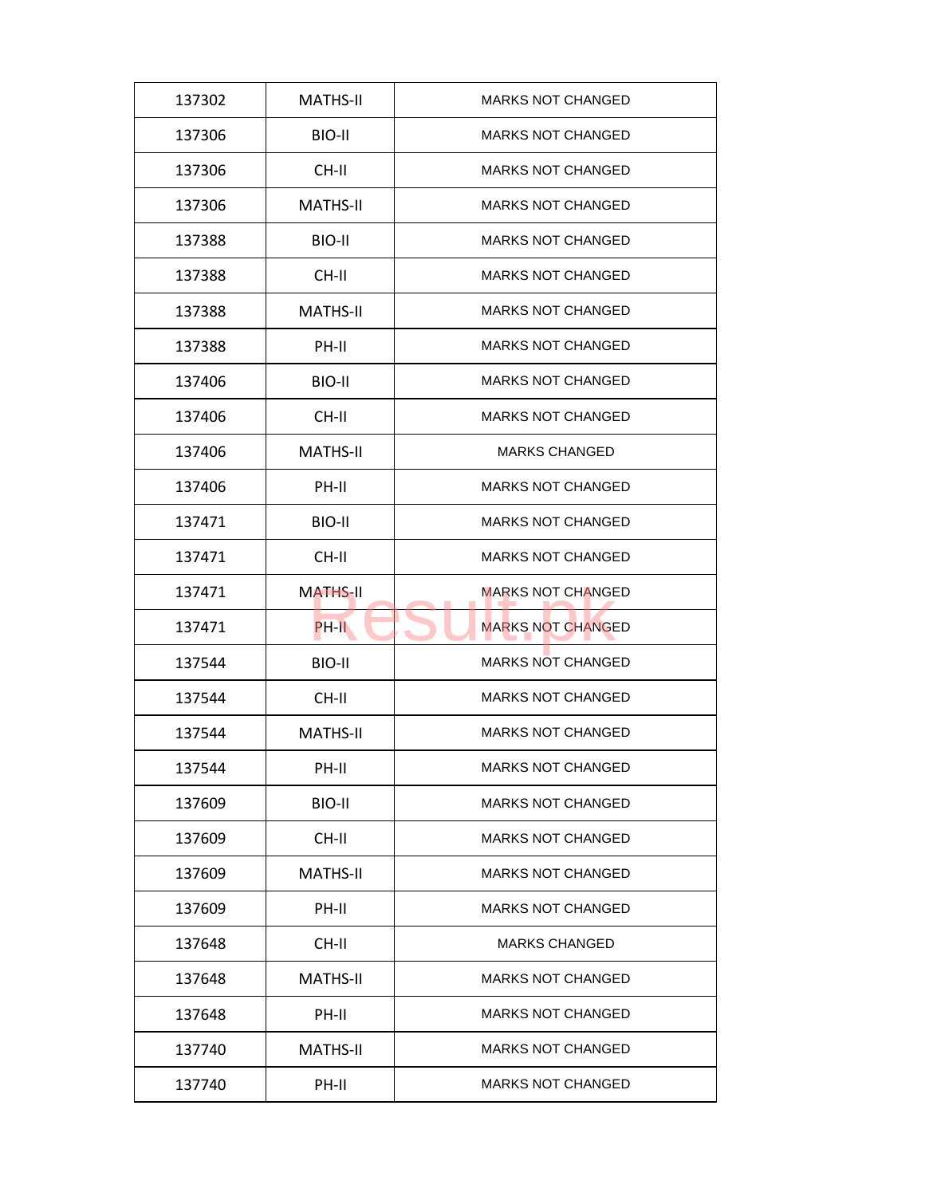| 137302 | MATHS-II | MARKS NOT CHANGED |
|---|---|---|
| 137306 | BIO-II | MARKS NOT CHANGED |
| 137306 | CH-II | MARKS NOT CHANGED |
| 137306 | MATHS-II | MARKS NOT CHANGED |
| 137388 | BIO-II | MARKS NOT CHANGED |
| 137388 | CH-II | MARKS NOT CHANGED |
| 137388 | MATHS-II | MARKS NOT CHANGED |
| 137388 | PH-II | MARKS NOT CHANGED |
| 137406 | BIO-II | MARKS NOT CHANGED |
| 137406 | CH-II | MARKS NOT CHANGED |
| 137406 | MATHS-II | MARKS CHANGED |
| 137406 | PH-II | MARKS NOT CHANGED |
| 137471 | BIO-II | MARKS NOT CHANGED |
| 137471 | CH-II | MARKS NOT CHANGED |
| 137471 | MATHS-II | MARKS NOT CHANGED |
| 137471 | PH-II | MARKS NOT CHANGED |
| 137544 | BIO-II | MARKS NOT CHANGED |
| 137544 | CH-II | MARKS NOT CHANGED |
| 137544 | MATHS-II | MARKS NOT CHANGED |
| 137544 | PH-II | MARKS NOT CHANGED |
| 137609 | BIO-II | MARKS NOT CHANGED |
| 137609 | CH-II | MARKS NOT CHANGED |
| 137609 | MATHS-II | MARKS NOT CHANGED |
| 137609 | PH-II | MARKS NOT CHANGED |
| 137648 | CH-II | MARKS CHANGED |
| 137648 | MATHS-II | MARKS NOT CHANGED |
| 137648 | PH-II | MARKS NOT CHANGED |
| 137740 | MATHS-II | MARKS NOT CHANGED |
| 137740 | PH-II | MARKS NOT CHANGED |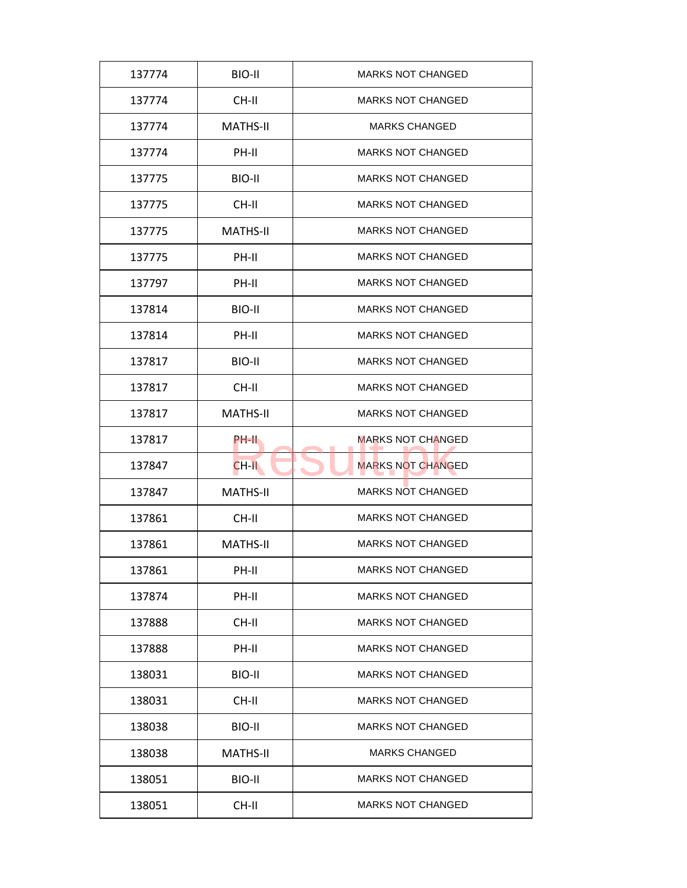| 137774 | BIO-II | MARKS NOT CHANGED |
|---|---|---|
| 137774 | CH-II | MARKS NOT CHANGED |
| 137774 | MATHS-II | MARKS CHANGED |
| 137774 | PH-II | MARKS NOT CHANGED |
| 137775 | BIO-II | MARKS NOT CHANGED |
| 137775 | CH-II | MARKS NOT CHANGED |
| 137775 | MATHS-II | MARKS NOT CHANGED |
| 137775 | PH-II | MARKS NOT CHANGED |
| 137797 | PH-II | MARKS NOT CHANGED |
| 137814 | BIO-II | MARKS NOT CHANGED |
| 137814 | PH-II | MARKS NOT CHANGED |
| 137817 | BIO-II | MARKS NOT CHANGED |
| 137817 | CH-II | MARKS NOT CHANGED |
| 137817 | MATHS-II | MARKS NOT CHANGED |
| 137817 | PH-II | MARKS NOT CHANGED |
| 137847 | CH-II | MARKS NOT CHANGED |
| 137847 | MATHS-II | MARKS NOT CHANGED |
| 137861 | CH-II | MARKS NOT CHANGED |
| 137861 | MATHS-II | MARKS NOT CHANGED |
| 137861 | PH-II | MARKS NOT CHANGED |
| 137874 | PH-II | MARKS NOT CHANGED |
| 137888 | CH-II | MARKS NOT CHANGED |
| 137888 | PH-II | MARKS NOT CHANGED |
| 138031 | BIO-II | MARKS NOT CHANGED |
| 138031 | CH-II | MARKS NOT CHANGED |
| 138038 | BIO-II | MARKS NOT CHANGED |
| 138038 | MATHS-II | MARKS CHANGED |
| 138051 | BIO-II | MARKS NOT CHANGED |
| 138051 | CH-II | MARKS NOT CHANGED |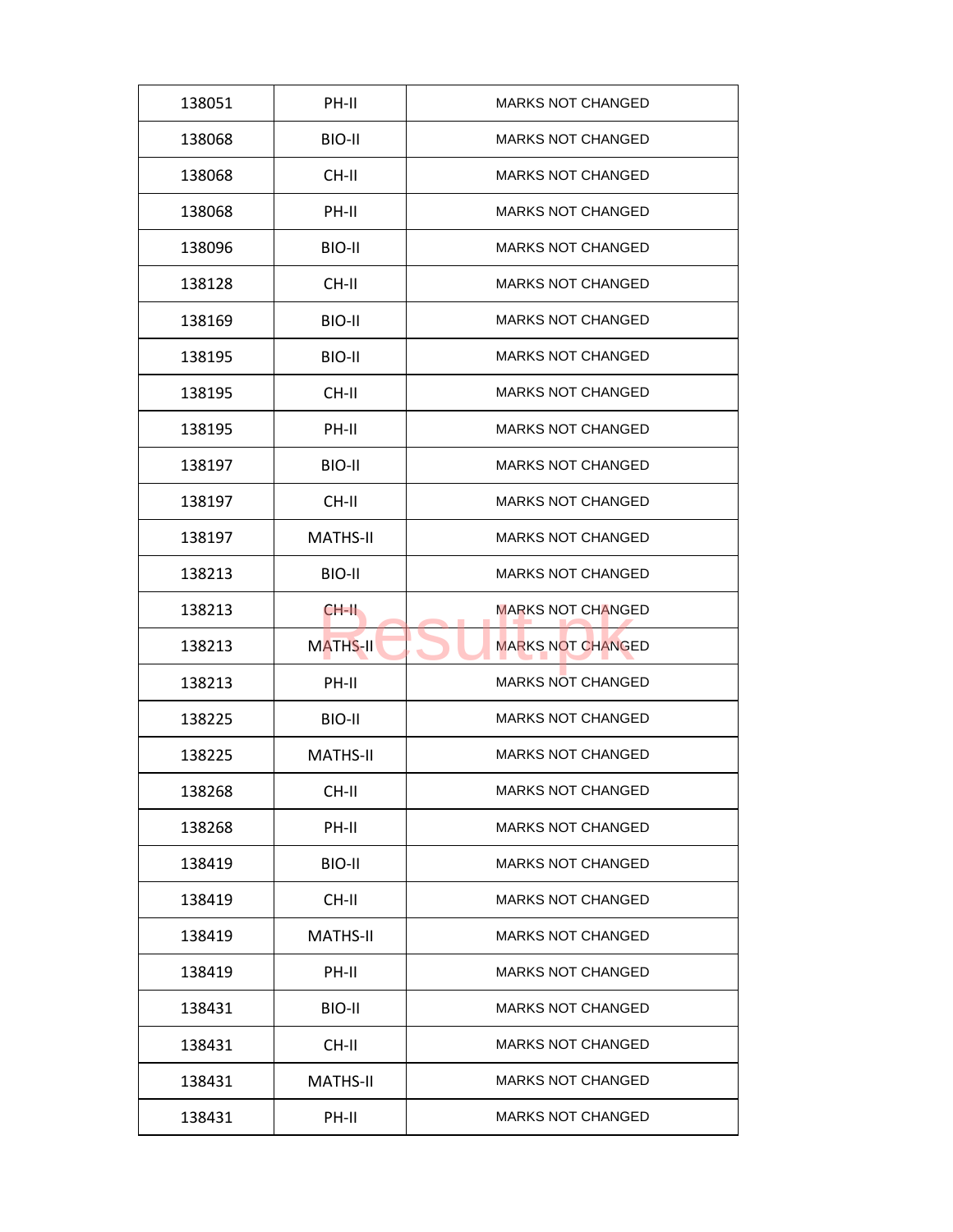| 138051 | PH-II | MARKS NOT CHANGED |
|---|---|---|
| 138068 | BIO-II | MARKS NOT CHANGED |
| 138068 | CH-II | MARKS NOT CHANGED |
| 138068 | PH-II | MARKS NOT CHANGED |
| 138096 | BIO-II | MARKS NOT CHANGED |
| 138128 | CH-II | MARKS NOT CHANGED |
| 138169 | BIO-II | MARKS NOT CHANGED |
| 138195 | BIO-II | MARKS NOT CHANGED |
| 138195 | CH-II | MARKS NOT CHANGED |
| 138195 | PH-II | MARKS NOT CHANGED |
| 138197 | BIO-II | MARKS NOT CHANGED |
| 138197 | CH-II | MARKS NOT CHANGED |
| 138197 | MATHS-II | MARKS NOT CHANGED |
| 138213 | BIO-II | MARKS NOT CHANGED |
| 138213 | CH-II | MARKS NOT CHANGED |
| 138213 | MATHS-II | MARKS NOT CHANGED |
| 138213 | PH-II | MARKS NOT CHANGED |
| 138225 | BIO-II | MARKS NOT CHANGED |
| 138225 | MATHS-II | MARKS NOT CHANGED |
| 138268 | CH-II | MARKS NOT CHANGED |
| 138268 | PH-II | MARKS NOT CHANGED |
| 138419 | BIO-II | MARKS NOT CHANGED |
| 138419 | CH-II | MARKS NOT CHANGED |
| 138419 | MATHS-II | MARKS NOT CHANGED |
| 138419 | PH-II | MARKS NOT CHANGED |
| 138431 | BIO-II | MARKS NOT CHANGED |
| 138431 | CH-II | MARKS NOT CHANGED |
| 138431 | MATHS-II | MARKS NOT CHANGED |
| 138431 | PH-II | MARKS NOT CHANGED |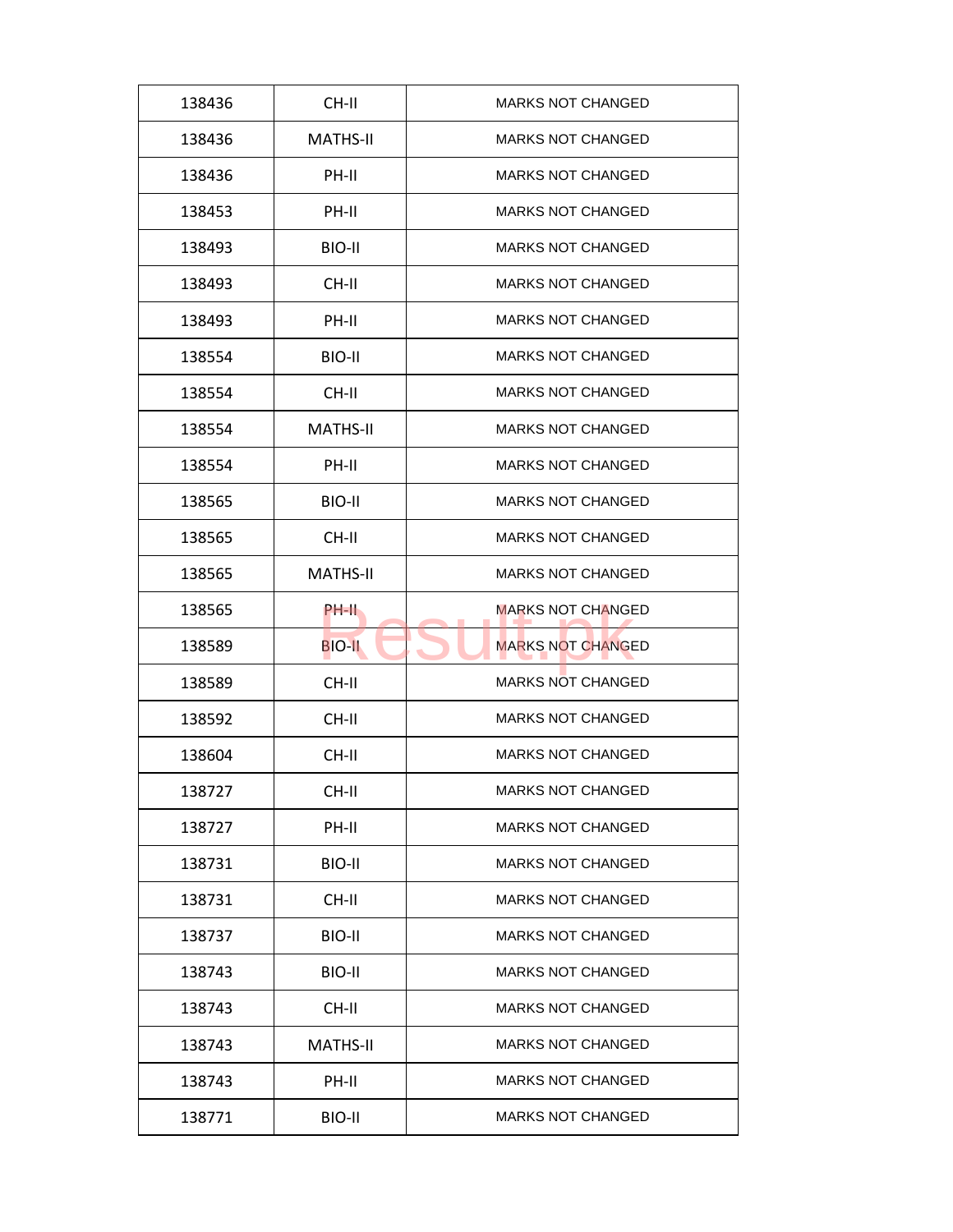| 138436 | CH-II | MARKS NOT CHANGED |
|---|---|---|
| 138436 | MATHS-II | MARKS NOT CHANGED |
| 138436 | PH-II | MARKS NOT CHANGED |
| 138453 | PH-II | MARKS NOT CHANGED |
| 138493 | BIO-II | MARKS NOT CHANGED |
| 138493 | CH-II | MARKS NOT CHANGED |
| 138493 | PH-II | MARKS NOT CHANGED |
| 138554 | BIO-II | MARKS NOT CHANGED |
| 138554 | CH-II | MARKS NOT CHANGED |
| 138554 | MATHS-II | MARKS NOT CHANGED |
| 138554 | PH-II | MARKS NOT CHANGED |
| 138565 | BIO-II | MARKS NOT CHANGED |
| 138565 | CH-II | MARKS NOT CHANGED |
| 138565 | MATHS-II | MARKS NOT CHANGED |
| 138565 | PH-II | MARKS NOT CHANGED |
| 138589 | BIO-II | MARKS NOT CHANGED |
| 138589 | CH-II | MARKS NOT CHANGED |
| 138592 | CH-II | MARKS NOT CHANGED |
| 138604 | CH-II | MARKS NOT CHANGED |
| 138727 | CH-II | MARKS NOT CHANGED |
| 138727 | PH-II | MARKS NOT CHANGED |
| 138731 | BIO-II | MARKS NOT CHANGED |
| 138731 | CH-II | MARKS NOT CHANGED |
| 138737 | BIO-II | MARKS NOT CHANGED |
| 138743 | BIO-II | MARKS NOT CHANGED |
| 138743 | CH-II | MARKS NOT CHANGED |
| 138743 | MATHS-II | MARKS NOT CHANGED |
| 138743 | PH-II | MARKS NOT CHANGED |
| 138771 | BIO-II | MARKS NOT CHANGED |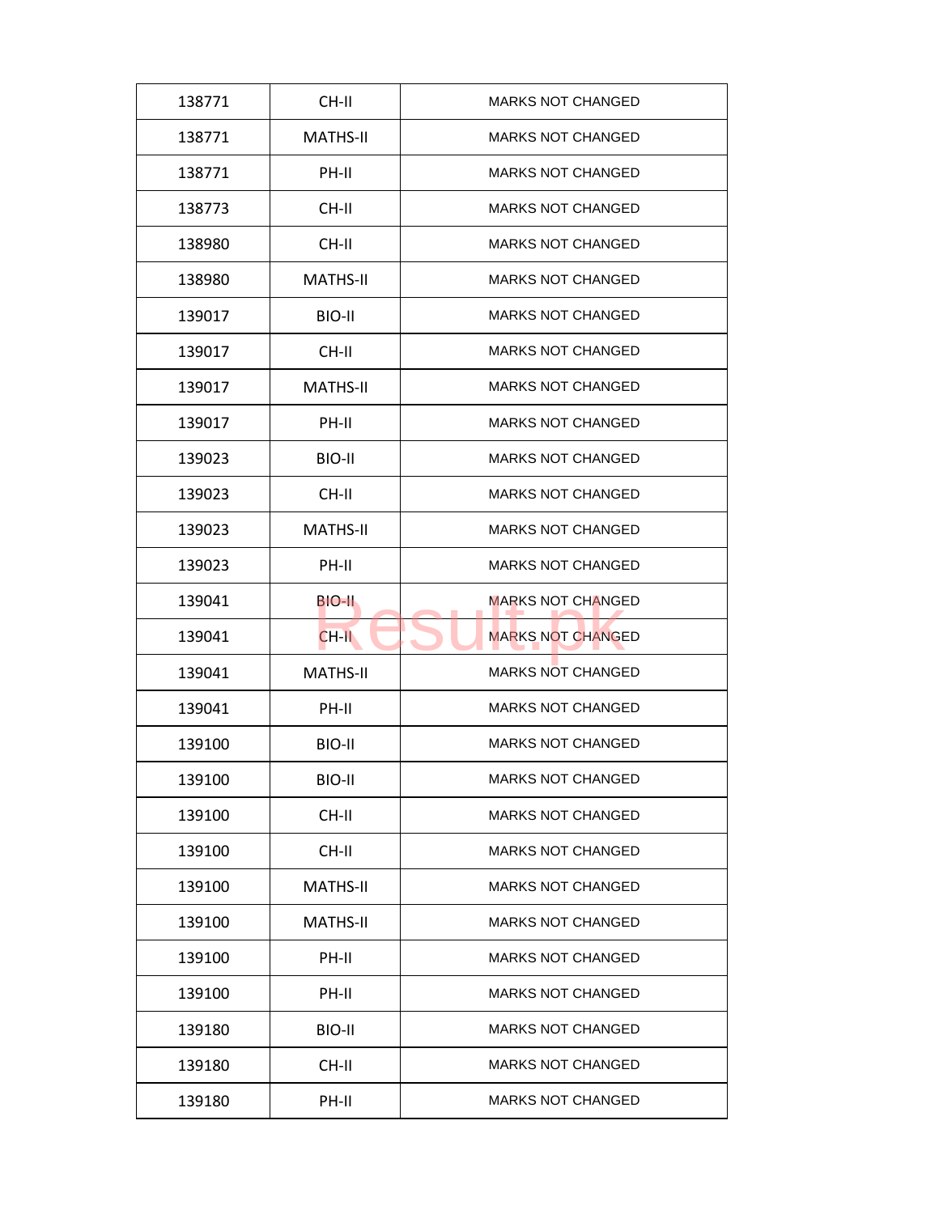| 138771 | CH-II | MARKS NOT CHANGED |
|---|---|---|
| 138771 | MATHS-II | MARKS NOT CHANGED |
| 138771 | PH-II | MARKS NOT CHANGED |
| 138773 | CH-II | MARKS NOT CHANGED |
| 138980 | CH-II | MARKS NOT CHANGED |
| 138980 | MATHS-II | MARKS NOT CHANGED |
| 139017 | BIO-II | MARKS NOT CHANGED |
| 139017 | CH-II | MARKS NOT CHANGED |
| 139017 | MATHS-II | MARKS NOT CHANGED |
| 139017 | PH-II | MARKS NOT CHANGED |
| 139023 | BIO-II | MARKS NOT CHANGED |
| 139023 | CH-II | MARKS NOT CHANGED |
| 139023 | MATHS-II | MARKS NOT CHANGED |
| 139023 | PH-II | MARKS NOT CHANGED |
| 139041 | BIO-II | MARKS NOT CHANGED |
| 139041 | CH-II | MARKS NOT CHANGED |
| 139041 | MATHS-II | MARKS NOT CHANGED |
| 139041 | PH-II | MARKS NOT CHANGED |
| 139100 | BIO-II | MARKS NOT CHANGED |
| 139100 | BIO-II | MARKS NOT CHANGED |
| 139100 | CH-II | MARKS NOT CHANGED |
| 139100 | CH-II | MARKS NOT CHANGED |
| 139100 | MATHS-II | MARKS NOT CHANGED |
| 139100 | MATHS-II | MARKS NOT CHANGED |
| 139100 | PH-II | MARKS NOT CHANGED |
| 139100 | PH-II | MARKS NOT CHANGED |
| 139180 | BIO-II | MARKS NOT CHANGED |
| 139180 | CH-II | MARKS NOT CHANGED |
| 139180 | PH-II | MARKS NOT CHANGED |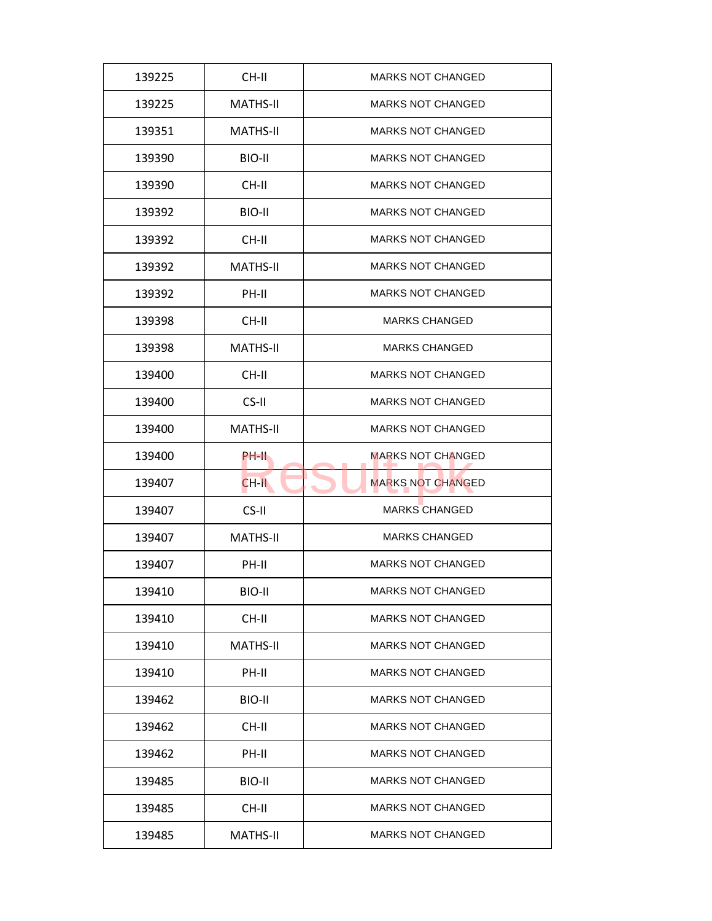| 139225 | CH-II | MARKS NOT CHANGED |
|---|---|---|
| 139225 | MATHS-II | MARKS NOT CHANGED |
| 139351 | MATHS-II | MARKS NOT CHANGED |
| 139390 | BIO-II | MARKS NOT CHANGED |
| 139390 | CH-II | MARKS NOT CHANGED |
| 139392 | BIO-II | MARKS NOT CHANGED |
| 139392 | CH-II | MARKS NOT CHANGED |
| 139392 | MATHS-II | MARKS NOT CHANGED |
| 139392 | PH-II | MARKS NOT CHANGED |
| 139398 | CH-II | MARKS CHANGED |
| 139398 | MATHS-II | MARKS CHANGED |
| 139400 | CH-II | MARKS NOT CHANGED |
| 139400 | CS-II | MARKS NOT CHANGED |
| 139400 | MATHS-II | MARKS NOT CHANGED |
| 139400 | PH-II | MARKS NOT CHANGED |
| 139407 | CH-II | MARKS NOT CHANGED |
| 139407 | CS-II | MARKS CHANGED |
| 139407 | MATHS-II | MARKS CHANGED |
| 139407 | PH-II | MARKS NOT CHANGED |
| 139410 | BIO-II | MARKS NOT CHANGED |
| 139410 | CH-II | MARKS NOT CHANGED |
| 139410 | MATHS-II | MARKS NOT CHANGED |
| 139410 | PH-II | MARKS NOT CHANGED |
| 139462 | BIO-II | MARKS NOT CHANGED |
| 139462 | CH-II | MARKS NOT CHANGED |
| 139462 | PH-II | MARKS NOT CHANGED |
| 139485 | BIO-II | MARKS NOT CHANGED |
| 139485 | CH-II | MARKS NOT CHANGED |
| 139485 | MATHS-II | MARKS NOT CHANGED |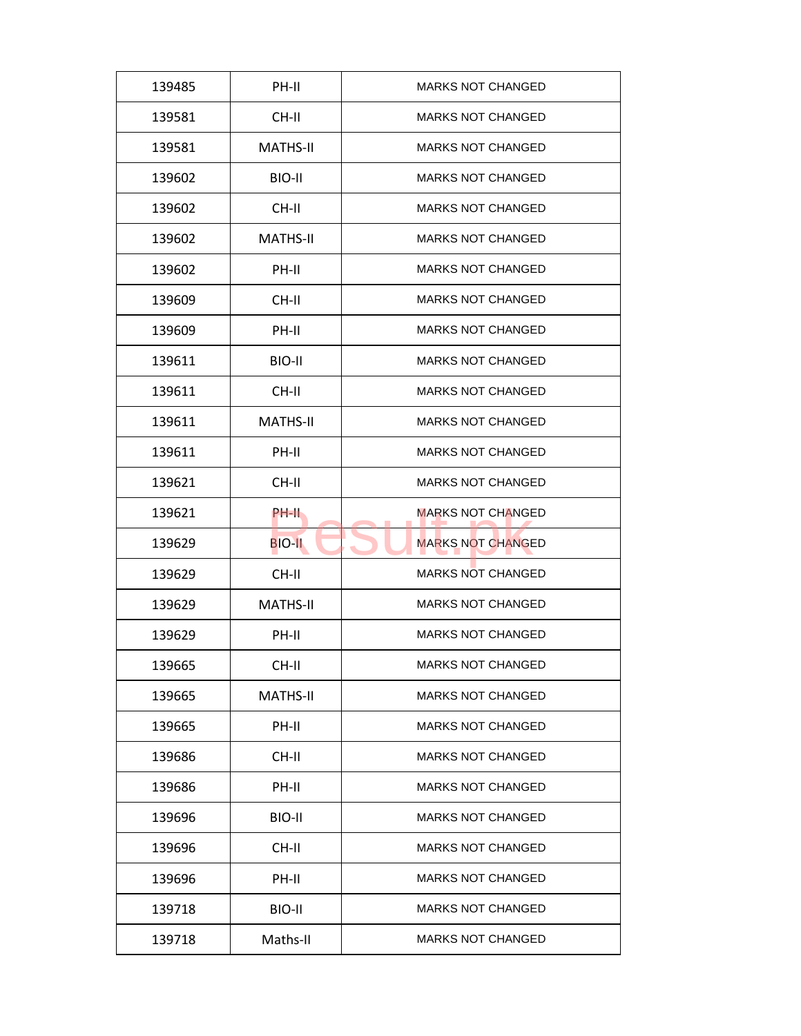| | | |
|---|---|---|
| 139485 | PH-II | MARKS NOT CHANGED |
| 139581 | CH-II | MARKS NOT CHANGED |
| 139581 | MATHS-II | MARKS NOT CHANGED |
| 139602 | BIO-II | MARKS NOT CHANGED |
| 139602 | CH-II | MARKS NOT CHANGED |
| 139602 | MATHS-II | MARKS NOT CHANGED |
| 139602 | PH-II | MARKS NOT CHANGED |
| 139609 | CH-II | MARKS NOT CHANGED |
| 139609 | PH-II | MARKS NOT CHANGED |
| 139611 | BIO-II | MARKS NOT CHANGED |
| 139611 | CH-II | MARKS NOT CHANGED |
| 139611 | MATHS-II | MARKS NOT CHANGED |
| 139611 | PH-II | MARKS NOT CHANGED |
| 139621 | CH-II | MARKS NOT CHANGED |
| 139621 | PH-II | MARKS NOT CHANGED |
| 139629 | BIO-II | MARKS NOT CHANGED |
| 139629 | CH-II | MARKS NOT CHANGED |
| 139629 | MATHS-II | MARKS NOT CHANGED |
| 139629 | PH-II | MARKS NOT CHANGED |
| 139665 | CH-II | MARKS NOT CHANGED |
| 139665 | MATHS-II | MARKS NOT CHANGED |
| 139665 | PH-II | MARKS NOT CHANGED |
| 139686 | CH-II | MARKS NOT CHANGED |
| 139686 | PH-II | MARKS NOT CHANGED |
| 139696 | BIO-II | MARKS NOT CHANGED |
| 139696 | CH-II | MARKS NOT CHANGED |
| 139696 | PH-II | MARKS NOT CHANGED |
| 139718 | BIO-II | MARKS NOT CHANGED |
| 139718 | Maths-II | MARKS NOT CHANGED |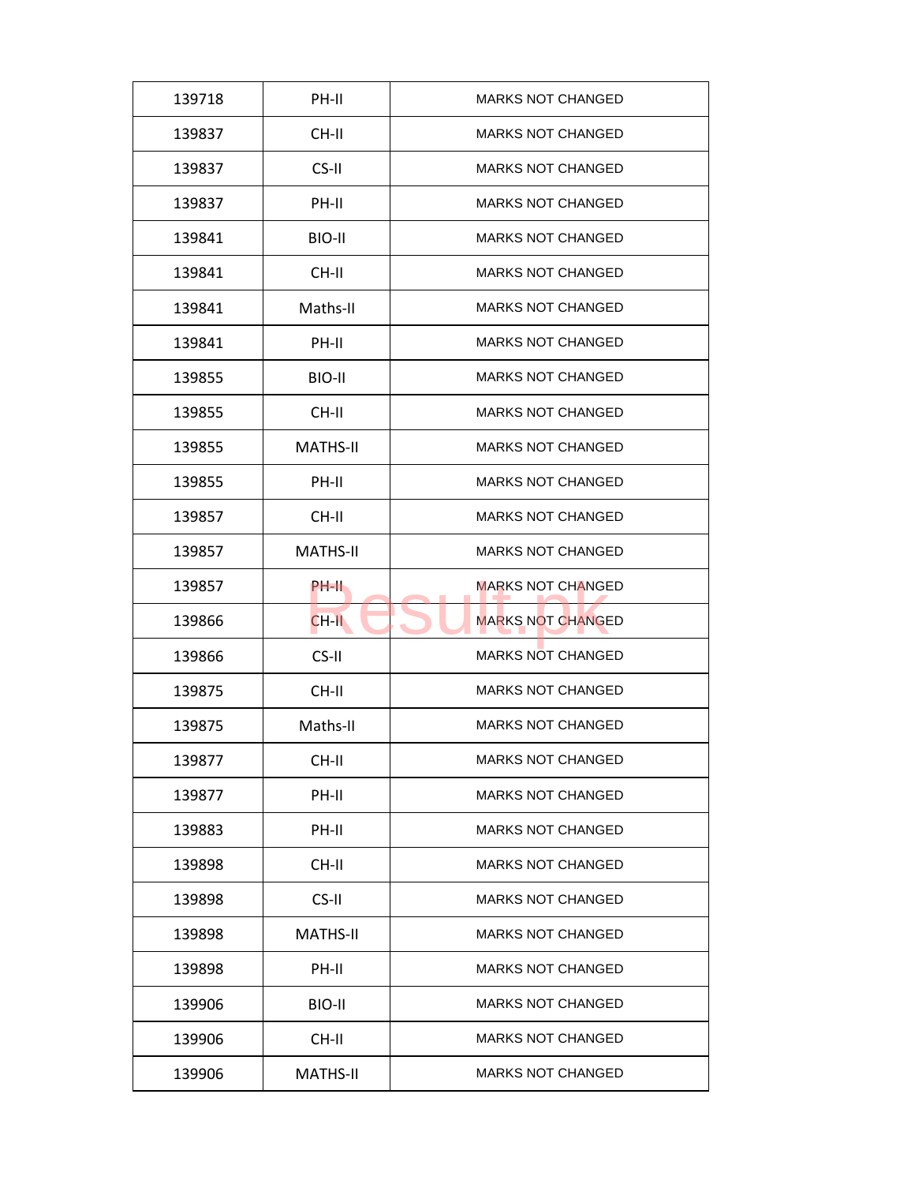| 139718 | PH-II | MARKS NOT CHANGED |
|---|---|---|
| 139837 | CH-II | MARKS NOT CHANGED |
| 139837 | CS-II | MARKS NOT CHANGED |
| 139837 | PH-II | MARKS NOT CHANGED |
| 139841 | BIO-II | MARKS NOT CHANGED |
| 139841 | CH-II | MARKS NOT CHANGED |
| 139841 | Maths-II | MARKS NOT CHANGED |
| 139841 | PH-II | MARKS NOT CHANGED |
| 139855 | BIO-II | MARKS NOT CHANGED |
| 139855 | CH-II | MARKS NOT CHANGED |
| 139855 | MATHS-II | MARKS NOT CHANGED |
| 139855 | PH-II | MARKS NOT CHANGED |
| 139857 | CH-II | MARKS NOT CHANGED |
| 139857 | MATHS-II | MARKS NOT CHANGED |
| 139857 | PH-II | MARKS NOT CHANGED |
| 139866 | CH-II | MARKS NOT CHANGED |
| 139866 | CS-II | MARKS NOT CHANGED |
| 139875 | CH-II | MARKS NOT CHANGED |
| 139875 | Maths-II | MARKS NOT CHANGED |
| 139877 | CH-II | MARKS NOT CHANGED |
| 139877 | PH-II | MARKS NOT CHANGED |
| 139883 | PH-II | MARKS NOT CHANGED |
| 139898 | CH-II | MARKS NOT CHANGED |
| 139898 | CS-II | MARKS NOT CHANGED |
| 139898 | MATHS-II | MARKS NOT CHANGED |
| 139898 | PH-II | MARKS NOT CHANGED |
| 139906 | BIO-II | MARKS NOT CHANGED |
| 139906 | CH-II | MARKS NOT CHANGED |
| 139906 | MATHS-II | MARKS NOT CHANGED |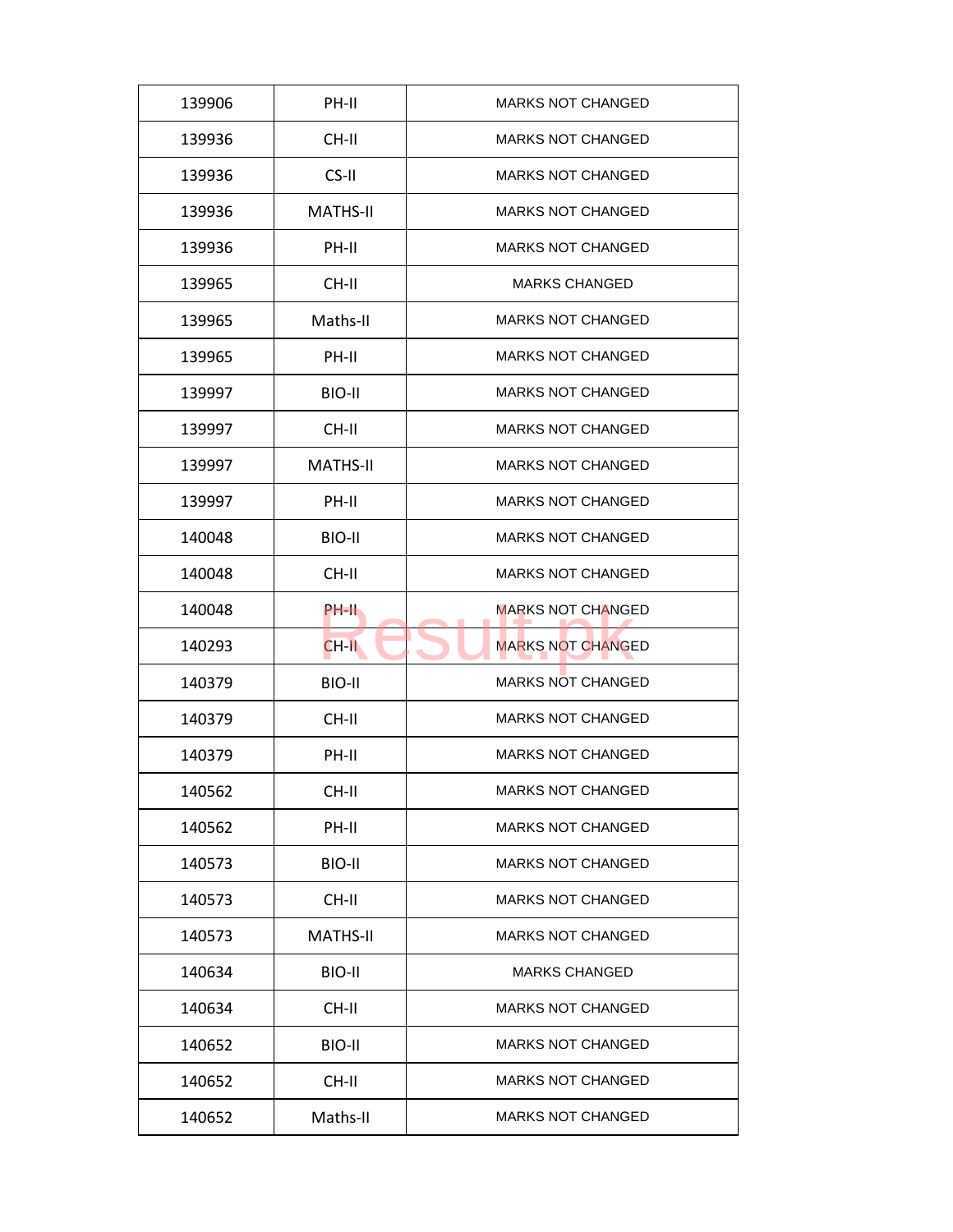| | | |
|---|---|---|
| 139906 | PH-II | MARKS NOT CHANGED |
| 139936 | CH-II | MARKS NOT CHANGED |
| 139936 | CS-II | MARKS NOT CHANGED |
| 139936 | MATHS-II | MARKS NOT CHANGED |
| 139936 | PH-II | MARKS NOT CHANGED |
| 139965 | CH-II | MARKS CHANGED |
| 139965 | Maths-II | MARKS NOT CHANGED |
| 139965 | PH-II | MARKS NOT CHANGED |
| 139997 | BIO-II | MARKS NOT CHANGED |
| 139997 | CH-II | MARKS NOT CHANGED |
| 139997 | MATHS-II | MARKS NOT CHANGED |
| 139997 | PH-II | MARKS NOT CHANGED |
| 140048 | BIO-II | MARKS NOT CHANGED |
| 140048 | CH-II | MARKS NOT CHANGED |
| 140048 | PH-II | MARKS NOT CHANGED |
| 140293 | CH-II | MARKS NOT CHANGED |
| 140379 | BIO-II | MARKS NOT CHANGED |
| 140379 | CH-II | MARKS NOT CHANGED |
| 140379 | PH-II | MARKS NOT CHANGED |
| 140562 | CH-II | MARKS NOT CHANGED |
| 140562 | PH-II | MARKS NOT CHANGED |
| 140573 | BIO-II | MARKS NOT CHANGED |
| 140573 | CH-II | MARKS NOT CHANGED |
| 140573 | MATHS-II | MARKS NOT CHANGED |
| 140634 | BIO-II | MARKS CHANGED |
| 140634 | CH-II | MARKS NOT CHANGED |
| 140652 | BIO-II | MARKS NOT CHANGED |
| 140652 | CH-II | MARKS NOT CHANGED |
| 140652 | Maths-II | MARKS NOT CHANGED |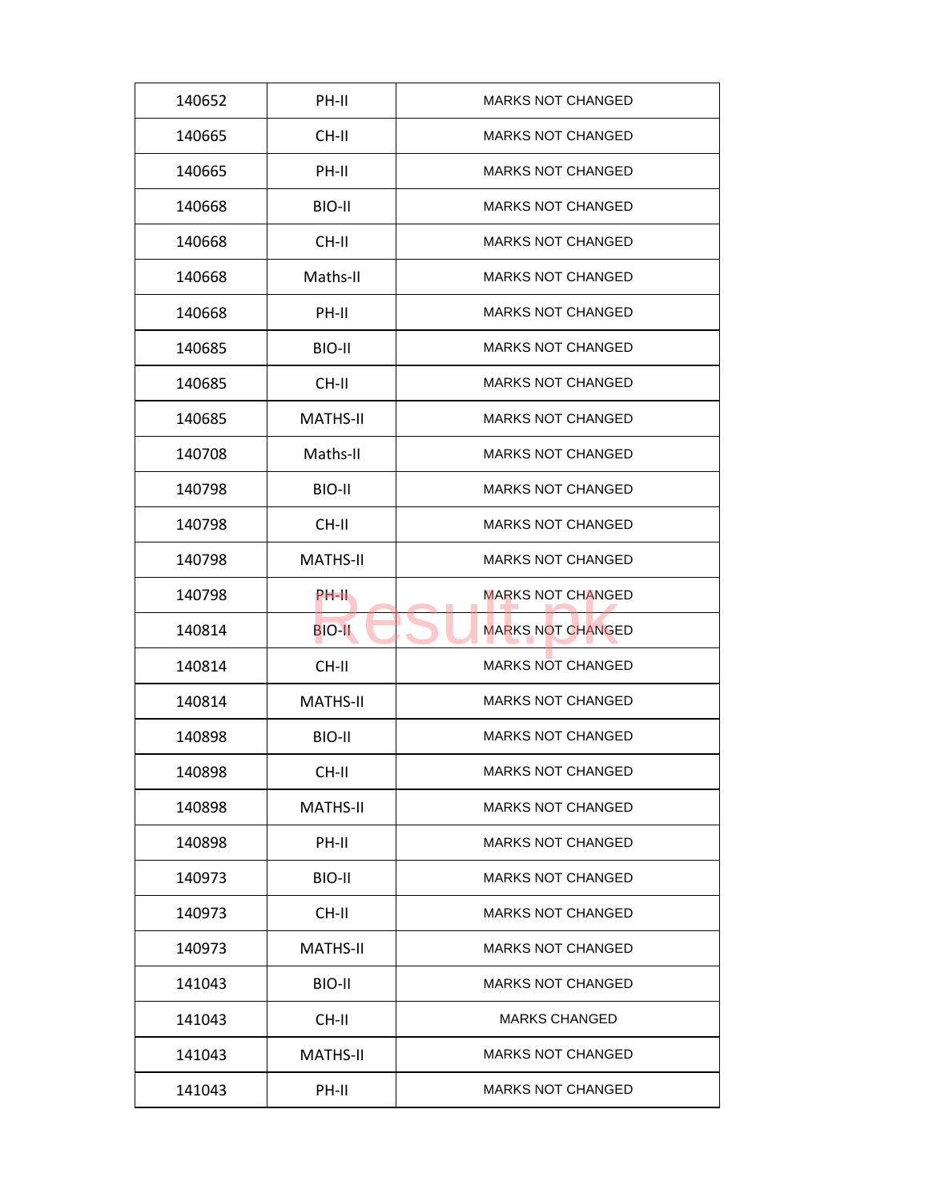| 140652 | PH-II | MARKS NOT CHANGED |
|---|---|---|
| 140665 | CH-II | MARKS NOT CHANGED |
| 140665 | PH-II | MARKS NOT CHANGED |
| 140668 | BIO-II | MARKS NOT CHANGED |
| 140668 | CH-II | MARKS NOT CHANGED |
| 140668 | Maths-II | MARKS NOT CHANGED |
| 140668 | PH-II | MARKS NOT CHANGED |
| 140685 | BIO-II | MARKS NOT CHANGED |
| 140685 | CH-II | MARKS NOT CHANGED |
| 140685 | MATHS-II | MARKS NOT CHANGED |
| 140708 | Maths-II | MARKS NOT CHANGED |
| 140798 | BIO-II | MARKS NOT CHANGED |
| 140798 | CH-II | MARKS NOT CHANGED |
| 140798 | MATHS-II | MARKS NOT CHANGED |
| 140798 | PH-II | MARKS NOT CHANGED |
| 140814 | BIO-II | MARKS NOT CHANGED |
| 140814 | CH-II | MARKS NOT CHANGED |
| 140814 | MATHS-II | MARKS NOT CHANGED |
| 140898 | BIO-II | MARKS NOT CHANGED |
| 140898 | CH-II | MARKS NOT CHANGED |
| 140898 | MATHS-II | MARKS NOT CHANGED |
| 140898 | PH-II | MARKS NOT CHANGED |
| 140973 | BIO-II | MARKS NOT CHANGED |
| 140973 | CH-II | MARKS NOT CHANGED |
| 140973 | MATHS-II | MARKS NOT CHANGED |
| 141043 | BIO-II | MARKS NOT CHANGED |
| 141043 | CH-II | MARKS CHANGED |
| 141043 | MATHS-II | MARKS NOT CHANGED |
| 141043 | PH-II | MARKS NOT CHANGED |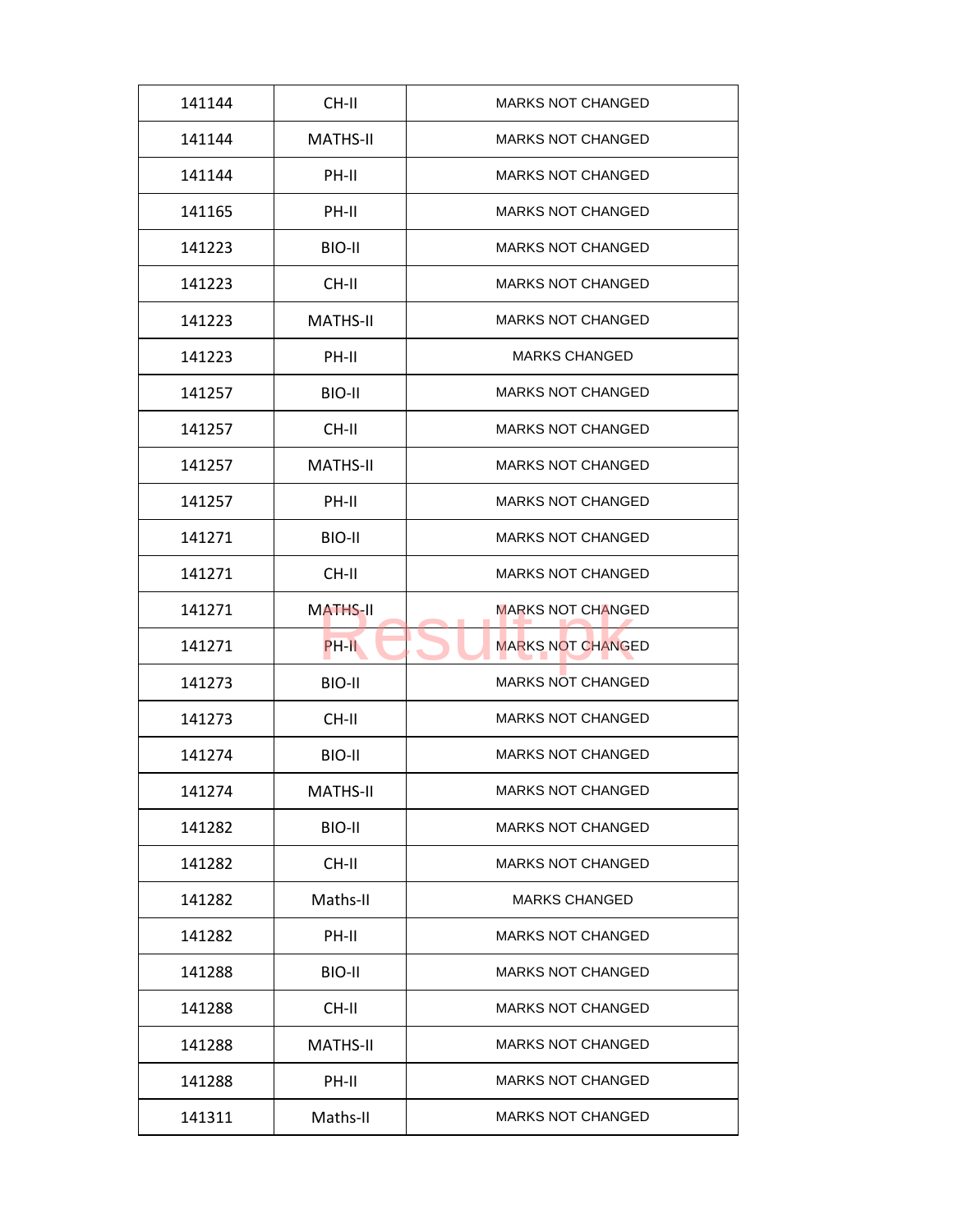| 141144 | CH-II | MARKS NOT CHANGED |
|---|---|---|
| 141144 | MATHS-II | MARKS NOT CHANGED |
| 141144 | PH-II | MARKS NOT CHANGED |
| 141165 | PH-II | MARKS NOT CHANGED |
| 141223 | BIO-II | MARKS NOT CHANGED |
| 141223 | CH-II | MARKS NOT CHANGED |
| 141223 | MATHS-II | MARKS NOT CHANGED |
| 141223 | PH-II | MARKS CHANGED |
| 141257 | BIO-II | MARKS NOT CHANGED |
| 141257 | CH-II | MARKS NOT CHANGED |
| 141257 | MATHS-II | MARKS NOT CHANGED |
| 141257 | PH-II | MARKS NOT CHANGED |
| 141271 | BIO-II | MARKS NOT CHANGED |
| 141271 | CH-II | MARKS NOT CHANGED |
| 141271 | MATHS-II | MARKS NOT CHANGED |
| 141271 | PH-II | MARKS NOT CHANGED |
| 141273 | BIO-II | MARKS NOT CHANGED |
| 141273 | CH-II | MARKS NOT CHANGED |
| 141274 | BIO-II | MARKS NOT CHANGED |
| 141274 | MATHS-II | MARKS NOT CHANGED |
| 141282 | BIO-II | MARKS NOT CHANGED |
| 141282 | CH-II | MARKS NOT CHANGED |
| 141282 | Maths-II | MARKS CHANGED |
| 141282 | PH-II | MARKS NOT CHANGED |
| 141288 | BIO-II | MARKS NOT CHANGED |
| 141288 | CH-II | MARKS NOT CHANGED |
| 141288 | MATHS-II | MARKS NOT CHANGED |
| 141288 | PH-II | MARKS NOT CHANGED |
| 141311 | Maths-II | MARKS NOT CHANGED |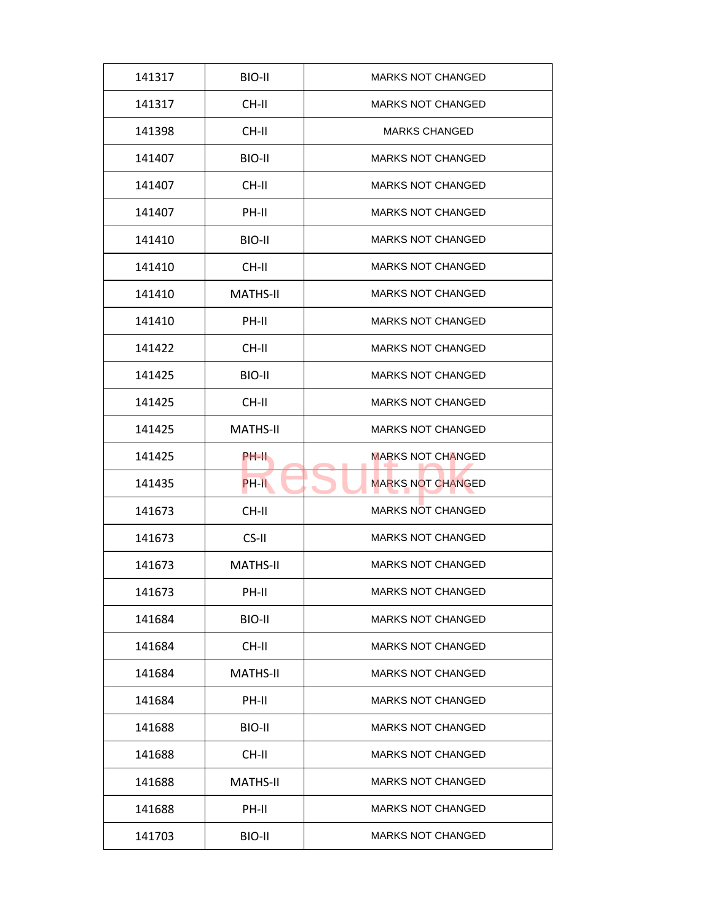| 141317 | BIO-II | MARKS NOT CHANGED |
|---|---|---|
| 141317 | CH-II | MARKS NOT CHANGED |
| 141398 | CH-II | MARKS CHANGED |
| 141407 | BIO-II | MARKS NOT CHANGED |
| 141407 | CH-II | MARKS NOT CHANGED |
| 141407 | PH-II | MARKS NOT CHANGED |
| 141410 | BIO-II | MARKS NOT CHANGED |
| 141410 | CH-II | MARKS NOT CHANGED |
| 141410 | MATHS-II | MARKS NOT CHANGED |
| 141410 | PH-II | MARKS NOT CHANGED |
| 141422 | CH-II | MARKS NOT CHANGED |
| 141425 | BIO-II | MARKS NOT CHANGED |
| 141425 | CH-II | MARKS NOT CHANGED |
| 141425 | MATHS-II | MARKS NOT CHANGED |
| 141425 | PH-II | MARKS NOT CHANGED |
| 141435 | PH-II | MARKS NOT CHANGED |
| 141673 | CH-II | MARKS NOT CHANGED |
| 141673 | CS-II | MARKS NOT CHANGED |
| 141673 | MATHS-II | MARKS NOT CHANGED |
| 141673 | PH-II | MARKS NOT CHANGED |
| 141684 | BIO-II | MARKS NOT CHANGED |
| 141684 | CH-II | MARKS NOT CHANGED |
| 141684 | MATHS-II | MARKS NOT CHANGED |
| 141684 | PH-II | MARKS NOT CHANGED |
| 141688 | BIO-II | MARKS NOT CHANGED |
| 141688 | CH-II | MARKS NOT CHANGED |
| 141688 | MATHS-II | MARKS NOT CHANGED |
| 141688 | PH-II | MARKS NOT CHANGED |
| 141703 | BIO-II | MARKS NOT CHANGED |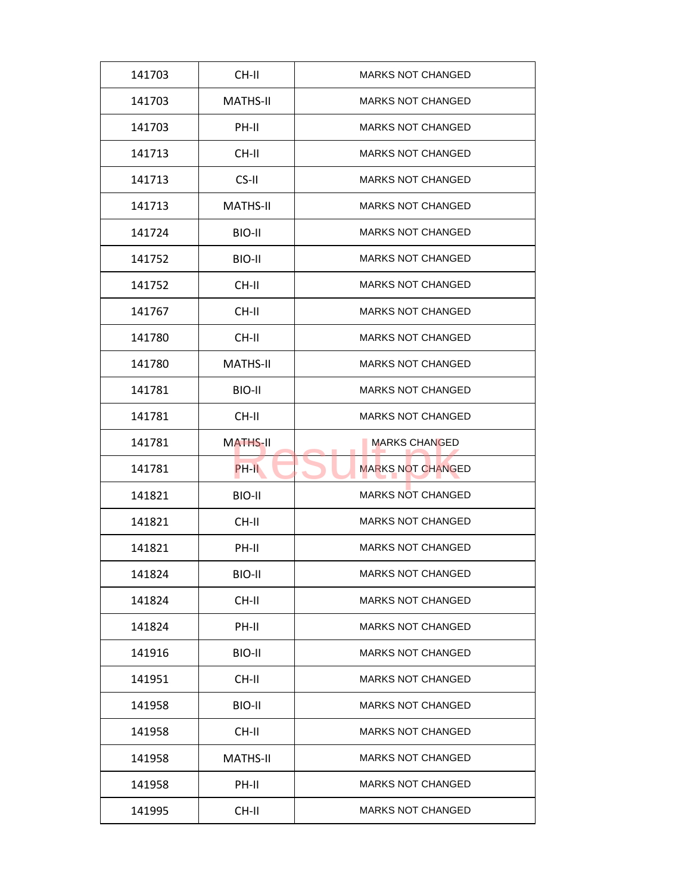| | | |
|---|---|---|
| 141703 | CH-II | MARKS NOT CHANGED |
| 141703 | MATHS-II | MARKS NOT CHANGED |
| 141703 | PH-II | MARKS NOT CHANGED |
| 141713 | CH-II | MARKS NOT CHANGED |
| 141713 | CS-II | MARKS NOT CHANGED |
| 141713 | MATHS-II | MARKS NOT CHANGED |
| 141724 | BIO-II | MARKS NOT CHANGED |
| 141752 | BIO-II | MARKS NOT CHANGED |
| 141752 | CH-II | MARKS NOT CHANGED |
| 141767 | CH-II | MARKS NOT CHANGED |
| 141780 | CH-II | MARKS NOT CHANGED |
| 141780 | MATHS-II | MARKS NOT CHANGED |
| 141781 | BIO-II | MARKS NOT CHANGED |
| 141781 | CH-II | MARKS NOT CHANGED |
| 141781 | MATHS-II | MARKS CHANGED |
| 141781 | PH-II | MARKS NOT CHANGED |
| 141821 | BIO-II | MARKS NOT CHANGED |
| 141821 | CH-II | MARKS NOT CHANGED |
| 141821 | PH-II | MARKS NOT CHANGED |
| 141824 | BIO-II | MARKS NOT CHANGED |
| 141824 | CH-II | MARKS NOT CHANGED |
| 141824 | PH-II | MARKS NOT CHANGED |
| 141916 | BIO-II | MARKS NOT CHANGED |
| 141951 | CH-II | MARKS NOT CHANGED |
| 141958 | BIO-II | MARKS NOT CHANGED |
| 141958 | CH-II | MARKS NOT CHANGED |
| 141958 | MATHS-II | MARKS NOT CHANGED |
| 141958 | PH-II | MARKS NOT CHANGED |
| 141995 | CH-II | MARKS NOT CHANGED |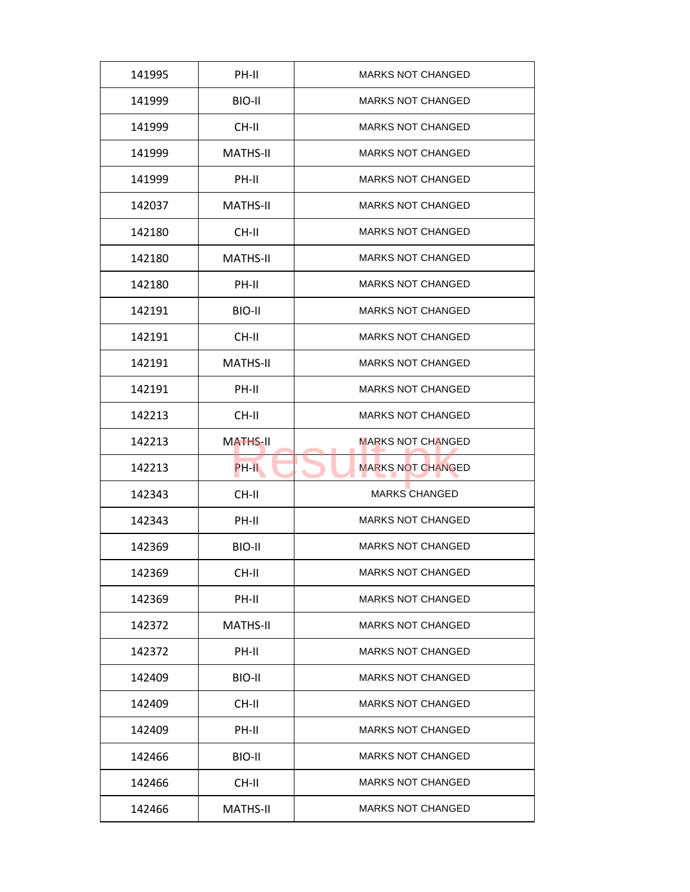| 141995 | PH-II | MARKS NOT CHANGED |
|---|---|---|
| 141999 | BIO-II | MARKS NOT CHANGED |
| 141999 | CH-II | MARKS NOT CHANGED |
| 141999 | MATHS-II | MARKS NOT CHANGED |
| 141999 | PH-II | MARKS NOT CHANGED |
| 142037 | MATHS-II | MARKS NOT CHANGED |
| 142180 | CH-II | MARKS NOT CHANGED |
| 142180 | MATHS-II | MARKS NOT CHANGED |
| 142180 | PH-II | MARKS NOT CHANGED |
| 142191 | BIO-II | MARKS NOT CHANGED |
| 142191 | CH-II | MARKS NOT CHANGED |
| 142191 | MATHS-II | MARKS NOT CHANGED |
| 142191 | PH-II | MARKS NOT CHANGED |
| 142213 | CH-II | MARKS NOT CHANGED |
| 142213 | MATHS-II | MARKS NOT CHANGED |
| 142213 | PH-II | MARKS NOT CHANGED |
| 142343 | CH-II | MARKS CHANGED |
| 142343 | PH-II | MARKS NOT CHANGED |
| 142369 | BIO-II | MARKS NOT CHANGED |
| 142369 | CH-II | MARKS NOT CHANGED |
| 142369 | PH-II | MARKS NOT CHANGED |
| 142372 | MATHS-II | MARKS NOT CHANGED |
| 142372 | PH-II | MARKS NOT CHANGED |
| 142409 | BIO-II | MARKS NOT CHANGED |
| 142409 | CH-II | MARKS NOT CHANGED |
| 142409 | PH-II | MARKS NOT CHANGED |
| 142466 | BIO-II | MARKS NOT CHANGED |
| 142466 | CH-II | MARKS NOT CHANGED |
| 142466 | MATHS-II | MARKS NOT CHANGED |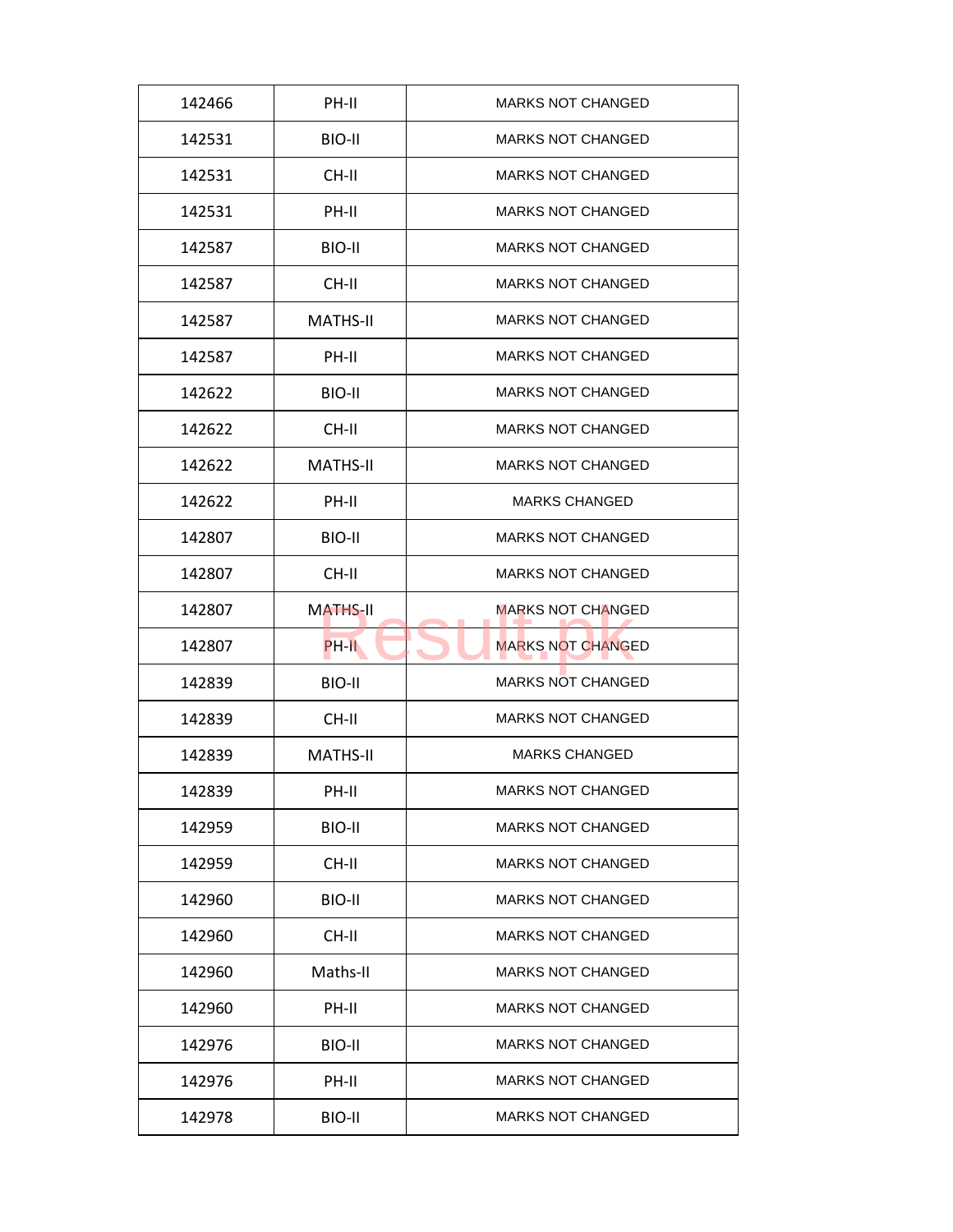| 142466 | PH-II | MARKS NOT CHANGED |
|---|---|---|
| 142531 | BIO-II | MARKS NOT CHANGED |
| 142531 | CH-II | MARKS NOT CHANGED |
| 142531 | PH-II | MARKS NOT CHANGED |
| 142587 | BIO-II | MARKS NOT CHANGED |
| 142587 | CH-II | MARKS NOT CHANGED |
| 142587 | MATHS-II | MARKS NOT CHANGED |
| 142587 | PH-II | MARKS NOT CHANGED |
| 142622 | BIO-II | MARKS NOT CHANGED |
| 142622 | CH-II | MARKS NOT CHANGED |
| 142622 | MATHS-II | MARKS NOT CHANGED |
| 142622 | PH-II | MARKS CHANGED |
| 142807 | BIO-II | MARKS NOT CHANGED |
| 142807 | CH-II | MARKS NOT CHANGED |
| 142807 | MATHS-II | MARKS NOT CHANGED |
| 142807 | PH-II | MARKS NOT CHANGED |
| 142839 | BIO-II | MARKS NOT CHANGED |
| 142839 | CH-II | MARKS NOT CHANGED |
| 142839 | MATHS-II | MARKS CHANGED |
| 142839 | PH-II | MARKS NOT CHANGED |
| 142959 | BIO-II | MARKS NOT CHANGED |
| 142959 | CH-II | MARKS NOT CHANGED |
| 142960 | BIO-II | MARKS NOT CHANGED |
| 142960 | CH-II | MARKS NOT CHANGED |
| 142960 | Maths-II | MARKS NOT CHANGED |
| 142960 | PH-II | MARKS NOT CHANGED |
| 142976 | BIO-II | MARKS NOT CHANGED |
| 142976 | PH-II | MARKS NOT CHANGED |
| 142978 | BIO-II | MARKS NOT CHANGED |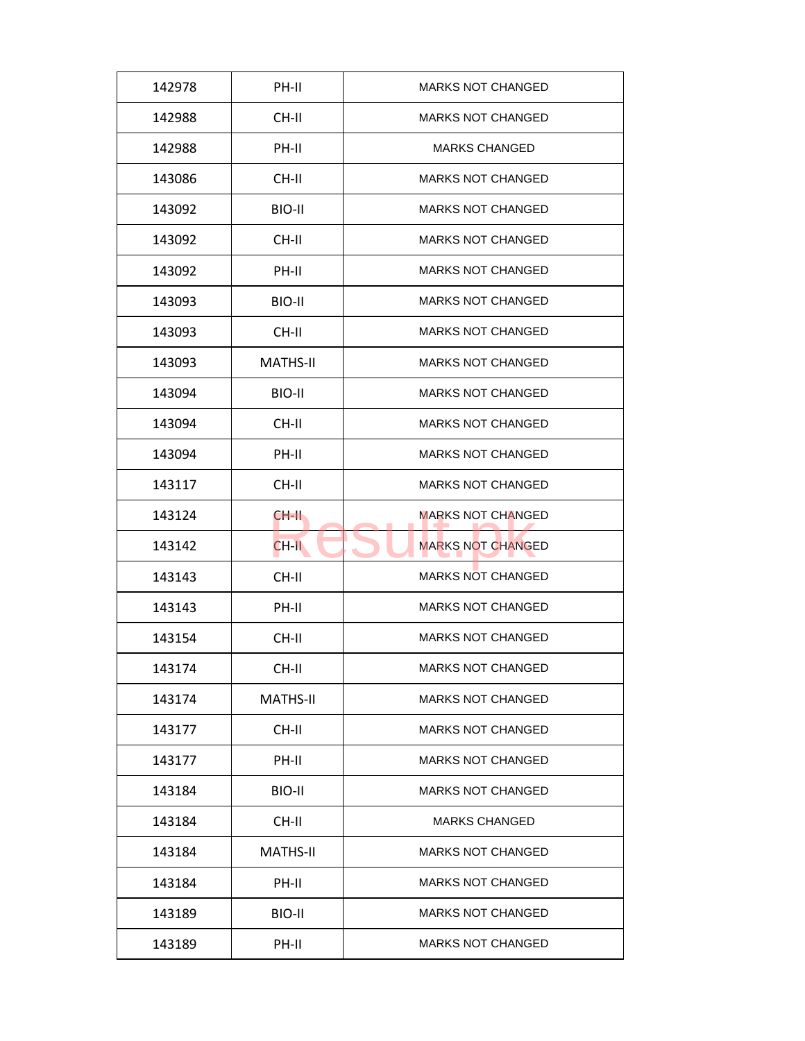| 142978 | PH-II | MARKS NOT CHANGED |
|---|---|---|
| 142988 | CH-II | MARKS NOT CHANGED |
| 142988 | PH-II | MARKS CHANGED |
| 143086 | CH-II | MARKS NOT CHANGED |
| 143092 | BIO-II | MARKS NOT CHANGED |
| 143092 | CH-II | MARKS NOT CHANGED |
| 143092 | PH-II | MARKS NOT CHANGED |
| 143093 | BIO-II | MARKS NOT CHANGED |
| 143093 | CH-II | MARKS NOT CHANGED |
| 143093 | MATHS-II | MARKS NOT CHANGED |
| 143094 | BIO-II | MARKS NOT CHANGED |
| 143094 | CH-II | MARKS NOT CHANGED |
| 143094 | PH-II | MARKS NOT CHANGED |
| 143117 | CH-II | MARKS NOT CHANGED |
| 143124 | CH-II | MARKS NOT CHANGED |
| 143142 | CH-II | MARKS NOT CHANGED |
| 143143 | CH-II | MARKS NOT CHANGED |
| 143143 | PH-II | MARKS NOT CHANGED |
| 143154 | CH-II | MARKS NOT CHANGED |
| 143174 | CH-II | MARKS NOT CHANGED |
| 143174 | MATHS-II | MARKS NOT CHANGED |
| 143177 | CH-II | MARKS NOT CHANGED |
| 143177 | PH-II | MARKS NOT CHANGED |
| 143184 | BIO-II | MARKS NOT CHANGED |
| 143184 | CH-II | MARKS CHANGED |
| 143184 | MATHS-II | MARKS NOT CHANGED |
| 143184 | PH-II | MARKS NOT CHANGED |
| 143189 | BIO-II | MARKS NOT CHANGED |
| 143189 | PH-II | MARKS NOT CHANGED |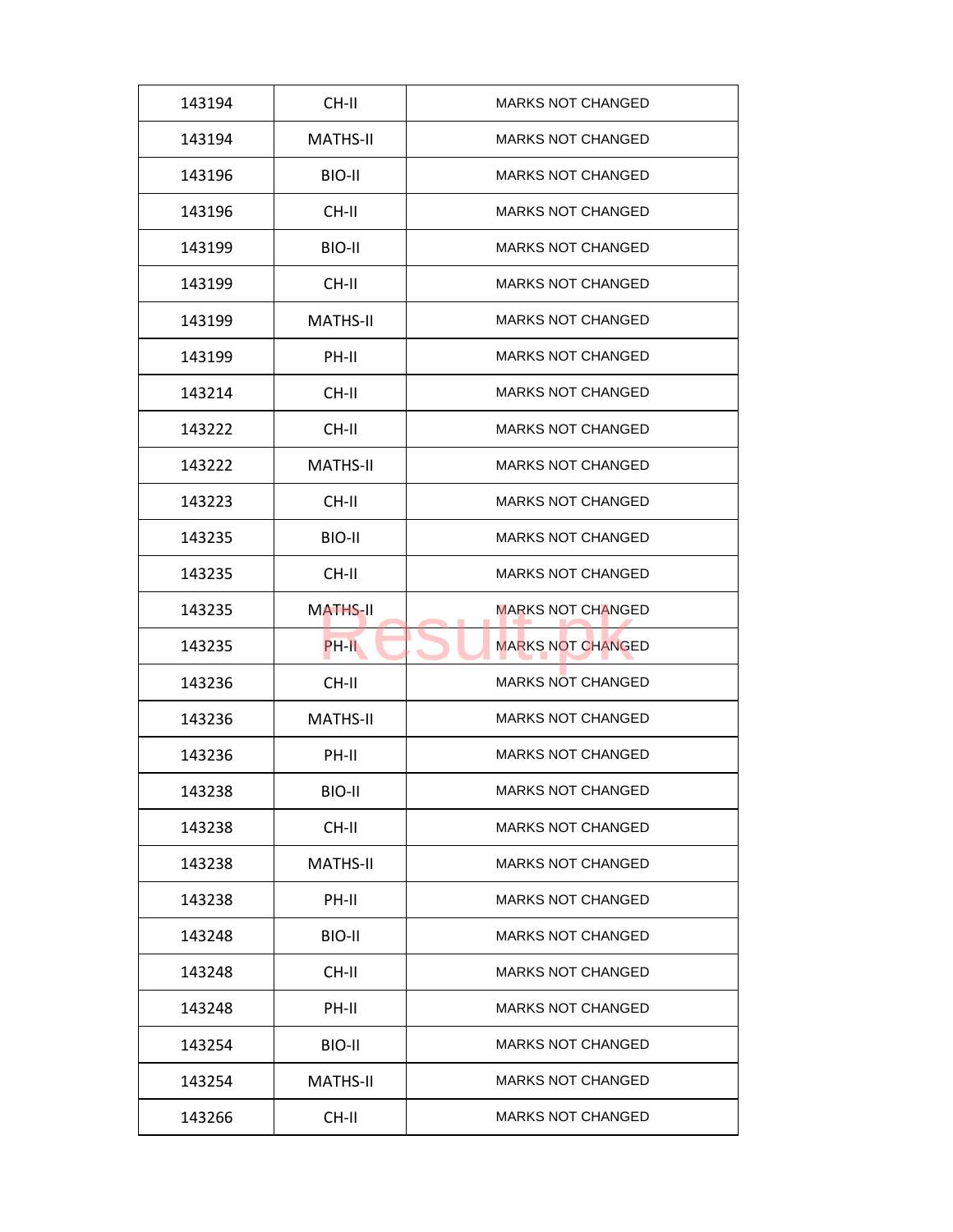| 143194 | CH-II | MARKS NOT CHANGED |
|---|---|---|
| 143194 | MATHS-II | MARKS NOT CHANGED |
| 143196 | BIO-II | MARKS NOT CHANGED |
| 143196 | CH-II | MARKS NOT CHANGED |
| 143199 | BIO-II | MARKS NOT CHANGED |
| 143199 | CH-II | MARKS NOT CHANGED |
| 143199 | MATHS-II | MARKS NOT CHANGED |
| 143199 | PH-II | MARKS NOT CHANGED |
| 143214 | CH-II | MARKS NOT CHANGED |
| 143222 | CH-II | MARKS NOT CHANGED |
| 143222 | MATHS-II | MARKS NOT CHANGED |
| 143223 | CH-II | MARKS NOT CHANGED |
| 143235 | BIO-II | MARKS NOT CHANGED |
| 143235 | CH-II | MARKS NOT CHANGED |
| 143235 | MATHS-II | MARKS NOT CHANGED |
| 143235 | PH-II | MARKS NOT CHANGED |
| 143236 | CH-II | MARKS NOT CHANGED |
| 143236 | MATHS-II | MARKS NOT CHANGED |
| 143236 | PH-II | MARKS NOT CHANGED |
| 143238 | BIO-II | MARKS NOT CHANGED |
| 143238 | CH-II | MARKS NOT CHANGED |
| 143238 | MATHS-II | MARKS NOT CHANGED |
| 143238 | PH-II | MARKS NOT CHANGED |
| 143248 | BIO-II | MARKS NOT CHANGED |
| 143248 | CH-II | MARKS NOT CHANGED |
| 143248 | PH-II | MARKS NOT CHANGED |
| 143254 | BIO-II | MARKS NOT CHANGED |
| 143254 | MATHS-II | MARKS NOT CHANGED |
| 143266 | CH-II | MARKS NOT CHANGED |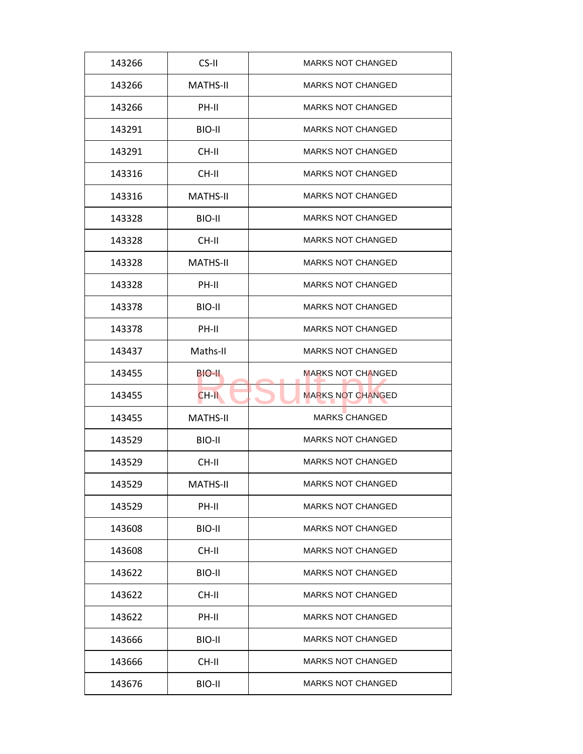| | | |
|---|---|---|
| 143266 | CS-II | MARKS NOT CHANGED |
| 143266 | MATHS-II | MARKS NOT CHANGED |
| 143266 | PH-II | MARKS NOT CHANGED |
| 143291 | BIO-II | MARKS NOT CHANGED |
| 143291 | CH-II | MARKS NOT CHANGED |
| 143316 | CH-II | MARKS NOT CHANGED |
| 143316 | MATHS-II | MARKS NOT CHANGED |
| 143328 | BIO-II | MARKS NOT CHANGED |
| 143328 | CH-II | MARKS NOT CHANGED |
| 143328 | MATHS-II | MARKS NOT CHANGED |
| 143328 | PH-II | MARKS NOT CHANGED |
| 143378 | BIO-II | MARKS NOT CHANGED |
| 143378 | PH-II | MARKS NOT CHANGED |
| 143437 | Maths-II | MARKS NOT CHANGED |
| 143455 | BIO-II | MARKS NOT CHANGED |
| 143455 | CH-II | MARKS NOT CHANGED |
| 143455 | MATHS-II | MARKS CHANGED |
| 143529 | BIO-II | MARKS NOT CHANGED |
| 143529 | CH-II | MARKS NOT CHANGED |
| 143529 | MATHS-II | MARKS NOT CHANGED |
| 143529 | PH-II | MARKS NOT CHANGED |
| 143608 | BIO-II | MARKS NOT CHANGED |
| 143608 | CH-II | MARKS NOT CHANGED |
| 143622 | BIO-II | MARKS NOT CHANGED |
| 143622 | CH-II | MARKS NOT CHANGED |
| 143622 | PH-II | MARKS NOT CHANGED |
| 143666 | BIO-II | MARKS NOT CHANGED |
| 143666 | CH-II | MARKS NOT CHANGED |
| 143676 | BIO-II | MARKS NOT CHANGED |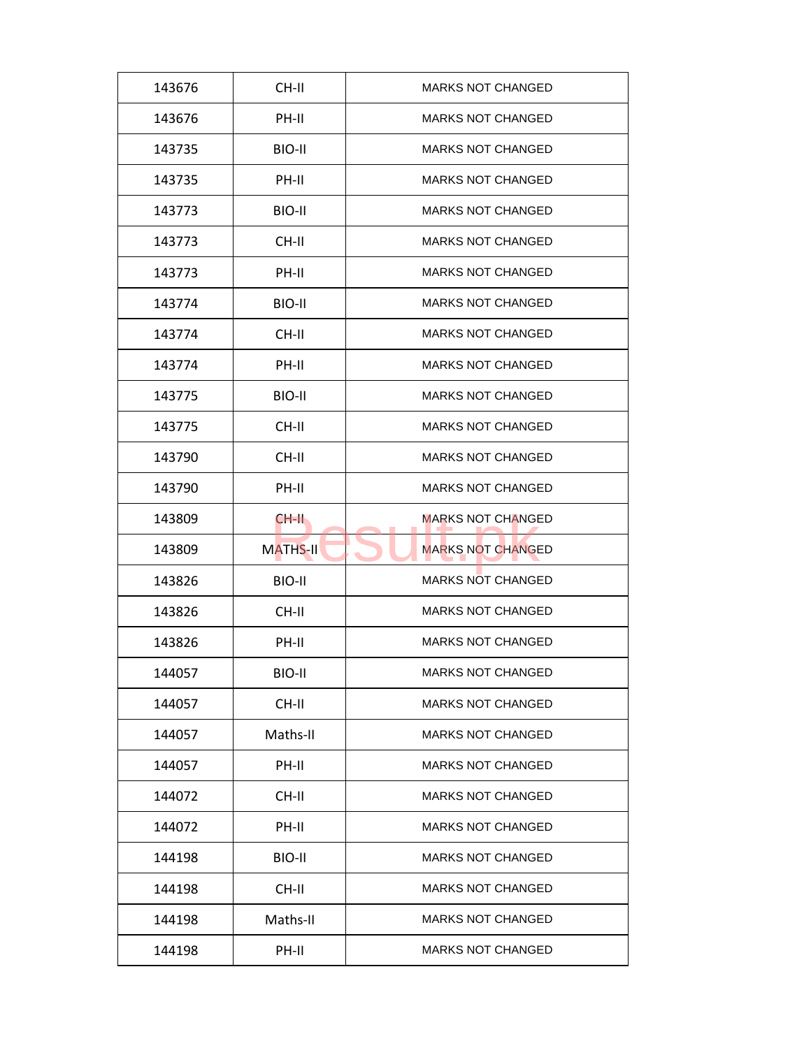| 143676 | CH-II | MARKS NOT CHANGED |
|---|---|---|
| 143676 | PH-II | MARKS NOT CHANGED |
| 143735 | BIO-II | MARKS NOT CHANGED |
| 143735 | PH-II | MARKS NOT CHANGED |
| 143773 | BIO-II | MARKS NOT CHANGED |
| 143773 | CH-II | MARKS NOT CHANGED |
| 143773 | PH-II | MARKS NOT CHANGED |
| 143774 | BIO-II | MARKS NOT CHANGED |
| 143774 | CH-II | MARKS NOT CHANGED |
| 143774 | PH-II | MARKS NOT CHANGED |
| 143775 | BIO-II | MARKS NOT CHANGED |
| 143775 | CH-II | MARKS NOT CHANGED |
| 143790 | CH-II | MARKS NOT CHANGED |
| 143790 | PH-II | MARKS NOT CHANGED |
| 143809 | CH-II | MARKS NOT CHANGED |
| 143809 | MATHS-II | MARKS NOT CHANGED |
| 143826 | BIO-II | MARKS NOT CHANGED |
| 143826 | CH-II | MARKS NOT CHANGED |
| 143826 | PH-II | MARKS NOT CHANGED |
| 144057 | BIO-II | MARKS NOT CHANGED |
| 144057 | CH-II | MARKS NOT CHANGED |
| 144057 | Maths-II | MARKS NOT CHANGED |
| 144057 | PH-II | MARKS NOT CHANGED |
| 144072 | CH-II | MARKS NOT CHANGED |
| 144072 | PH-II | MARKS NOT CHANGED |
| 144198 | BIO-II | MARKS NOT CHANGED |
| 144198 | CH-II | MARKS NOT CHANGED |
| 144198 | Maths-II | MARKS NOT CHANGED |
| 144198 | PH-II | MARKS NOT CHANGED |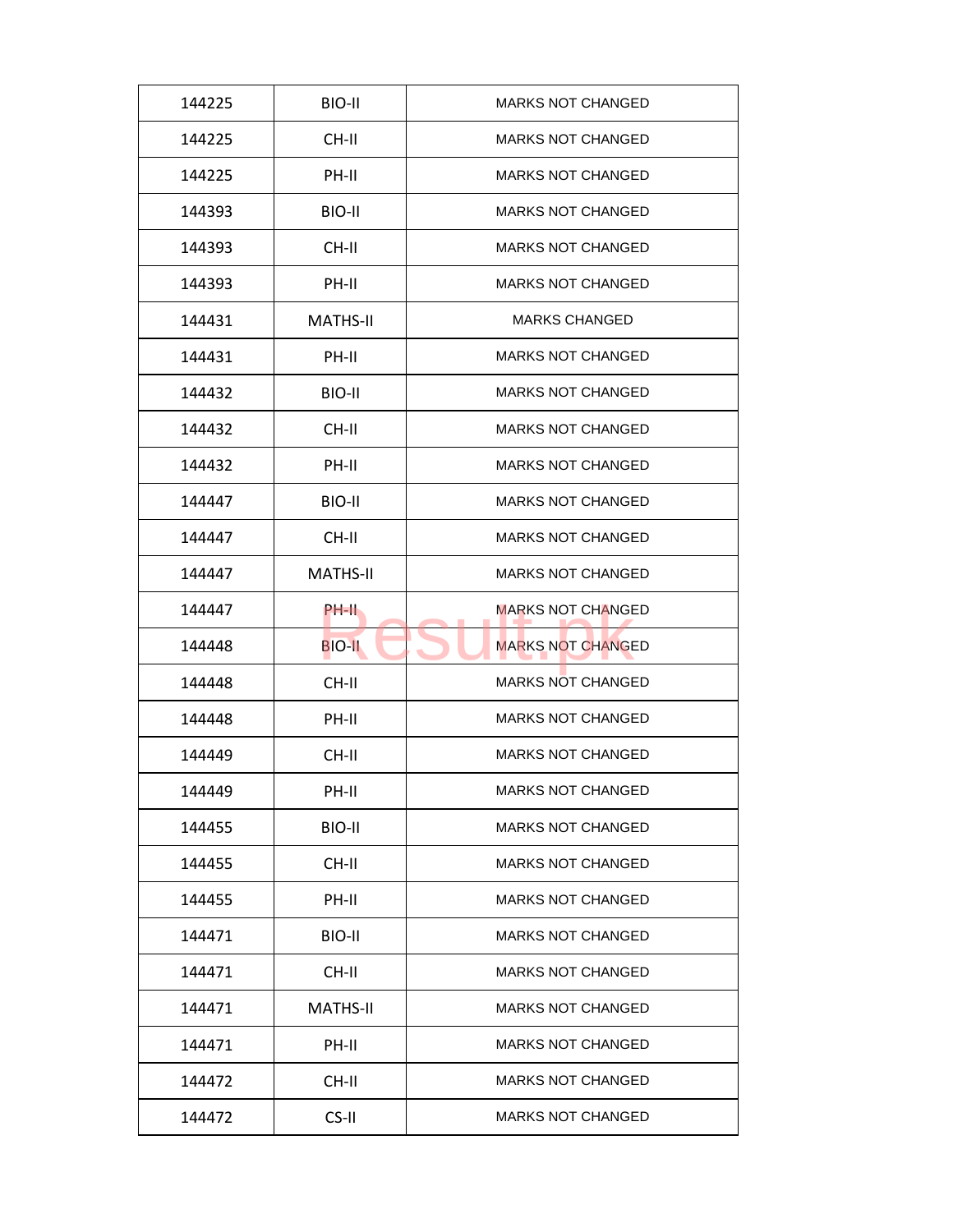| 144225 | BIO-II | MARKS NOT CHANGED |
|---|---|---|
| 144225 | CH-II | MARKS NOT CHANGED |
| 144225 | PH-II | MARKS NOT CHANGED |
| 144393 | BIO-II | MARKS NOT CHANGED |
| 144393 | CH-II | MARKS NOT CHANGED |
| 144393 | PH-II | MARKS NOT CHANGED |
| 144431 | MATHS-II | MARKS CHANGED |
| 144431 | PH-II | MARKS NOT CHANGED |
| 144432 | BIO-II | MARKS NOT CHANGED |
| 144432 | CH-II | MARKS NOT CHANGED |
| 144432 | PH-II | MARKS NOT CHANGED |
| 144447 | BIO-II | MARKS NOT CHANGED |
| 144447 | CH-II | MARKS NOT CHANGED |
| 144447 | MATHS-II | MARKS NOT CHANGED |
| 144447 | PH-II | MARKS NOT CHANGED |
| 144448 | BIO-II | MARKS NOT CHANGED |
| 144448 | CH-II | MARKS NOT CHANGED |
| 144448 | PH-II | MARKS NOT CHANGED |
| 144449 | CH-II | MARKS NOT CHANGED |
| 144449 | PH-II | MARKS NOT CHANGED |
| 144455 | BIO-II | MARKS NOT CHANGED |
| 144455 | CH-II | MARKS NOT CHANGED |
| 144455 | PH-II | MARKS NOT CHANGED |
| 144471 | BIO-II | MARKS NOT CHANGED |
| 144471 | CH-II | MARKS NOT CHANGED |
| 144471 | MATHS-II | MARKS NOT CHANGED |
| 144471 | PH-II | MARKS NOT CHANGED |
| 144472 | CH-II | MARKS NOT CHANGED |
| 144472 | CS-II | MARKS NOT CHANGED |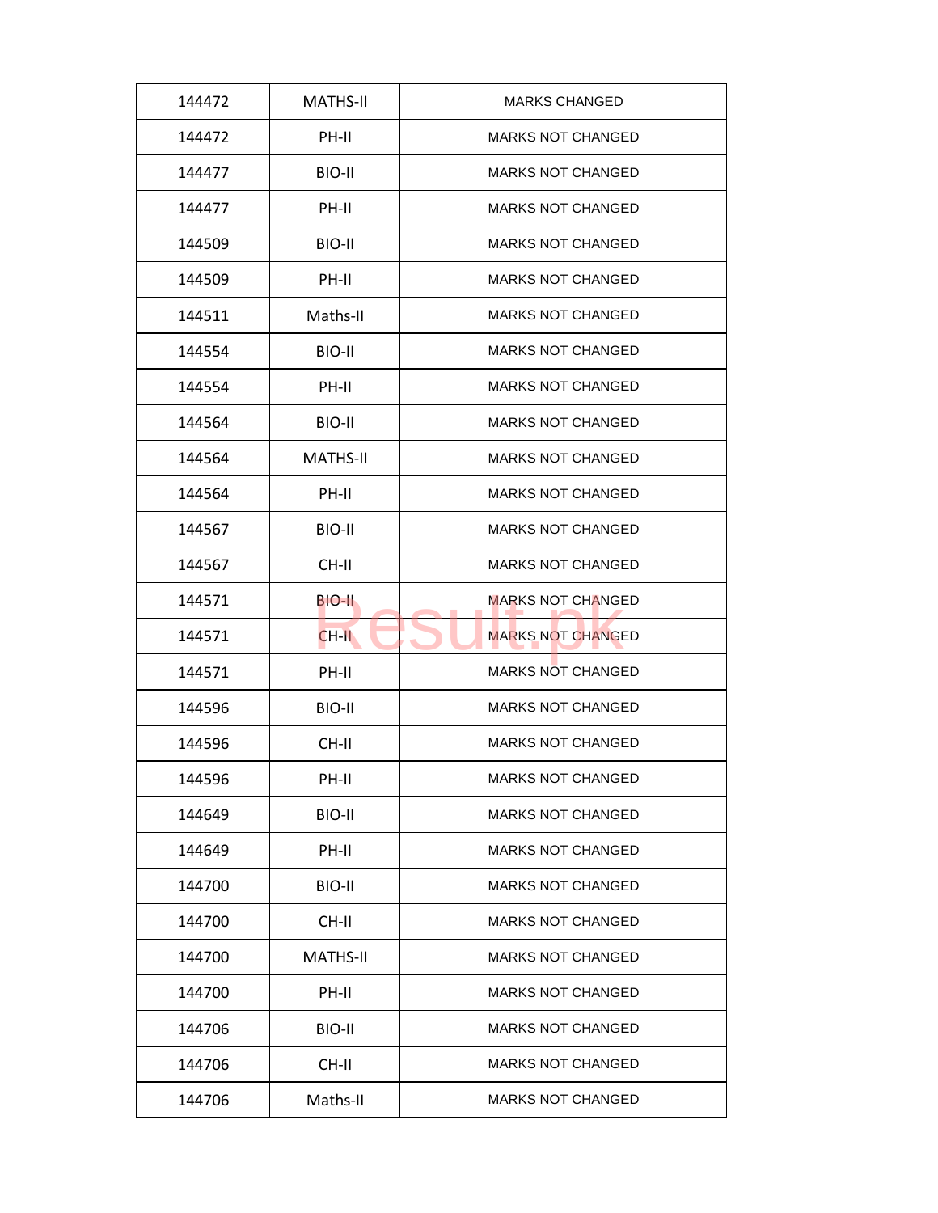| 144472 | MATHS-II | MARKS CHANGED |
|---|---|---|
| 144472 | PH-II | MARKS NOT CHANGED |
| 144477 | BIO-II | MARKS NOT CHANGED |
| 144477 | PH-II | MARKS NOT CHANGED |
| 144509 | BIO-II | MARKS NOT CHANGED |
| 144509 | PH-II | MARKS NOT CHANGED |
| 144511 | Maths-II | MARKS NOT CHANGED |
| 144554 | BIO-II | MARKS NOT CHANGED |
| 144554 | PH-II | MARKS NOT CHANGED |
| 144564 | BIO-II | MARKS NOT CHANGED |
| 144564 | MATHS-II | MARKS NOT CHANGED |
| 144564 | PH-II | MARKS NOT CHANGED |
| 144567 | BIO-II | MARKS NOT CHANGED |
| 144567 | CH-II | MARKS NOT CHANGED |
| 144571 | BIO-II | MARKS NOT CHANGED |
| 144571 | CH-II | MARKS NOT CHANGED |
| 144571 | PH-II | MARKS NOT CHANGED |
| 144596 | BIO-II | MARKS NOT CHANGED |
| 144596 | CH-II | MARKS NOT CHANGED |
| 144596 | PH-II | MARKS NOT CHANGED |
| 144649 | BIO-II | MARKS NOT CHANGED |
| 144649 | PH-II | MARKS NOT CHANGED |
| 144700 | BIO-II | MARKS NOT CHANGED |
| 144700 | CH-II | MARKS NOT CHANGED |
| 144700 | MATHS-II | MARKS NOT CHANGED |
| 144700 | PH-II | MARKS NOT CHANGED |
| 144706 | BIO-II | MARKS NOT CHANGED |
| 144706 | CH-II | MARKS NOT CHANGED |
| 144706 | Maths-II | MARKS NOT CHANGED |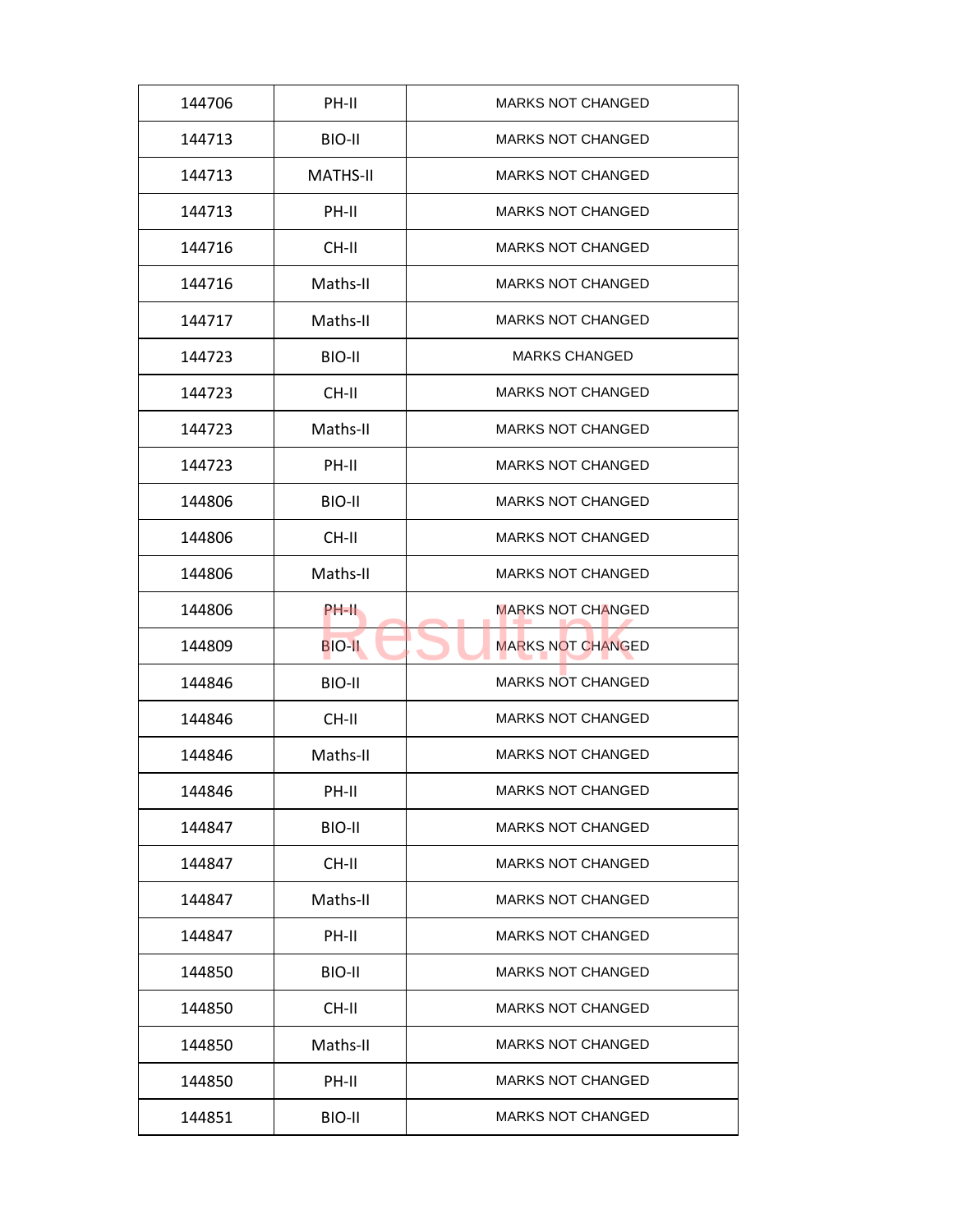| | | |
|---|---|---|
| 144706 | PH-II | MARKS NOT CHANGED |
| 144713 | BIO-II | MARKS NOT CHANGED |
| 144713 | MATHS-II | MARKS NOT CHANGED |
| 144713 | PH-II | MARKS NOT CHANGED |
| 144716 | CH-II | MARKS NOT CHANGED |
| 144716 | Maths-II | MARKS NOT CHANGED |
| 144717 | Maths-II | MARKS NOT CHANGED |
| 144723 | BIO-II | MARKS CHANGED |
| 144723 | CH-II | MARKS NOT CHANGED |
| 144723 | Maths-II | MARKS NOT CHANGED |
| 144723 | PH-II | MARKS NOT CHANGED |
| 144806 | BIO-II | MARKS NOT CHANGED |
| 144806 | CH-II | MARKS NOT CHANGED |
| 144806 | Maths-II | MARKS NOT CHANGED |
| 144806 | PH-II | MARKS NOT CHANGED |
| 144809 | BIO-II | MARKS NOT CHANGED |
| 144846 | BIO-II | MARKS NOT CHANGED |
| 144846 | CH-II | MARKS NOT CHANGED |
| 144846 | Maths-II | MARKS NOT CHANGED |
| 144846 | PH-II | MARKS NOT CHANGED |
| 144847 | BIO-II | MARKS NOT CHANGED |
| 144847 | CH-II | MARKS NOT CHANGED |
| 144847 | Maths-II | MARKS NOT CHANGED |
| 144847 | PH-II | MARKS NOT CHANGED |
| 144850 | BIO-II | MARKS NOT CHANGED |
| 144850 | CH-II | MARKS NOT CHANGED |
| 144850 | Maths-II | MARKS NOT CHANGED |
| 144850 | PH-II | MARKS NOT CHANGED |
| 144851 | BIO-II | MARKS NOT CHANGED |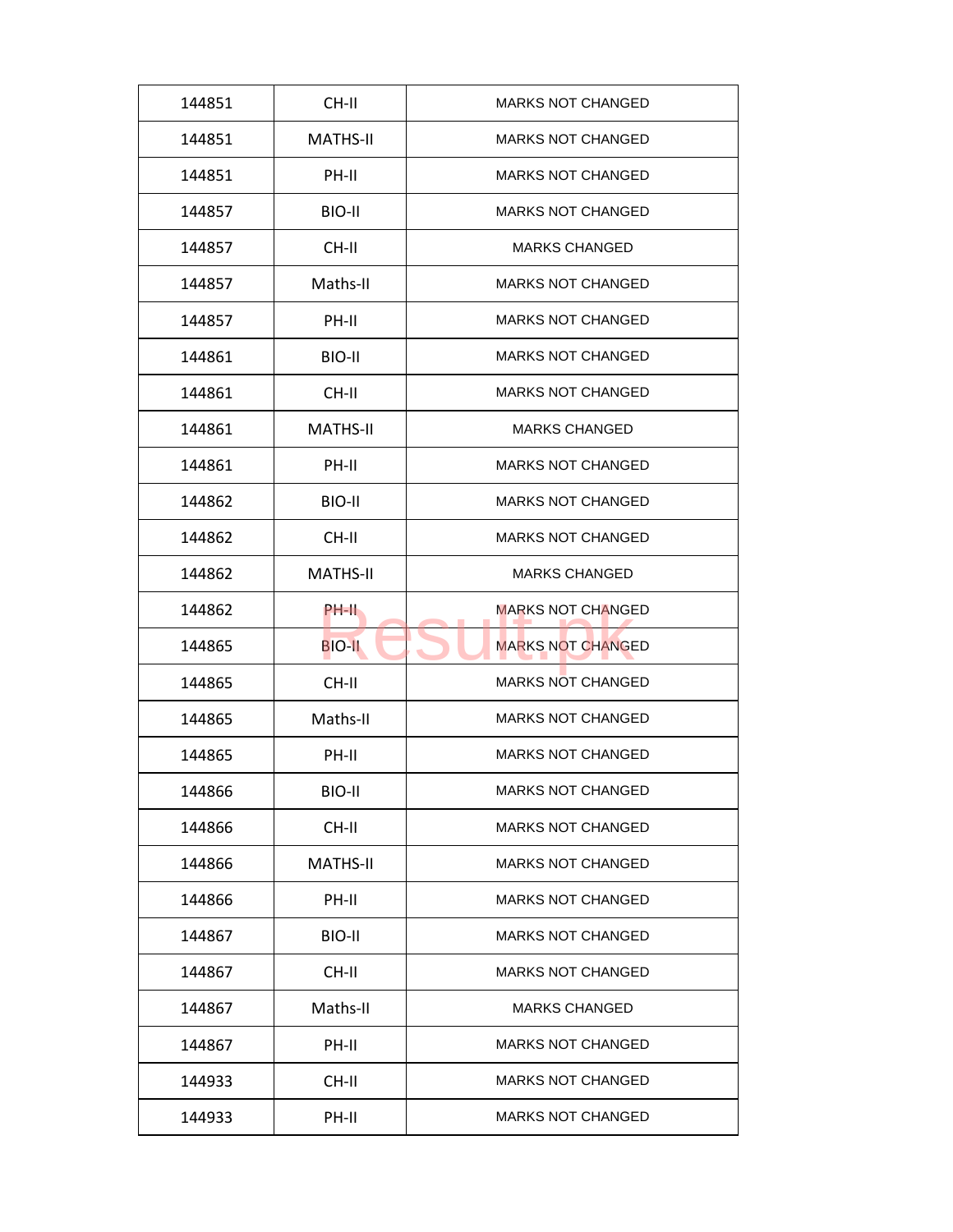| | | |
|---|---|---|
| 144851 | CH-II | MARKS NOT CHANGED |
| 144851 | MATHS-II | MARKS NOT CHANGED |
| 144851 | PH-II | MARKS NOT CHANGED |
| 144857 | BIO-II | MARKS NOT CHANGED |
| 144857 | CH-II | MARKS CHANGED |
| 144857 | Maths-II | MARKS NOT CHANGED |
| 144857 | PH-II | MARKS NOT CHANGED |
| 144861 | BIO-II | MARKS NOT CHANGED |
| 144861 | CH-II | MARKS NOT CHANGED |
| 144861 | MATHS-II | MARKS CHANGED |
| 144861 | PH-II | MARKS NOT CHANGED |
| 144862 | BIO-II | MARKS NOT CHANGED |
| 144862 | CH-II | MARKS NOT CHANGED |
| 144862 | MATHS-II | MARKS CHANGED |
| 144862 | PH-II | MARKS NOT CHANGED |
| 144865 | BIO-II | MARKS NOT CHANGED |
| 144865 | CH-II | MARKS NOT CHANGED |
| 144865 | Maths-II | MARKS NOT CHANGED |
| 144865 | PH-II | MARKS NOT CHANGED |
| 144866 | BIO-II | MARKS NOT CHANGED |
| 144866 | CH-II | MARKS NOT CHANGED |
| 144866 | MATHS-II | MARKS NOT CHANGED |
| 144866 | PH-II | MARKS NOT CHANGED |
| 144867 | BIO-II | MARKS NOT CHANGED |
| 144867 | CH-II | MARKS NOT CHANGED |
| 144867 | Maths-II | MARKS CHANGED |
| 144867 | PH-II | MARKS NOT CHANGED |
| 144933 | CH-II | MARKS NOT CHANGED |
| 144933 | PH-II | MARKS NOT CHANGED |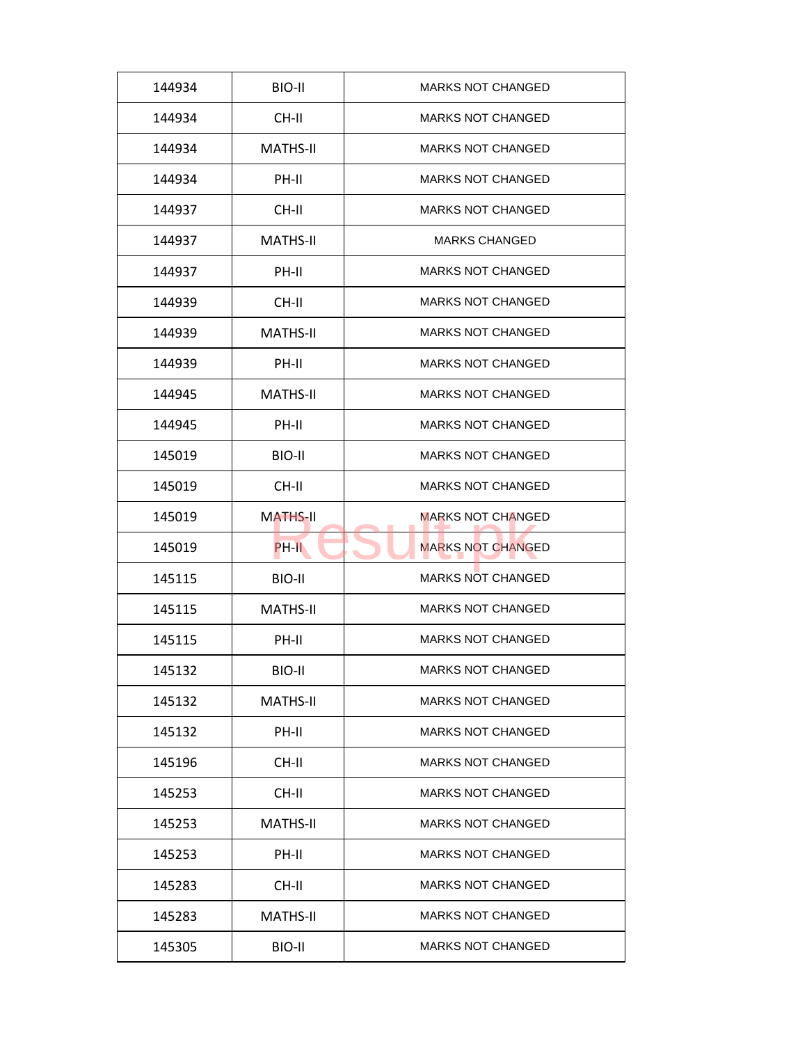| | | |
|---|---|---|
| 144934 | BIO-II | MARKS NOT CHANGED |
| 144934 | CH-II | MARKS NOT CHANGED |
| 144934 | MATHS-II | MARKS NOT CHANGED |
| 144934 | PH-II | MARKS NOT CHANGED |
| 144937 | CH-II | MARKS NOT CHANGED |
| 144937 | MATHS-II | MARKS CHANGED |
| 144937 | PH-II | MARKS NOT CHANGED |
| 144939 | CH-II | MARKS NOT CHANGED |
| 144939 | MATHS-II | MARKS NOT CHANGED |
| 144939 | PH-II | MARKS NOT CHANGED |
| 144945 | MATHS-II | MARKS NOT CHANGED |
| 144945 | PH-II | MARKS NOT CHANGED |
| 145019 | BIO-II | MARKS NOT CHANGED |
| 145019 | CH-II | MARKS NOT CHANGED |
| 145019 | MATHS-II | MARKS NOT CHANGED |
| 145019 | PH-II | MARKS NOT CHANGED |
| 145115 | BIO-II | MARKS NOT CHANGED |
| 145115 | MATHS-II | MARKS NOT CHANGED |
| 145115 | PH-II | MARKS NOT CHANGED |
| 145132 | BIO-II | MARKS NOT CHANGED |
| 145132 | MATHS-II | MARKS NOT CHANGED |
| 145132 | PH-II | MARKS NOT CHANGED |
| 145196 | CH-II | MARKS NOT CHANGED |
| 145253 | CH-II | MARKS NOT CHANGED |
| 145253 | MATHS-II | MARKS NOT CHANGED |
| 145253 | PH-II | MARKS NOT CHANGED |
| 145283 | CH-II | MARKS NOT CHANGED |
| 145283 | MATHS-II | MARKS NOT CHANGED |
| 145305 | BIO-II | MARKS NOT CHANGED |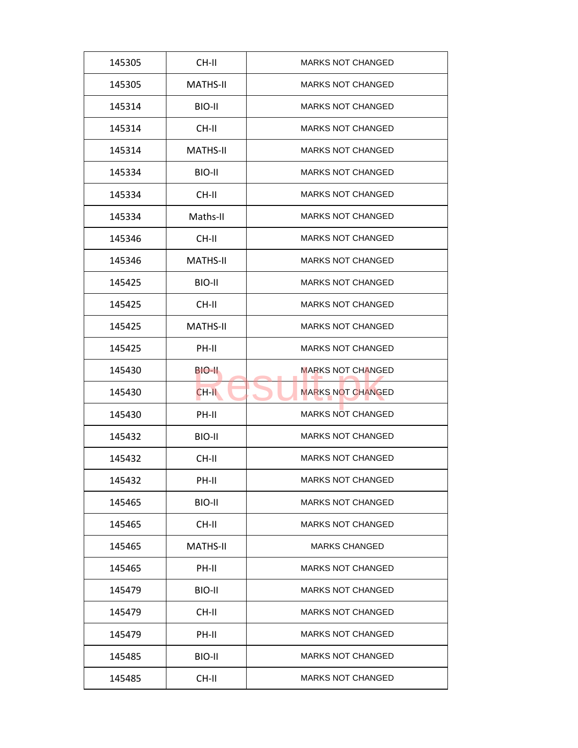| 145305 | CH-II | MARKS NOT CHANGED |
|---|---|---|
| 145305 | MATHS-II | MARKS NOT CHANGED |
| 145314 | BIO-II | MARKS NOT CHANGED |
| 145314 | CH-II | MARKS NOT CHANGED |
| 145314 | MATHS-II | MARKS NOT CHANGED |
| 145334 | BIO-II | MARKS NOT CHANGED |
| 145334 | CH-II | MARKS NOT CHANGED |
| 145334 | Maths-II | MARKS NOT CHANGED |
| 145346 | CH-II | MARKS NOT CHANGED |
| 145346 | MATHS-II | MARKS NOT CHANGED |
| 145425 | BIO-II | MARKS NOT CHANGED |
| 145425 | CH-II | MARKS NOT CHANGED |
| 145425 | MATHS-II | MARKS NOT CHANGED |
| 145425 | PH-II | MARKS NOT CHANGED |
| 145430 | BIO-II | MARKS NOT CHANGED |
| 145430 | CH-II | MARKS NOT CHANGED |
| 145430 | PH-II | MARKS NOT CHANGED |
| 145432 | BIO-II | MARKS NOT CHANGED |
| 145432 | CH-II | MARKS NOT CHANGED |
| 145432 | PH-II | MARKS NOT CHANGED |
| 145465 | BIO-II | MARKS NOT CHANGED |
| 145465 | CH-II | MARKS NOT CHANGED |
| 145465 | MATHS-II | MARKS CHANGED |
| 145465 | PH-II | MARKS NOT CHANGED |
| 145479 | BIO-II | MARKS NOT CHANGED |
| 145479 | CH-II | MARKS NOT CHANGED |
| 145479 | PH-II | MARKS NOT CHANGED |
| 145485 | BIO-II | MARKS NOT CHANGED |
| 145485 | CH-II | MARKS NOT CHANGED |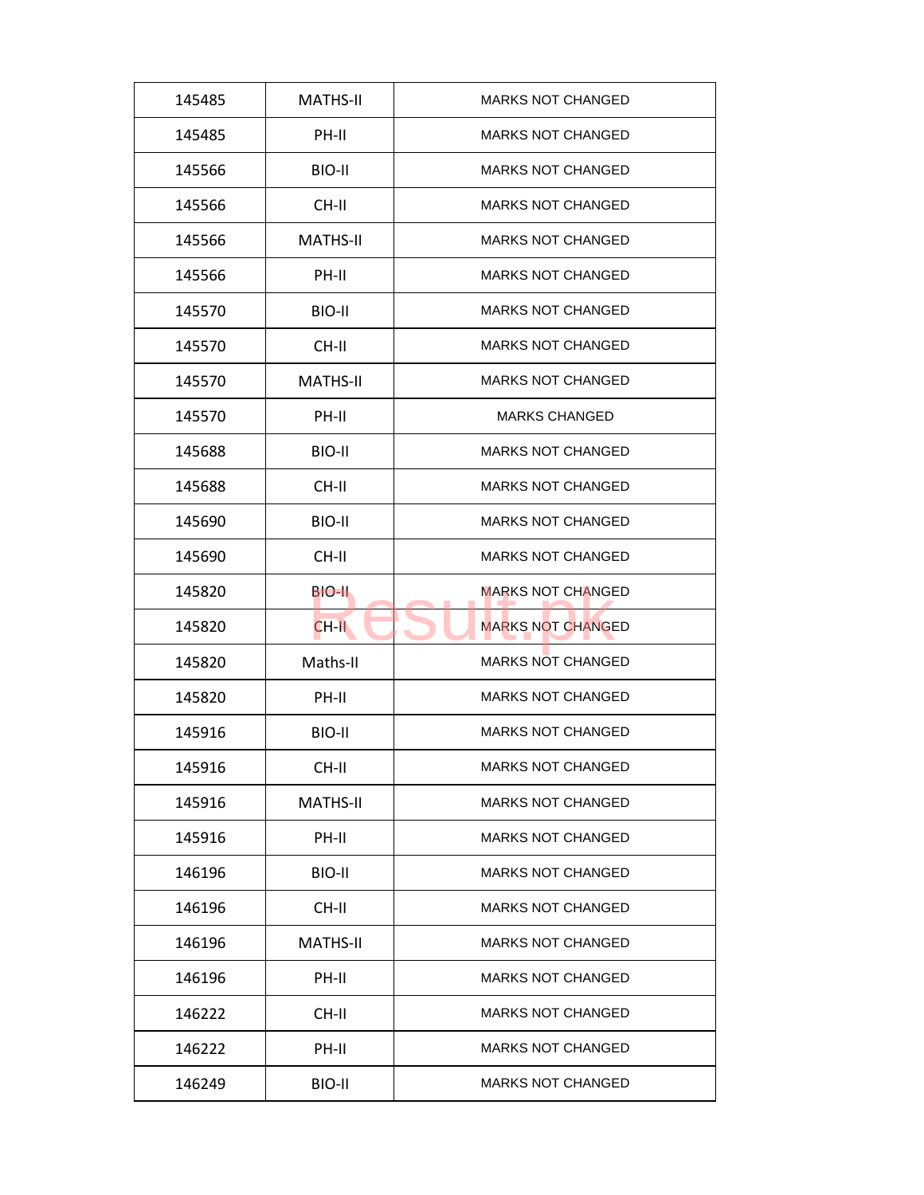| | | |
|---|---|---|
| 145485 | MATHS-II | MARKS NOT CHANGED |
| 145485 | PH-II | MARKS NOT CHANGED |
| 145566 | BIO-II | MARKS NOT CHANGED |
| 145566 | CH-II | MARKS NOT CHANGED |
| 145566 | MATHS-II | MARKS NOT CHANGED |
| 145566 | PH-II | MARKS NOT CHANGED |
| 145570 | BIO-II | MARKS NOT CHANGED |
| 145570 | CH-II | MARKS NOT CHANGED |
| 145570 | MATHS-II | MARKS NOT CHANGED |
| 145570 | PH-II | MARKS CHANGED |
| 145688 | BIO-II | MARKS NOT CHANGED |
| 145688 | CH-II | MARKS NOT CHANGED |
| 145690 | BIO-II | MARKS NOT CHANGED |
| 145690 | CH-II | MARKS NOT CHANGED |
| 145820 | BIO-II | MARKS NOT CHANGED |
| 145820 | CH-II | MARKS NOT CHANGED |
| 145820 | Maths-II | MARKS NOT CHANGED |
| 145820 | PH-II | MARKS NOT CHANGED |
| 145916 | BIO-II | MARKS NOT CHANGED |
| 145916 | CH-II | MARKS NOT CHANGED |
| 145916 | MATHS-II | MARKS NOT CHANGED |
| 145916 | PH-II | MARKS NOT CHANGED |
| 146196 | BIO-II | MARKS NOT CHANGED |
| 146196 | CH-II | MARKS NOT CHANGED |
| 146196 | MATHS-II | MARKS NOT CHANGED |
| 146196 | PH-II | MARKS NOT CHANGED |
| 146222 | CH-II | MARKS NOT CHANGED |
| 146222 | PH-II | MARKS NOT CHANGED |
| 146249 | BIO-II | MARKS NOT CHANGED |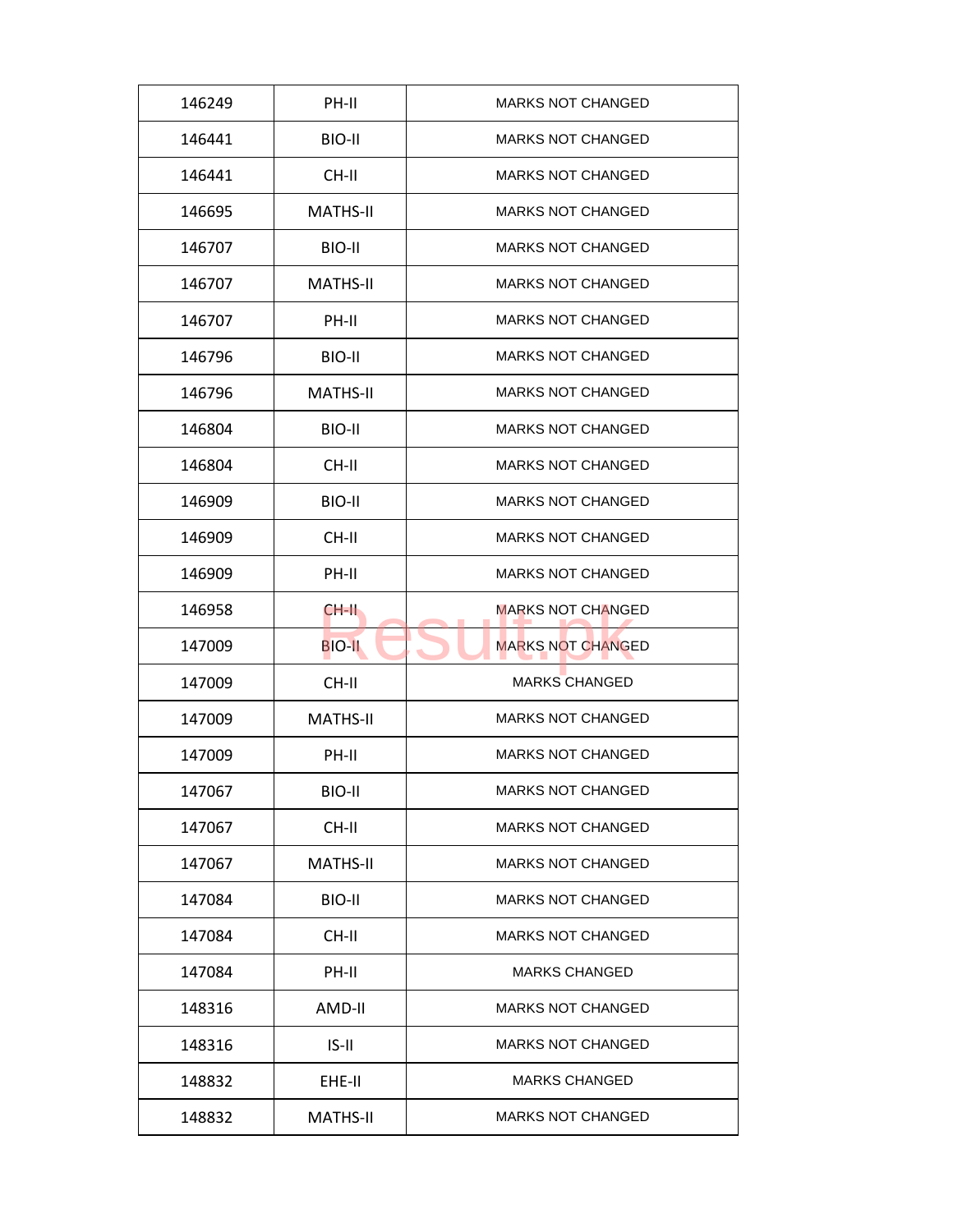| 146249 | PH-II | MARKS NOT CHANGED |
|---|---|---|
| 146441 | BIO-II | MARKS NOT CHANGED |
| 146441 | CH-II | MARKS NOT CHANGED |
| 146695 | MATHS-II | MARKS NOT CHANGED |
| 146707 | BIO-II | MARKS NOT CHANGED |
| 146707 | MATHS-II | MARKS NOT CHANGED |
| 146707 | PH-II | MARKS NOT CHANGED |
| 146796 | BIO-II | MARKS NOT CHANGED |
| 146796 | MATHS-II | MARKS NOT CHANGED |
| 146804 | BIO-II | MARKS NOT CHANGED |
| 146804 | CH-II | MARKS NOT CHANGED |
| 146909 | BIO-II | MARKS NOT CHANGED |
| 146909 | CH-II | MARKS NOT CHANGED |
| 146909 | PH-II | MARKS NOT CHANGED |
| 146958 | CH-II | MARKS NOT CHANGED |
| 147009 | BIO-II | MARKS NOT CHANGED |
| 147009 | CH-II | MARKS CHANGED |
| 147009 | MATHS-II | MARKS NOT CHANGED |
| 147009 | PH-II | MARKS NOT CHANGED |
| 147067 | BIO-II | MARKS NOT CHANGED |
| 147067 | CH-II | MARKS NOT CHANGED |
| 147067 | MATHS-II | MARKS NOT CHANGED |
| 147084 | BIO-II | MARKS NOT CHANGED |
| 147084 | CH-II | MARKS NOT CHANGED |
| 147084 | PH-II | MARKS CHANGED |
| 148316 | AMD-II | MARKS NOT CHANGED |
| 148316 | IS-II | MARKS NOT CHANGED |
| 148832 | EHE-II | MARKS CHANGED |
| 148832 | MATHS-II | MARKS NOT CHANGED |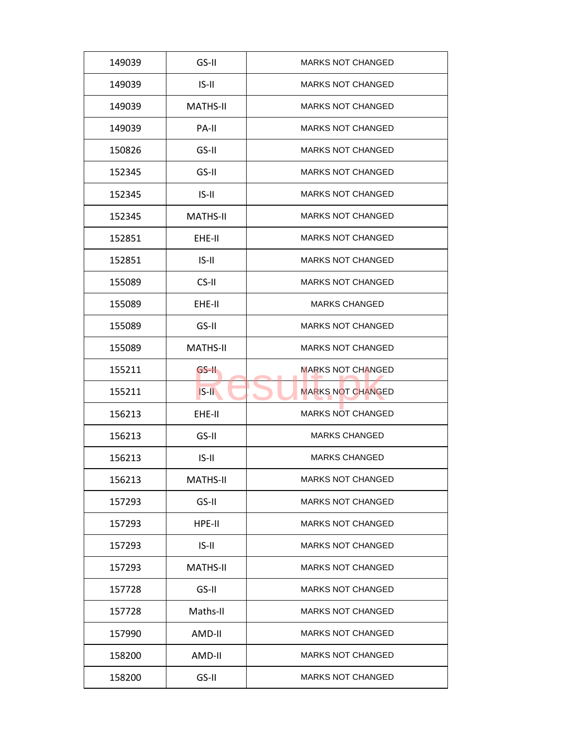| | | |
|---|---|---|
| 149039 | GS-II | MARKS NOT CHANGED |
| 149039 | IS-II | MARKS NOT CHANGED |
| 149039 | MATHS-II | MARKS NOT CHANGED |
| 149039 | PA-II | MARKS NOT CHANGED |
| 150826 | GS-II | MARKS NOT CHANGED |
| 152345 | GS-II | MARKS NOT CHANGED |
| 152345 | IS-II | MARKS NOT CHANGED |
| 152345 | MATHS-II | MARKS NOT CHANGED |
| 152851 | EHE-II | MARKS NOT CHANGED |
| 152851 | IS-II | MARKS NOT CHANGED |
| 155089 | CS-II | MARKS NOT CHANGED |
| 155089 | EHE-II | MARKS CHANGED |
| 155089 | GS-II | MARKS NOT CHANGED |
| 155089 | MATHS-II | MARKS NOT CHANGED |
| 155211 | GS-II | MARKS NOT CHANGED |
| 155211 | IS-II | MARKS NOT CHANGED |
| 156213 | EHE-II | MARKS NOT CHANGED |
| 156213 | GS-II | MARKS CHANGED |
| 156213 | IS-II | MARKS CHANGED |
| 156213 | MATHS-II | MARKS NOT CHANGED |
| 157293 | GS-II | MARKS NOT CHANGED |
| 157293 | HPE-II | MARKS NOT CHANGED |
| 157293 | IS-II | MARKS NOT CHANGED |
| 157293 | MATHS-II | MARKS NOT CHANGED |
| 157728 | GS-II | MARKS NOT CHANGED |
| 157728 | Maths-II | MARKS NOT CHANGED |
| 157990 | AMD-II | MARKS NOT CHANGED |
| 158200 | AMD-II | MARKS NOT CHANGED |
| 158200 | GS-II | MARKS NOT CHANGED |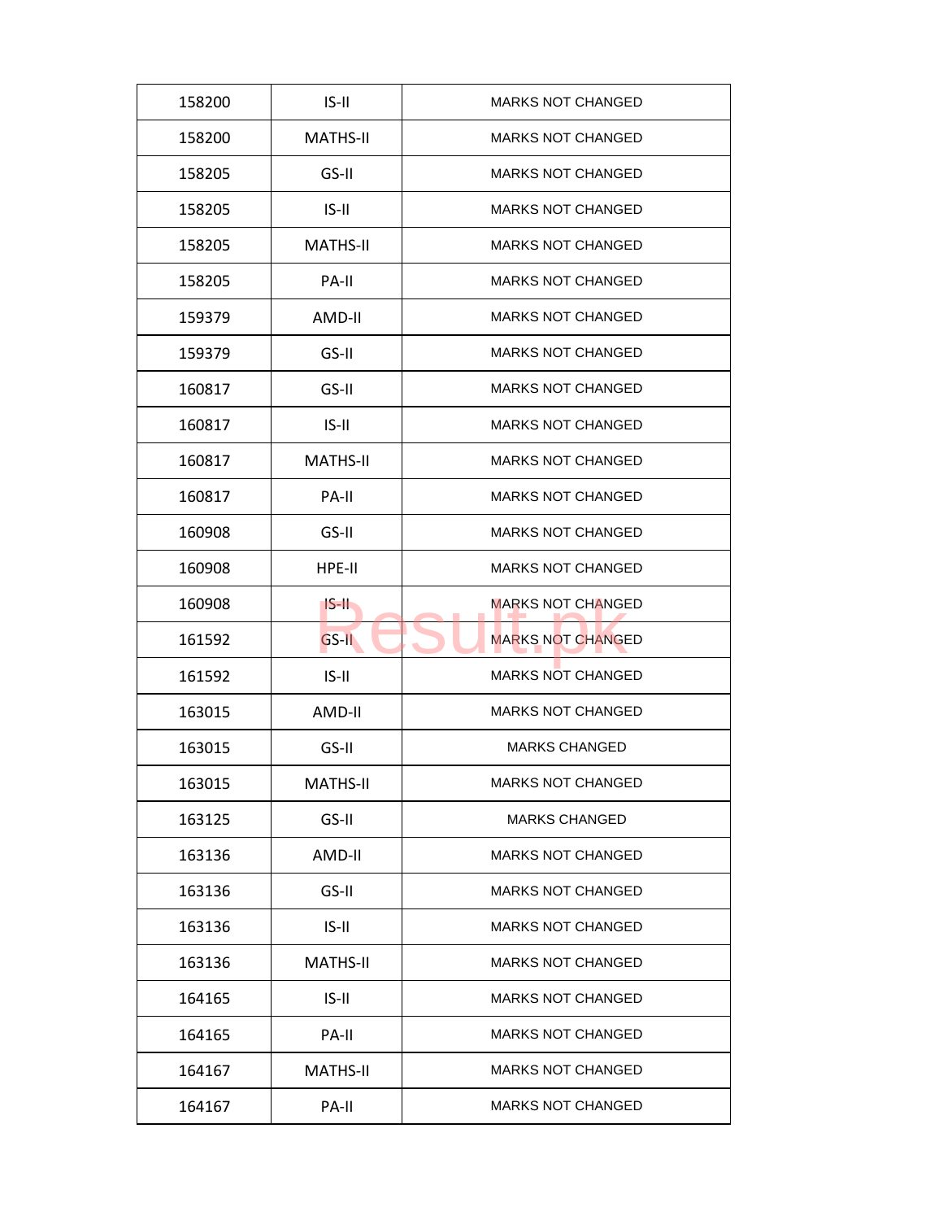| 158200 | IS-II | MARKS NOT CHANGED |
|---|---|---|
| 158200 | MATHS-II | MARKS NOT CHANGED |
| 158205 | GS-II | MARKS NOT CHANGED |
| 158205 | IS-II | MARKS NOT CHANGED |
| 158205 | MATHS-II | MARKS NOT CHANGED |
| 158205 | PA-II | MARKS NOT CHANGED |
| 159379 | AMD-II | MARKS NOT CHANGED |
| 159379 | GS-II | MARKS NOT CHANGED |
| 160817 | GS-II | MARKS NOT CHANGED |
| 160817 | IS-II | MARKS NOT CHANGED |
| 160817 | MATHS-II | MARKS NOT CHANGED |
| 160817 | PA-II | MARKS NOT CHANGED |
| 160908 | GS-II | MARKS NOT CHANGED |
| 160908 | HPE-II | MARKS NOT CHANGED |
| 160908 | IS-II | MARKS NOT CHANGED |
| 161592 | GS-II | MARKS NOT CHANGED |
| 161592 | IS-II | MARKS NOT CHANGED |
| 163015 | AMD-II | MARKS NOT CHANGED |
| 163015 | GS-II | MARKS CHANGED |
| 163015 | MATHS-II | MARKS NOT CHANGED |
| 163125 | GS-II | MARKS CHANGED |
| 163136 | AMD-II | MARKS NOT CHANGED |
| 163136 | GS-II | MARKS NOT CHANGED |
| 163136 | IS-II | MARKS NOT CHANGED |
| 163136 | MATHS-II | MARKS NOT CHANGED |
| 164165 | IS-II | MARKS NOT CHANGED |
| 164165 | PA-II | MARKS NOT CHANGED |
| 164167 | MATHS-II | MARKS NOT CHANGED |
| 164167 | PA-II | MARKS NOT CHANGED |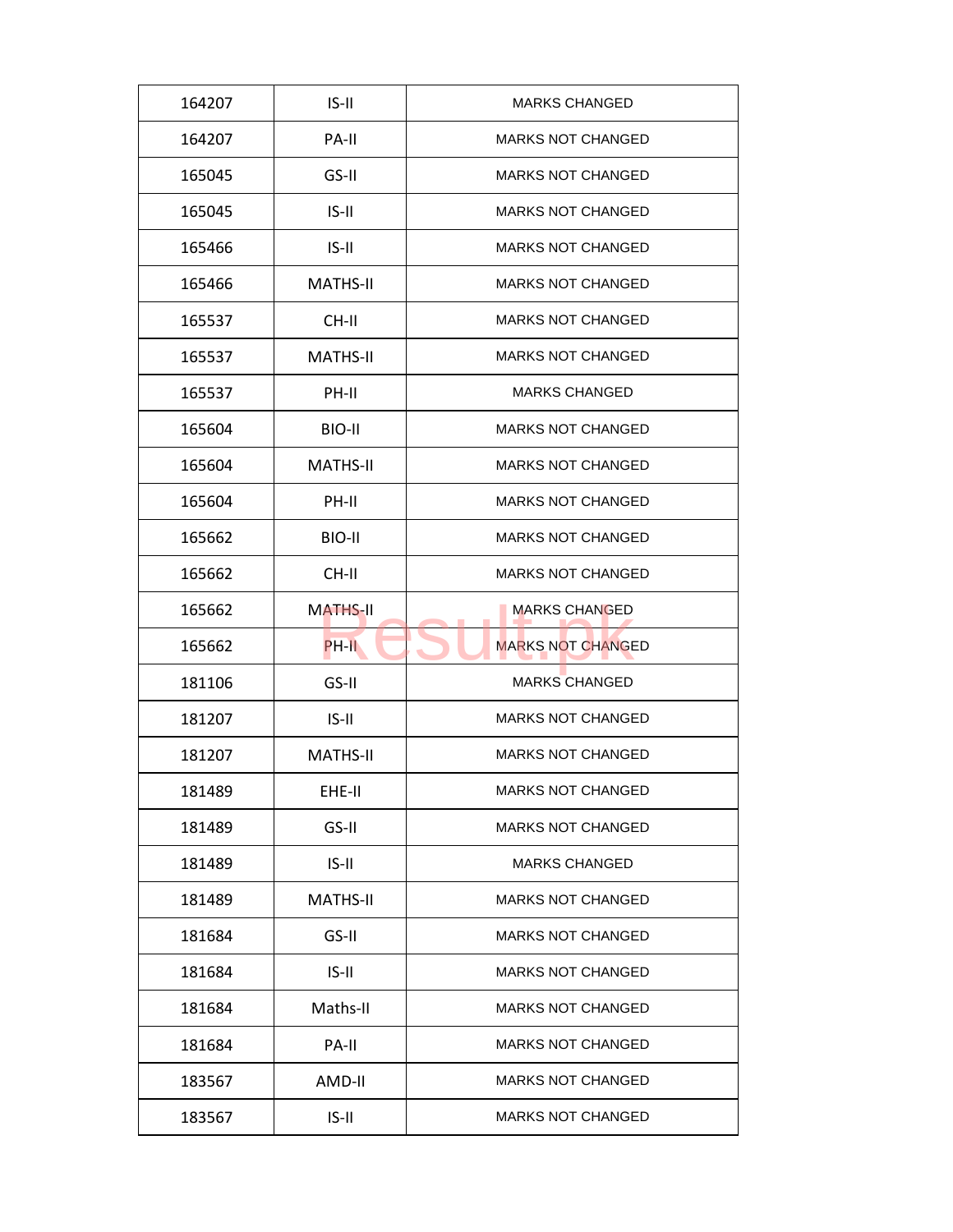| | | |
|---|---|---|
| 164207 | IS-II | MARKS CHANGED |
| 164207 | PA-II | MARKS NOT CHANGED |
| 165045 | GS-II | MARKS NOT CHANGED |
| 165045 | IS-II | MARKS NOT CHANGED |
| 165466 | IS-II | MARKS NOT CHANGED |
| 165466 | MATHS-II | MARKS NOT CHANGED |
| 165537 | CH-II | MARKS NOT CHANGED |
| 165537 | MATHS-II | MARKS NOT CHANGED |
| 165537 | PH-II | MARKS CHANGED |
| 165604 | BIO-II | MARKS NOT CHANGED |
| 165604 | MATHS-II | MARKS NOT CHANGED |
| 165604 | PH-II | MARKS NOT CHANGED |
| 165662 | BIO-II | MARKS NOT CHANGED |
| 165662 | CH-II | MARKS NOT CHANGED |
| 165662 | MATHS-II | MARKS CHANGED |
| 165662 | PH-II | MARKS NOT CHANGED |
| 181106 | GS-II | MARKS CHANGED |
| 181207 | IS-II | MARKS NOT CHANGED |
| 181207 | MATHS-II | MARKS NOT CHANGED |
| 181489 | EHE-II | MARKS NOT CHANGED |
| 181489 | GS-II | MARKS NOT CHANGED |
| 181489 | IS-II | MARKS CHANGED |
| 181489 | MATHS-II | MARKS NOT CHANGED |
| 181684 | GS-II | MARKS NOT CHANGED |
| 181684 | IS-II | MARKS NOT CHANGED |
| 181684 | Maths-II | MARKS NOT CHANGED |
| 181684 | PA-II | MARKS NOT CHANGED |
| 183567 | AMD-II | MARKS NOT CHANGED |
| 183567 | IS-II | MARKS NOT CHANGED |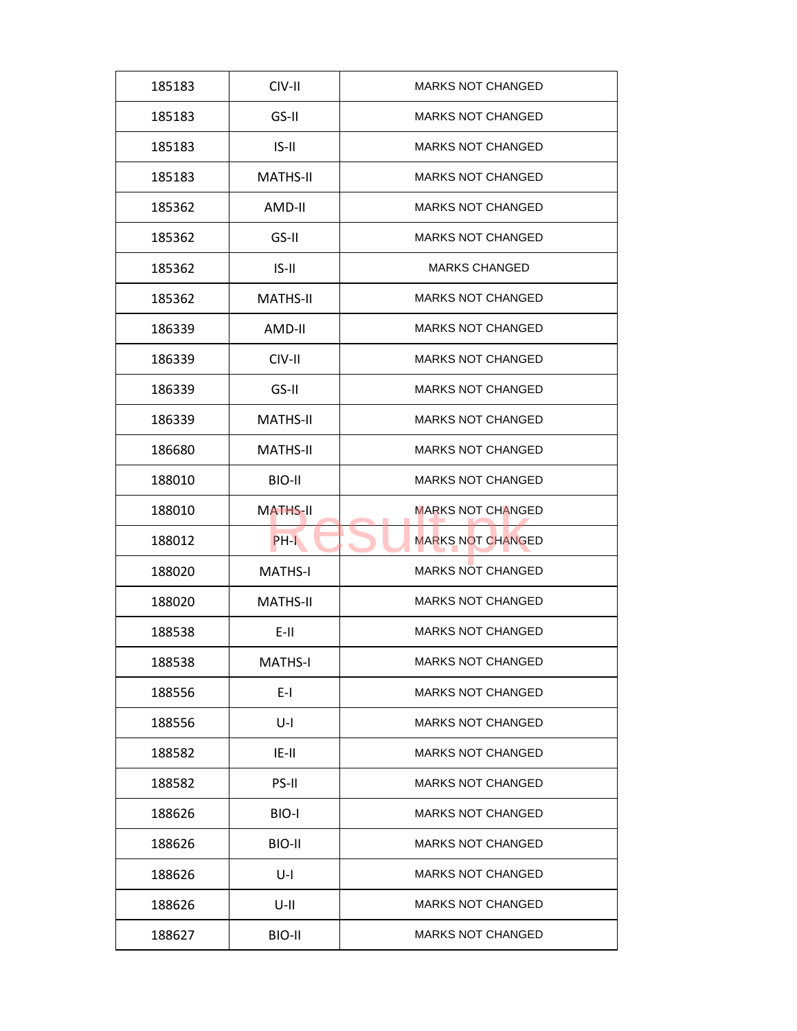| 185183 | CIV-II | MARKS NOT CHANGED |
|---|---|---|
| 185183 | GS-II | MARKS NOT CHANGED |
| 185183 | IS-II | MARKS NOT CHANGED |
| 185183 | MATHS-II | MARKS NOT CHANGED |
| 185362 | AMD-II | MARKS NOT CHANGED |
| 185362 | GS-II | MARKS NOT CHANGED |
| 185362 | IS-II | MARKS CHANGED |
| 185362 | MATHS-II | MARKS NOT CHANGED |
| 186339 | AMD-II | MARKS NOT CHANGED |
| 186339 | CIV-II | MARKS NOT CHANGED |
| 186339 | GS-II | MARKS NOT CHANGED |
| 186339 | MATHS-II | MARKS NOT CHANGED |
| 186680 | MATHS-II | MARKS NOT CHANGED |
| 188010 | BIO-II | MARKS NOT CHANGED |
| 188010 | MATHS-II | MARKS NOT CHANGED |
| 188012 | PH-I | MARKS NOT CHANGED |
| 188020 | MATHS-I | MARKS NOT CHANGED |
| 188020 | MATHS-II | MARKS NOT CHANGED |
| 188538 | E-II | MARKS NOT CHANGED |
| 188538 | MATHS-I | MARKS NOT CHANGED |
| 188556 | E-I | MARKS NOT CHANGED |
| 188556 | U-I | MARKS NOT CHANGED |
| 188582 | IE-II | MARKS NOT CHANGED |
| 188582 | PS-II | MARKS NOT CHANGED |
| 188626 | BIO-I | MARKS NOT CHANGED |
| 188626 | BIO-II | MARKS NOT CHANGED |
| 188626 | U-I | MARKS NOT CHANGED |
| 188626 | U-II | MARKS NOT CHANGED |
| 188627 | BIO-II | MARKS NOT CHANGED |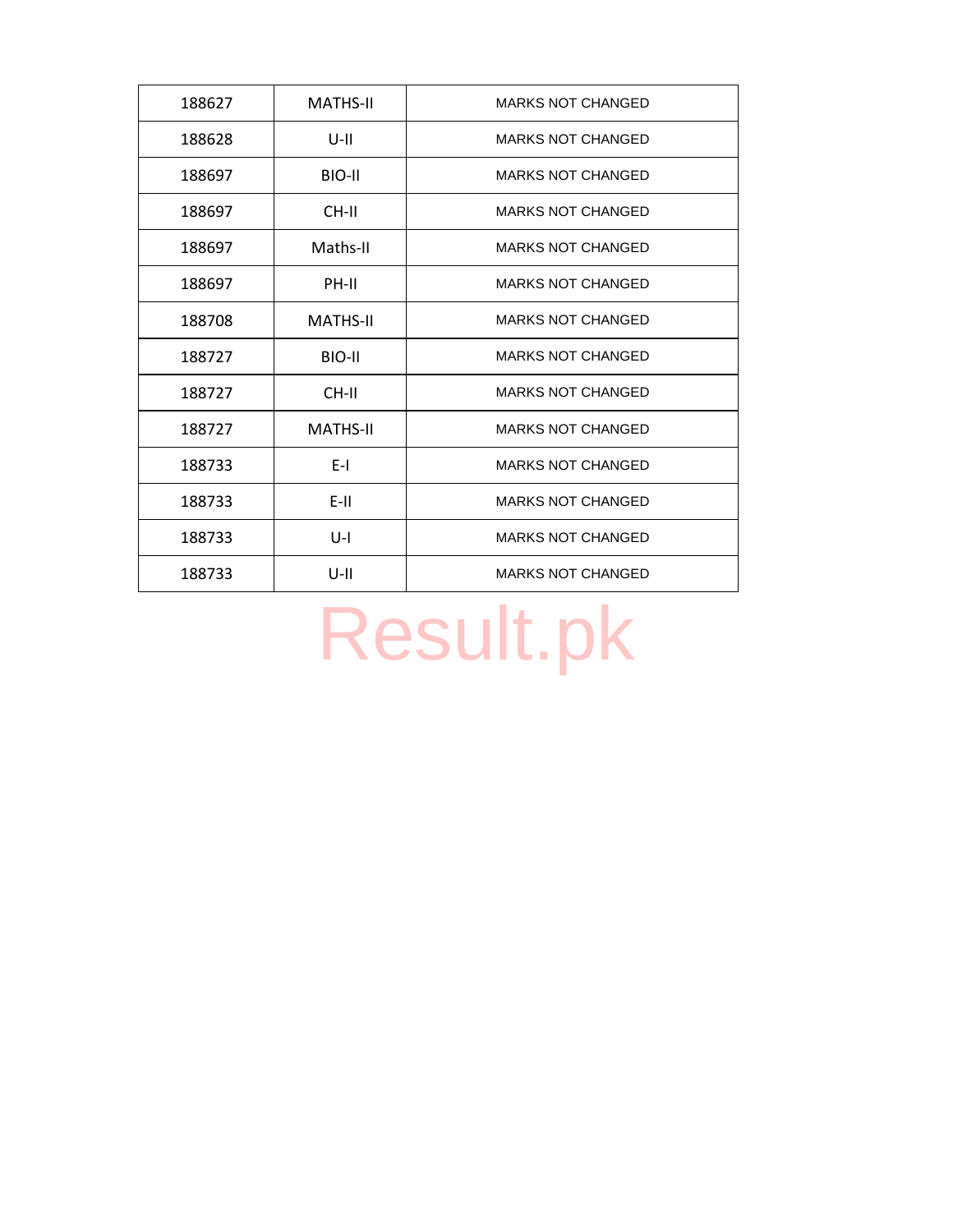| | | |
|---|---|---|
| 188627 | MATHS-II | MARKS NOT CHANGED |
| 188628 | U-II | MARKS NOT CHANGED |
| 188697 | BIO-II | MARKS NOT CHANGED |
| 188697 | CH-II | MARKS NOT CHANGED |
| 188697 | Maths-II | MARKS NOT CHANGED |
| 188697 | PH-II | MARKS NOT CHANGED |
| 188708 | MATHS-II | MARKS NOT CHANGED |
| 188727 | BIO-II | MARKS NOT CHANGED |
| 188727 | CH-II | MARKS NOT CHANGED |
| 188727 | MATHS-II | MARKS NOT CHANGED |
| 188733 | E-I | MARKS NOT CHANGED |
| 188733 | E-II | MARKS NOT CHANGED |
| 188733 | U-I | MARKS NOT CHANGED |
| 188733 | U-II | MARKS NOT CHANGED |

Result.pk